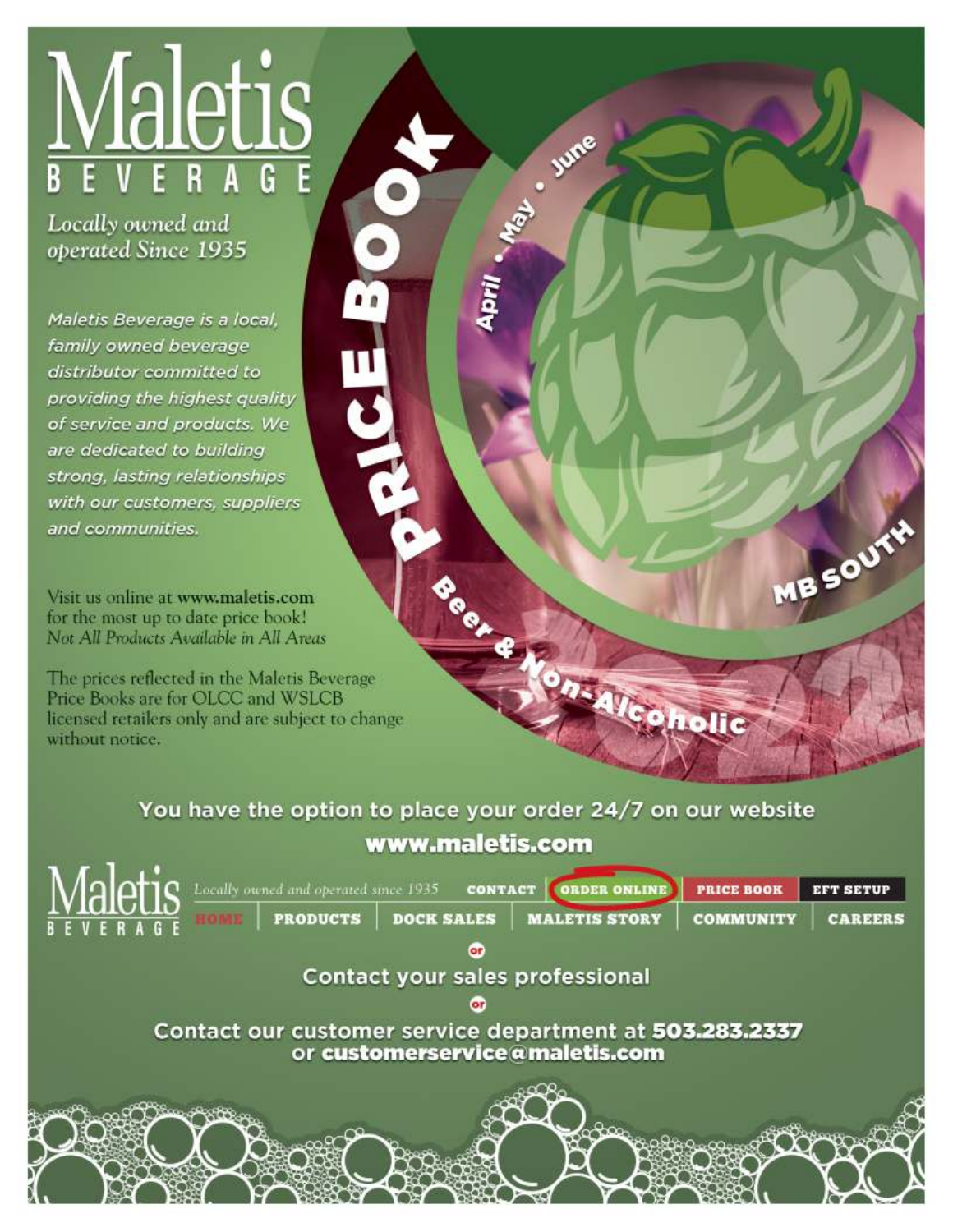# Maletis BEVERAGE

*Locally owned and operated Since 1935*

*Maletis Beverage is a local, family owned beverage distributor committed to providing the highest quality of service and products. We are dedicated to building strong, lasting relationships with our customers, suppliers and communities.*

Visit us online at **www.maletis.com** for the most up to date price book!
*Not All Products Available in All Areas*

The prices reflected in the Maletis Beverage Price Books are for OLCC and WSLCB licensed retailers only and are subject to change without notice.

# PRICE BOOK

April • May • June

MB SOUTH

Beer & Non-Alcoholic

2022

**You have the option to place your order 24/7 on our website**
**www.maletis.com**

Maletis BEVERAGE — *Locally owned and operated since 1935* — CONTACT | ORDER ONLINE | PRICE BOOK | EFT SETUP
HOME | PRODUCTS | DOCK SALES | MALETIS STORY | COMMUNITY | CAREERS

or

**Contact your sales professional**

or

**Contact our customer service department at 503.283.2337 or customerservice@maletis.com**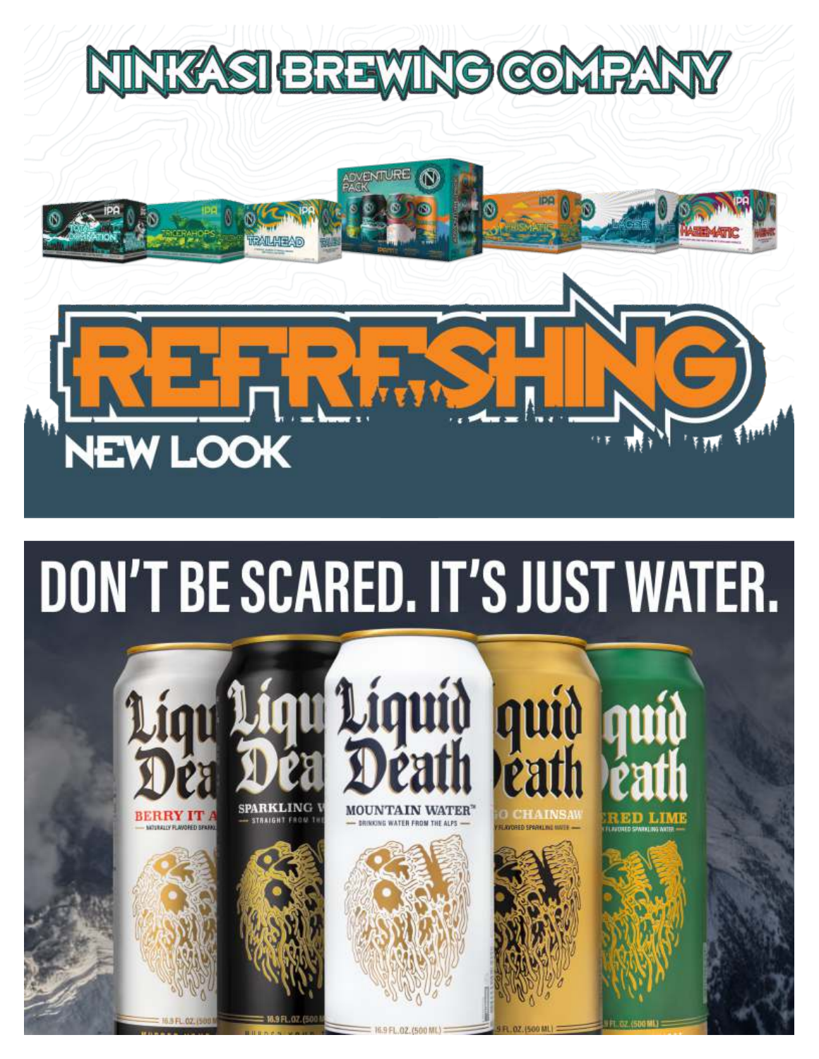# NINKASI BREWING COMPANY

# REFRESHING

## NEW LOOK

# DON'T BE SCARED. IT'S JUST WATER.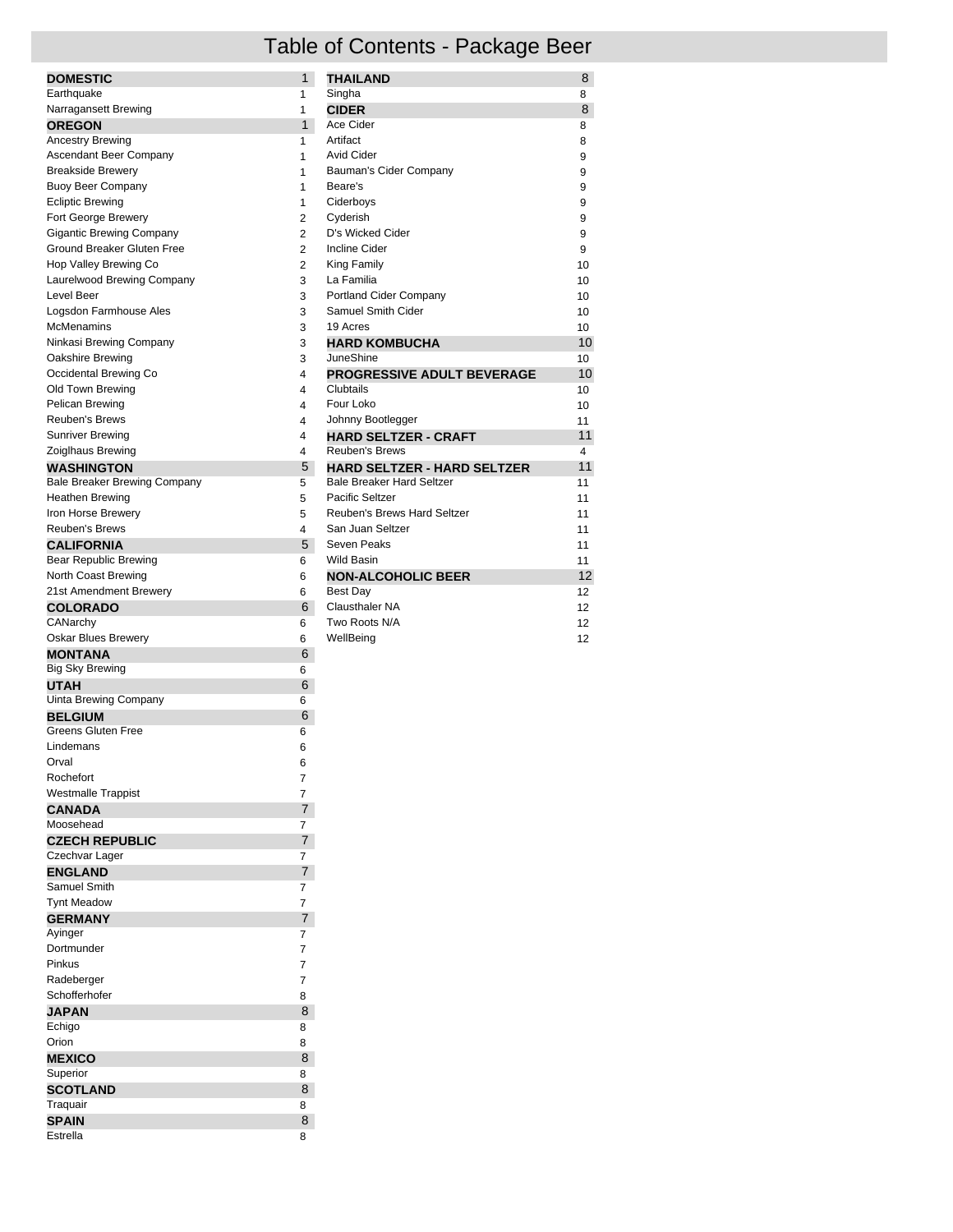# Table of Contents - Package Beer

| Section / Brand | Page |
|---|---|
| **DOMESTIC** | 1 |
| Earthquake | 1 |
| Narragansett Brewing | 1 |
| **OREGON** | 1 |
| Ancestry Brewing | 1 |
| Ascendant Beer Company | 1 |
| Breakside Brewery | 1 |
| Buoy Beer Company | 1 |
| Ecliptic Brewing | 1 |
| Fort George Brewery | 2 |
| Gigantic Brewing Company | 2 |
| Ground Breaker Gluten Free | 2 |
| Hop Valley Brewing Co | 2 |
| Laurelwood Brewing Company | 3 |
| Level Beer | 3 |
| Logsdon Farmhouse Ales | 3 |
| McMenamins | 3 |
| Ninkasi Brewing Company | 3 |
| Oakshire Brewing | 3 |
| Occidental Brewing Co | 4 |
| Old Town Brewing | 4 |
| Pelican Brewing | 4 |
| Reuben's Brews | 4 |
| Sunriver Brewing | 4 |
| Zoiglhaus Brewing | 4 |
| **WASHINGTON** | 5 |
| Bale Breaker Brewing Company | 5 |
| Heathen Brewing | 5 |
| Iron Horse Brewery | 5 |
| Reuben's Brews | 4 |
| **CALIFORNIA** | 5 |
| Bear Republic Brewing | 6 |
| North Coast Brewing | 6 |
| 21st Amendment Brewery | 6 |
| **COLORADO** | 6 |
| CANarchy | 6 |
| Oskar Blues Brewery | 6 |
| **MONTANA** | 6 |
| Big Sky Brewing | 6 |
| **UTAH** | 6 |
| Uinta Brewing Company | 6 |
| **BELGIUM** | 6 |
| Greens Gluten Free | 6 |
| Lindemans | 6 |
| Orval | 6 |
| Rochefort | 7 |
| Westmalle Trappist | 7 |
| **CANADA** | 7 |
| Moosehead | 7 |
| **CZECH REPUBLIC** | 7 |
| Czechvar Lager | 7 |
| **ENGLAND** | 7 |
| Samuel Smith | 7 |
| Tynt Meadow | 7 |
| **GERMANY** | 7 |
| Ayinger | 7 |
| Dortmunder | 7 |
| Pinkus | 7 |
| Radeberger | 7 |
| Schofferhofer | 8 |
| **JAPAN** | 8 |
| Echigo | 8 |
| Orion | 8 |
| **MEXICO** | 8 |
| Superior | 8 |
| **SCOTLAND** | 8 |
| Traquair | 8 |
| **SPAIN** | 8 |
| Estrella | 8 |
| **THAILAND** | 8 |
| Singha | 8 |
| **CIDER** | 8 |
| Ace Cider | 8 |
| Artifact | 8 |
| Avid Cider | 9 |
| Bauman's Cider Company | 9 |
| Beare's | 9 |
| Ciderboys | 9 |
| Cyderish | 9 |
| D's Wicked Cider | 9 |
| Incline Cider | 9 |
| King Family | 10 |
| La Familia | 10 |
| Portland Cider Company | 10 |
| Samuel Smith Cider | 10 |
| 19 Acres | 10 |
| **HARD KOMBUCHA** | 10 |
| JuneShine | 10 |
| **PROGRESSIVE ADULT BEVERAGE** | 10 |
| Clubtails | 10 |
| Four Loko | 10 |
| Johnny Bootlegger | 11 |
| **HARD SELTZER - CRAFT** | 11 |
| Reuben's Brews | 4 |
| **HARD SELTZER - HARD SELTZER** | 11 |
| Bale Breaker Hard Seltzer | 11 |
| Pacific Seltzer | 11 |
| Reuben's Brews Hard Seltzer | 11 |
| San Juan Seltzer | 11 |
| Seven Peaks | 11 |
| Wild Basin | 11 |
| **NON-ALCOHOLIC BEER** | 12 |
| Best Day | 12 |
| Clausthaler NA | 12 |
| Two Roots N/A | 12 |
| WellBeing | 12 |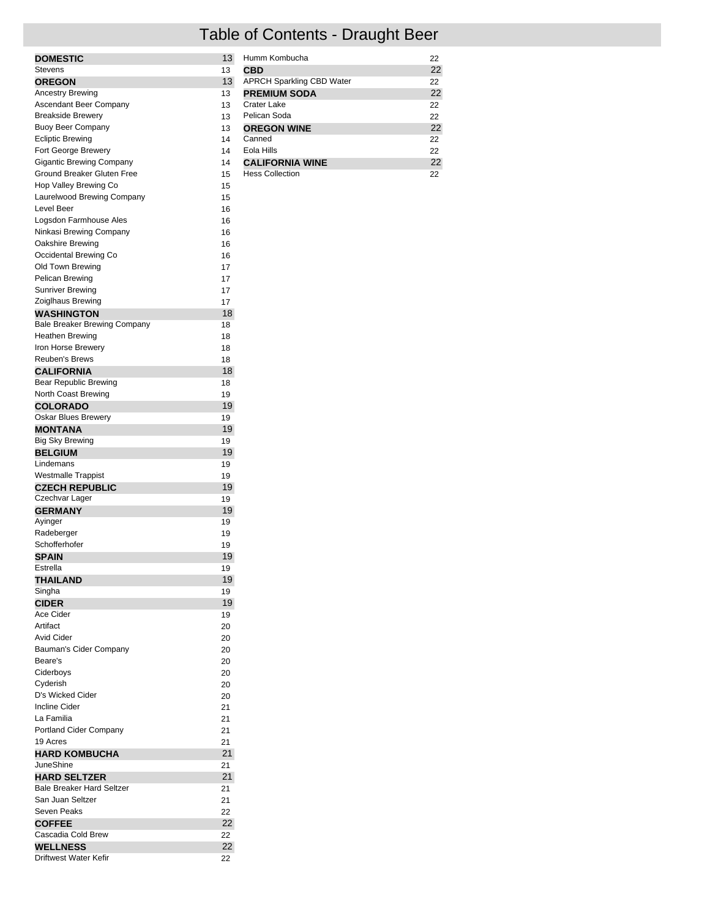# Table of Contents - Draught Beer

| Section | Page |
|---|---|
| **DOMESTIC** | 13 |
| Stevens | 13 |
| **OREGON** | 13 |
| Ancestry Brewing | 13 |
| Ascendant Beer Company | 13 |
| Breakside Brewery | 13 |
| Buoy Beer Company | 13 |
| Ecliptic Brewing | 14 |
| Fort George Brewery | 14 |
| Gigantic Brewing Company | 14 |
| Ground Breaker Gluten Free | 15 |
| Hop Valley Brewing Co | 15 |
| Laurelwood Brewing Company | 15 |
| Level Beer | 16 |
| Logsdon Farmhouse Ales | 16 |
| Ninkasi Brewing Company | 16 |
| Oakshire Brewing | 16 |
| Occidental Brewing Co | 16 |
| Old Town Brewing | 17 |
| Pelican Brewing | 17 |
| Sunriver Brewing | 17 |
| Zoiglhaus Brewing | 17 |
| **WASHINGTON** | 18 |
| Bale Breaker Brewing Company | 18 |
| Heathen Brewing | 18 |
| Iron Horse Brewery | 18 |
| Reuben's Brews | 18 |
| **CALIFORNIA** | 18 |
| Bear Republic Brewing | 18 |
| North Coast Brewing | 19 |
| **COLORADO** | 19 |
| Oskar Blues Brewery | 19 |
| **MONTANA** | 19 |
| Big Sky Brewing | 19 |
| **BELGIUM** | 19 |
| Lindemans | 19 |
| Westmalle Trappist | 19 |
| **CZECH REPUBLIC** | 19 |
| Czechvar Lager | 19 |
| **GERMANY** | 19 |
| Ayinger | 19 |
| Radeberger | 19 |
| Schofferhofer | 19 |
| **SPAIN** | 19 |
| Estrella | 19 |
| **THAILAND** | 19 |
| Singha | 19 |
| **CIDER** | 19 |
| Ace Cider | 19 |
| Artifact | 20 |
| Avid Cider | 20 |
| Bauman's Cider Company | 20 |
| Beare's | 20 |
| Ciderboys | 20 |
| Cyderish | 20 |
| D's Wicked Cider | 20 |
| Incline Cider | 21 |
| La Familia | 21 |
| Portland Cider Company | 21 |
| 19 Acres | 21 |
| **HARD KOMBUCHA** | 21 |
| JuneShine | 21 |
| **HARD SELTZER** | 21 |
| Bale Breaker Hard Seltzer | 21 |
| San Juan Seltzer | 21 |
| Seven Peaks | 22 |
| **COFFEE** | 22 |
| Cascadia Cold Brew | 22 |
| **WELLNESS** | 22 |
| Driftwest Water Kefir | 22 |
| Humm Kombucha | 22 |
| **CBD** | 22 |
| APRCH Sparkling CBD Water | 22 |
| **PREMIUM SODA** | 22 |
| Crater Lake | 22 |
| Pelican Soda | 22 |
| **OREGON WINE** | 22 |
| Canned | 22 |
| Eola Hills | 22 |
| **CALIFORNIA WINE** | 22 |
| Hess Collection | 22 |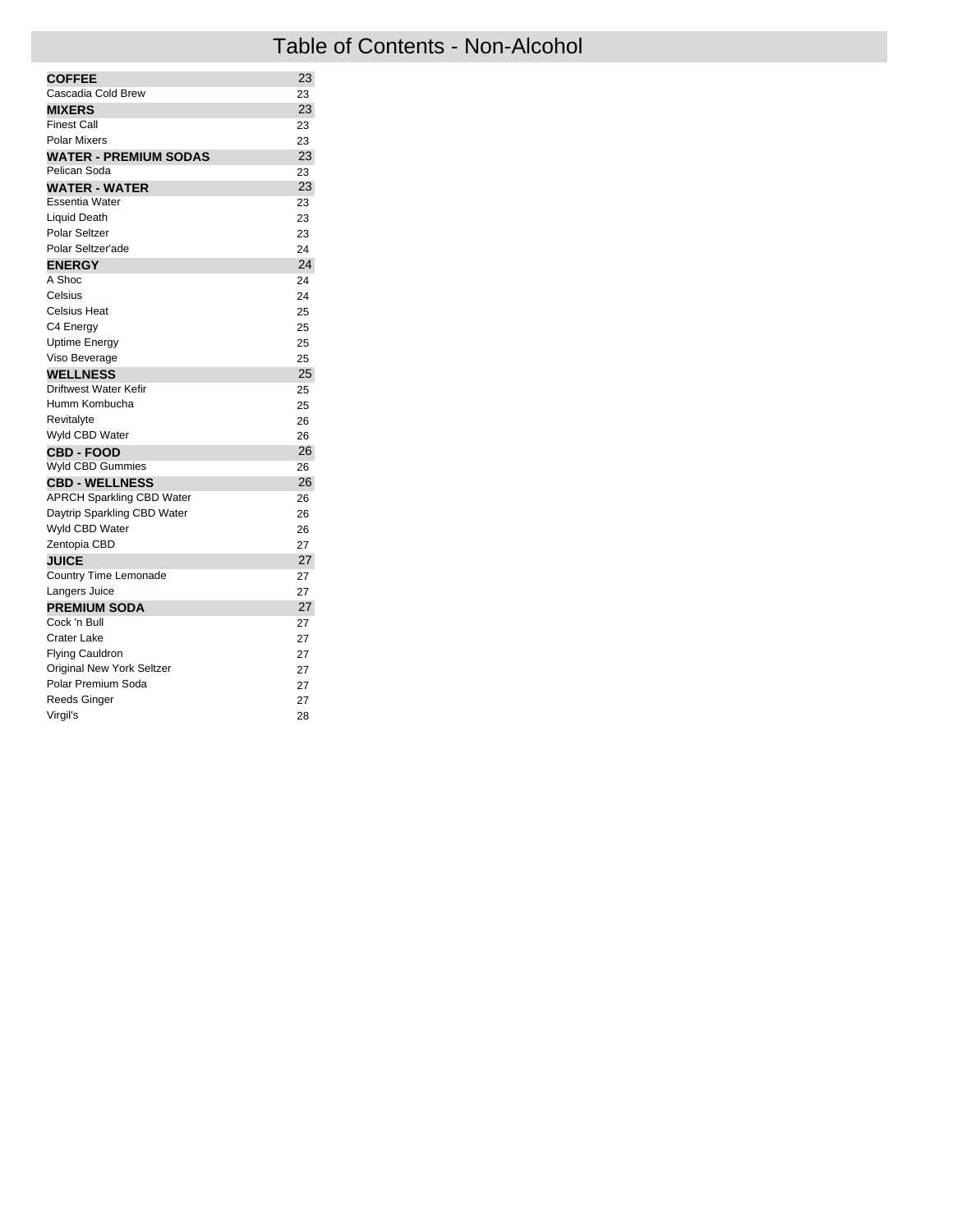# Table of Contents - Non-Alcohol

| | |
|---|---|
| **COFFEE** | 23 |
| Cascadia Cold Brew | 23 |
| **MIXERS** | 23 |
| Finest Call | 23 |
| Polar Mixers | 23 |
| **WATER - PREMIUM SODAS** | 23 |
| Pelican Soda | 23 |
| **WATER - WATER** | 23 |
| Essentia Water | 23 |
| Liquid Death | 23 |
| Polar Seltzer | 23 |
| Polar Seltzer'ade | 24 |
| **ENERGY** | 24 |
| A Shoc | 24 |
| Celsius | 24 |
| Celsius Heat | 25 |
| C4 Energy | 25 |
| Uptime Energy | 25 |
| Viso Beverage | 25 |
| **WELLNESS** | 25 |
| Driftwest Water Kefir | 25 |
| Humm Kombucha | 25 |
| Revitalyte | 26 |
| Wyld CBD Water | 26 |
| **CBD - FOOD** | 26 |
| Wyld CBD Gummies | 26 |
| **CBD - WELLNESS** | 26 |
| APRCH Sparkling CBD Water | 26 |
| Daytrip Sparkling CBD Water | 26 |
| Wyld CBD Water | 26 |
| Zentopia CBD | 27 |
| **JUICE** | 27 |
| Country Time Lemonade | 27 |
| Langers Juice | 27 |
| **PREMIUM SODA** | 27 |
| Cock 'n Bull | 27 |
| Crater Lake | 27 |
| Flying Cauldron | 27 |
| Original New York Seltzer | 27 |
| Polar Premium Soda | 27 |
| Reeds Ginger | 27 |
| Virgil's | 28 |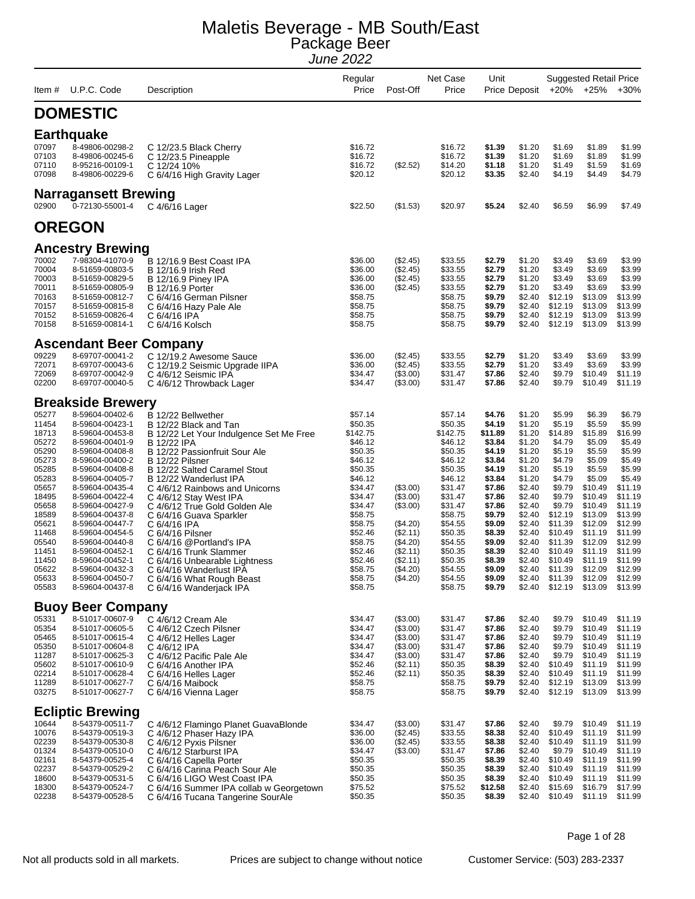# Maletis Beverage - MB South/East

## Package Beer

*June 2022*

| Item # | U.P.C. Code | Description | Regular Price | Post-Off | Net Case Price | Unit Price | Deposit | +20% | +25% | +30% |
|---|---|---|---|---|---|---|---|---|---|---|
| | | | | | | | | Suggested Retail Price | | |

## DOMESTIC

### Earthquake

| Item # | U.P.C. Code | Description | Regular Price | Post-Off | Net Case Price | Unit Price | Deposit | +20% | +25% | +30% |
|---|---|---|---|---|---|---|---|---|---|---|
| 07097 | 8-49806-00298-2 | C 12/23.5 Black Cherry | $16.72 | | $16.72 | **$1.39** | $1.20 | $1.69 | $1.89 | $1.99 |
| 07103 | 8-49806-00245-6 | C 12/23.5 Pineapple | $16.72 | | $16.72 | **$1.39** | $1.20 | $1.69 | $1.89 | $1.99 |
| 07110 | 8-95216-00109-1 | C 12/24 10% | $16.72 | ($2.52) | $14.20 | **$1.18** | $1.20 | $1.49 | $1.59 | $1.69 |
| 07098 | 8-49806-00229-6 | C 6/4/16 High Gravity Lager | $20.12 | | $20.12 | **$3.35** | $2.40 | $4.19 | $4.49 | $4.79 |

### Narragansett Brewing

| Item # | U.P.C. Code | Description | Regular Price | Post-Off | Net Case Price | Unit Price | Deposit | +20% | +25% | +30% |
|---|---|---|---|---|---|---|---|---|---|---|
| 02900 | 0-72130-55001-4 | C 4/6/16 Lager | $22.50 | ($1.53) | $20.97 | **$5.24** | $2.40 | $6.59 | $6.99 | $7.49 |

## OREGON

### Ancestry Brewing

| Item # | U.P.C. Code | Description | Regular Price | Post-Off | Net Case Price | Unit Price | Deposit | +20% | +25% | +30% |
|---|---|---|---|---|---|---|---|---|---|---|
| 70002 | 7-98304-41070-9 | B 12/16.9 Best Coast IPA | $36.00 | ($2.45) | $33.55 | **$2.79** | $1.20 | $3.49 | $3.69 | $3.99 |
| 70004 | 8-51659-00803-5 | B 12/16.9 Irish Red | $36.00 | ($2.45) | $33.55 | **$2.79** | $1.20 | $3.49 | $3.69 | $3.99 |
| 70003 | 8-51659-00829-5 | B 12/16.9 Piney IPA | $36.00 | ($2.45) | $33.55 | **$2.79** | $1.20 | $3.49 | $3.69 | $3.99 |
| 70011 | 8-51659-00805-9 | B 12/16.9 Porter | $36.00 | ($2.45) | $33.55 | **$2.79** | $1.20 | $3.49 | $3.69 | $3.99 |
| 70163 | 8-51659-00812-7 | C 6/4/16 German Pilsner | $58.75 | | $58.75 | **$9.79** | $2.40 | $12.19 | $13.09 | $13.99 |
| 70157 | 8-51659-00815-8 | C 6/4/16 Hazy Pale Ale | $58.75 | | $58.75 | **$9.79** | $2.40 | $12.19 | $13.09 | $13.99 |
| 70152 | 8-51659-00826-4 | C 6/4/16 IPA | $58.75 | | $58.75 | **$9.79** | $2.40 | $12.19 | $13.09 | $13.99 |
| 70158 | 8-51659-00814-1 | C 6/4/16 Kolsch | $58.75 | | $58.75 | **$9.79** | $2.40 | $12.19 | $13.09 | $13.99 |

### Ascendant Beer Company

| Item # | U.P.C. Code | Description | Regular Price | Post-Off | Net Case Price | Unit Price | Deposit | +20% | +25% | +30% |
|---|---|---|---|---|---|---|---|---|---|---|
| 09229 | 8-69707-00041-2 | C 12/19.2 Awesome Sauce | $36.00 | ($2.45) | $33.55 | **$2.79** | $1.20 | $3.49 | $3.69 | $3.99 |
| 72071 | 8-69707-00043-6 | C 12/19.2 Seismic Upgrade IIPA | $36.00 | ($2.45) | $33.55 | **$2.79** | $1.20 | $3.49 | $3.69 | $3.99 |
| 72069 | 8-69707-00042-9 | C 4/6/12 Seismic IPA | $34.47 | ($3.00) | $31.47 | **$7.86** | $2.40 | $9.79 | $10.49 | $11.19 |
| 02200 | 8-69707-00040-5 | C 4/6/12 Throwback Lager | $34.47 | ($3.00) | $31.47 | **$7.86** | $2.40 | $9.79 | $10.49 | $11.19 |

### Breakside Brewery

| Item # | U.P.C. Code | Description | Regular Price | Post-Off | Net Case Price | Unit Price | Deposit | +20% | +25% | +30% |
|---|---|---|---|---|---|---|---|---|---|---|
| 05277 | 8-59604-00402-6 | B 12/22 Bellwether | $57.14 | | $57.14 | **$4.76** | $1.20 | $5.99 | $6.39 | $6.79 |
| 11454 | 8-59604-00423-1 | B 12/22 Black and Tan | $50.35 | | $50.35 | **$4.19** | $1.20 | $5.19 | $5.59 | $5.99 |
| 18713 | 8-59604-00453-8 | B 12/22 Let Your Indulgence Set Me Free | $142.75 | | $142.75 | **$11.89** | $1.20 | $14.89 | $15.89 | $16.99 |
| 05272 | 8-59604-00401-9 | B 12/22 IPA | $46.12 | | $46.12 | **$3.84** | $1.20 | $4.79 | $5.09 | $5.49 |
| 05290 | 8-59604-00408-8 | B 12/22 Passionfruit Sour Ale | $50.35 | | $50.35 | **$4.19** | $1.20 | $5.19 | $5.59 | $5.99 |
| 05273 | 8-59604-00400-2 | B 12/22 Pilsner | $46.12 | | $46.12 | **$3.84** | $1.20 | $4.79 | $5.09 | $5.49 |
| 05285 | 8-59604-00408-8 | B 12/22 Salted Caramel Stout | $50.35 | | $50.35 | **$4.19** | $1.20 | $5.19 | $5.59 | $5.99 |
| 05283 | 8-59604-00405-7 | B 12/22 Wanderlust IPA | $46.12 | | $46.12 | **$3.84** | $1.20 | $4.79 | $5.09 | $5.49 |
| 05657 | 8-59604-00435-4 | C 4/6/12 Rainbows and Unicorns | $34.47 | ($3.00) | $31.47 | **$7.86** | $2.40 | $9.79 | $10.49 | $11.19 |
| 18495 | 8-59604-00422-4 | C 4/6/12 Stay West IPA | $34.47 | ($3.00) | $31.47 | **$7.86** | $2.40 | $9.79 | $10.49 | $11.19 |
| 05658 | 8-59604-00427-9 | C 4/6/12 True Gold Golden Ale | $34.47 | ($3.00) | $31.47 | **$7.86** | $2.40 | $9.79 | $10.49 | $11.19 |
| 18589 | 8-59604-00437-8 | C 6/4/16 Guava Sparkler | $58.75 | | $58.75 | **$9.79** | $2.40 | $12.19 | $13.09 | $13.99 |
| 05621 | 8-59604-00447-7 | C 6/4/16 IPA | $58.75 | ($4.20) | $54.55 | **$9.09** | $2.40 | $11.39 | $12.09 | $12.99 |
| 11468 | 8-59604-00454-5 | C 6/4/16 Pilsner | $52.46 | ($2.11) | $50.35 | **$8.39** | $2.40 | $10.49 | $11.19 | $11.99 |
| 05540 | 8-59604-00440-8 | C 6/4/16 @Portland's IPA | $58.75 | ($4.20) | $54.55 | **$9.09** | $2.40 | $11.39 | $12.09 | $12.99 |
| 11451 | 8-59604-00452-1 | C 6/4/16 Trunk Slammer | $52.46 | ($2.11) | $50.35 | **$8.39** | $2.40 | $10.49 | $11.19 | $11.99 |
| 11450 | 8-59604-00452-1 | C 6/4/16 Unbearable Lightness | $52.46 | ($2.11) | $50.35 | **$8.39** | $2.40 | $10.49 | $11.19 | $11.99 |
| 05622 | 8-59604-00432-3 | C 6/4/16 Wanderlust IPA | $58.75 | ($4.20) | $54.55 | **$9.09** | $2.40 | $11.39 | $12.09 | $12.99 |
| 05633 | 8-59604-00450-7 | C 6/4/16 What Rough Beast | $58.75 | ($4.20) | $54.55 | **$9.09** | $2.40 | $11.39 | $12.09 | $12.99 |
| 05583 | 8-59604-00437-8 | C 6/4/16 Wanderjack IPA | $58.75 | | $58.75 | **$9.79** | $2.40 | $12.19 | $13.09 | $13.99 |

### Buoy Beer Company

| Item # | U.P.C. Code | Description | Regular Price | Post-Off | Net Case Price | Unit Price | Deposit | +20% | +25% | +30% |
|---|---|---|---|---|---|---|---|---|---|---|
| 05331 | 8-51017-00607-9 | C 4/6/12 Cream Ale | $34.47 | ($3.00) | $31.47 | **$7.86** | $2.40 | $9.79 | $10.49 | $11.19 |
| 05354 | 8-51017-00605-5 | C 4/6/12 Czech Pilsner | $34.47 | ($3.00) | $31.47 | **$7.86** | $2.40 | $9.79 | $10.49 | $11.19 |
| 05465 | 8-51017-00615-4 | C 4/6/12 Helles Lager | $34.47 | ($3.00) | $31.47 | **$7.86** | $2.40 | $9.79 | $10.49 | $11.19 |
| 05350 | 8-51017-00604-8 | C 4/6/12 IPA | $34.47 | ($3.00) | $31.47 | **$7.86** | $2.40 | $9.79 | $10.49 | $11.19 |
| 11287 | 8-51017-00625-3 | C 4/6/12 Pacific Pale Ale | $34.47 | ($3.00) | $31.47 | **$7.86** | $2.40 | $9.79 | $10.49 | $11.19 |
| 05602 | 8-51017-00610-9 | C 6/4/16 Another IPA | $52.46 | ($2.11) | $50.35 | **$8.39** | $2.40 | $10.49 | $11.19 | $11.99 |
| 02214 | 8-51017-00628-4 | C 6/4/16 Helles Lager | $52.46 | ($2.11) | $50.35 | **$8.39** | $2.40 | $10.49 | $11.19 | $11.99 |
| 11289 | 8-51017-00627-7 | C 6/4/16 Maibock | $58.75 | | $58.75 | **$9.79** | $2.40 | $12.19 | $13.09 | $13.99 |
| 03275 | 8-51017-00627-7 | C 6/4/16 Vienna Lager | $58.75 | | $58.75 | **$9.79** | $2.40 | $12.19 | $13.09 | $13.99 |

### Ecliptic Brewing

| Item # | U.P.C. Code | Description | Regular Price | Post-Off | Net Case Price | Unit Price | Deposit | +20% | +25% | +30% |
|---|---|---|---|---|---|---|---|---|---|---|
| 10644 | 8-54379-00511-7 | C 4/6/12 Flamingo Planet GuavaBlonde | $34.47 | ($3.00) | $31.47 | **$7.86** | $2.40 | $9.79 | $10.49 | $11.19 |
| 10076 | 8-54379-00519-3 | C 4/6/12 Phaser Hazy IPA | $36.00 | ($2.45) | $33.55 | **$8.38** | $2.40 | $10.49 | $11.19 | $11.99 |
| 02239 | 8-54379-00530-8 | C 4/6/12 Pyxis Pilsner | $36.00 | ($2.45) | $33.55 | **$8.38** | $2.40 | $10.49 | $11.19 | $11.99 |
| 01324 | 8-54379-00510-0 | C 4/6/12 Starburst IPA | $34.47 | ($3.00) | $31.47 | **$7.86** | $2.40 | $9.79 | $10.49 | $11.19 |
| 02161 | 8-54379-00525-4 | C 6/4/16 Capella Porter | $50.35 | | $50.35 | **$8.39** | $2.40 | $10.49 | $11.19 | $11.99 |
| 02237 | 8-54379-00529-2 | C 6/4/16 Carina Peach Sour Ale | $50.35 | | $50.35 | **$8.39** | $2.40 | $10.49 | $11.19 | $11.99 |
| 18600 | 8-54379-00531-5 | C 6/4/16 LIGO West Coast IPA | $50.35 | | $50.35 | **$8.39** | $2.40 | $10.49 | $11.19 | $11.99 |
| 18300 | 8-54379-00524-7 | C 6/4/16 Summer IPA collab w Georgetown | $75.52 | | $75.52 | **$12.58** | $2.40 | $15.69 | $16.79 | $17.99 |
| 02238 | 8-54379-00528-5 | C 6/4/16 Tucana Tangerine SourAle | $50.35 | | $50.35 | **$8.39** | $2.40 | $10.49 | $11.19 | $11.99 |

Not all products sold in all markets. Prices are subject to change without notice Customer Service: (503) 283-2337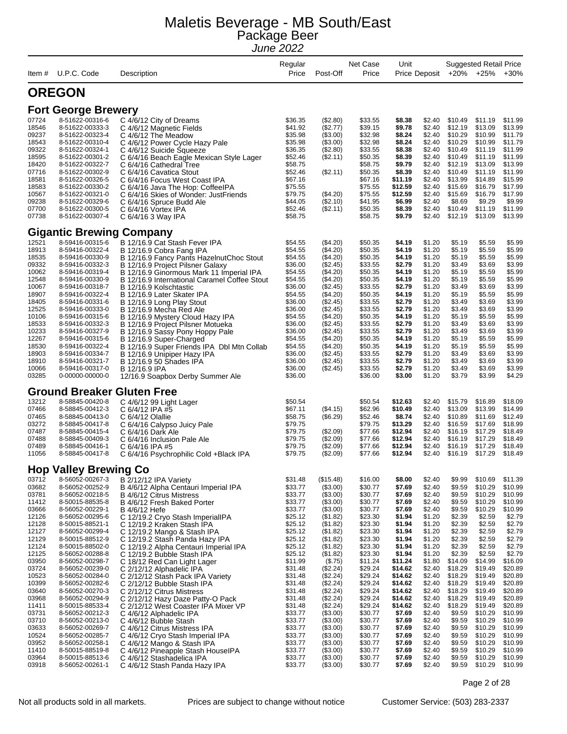# Maletis Beverage - MB South/East

## Package Beer

*June 2022*

| Item # | U.P.C. Code | Description | Regular Price | Post-Off | Net Case Price | Unit Price | Deposit | +20% | +25% | +30% |
|---|---|---|---|---|---|---|---|---|---|---|

## OREGON

### Fort George Brewery

| Item # | U.P.C. Code | Description | Regular Price | Post-Off | Net Case Price | Unit Price | Deposit | +20% | +25% | +30% |
|---|---|---|---|---|---|---|---|---|---|---|
| 07724 | 8-51622-00316-6 | C 4/6/12 City of Dreams | $36.35 | ($2.80) | $33.55 | **$8.38** | $2.40 | $10.49 | $11.19 | $11.99 |
| 18546 | 8-51622-00333-3 | C 4/6/12 Magnetic Fields | $41.92 | ($2.77) | $39.15 | **$9.78** | $2.40 | $12.19 | $13.09 | $13.99 |
| 09237 | 8-51622-00323-4 | C 4/6/12 The Meadow | $35.98 | ($3.00) | $32.98 | **$8.24** | $2.40 | $10.29 | $10.99 | $11.79 |
| 18543 | 8-51622-00310-4 | C 4/6/12 Power Cycle Hazy Pale | $35.98 | ($3.00) | $32.98 | **$8.24** | $2.40 | $10.29 | $10.99 | $11.79 |
| 09322 | 8-51622-00324-1 | C 4/6/12 Suicide Squeeze | $36.35 | ($2.80) | $33.55 | **$8.38** | $2.40 | $10.49 | $11.19 | $11.99 |
| 18595 | 8-51622-00301-2 | C 6/4/16 Beach Eagle Mexican Style Lager | $52.46 | ($2.11) | $50.35 | **$8.39** | $2.40 | $10.49 | $11.19 | $11.99 |
| 18420 | 8-51622-00322-7 | C 6/4/16 Cathedral Tree | $58.75 | | $58.75 | **$9.79** | $2.40 | $12.19 | $13.09 | $13.99 |
| 07716 | 8-51622-00302-9 | C 6/4/16 Cavatica Stout | $52.46 | ($2.11) | $50.35 | **$8.39** | $2.40 | $10.49 | $11.19 | $11.99 |
| 18581 | 8-51622-00326-5 | C 6/4/16 Focus West Coast IPA | $67.16 | | $67.16 | **$11.19** | $2.40 | $13.99 | $14.89 | $15.99 |
| 18583 | 8-51622-00330-2 | C 6/4/16 Java The Hop: CoffeeIPA | $75.55 | | $75.55 | **$12.59** | $2.40 | $15.69 | $16.79 | $17.99 |
| 10567 | 8-51622-00321-0 | C 6/4/16 Skies of Wonder: JustFriends | $79.75 | ($4.20) | $75.55 | **$12.59** | $2.40 | $15.69 | $16.79 | $17.99 |
| 09238 | 8-51622-00329-6 | C 6/4/16 Spruce Budd Ale | $44.05 | ($2.10) | $41.95 | **$6.99** | $2.40 | $8.69 | $9.29 | $9.99 |
| 07700 | 8-51622-00300-5 | C 6/4/16 Vortex IPA | $52.46 | ($2.11) | $50.35 | **$8.39** | $2.40 | $10.49 | $11.19 | $11.99 |
| 07738 | 8-51622-00307-4 | C 6/4/16 3 Way IPA | $58.75 | | $58.75 | **$9.79** | $2.40 | $12.19 | $13.09 | $13.99 |

### Gigantic Brewing Company

| Item # | U.P.C. Code | Description | Regular Price | Post-Off | Net Case Price | Unit Price | Deposit | +20% | +25% | +30% |
|---|---|---|---|---|---|---|---|---|---|---|
| 12521 | 8-59416-00315-6 | B 12/16.9 Cat Stash Fever IPA | $54.55 | ($4.20) | $50.35 | **$4.19** | $1.20 | $5.19 | $5.59 | $5.99 |
| 18913 | 8-59416-00322-4 | B 12/16.9 Cobra Fang IPA | $54.55 | ($4.20) | $50.35 | **$4.19** | $1.20 | $5.19 | $5.59 | $5.99 |
| 18535 | 8-59416-00330-9 | B 12/16.9 Fancy Pants HazelnutChoc Stout | $54.55 | ($4.20) | $50.35 | **$4.19** | $1.20 | $5.19 | $5.59 | $5.99 |
| 09332 | 8-59416-00332-3 | B 12/16.9 Project Pilsner Galaxy | $36.00 | ($2.45) | $33.55 | **$2.79** | $1.20 | $3.49 | $3.69 | $3.99 |
| 10062 | 8-59416-00319-4 | B 12/16.9 Ginormous Mark 11 Imperial IPA | $54.55 | ($4.20) | $50.35 | **$4.19** | $1.20 | $5.19 | $5.59 | $5.99 |
| 12548 | 8-59416-00330-9 | B 12/16.9 International Caramel Coffee Stout | $54.55 | ($4.20) | $50.35 | **$4.19** | $1.20 | $5.19 | $5.59 | $5.99 |
| 10067 | 8-59416-00318-7 | B 12/16.9 Kolschtastic | $36.00 | ($2.45) | $33.55 | **$2.79** | $1.20 | $3.49 | $3.69 | $3.99 |
| 18907 | 8-59416-00322-4 | B 12/16.9 Later Skater IPA | $54.55 | ($4.20) | $50.35 | **$4.19** | $1.20 | $5.19 | $5.59 | $5.99 |
| 18405 | 8-59416-00331-6 | B 12/16.9 Long Play Stout | $36.00 | ($2.45) | $33.55 | **$2.79** | $1.20 | $3.49 | $3.69 | $3.99 |
| 12525 | 8-59416-00333-0 | B 12/16.9 Mecha Red Ale | $36.00 | ($2.45) | $33.55 | **$2.79** | $1.20 | $3.49 | $3.69 | $3.99 |
| 10106 | 8-59416-00315-6 | B 12/16.9 Mystery Cloud Hazy IPA | $54.55 | ($4.20) | $50.35 | **$4.19** | $1.20 | $5.19 | $5.59 | $5.99 |
| 18533 | 8-59416-00332-3 | B 12/16.9 Project Pilsner Motueka | $36.00 | ($2.45) | $33.55 | **$2.79** | $1.20 | $3.49 | $3.69 | $3.99 |
| 10233 | 8-59416-00327-9 | B 12/16.9 Sassy Pony Hoppy Pale | $36.00 | ($2.45) | $33.55 | **$2.79** | $1.20 | $3.49 | $3.69 | $3.99 |
| 12267 | 8-59416-00315-6 | B 12/16.9 Super-Charged | $54.55 | ($4.20) | $50.35 | **$4.19** | $1.20 | $5.19 | $5.59 | $5.99 |
| 18530 | 8-59416-00322-4 | B 12/16.9 Super Friends IPA Dbl Mtn Collab | $54.55 | ($4.20) | $50.35 | **$4.19** | $1.20 | $5.19 | $5.59 | $5.99 |
| 18903 | 8-59416-00334-7 | B 12/16.9 Unipiper Hazy IPA | $36.00 | ($2.45) | $33.55 | **$2.79** | $1.20 | $3.49 | $3.69 | $3.99 |
| 18910 | 8-59416-00321-7 | B 12/16.9 50 Shades IPA | $36.00 | ($2.45) | $33.55 | **$2.79** | $1.20 | $3.49 | $3.69 | $3.99 |
| 10066 | 8-59416-00317-0 | B 12/16.9 IPA | $36.00 | ($2.45) | $33.55 | **$2.79** | $1.20 | $3.49 | $3.69 | $3.99 |
| 03285 | 0-00000-00000-0 | 12/16.9 Soapbox Derby Summer Ale | $36.00 | | $36.00 | **$3.00** | $1.20 | $3.79 | $3.99 | $4.29 |

### Ground Breaker Gluten Free

| Item # | U.P.C. Code | Description | Regular Price | Post-Off | Net Case Price | Unit Price | Deposit | +20% | +25% | +30% |
|---|---|---|---|---|---|---|---|---|---|---|
| 13212 | 8-58845-00420-8 | C 4/6/12 99 Light Lager | $50.54 | | $50.54 | **$12.63** | $2.40 | $15.79 | $16.89 | $18.09 |
| 07466 | 8-58845-00412-3 | C 6/4/12 IPA #5 | $67.11 | ($4.15) | $62.96 | **$10.49** | $2.40 | $13.09 | $13.99 | $14.99 |
| 07465 | 8-58845-00413-0 | C 6/4/12 Olallie | $58.75 | ($6.29) | $52.46 | **$8.74** | $2.40 | $10.89 | $11.69 | $12.49 |
| 03272 | 8-58845-00417-8 | C 6/4/16 Calypso Juicy Pale | $79.75 | | $79.75 | **$13.29** | $2.40 | $16.59 | $17.69 | $18.99 |
| 07487 | 8-58845-00415-4 | C 6/4/16 Dark Ale | $79.75 | ($2.09) | $77.66 | **$12.94** | $2.40 | $16.19 | $17.29 | $18.49 |
| 07488 | 8-58845-00409-3 | C 6/4/16 Inclusion Pale Ale | $79.75 | ($2.09) | $77.66 | **$12.94** | $2.40 | $16.19 | $17.29 | $18.49 |
| 07489 | 8-58845-00416-1 | C 6/4/16 IPA #5 | $79.75 | ($2.09) | $77.66 | **$12.94** | $2.40 | $16.19 | $17.29 | $18.49 |
| 11056 | 8-58845-00417-8 | C 6/4/16 Psychrophilic Cold +Black IPA | $79.75 | ($2.09) | $77.66 | **$12.94** | $2.40 | $16.19 | $17.29 | $18.49 |

### Hop Valley Brewing Co

| Item # | U.P.C. Code | Description | Regular Price | Post-Off | Net Case Price | Unit Price | Deposit | +20% | +25% | +30% |
|---|---|---|---|---|---|---|---|---|---|---|
| 03712 | 8-56052-00267-3 | B 2/12/12 IPA Variety | $31.48 | ($15.48) | $16.00 | **$8.00** | $2.40 | $9.99 | $10.69 | $11.39 |
| 03682 | 8-56052-00252-9 | B 4/6/12 Alpha Centauri Imperial IPA | $33.77 | ($3.00) | $30.77 | **$7.69** | $2.40 | $9.59 | $10.29 | $10.99 |
| 03781 | 8-56052-00218-5 | B 4/6/12 Citrus Mistress | $33.77 | ($3.00) | $30.77 | **$7.69** | $2.40 | $9.59 | $10.29 | $10.99 |
| 11412 | 8-50015-88535-8 | B 4/6/12 Fresh Baked Porter | $33.77 | ($3.00) | $30.77 | **$7.69** | $2.40 | $9.59 | $10.29 | $10.99 |
| 03666 | 8-56052-00229-1 | B 4/6/12 Hefe | $33.77 | ($3.00) | $30.77 | **$7.69** | $2.40 | $9.59 | $10.29 | $10.99 |
| 12126 | 8-56052-00295-6 | C 12/19.2 Cryo Stash ImperialIPA | $25.12 | ($1.82) | $23.30 | **$1.94** | $1.20 | $2.39 | $2.59 | $2.79 |
| 12128 | 8-50015-88521-1 | C 12/19.2 Kraken Stash IPA | $25.12 | ($1.82) | $23.30 | **$1.94** | $1.20 | $2.39 | $2.59 | $2.79 |
| 12127 | 8-56052-00299-4 | C 12/19.2 Mango & Stash IPA | $25.12 | ($1.82) | $23.30 | **$1.94** | $1.20 | $2.39 | $2.59 | $2.79 |
| 12129 | 8-50015-88512-9 | C 12/19.2 Stash Panda Hazy IPA | $25.12 | ($1.82) | $23.30 | **$1.94** | $1.20 | $2.39 | $2.59 | $2.79 |
| 12124 | 8-50015-88502-0 | C 12/19.2 Alpha Centauri Imperial IPA | $25.12 | ($1.82) | $23.30 | **$1.94** | $1.20 | $2.39 | $2.59 | $2.79 |
| 12125 | 8-56052-00288-8 | C 12/19.2 Bubble Stash IPA | $25.12 | ($1.82) | $23.30 | **$1.94** | $1.20 | $2.39 | $2.59 | $2.79 |
| 03950 | 8-56052-00298-7 | C 18/12 Red Can Light Lager | $11.99 | ($.75) | $11.24 | **$11.24** | $1.80 | $14.09 | $14.99 | $16.09 |
| 03724 | 8-56052-00239-0 | C 2/12/12 Alphadelic IPA | $31.48 | ($2.24) | $29.24 | **$14.62** | $2.40 | $18.29 | $19.49 | $20.89 |
| 10523 | 8-56052-00284-0 | C 2/12/12 Stash Pack IPA Variety | $31.48 | ($2.24) | $29.24 | **$14.62** | $2.40 | $18.29 | $19.49 | $20.89 |
| 10399 | 8-56052-00282-6 | C 2/12/12 Bubble Stash IPA | $31.48 | ($2.24) | $29.24 | **$14.62** | $2.40 | $18.29 | $19.49 | $20.89 |
| 03640 | 8-56052-00270-3 | C 2/12/12 Citrus Mistress | $31.48 | ($2.24) | $29.24 | **$14.62** | $2.40 | $18.29 | $19.49 | $20.89 |
| 03968 | 8-56052-00294-9 | C 2/12/12 Hazy Daze Patty-O Pack | $31.48 | ($2.24) | $29.24 | **$14.62** | $2.40 | $18.29 | $19.49 | $20.89 |
| 11411 | 8-50015-88533-4 | C 2/12/12 West Coaster IPA Mixer VP | $31.48 | ($2.24) | $29.24 | **$14.62** | $2.40 | $18.29 | $19.49 | $20.89 |
| 03731 | 8-56052-00212-3 | C 4/6/12 Alphadelic IPA | $33.77 | ($3.00) | $30.77 | **$7.69** | $2.40 | $9.59 | $10.29 | $10.99 |
| 03710 | 8-56052-00213-0 | C 4/6/12 Bubble Stash | $33.77 | ($3.00) | $30.77 | **$7.69** | $2.40 | $9.59 | $10.29 | $10.99 |
| 03633 | 8-56052-00269-7 | C 4/6/12 Citrus Mistress IPA | $33.77 | ($3.00) | $30.77 | **$7.69** | $2.40 | $9.59 | $10.29 | $10.99 |
| 10524 | 8-56052-00285-7 | C 4/6/12 Cryo Stash Imperial IPA | $33.77 | ($3.00) | $30.77 | **$7.69** | $2.40 | $9.59 | $10.29 | $10.99 |
| 03952 | 8-56052-00258-1 | C 4/6/12 Mango & Stash IPA | $33.77 | ($3.00) | $30.77 | **$7.69** | $2.40 | $9.59 | $10.29 | $10.99 |
| 11410 | 8-50015-88519-8 | C 4/6/12 Pineapple Stash HouseIPA | $33.77 | ($3.00) | $30.77 | **$7.69** | $2.40 | $9.59 | $10.29 | $10.99 |
| 03964 | 8-50015-88513-6 | C 4/6/12 Stashadelica IPA | $33.77 | ($3.00) | $30.77 | **$7.69** | $2.40 | $9.59 | $10.29 | $10.99 |
| 03918 | 8-56052-00261-1 | C 4/6/12 Stash Panda Hazy IPA | $33.77 | ($3.00) | $30.77 | **$7.69** | $2.40 | $9.59 | $10.29 | $10.99 |

Not all products sold in all markets. Prices are subject to change without notice Customer Service: (503) 283-2337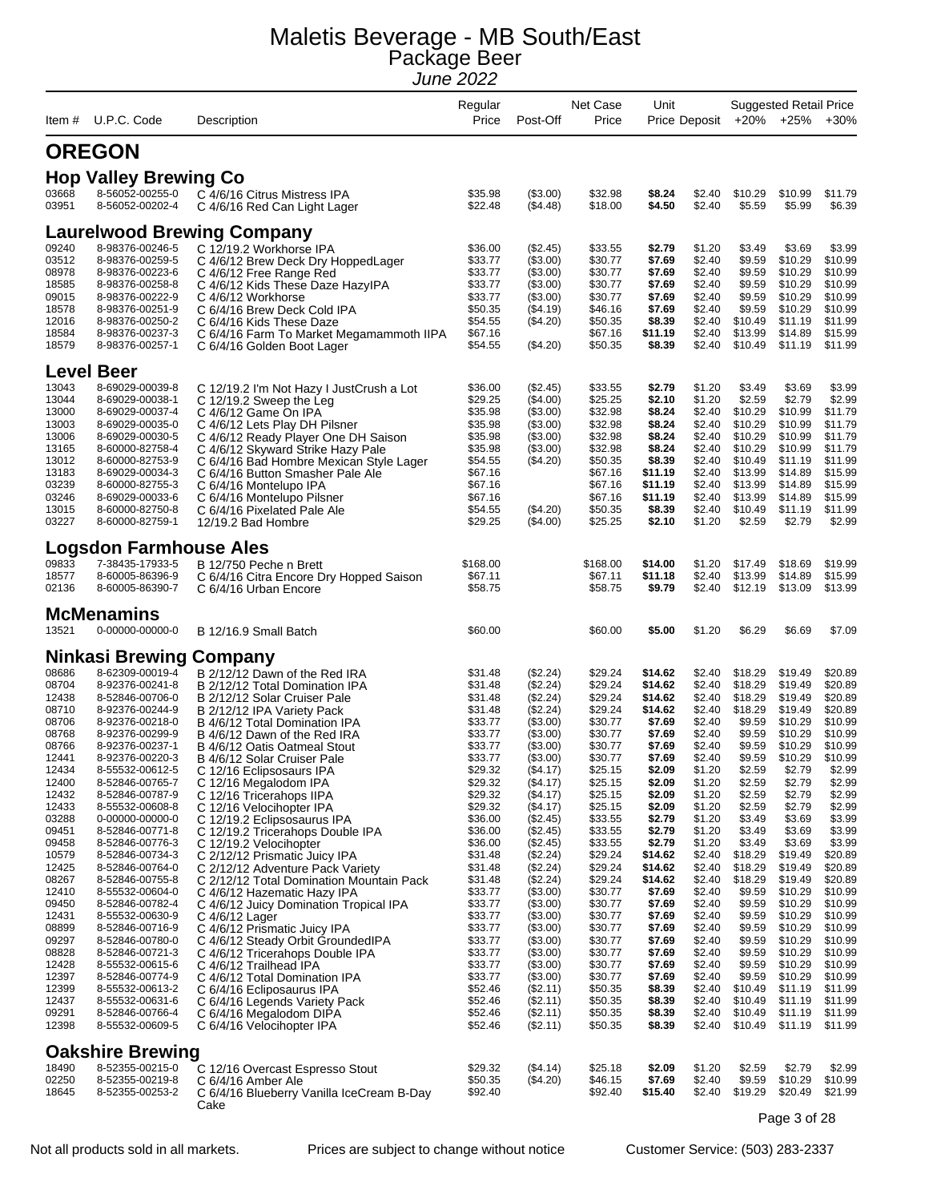# Maletis Beverage - MB South/East

## Package Beer

*June 2022*

| Item # | U.P.C. Code | Description | Regular Price | Post-Off | Net Case Price | Unit Price | Deposit | Suggested Retail Price +20% | +25% | +30% |
|---|---|---|---|---|---|---|---|---|---|---|
| **OREGON** | | | | | | | | | | |
| **Hop Valley Brewing Co** | | | | | | | | | | |
| 03668 | 8-56052-00255-0 | C 4/6/16 Citrus Mistress IPA | $35.98 | ($3.00) | $32.98 | **$8.24** | $2.40 | $10.29 | $10.99 | $11.79 |
| 03951 | 8-56052-00202-4 | C 4/6/16 Red Can Light Lager | $22.48 | ($4.48) | $18.00 | **$4.50** | $2.40 | $5.59 | $5.99 | $6.39 |
| **Laurelwood Brewing Company** | | | | | | | | | | |
| 09240 | 8-98376-00246-5 | C 12/19.2 Workhorse IPA | $36.00 | ($2.45) | $33.55 | **$2.79** | $1.20 | $3.49 | $3.69 | $3.99 |
| 03512 | 8-98376-00259-5 | C 4/6/12 Brew Deck Dry HoppedLager | $33.77 | ($3.00) | $30.77 | **$7.69** | $2.40 | $9.59 | $10.29 | $10.99 |
| 08978 | 8-98376-00223-6 | C 4/6/12 Free Range Red | $33.77 | ($3.00) | $30.77 | **$7.69** | $2.40 | $9.59 | $10.29 | $10.99 |
| 18585 | 8-98376-00258-8 | C 4/6/12 Kids These Daze HazyIPA | $33.77 | ($3.00) | $30.77 | **$7.69** | $2.40 | $9.59 | $10.29 | $10.99 |
| 09015 | 8-98376-00222-9 | C 4/6/12 Workhorse | $33.77 | ($3.00) | $30.77 | **$7.69** | $2.40 | $9.59 | $10.29 | $10.99 |
| 18578 | 8-98376-00251-9 | C 6/4/16 Brew Deck Cold IPA | $50.35 | ($4.19) | $46.16 | **$7.69** | $2.40 | $9.59 | $10.29 | $10.99 |
| 12016 | 8-98376-00250-2 | C 6/4/16 Kids These Daze | $54.55 | ($4.20) | $50.35 | **$8.39** | $2.40 | $10.49 | $11.19 | $11.99 |
| 18584 | 8-98376-00237-3 | C 6/4/16 Farm To Market Megamammoth IIPA | $67.16 | | $67.16 | **$11.19** | $2.40 | $13.99 | $14.89 | $15.99 |
| 18579 | 8-98376-00257-1 | C 6/4/16 Golden Boot Lager | $54.55 | ($4.20) | $50.35 | **$8.39** | $2.40 | $10.49 | $11.19 | $11.99 |
| **Level Beer** | | | | | | | | | | |
| 13043 | 8-69029-00039-8 | C 12/19.2 I'm Not Hazy I JustCrush a Lot | $36.00 | ($2.45) | $33.55 | **$2.79** | $1.20 | $3.49 | $3.69 | $3.99 |
| 13044 | 8-69029-00038-1 | C 12/19.2 Sweep the Leg | $29.25 | ($4.00) | $25.25 | **$2.10** | $1.20 | $2.59 | $2.79 | $2.99 |
| 13000 | 8-69029-00037-4 | C 4/6/12 Game On IPA | $35.98 | ($3.00) | $32.98 | **$8.24** | $2.40 | $10.29 | $10.99 | $11.79 |
| 13003 | 8-69029-00035-0 | C 4/6/12 Lets Play DH Pilsner | $35.98 | ($3.00) | $32.98 | **$8.24** | $2.40 | $10.29 | $10.99 | $11.79 |
| 13006 | 8-69029-00030-5 | C 4/6/12 Ready Player One DH Saison | $35.98 | ($3.00) | $32.98 | **$8.24** | $2.40 | $10.29 | $10.99 | $11.79 |
| 13165 | 8-60000-82758-4 | C 4/6/12 Skyward Strike Hazy Pale | $35.98 | ($3.00) | $32.98 | **$8.24** | $2.40 | $10.29 | $10.99 | $11.79 |
| 13012 | 8-60000-82753-9 | C 6/4/16 Bad Hombre Mexican Style Lager | $54.55 | ($4.20) | $50.35 | **$8.39** | $2.40 | $10.49 | $11.19 | $11.99 |
| 13183 | 8-69029-00034-3 | C 6/4/16 Button Smasher Pale Ale | $67.16 | | $67.16 | **$11.19** | $2.40 | $13.99 | $14.89 | $15.99 |
| 03239 | 8-60000-82755-3 | C 6/4/16 Montelupo IPA | $67.16 | | $67.16 | **$11.19** | $2.40 | $13.99 | $14.89 | $15.99 |
| 03246 | 8-69029-00033-6 | C 6/4/16 Montelupo Pilsner | $67.16 | | $67.16 | **$11.19** | $2.40 | $13.99 | $14.89 | $15.99 |
| 13015 | 8-60000-82750-8 | C 6/4/16 Pixelated Pale Ale | $54.55 | ($4.20) | $50.35 | **$8.39** | $2.40 | $10.49 | $11.19 | $11.99 |
| 03227 | 8-60000-82759-1 | 12/19.2 Bad Hombre | $29.25 | ($4.00) | $25.25 | **$2.10** | $1.20 | $2.59 | $2.79 | $2.99 |
| **Logsdon Farmhouse Ales** | | | | | | | | | | |
| 09833 | 7-38435-17933-5 | B 12/750 Peche n Brett | $168.00 | | $168.00 | **$14.00** | $1.20 | $17.49 | $18.69 | $19.99 |
| 18577 | 8-60005-86396-9 | C 6/4/16 Citra Encore Dry Hopped Saison | $67.11 | | $67.11 | **$11.18** | $2.40 | $13.99 | $14.89 | $15.99 |
| 02136 | 8-60005-86390-7 | C 6/4/16 Urban Encore | $58.75 | | $58.75 | **$9.79** | $2.40 | $12.19 | $13.09 | $13.99 |
| **McMenamins** | | | | | | | | | | |
| 13521 | 0-00000-00000-0 | B 12/16.9 Small Batch | $60.00 | | $60.00 | **$5.00** | $1.20 | $6.29 | $6.69 | $7.09 |
| **Ninkasi Brewing Company** | | | | | | | | | | |
| 08686 | 8-62309-00019-4 | B 2/12/12 Dawn of the Red IRA | $31.48 | ($2.24) | $29.24 | **$14.62** | $2.40 | $18.29 | $19.49 | $20.89 |
| 08704 | 8-92376-00241-8 | B 2/12/12 Total Domination IPA | $31.48 | ($2.24) | $29.24 | **$14.62** | $2.40 | $18.29 | $19.49 | $20.89 |
| 12438 | 8-52846-00706-0 | B 2/12/12 Solar Cruiser Pale | $31.48 | ($2.24) | $29.24 | **$14.62** | $2.40 | $18.29 | $19.49 | $20.89 |
| 08710 | 8-92376-00244-9 | B 2/12/12 IPA Variety Pack | $31.48 | ($2.24) | $29.24 | **$14.62** | $2.40 | $18.29 | $19.49 | $20.89 |
| 08706 | 8-92376-00218-0 | B 4/6/12 Total Domination IPA | $33.77 | ($3.00) | $30.77 | **$7.69** | $2.40 | $9.59 | $10.29 | $10.99 |
| 08768 | 8-92376-00299-9 | B 4/6/12 Dawn of the Red IRA | $33.77 | ($3.00) | $30.77 | **$7.69** | $2.40 | $9.59 | $10.29 | $10.99 |
| 08766 | 8-92376-00237-1 | B 4/6/12 Oatis Oatmeal Stout | $33.77 | ($3.00) | $30.77 | **$7.69** | $2.40 | $9.59 | $10.29 | $10.99 |
| 12441 | 8-92376-00220-3 | B 4/6/12 Solar Cruiser Pale | $33.77 | ($3.00) | $30.77 | **$7.69** | $2.40 | $9.59 | $10.29 | $10.99 |
| 12434 | 8-55532-00612-5 | C 12/16 Eclipsosaurs IPA | $29.32 | ($4.17) | $25.15 | **$2.09** | $1.20 | $2.59 | $2.79 | $2.99 |
| 12400 | 8-52846-00765-7 | C 12/16 Megalodom IPA | $29.32 | ($4.17) | $25.15 | **$2.09** | $1.20 | $2.59 | $2.79 | $2.99 |
| 12432 | 8-52846-00787-9 | C 12/16 Tricerahops IIPA | $29.32 | ($4.17) | $25.15 | **$2.09** | $1.20 | $2.59 | $2.79 | $2.99 |
| 12433 | 8-55532-00608-8 | C 12/16 Velocihopter IPA | $29.32 | ($4.17) | $25.15 | **$2.09** | $1.20 | $2.59 | $2.79 | $2.99 |
| 03288 | 0-00000-00000-0 | C 12/19.2 Eclipsosaurus IPA | $36.00 | ($2.45) | $33.55 | **$2.79** | $1.20 | $3.49 | $3.69 | $3.99 |
| 09451 | 8-52846-00771-8 | C 12/19.2 Tricerahops Double IPA | $36.00 | ($2.45) | $33.55 | **$2.79** | $1.20 | $3.49 | $3.69 | $3.99 |
| 09458 | 8-52846-00776-3 | C 12/19.2 Velocihopter | $36.00 | ($2.45) | $33.55 | **$2.79** | $1.20 | $3.49 | $3.69 | $3.99 |
| 10579 | 8-52846-00734-3 | C 2/12/12 Prismatic Juicy IPA | $31.48 | ($2.24) | $29.24 | **$14.62** | $2.40 | $18.29 | $19.49 | $20.89 |
| 12425 | 8-52846-00764-0 | C 2/12/12 Adventure Pack Variety | $31.48 | ($2.24) | $29.24 | **$14.62** | $2.40 | $18.29 | $19.49 | $20.89 |
| 08267 | 8-52846-00755-8 | C 2/12/12 Total Domination Mountain Pack | $31.48 | ($2.24) | $29.24 | **$14.62** | $2.40 | $18.29 | $19.49 | $20.89 |
| 12410 | 8-55532-00604-0 | C 4/6/12 Hazematic Hazy IPA | $33.77 | ($3.00) | $30.77 | **$7.69** | $2.40 | $9.59 | $10.29 | $10.99 |
| 09450 | 8-52846-00782-4 | C 4/6/12 Juicy Domination Tropical IPA | $33.77 | ($3.00) | $30.77 | **$7.69** | $2.40 | $9.59 | $10.29 | $10.99 |
| 12431 | 8-55532-00630-9 | C 4/6/12 Lager | $33.77 | ($3.00) | $30.77 | **$7.69** | $2.40 | $9.59 | $10.29 | $10.99 |
| 08899 | 8-52846-00716-9 | C 4/6/12 Prismatic Juicy IPA | $33.77 | ($3.00) | $30.77 | **$7.69** | $2.40 | $9.59 | $10.29 | $10.99 |
| 09297 | 8-52846-00780-0 | C 4/6/12 Steady Orbit GroundedIPA | $33.77 | ($3.00) | $30.77 | **$7.69** | $2.40 | $9.59 | $10.29 | $10.99 |
| 08828 | 8-52846-00721-3 | C 4/6/12 Tricerahops Double IPA | $33.77 | ($3.00) | $30.77 | **$7.69** | $2.40 | $9.59 | $10.29 | $10.99 |
| 12428 | 8-55532-00615-6 | C 4/6/12 Trailhead IPA | $33.77 | ($3.00) | $30.77 | **$7.69** | $2.40 | $9.59 | $10.29 | $10.99 |
| 12397 | 8-52846-00774-9 | C 4/6/12 Total Domination IPA | $33.77 | ($3.00) | $30.77 | **$7.69** | $2.40 | $9.59 | $10.29 | $10.99 |
| 12399 | 8-55532-00613-2 | C 6/4/16 Ecliposaurus IPA | $52.46 | ($2.11) | $50.35 | **$8.39** | $2.40 | $10.49 | $11.19 | $11.99 |
| 12437 | 8-55532-00631-6 | C 6/4/16 Legends Variety Pack | $52.46 | ($2.11) | $50.35 | **$8.39** | $2.40 | $10.49 | $11.19 | $11.99 |
| 09291 | 8-52846-00766-4 | C 6/4/16 Megalodom DIPA | $52.46 | ($2.11) | $50.35 | **$8.39** | $2.40 | $10.49 | $11.19 | $11.99 |
| 12398 | 8-55532-00609-5 | C 6/4/16 Velocihopter IPA | $52.46 | ($2.11) | $50.35 | **$8.39** | $2.40 | $10.49 | $11.19 | $11.99 |
| **Oakshire Brewing** | | | | | | | | | | |
| 18490 | 8-52355-00215-0 | C 12/16 Overcast Espresso Stout | $29.32 | ($4.14) | $25.18 | **$2.09** | $1.20 | $2.59 | $2.79 | $2.99 |
| 02250 | 8-52355-00219-8 | C 6/4/16 Amber Ale | $50.35 | ($4.20) | $46.15 | **$7.69** | $2.40 | $9.59 | $10.29 | $10.99 |
| 18645 | 8-52355-00253-2 | C 6/4/16 Blueberry Vanilla IceCream B-Day Cake | $92.40 | | $92.40 | **$15.40** | $2.40 | $19.29 | $20.49 | $21.99 |

Not all products sold in all markets. Prices are subject to change without notice. Customer Service: (503) 283-2337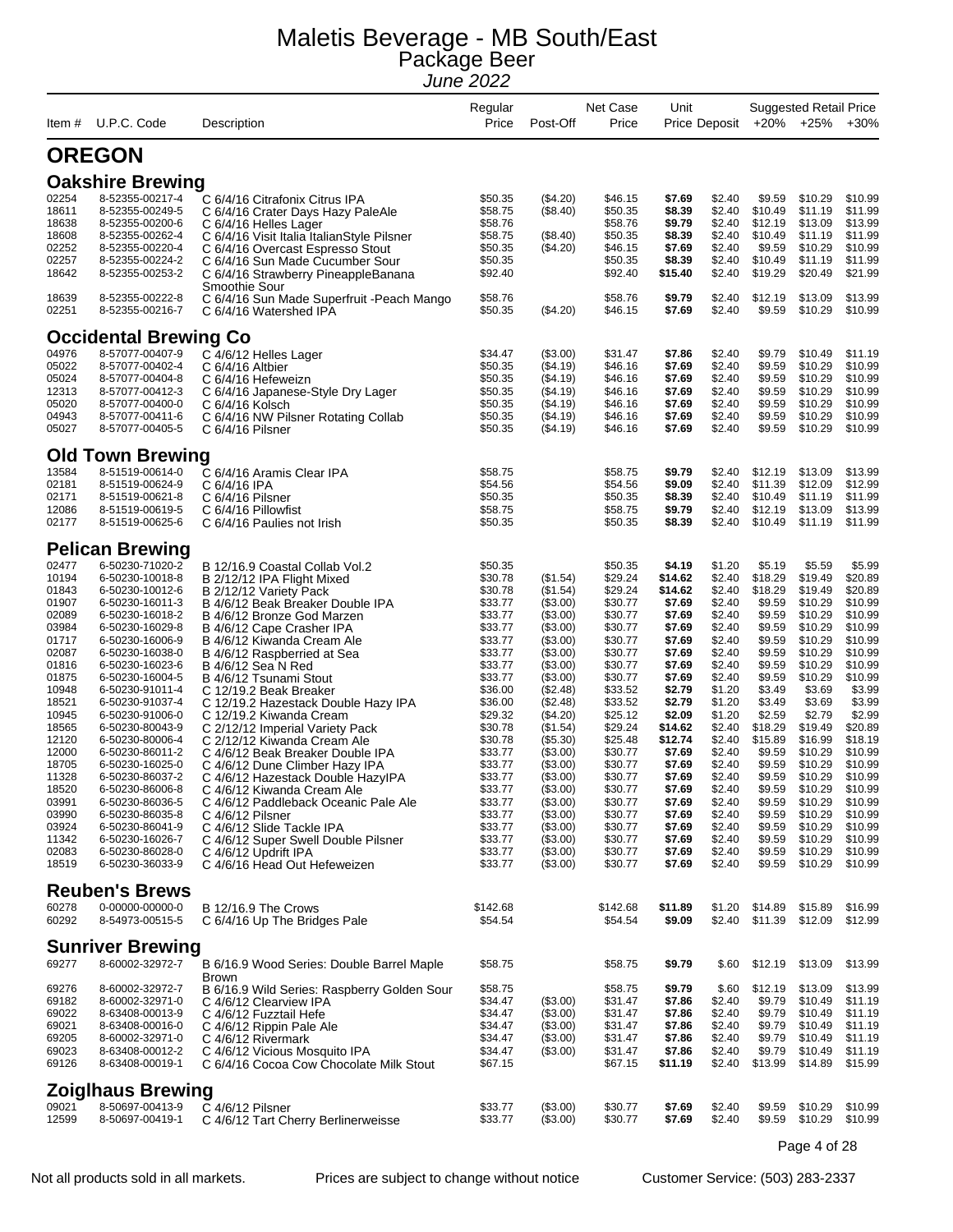# Maletis Beverage - MB South/East
## Package Beer
*June 2022*

| Item # | U.P.C. Code | Description | Regular Price | Post-Off | Net Case Price | Unit Price | Deposit | Suggested Retail Price +20% | +25% | +30% |
|---|---|---|---|---|---|---|---|---|---|---|

## OREGON

### Oakshire Brewing

| Item # | U.P.C. Code | Description | Regular Price | Post-Off | Net Case Price | Unit Price | Deposit | +20% | +25% | +30% |
|---|---|---|---|---|---|---|---|---|---|---|
| 02254 | 8-52355-00217-4 | C 6/4/16 Citrafonix Citrus IPA | $50.35 | ($4.20) | $46.15 | **$7.69** | $2.40 | $9.59 | $10.29 | $10.99 |
| 18611 | 8-52355-00249-5 | C 6/4/16 Crater Days Hazy PaleAle | $58.75 | ($8.40) | $50.35 | **$8.39** | $2.40 | $10.49 | $11.19 | $11.99 |
| 18638 | 8-52355-00200-6 | C 6/4/16 Helles Lager | $58.76 | | $58.76 | **$9.79** | $2.40 | $12.19 | $13.09 | $13.99 |
| 18608 | 8-52355-00262-4 | C 6/4/16 Visit Italia ItalianStyle Pilsner | $58.75 | ($8.40) | $50.35 | **$8.39** | $2.40 | $10.49 | $11.19 | $11.99 |
| 02252 | 8-52355-00220-4 | C 6/4/16 Overcast Espresso Stout | $50.35 | ($4.20) | $46.15 | **$7.69** | $2.40 | $9.59 | $10.29 | $10.99 |
| 02257 | 8-52355-00224-2 | C 6/4/16 Sun Made Cucumber Sour | $50.35 | | $50.35 | **$8.39** | $2.40 | $10.49 | $11.19 | $11.99 |
| 18642 | 8-52355-00253-2 | C 6/4/16 Strawberry PineappleBanana Smoothie Sour | $92.40 | | $92.40 | **$15.40** | $2.40 | $19.29 | $20.49 | $21.99 |
| 18639 | 8-52355-00222-8 | C 6/4/16 Sun Made Superfruit -Peach Mango | $58.76 | | $58.76 | **$9.79** | $2.40 | $12.19 | $13.09 | $13.99 |
| 02251 | 8-52355-00216-7 | C 6/4/16 Watershed IPA | $50.35 | ($4.20) | $46.15 | **$7.69** | $2.40 | $9.59 | $10.29 | $10.99 |

### Occidental Brewing Co

| Item # | U.P.C. Code | Description | Regular Price | Post-Off | Net Case Price | Unit Price | Deposit | +20% | +25% | +30% |
|---|---|---|---|---|---|---|---|---|---|---|
| 04976 | 8-57077-00407-9 | C 4/6/12 Helles Lager | $34.47 | ($3.00) | $31.47 | **$7.86** | $2.40 | $9.79 | $10.49 | $11.19 |
| 05022 | 8-57077-00402-4 | C 6/4/16 Altbier | $50.35 | ($4.19) | $46.16 | **$7.69** | $2.40 | $9.59 | $10.29 | $10.99 |
| 05024 | 8-57077-00404-8 | C 6/4/16 Hefeweizn | $50.35 | ($4.19) | $46.16 | **$7.69** | $2.40 | $9.59 | $10.29 | $10.99 |
| 12313 | 8-57077-00412-3 | C 6/4/16 Japanese-Style Dry Lager | $50.35 | ($4.19) | $46.16 | **$7.69** | $2.40 | $9.59 | $10.29 | $10.99 |
| 05020 | 8-57077-00400-0 | C 6/4/16 Kolsch | $50.35 | ($4.19) | $46.16 | **$7.69** | $2.40 | $9.59 | $10.29 | $10.99 |
| 04943 | 8-57077-00411-6 | C 6/4/16 NW Pilsner Rotating Collab | $50.35 | ($4.19) | $46.16 | **$7.69** | $2.40 | $9.59 | $10.29 | $10.99 |
| 05027 | 8-57077-00405-5 | C 6/4/16 Pilsner | $50.35 | ($4.19) | $46.16 | **$7.69** | $2.40 | $9.59 | $10.29 | $10.99 |

### Old Town Brewing

| Item # | U.P.C. Code | Description | Regular Price | Post-Off | Net Case Price | Unit Price | Deposit | +20% | +25% | +30% |
|---|---|---|---|---|---|---|---|---|---|---|
| 13584 | 8-51519-00614-0 | C 6/4/16 Aramis Clear IPA | $58.75 | | $58.75 | **$9.79** | $2.40 | $12.19 | $13.09 | $13.99 |
| 02181 | 8-51519-00624-9 | C 6/4/16 IPA | $54.56 | | $54.56 | **$9.09** | $2.40 | $11.39 | $12.09 | $12.99 |
| 02171 | 8-51519-00621-8 | C 6/4/16 Pilsner | $50.35 | | $50.35 | **$8.39** | $2.40 | $10.49 | $11.19 | $11.99 |
| 12086 | 8-51519-00619-5 | C 6/4/16 Pillowfist | $58.75 | | $58.75 | **$9.79** | $2.40 | $12.19 | $13.09 | $13.99 |
| 02177 | 8-51519-00625-6 | C 6/4/16 Paulies not Irish | $50.35 | | $50.35 | **$8.39** | $2.40 | $10.49 | $11.19 | $11.99 |

### Pelican Brewing

| Item # | U.P.C. Code | Description | Regular Price | Post-Off | Net Case Price | Unit Price | Deposit | +20% | +25% | +30% |
|---|---|---|---|---|---|---|---|---|---|---|
| 02477 | 6-50230-71020-2 | B 12/16.9 Coastal Collab Vol.2 | $50.35 | | $50.35 | **$4.19** | $1.20 | $5.19 | $5.59 | $5.99 |
| 10194 | 6-50230-10018-8 | B 2/12/12 IPA Flight Mixed | $30.78 | ($1.54) | $29.24 | **$14.62** | $2.40 | $18.29 | $19.49 | $20.89 |
| 01843 | 6-50230-10012-6 | B 2/12/12 Variety Pack | $30.78 | ($1.54) | $29.24 | **$14.62** | $2.40 | $18.29 | $19.49 | $20.89 |
| 01907 | 6-50230-16011-3 | B 4/6/12 Beak Breaker Double IPA | $33.77 | ($3.00) | $30.77 | **$7.69** | $2.40 | $9.59 | $10.29 | $10.99 |
| 02089 | 6-50230-16018-2 | B 4/6/12 Bronze God Marzen | $33.77 | ($3.00) | $30.77 | **$7.69** | $2.40 | $9.59 | $10.29 | $10.99 |
| 03984 | 6-50230-16029-8 | B 4/6/12 Cape Crasher IPA | $33.77 | ($3.00) | $30.77 | **$7.69** | $2.40 | $9.59 | $10.29 | $10.99 |
| 01717 | 6-50230-16006-9 | B 4/6/12 Kiwanda Cream Ale | $33.77 | ($3.00) | $30.77 | **$7.69** | $2.40 | $9.59 | $10.29 | $10.99 |
| 02087 | 6-50230-16038-0 | B 4/6/12 Raspberried at Sea | $33.77 | ($3.00) | $30.77 | **$7.69** | $2.40 | $9.59 | $10.29 | $10.99 |
| 01816 | 6-50230-16023-6 | B 4/6/12 Sea N Red | $33.77 | ($3.00) | $30.77 | **$7.69** | $2.40 | $9.59 | $10.29 | $10.99 |
| 01875 | 6-50230-16004-5 | B 4/6/12 Tsunami Stout | $33.77 | ($3.00) | $30.77 | **$7.69** | $2.40 | $9.59 | $10.29 | $10.99 |
| 10948 | 6-50230-91011-4 | C 12/19.2 Beak Breaker | $36.00 | ($2.48) | $33.52 | **$2.79** | $1.20 | $3.49 | $3.69 | $3.99 |
| 18521 | 6-50230-91037-4 | C 12/19.2 Hazestack Double Hazy IPA | $36.00 | ($2.48) | $33.52 | **$2.79** | $1.20 | $3.49 | $3.69 | $3.99 |
| 10945 | 6-50230-91006-0 | C 12/19.2 Kiwanda Cream | $29.32 | ($4.20) | $25.12 | **$2.09** | $1.20 | $2.59 | $2.79 | $2.99 |
| 18565 | 6-50230-80043-9 | C 2/12/12 Imperial Variety Pack | $30.78 | ($1.54) | $29.24 | **$14.62** | $2.40 | $18.29 | $19.49 | $20.89 |
| 12120 | 6-50230-80006-4 | C 2/12/12 Kiwanda Cream Ale | $30.78 | ($5.30) | $25.48 | **$12.74** | $2.40 | $15.89 | $16.99 | $18.19 |
| 12000 | 6-50230-86011-2 | C 4/6/12 Beak Breaker Double IPA | $33.77 | ($3.00) | $30.77 | **$7.69** | $2.40 | $9.59 | $10.29 | $10.99 |
| 18705 | 6-50230-16025-0 | C 4/6/12 Dune Climber Hazy IPA | $33.77 | ($3.00) | $30.77 | **$7.69** | $2.40 | $9.59 | $10.29 | $10.99 |
| 11328 | 6-50230-86037-2 | C 4/6/12 Hazestack Double HazyIPA | $33.77 | ($3.00) | $30.77 | **$7.69** | $2.40 | $9.59 | $10.29 | $10.99 |
| 18520 | 6-50230-86006-8 | C 4/6/12 Kiwanda Cream Ale | $33.77 | ($3.00) | $30.77 | **$7.69** | $2.40 | $9.59 | $10.29 | $10.99 |
| 03991 | 6-50230-86036-5 | C 4/6/12 Paddleback Oceanic Pale Ale | $33.77 | ($3.00) | $30.77 | **$7.69** | $2.40 | $9.59 | $10.29 | $10.99 |
| 03990 | 6-50230-86035-8 | C 4/6/12 Pilsner | $33.77 | ($3.00) | $30.77 | **$7.69** | $2.40 | $9.59 | $10.29 | $10.99 |
| 03924 | 6-50230-86041-9 | C 4/6/12 Slide Tackle IPA | $33.77 | ($3.00) | $30.77 | **$7.69** | $2.40 | $9.59 | $10.29 | $10.99 |
| 11342 | 6-50230-16026-7 | C 4/6/12 Super Swell Double Pilsner | $33.77 | ($3.00) | $30.77 | **$7.69** | $2.40 | $9.59 | $10.29 | $10.99 |
| 02083 | 6-50230-86028-0 | C 4/6/12 Updrift IPA | $33.77 | ($3.00) | $30.77 | **$7.69** | $2.40 | $9.59 | $10.29 | $10.99 |
| 18519 | 6-50230-36033-9 | C 4/6/16 Head Out Hefeweizen | $33.77 | ($3.00) | $30.77 | **$7.69** | $2.40 | $9.59 | $10.29 | $10.99 |

### Reuben's Brews

| Item # | U.P.C. Code | Description | Regular Price | Post-Off | Net Case Price | Unit Price | Deposit | +20% | +25% | +30% |
|---|---|---|---|---|---|---|---|---|---|---|
| 60278 | 0-00000-00000-0 | B 12/16.9 The Crows | $142.68 | | $142.68 | **$11.89** | $1.20 | $14.89 | $15.89 | $16.99 |
| 60292 | 8-54973-00515-5 | C 6/4/16 Up The Bridges Pale | $54.54 | | $54.54 | **$9.09** | $2.40 | $11.39 | $12.09 | $12.99 |

### Sunriver Brewing

| Item # | U.P.C. Code | Description | Regular Price | Post-Off | Net Case Price | Unit Price | Deposit | +20% | +25% | +30% |
|---|---|---|---|---|---|---|---|---|---|---|
| 69277 | 8-60002-32972-7 | B 6/16.9 Wood Series: Double Barrel Maple Brown | $58.75 | | $58.75 | **$9.79** | $.60 | $12.19 | $13.09 | $13.99 |
| 69276 | 8-60002-32972-7 | B 6/16.9 Wild Series: Raspberry Golden Sour | $58.75 | | $58.75 | **$9.79** | $.60 | $12.19 | $13.09 | $13.99 |
| 69182 | 8-60002-32971-0 | C 4/6/12 Clearview IPA | $34.47 | ($3.00) | $31.47 | **$7.86** | $2.40 | $9.79 | $10.49 | $11.19 |
| 69022 | 8-63408-00013-9 | C 4/6/12 Fuzztail Hefe | $34.47 | ($3.00) | $31.47 | **$7.86** | $2.40 | $9.79 | $10.49 | $11.19 |
| 69021 | 8-63408-00016-0 | C 4/6/12 Rippin Pale Ale | $34.47 | ($3.00) | $31.47 | **$7.86** | $2.40 | $9.79 | $10.49 | $11.19 |
| 69205 | 8-60002-32971-0 | C 4/6/12 Rivermark | $34.47 | ($3.00) | $31.47 | **$7.86** | $2.40 | $9.79 | $10.49 | $11.19 |
| 69023 | 8-63408-00012-2 | C 4/6/12 Vicious Mosquito IPA | $34.47 | ($3.00) | $31.47 | **$7.86** | $2.40 | $9.79 | $10.49 | $11.19 |
| 69126 | 8-63408-00019-1 | C 6/4/16 Cocoa Cow Chocolate Milk Stout | $67.15 | | $67.15 | **$11.19** | $2.40 | $13.99 | $14.89 | $15.99 |

### Zoiglhaus Brewing

| Item # | U.P.C. Code | Description | Regular Price | Post-Off | Net Case Price | Unit Price | Deposit | +20% | +25% | +30% |
|---|---|---|---|---|---|---|---|---|---|---|
| 09021 | 8-50697-00413-9 | C 4/6/12 Pilsner | $33.77 | ($3.00) | $30.77 | **$7.69** | $2.40 | $9.59 | $10.29 | $10.99 |
| 12599 | 8-50697-00419-1 | C 4/6/12 Tart Cherry Berlinerweisse | $33.77 | ($3.00) | $30.77 | **$7.69** | $2.40 | $9.59 | $10.29 | $10.99 |

Not all products sold in all markets. Prices are subject to change without notice Customer Service: (503) 283-2337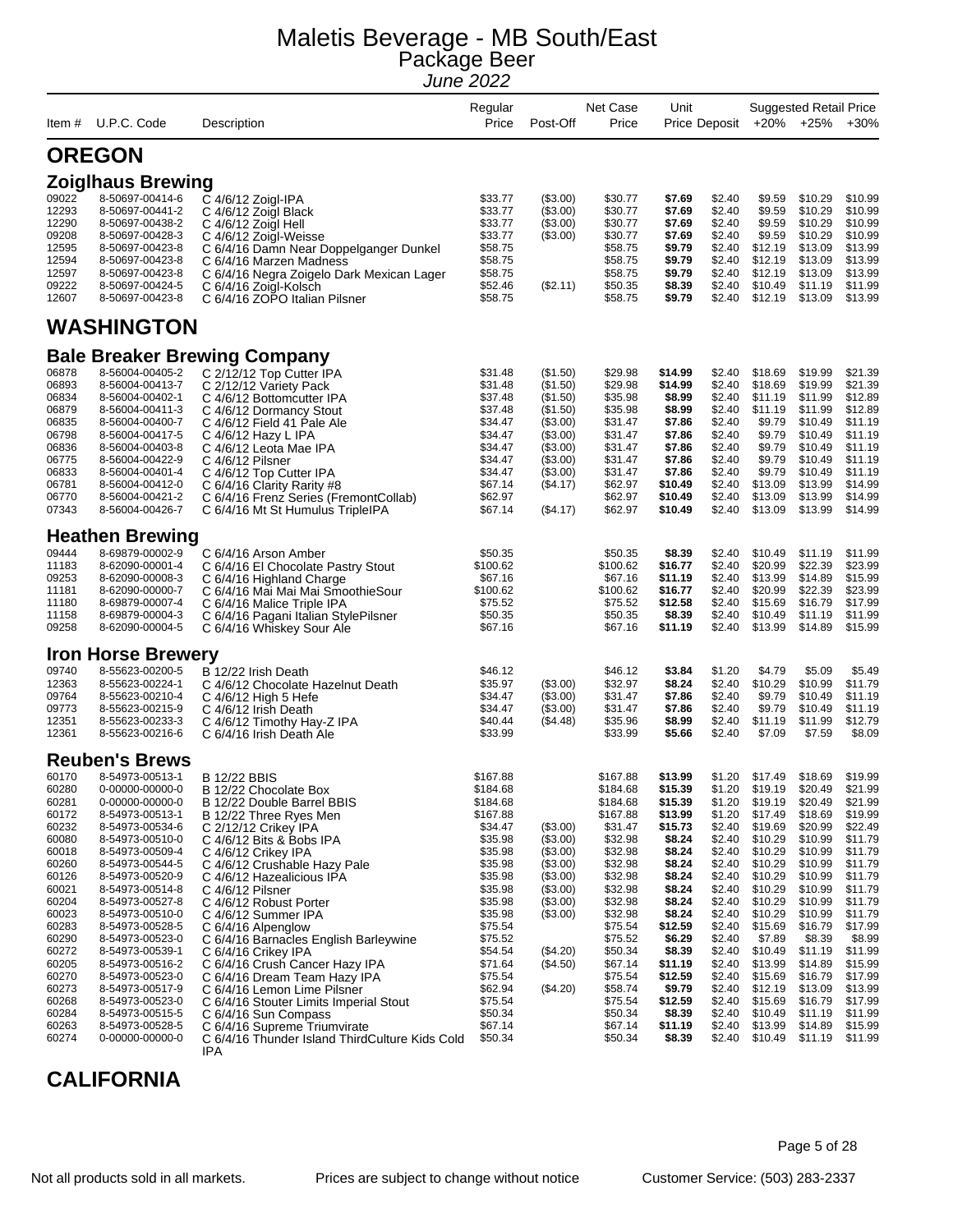# Maletis Beverage - MB South/East

## Package Beer

*June 2022*

| Item # | U.P.C. Code | Description | Regular Price | Post-Off | Net Case Price | Unit Price | Deposit | Suggested Retail Price +20% | +25% | +30% |
|---|---|---|---|---|---|---|---|---|---|---|

## OREGON

### Zoiglhaus Brewing

| Item # | U.P.C. Code | Description | Regular Price | Post-Off | Net Case Price | Unit Price | Deposit | +20% | +25% | +30% |
|---|---|---|---|---|---|---|---|---|---|---|
| 09022 | 8-50697-00414-6 | C 4/6/12 Zoigl-IPA | $33.77 | ($3.00) | $30.77 | **$7.69** | $2.40 | $9.59 | $10.29 | $10.99 |
| 12293 | 8-50697-00441-2 | C 4/6/12 Zoigl Black | $33.77 | ($3.00) | $30.77 | **$7.69** | $2.40 | $9.59 | $10.29 | $10.99 |
| 12290 | 8-50697-00438-2 | C 4/6/12 Zoigl Hell | $33.77 | ($3.00) | $30.77 | **$7.69** | $2.40 | $9.59 | $10.29 | $10.99 |
| 09208 | 8-50697-00428-3 | C 4/6/12 Zoigl-Weisse | $33.77 | ($3.00) | $30.77 | **$7.69** | $2.40 | $9.59 | $10.29 | $10.99 |
| 12595 | 8-50697-00423-8 | C 6/4/16 Damn Near Doppelganger Dunkel | $58.75 | | $58.75 | **$9.79** | $2.40 | $12.19 | $13.09 | $13.99 |
| 12594 | 8-50697-00423-8 | C 6/4/16 Marzen Madness | $58.75 | | $58.75 | **$9.79** | $2.40 | $12.19 | $13.09 | $13.99 |
| 12597 | 8-50697-00423-8 | C 6/4/16 Negra Zoigelo Dark Mexican Lager | $58.75 | | $58.75 | **$9.79** | $2.40 | $12.19 | $13.09 | $13.99 |
| 09222 | 8-50697-00424-5 | C 6/4/16 Zoigl-Kolsch | $52.46 | ($2.11) | $50.35 | **$8.39** | $2.40 | $10.49 | $11.19 | $11.99 |
| 12607 | 8-50697-00423-8 | C 6/4/16 ZOPO Italian Pilsner | $58.75 | | $58.75 | **$9.79** | $2.40 | $12.19 | $13.09 | $13.99 |

## WASHINGTON

### Bale Breaker Brewing Company

| Item # | U.P.C. Code | Description | Regular Price | Post-Off | Net Case Price | Unit Price | Deposit | +20% | +25% | +30% |
|---|---|---|---|---|---|---|---|---|---|---|
| 06878 | 8-56004-00405-2 | C 2/12/12 Top Cutter IPA | $31.48 | ($1.50) | $29.98 | **$14.99** | $2.40 | $18.69 | $19.99 | $21.39 |
| 06893 | 8-56004-00413-7 | C 2/12/12 Variety Pack | $31.48 | ($1.50) | $29.98 | **$14.99** | $2.40 | $18.69 | $19.99 | $21.39 |
| 06834 | 8-56004-00402-1 | C 4/6/12 Bottomcutter IPA | $37.48 | ($1.50) | $35.98 | **$8.99** | $2.40 | $11.19 | $11.99 | $12.89 |
| 06879 | 8-56004-00411-3 | C 4/6/12 Dormancy Stout | $37.48 | ($1.50) | $35.98 | **$8.99** | $2.40 | $11.19 | $11.99 | $12.89 |
| 06835 | 8-56004-00400-7 | C 4/6/12 Field 41 Pale Ale | $34.47 | ($3.00) | $31.47 | **$7.86** | $2.40 | $9.79 | $10.49 | $11.19 |
| 06798 | 8-56004-00417-5 | C 4/6/12 Hazy L IPA | $34.47 | ($3.00) | $31.47 | **$7.86** | $2.40 | $9.79 | $10.49 | $11.19 |
| 06836 | 8-56004-00403-8 | C 4/6/12 Leota Mae IPA | $34.47 | ($3.00) | $31.47 | **$7.86** | $2.40 | $9.79 | $10.49 | $11.19 |
| 06775 | 8-56004-00422-9 | C 4/6/12 Pilsner | $34.47 | ($3.00) | $31.47 | **$7.86** | $2.40 | $9.79 | $10.49 | $11.19 |
| 06833 | 8-56004-00401-4 | C 4/6/12 Top Cutter IPA | $34.47 | ($3.00) | $31.47 | **$7.86** | $2.40 | $9.79 | $10.49 | $11.19 |
| 06781 | 8-56004-00412-0 | C 6/4/16 Clarity Rarity #8 | $67.14 | ($4.17) | $62.97 | **$10.49** | $2.40 | $13.09 | $13.99 | $14.99 |
| 06770 | 8-56004-00421-2 | C 6/4/16 Frenz Series (FremontCollab) | $62.97 | | $62.97 | **$10.49** | $2.40 | $13.09 | $13.99 | $14.99 |
| 07343 | 8-56004-00426-7 | C 6/4/16 Mt St Humulus TripleIPA | $67.14 | ($4.17) | $62.97 | **$10.49** | $2.40 | $13.09 | $13.99 | $14.99 |

### Heathen Brewing

| Item # | U.P.C. Code | Description | Regular Price | Post-Off | Net Case Price | Unit Price | Deposit | +20% | +25% | +30% |
|---|---|---|---|---|---|---|---|---|---|---|
| 09444 | 8-69879-00002-9 | C 6/4/16 Arson Amber | $50.35 | | $50.35 | **$8.39** | $2.40 | $10.49 | $11.19 | $11.99 |
| 11183 | 8-62090-00001-4 | C 6/4/16 El Chocolate Pastry Stout | $100.62 | | $100.62 | **$16.77** | $2.40 | $20.99 | $22.39 | $23.99 |
| 09253 | 8-62090-00008-3 | C 6/4/16 Highland Charge | $67.16 | | $67.16 | **$11.19** | $2.40 | $13.99 | $14.89 | $15.99 |
| 11181 | 8-62090-00000-7 | C 6/4/16 Mai Mai Mai SmoothieSour | $100.62 | | $100.62 | **$16.77** | $2.40 | $20.99 | $22.39 | $23.99 |
| 11180 | 8-69879-00007-4 | C 6/4/16 Malice Triple IPA | $75.52 | | $75.52 | **$12.58** | $2.40 | $15.69 | $16.79 | $17.99 |
| 11158 | 8-69879-00004-3 | C 6/4/16 Pagani Italian StylePilsner | $50.35 | | $50.35 | **$8.39** | $2.40 | $10.49 | $11.19 | $11.99 |
| 09258 | 8-62090-00004-5 | C 6/4/16 Whiskey Sour Ale | $67.16 | | $67.16 | **$11.19** | $2.40 | $13.99 | $14.89 | $15.99 |

### Iron Horse Brewery

| Item # | U.P.C. Code | Description | Regular Price | Post-Off | Net Case Price | Unit Price | Deposit | +20% | +25% | +30% |
|---|---|---|---|---|---|---|---|---|---|---|
| 09740 | 8-55623-00200-5 | B 12/22 Irish Death | $46.12 | | $46.12 | **$3.84** | $1.20 | $4.79 | $5.09 | $5.49 |
| 12363 | 8-55623-00224-1 | C 4/6/12 Chocolate Hazelnut Death | $35.97 | ($3.00) | $32.97 | **$8.24** | $2.40 | $10.29 | $10.99 | $11.79 |
| 09764 | 8-55623-00210-4 | C 4/6/12 High 5 Hefe | $34.47 | ($3.00) | $31.47 | **$7.86** | $2.40 | $9.79 | $10.49 | $11.19 |
| 09773 | 8-55623-00215-9 | C 4/6/12 Irish Death | $34.47 | ($3.00) | $31.47 | **$7.86** | $2.40 | $9.79 | $10.49 | $11.19 |
| 12351 | 8-55623-00233-3 | C 4/6/12 Timothy Hay-Z IPA | $40.44 | ($4.48) | $35.96 | **$8.99** | $2.40 | $11.19 | $11.99 | $12.79 |
| 12361 | 8-55623-00216-6 | C 6/4/16 Irish Death Ale | $33.99 | | $33.99 | **$5.66** | $2.40 | $7.09 | $7.59 | $8.09 |

### Reuben's Brews

| Item # | U.P.C. Code | Description | Regular Price | Post-Off | Net Case Price | Unit Price | Deposit | +20% | +25% | +30% |
|---|---|---|---|---|---|---|---|---|---|---|
| 60170 | 8-54973-00513-1 | B 12/22 BBIS | $167.88 | | $167.88 | **$13.99** | $1.20 | $17.49 | $18.69 | $19.99 |
| 60280 | 0-00000-00000-0 | B 12/22 Chocolate Box | $184.68 | | $184.68 | **$15.39** | $1.20 | $19.19 | $20.49 | $21.99 |
| 60281 | 0-00000-00000-0 | B 12/22 Double Barrel BBIS | $184.68 | | $184.68 | **$15.39** | $1.20 | $19.19 | $20.49 | $21.99 |
| 60172 | 8-54973-00513-1 | B 12/22 Three Ryes Men | $167.88 | | $167.88 | **$13.99** | $1.20 | $17.49 | $18.69 | $19.99 |
| 60232 | 8-54973-00534-6 | C 2/12/12 Crikey IPA | $34.47 | ($3.00) | $31.47 | **$15.73** | $2.40 | $19.69 | $20.99 | $22.49 |
| 60080 | 8-54973-00510-0 | C 4/6/12 Bits & Bobs IPA | $35.98 | ($3.00) | $32.98 | **$8.24** | $2.40 | $10.29 | $10.99 | $11.79 |
| 60018 | 8-54973-00509-4 | C 4/6/12 Crikey IPA | $35.98 | ($3.00) | $32.98 | **$8.24** | $2.40 | $10.29 | $10.99 | $11.79 |
| 60260 | 8-54973-00544-5 | C 4/6/12 Crushable Hazy Pale | $35.98 | ($3.00) | $32.98 | **$8.24** | $2.40 | $10.29 | $10.99 | $11.79 |
| 60126 | 8-54973-00520-9 | C 4/6/12 Hazealicious IPA | $35.98 | ($3.00) | $32.98 | **$8.24** | $2.40 | $10.29 | $10.99 | $11.79 |
| 60021 | 8-54973-00514-8 | C 4/6/12 Pilsner | $35.98 | ($3.00) | $32.98 | **$8.24** | $2.40 | $10.29 | $10.99 | $11.79 |
| 60204 | 8-54973-00527-8 | C 4/6/12 Robust Porter | $35.98 | ($3.00) | $32.98 | **$8.24** | $2.40 | $10.29 | $10.99 | $11.79 |
| 60023 | 8-54973-00510-0 | C 4/6/12 Summer IPA | $35.98 | ($3.00) | $32.98 | **$8.24** | $2.40 | $10.29 | $10.99 | $11.79 |
| 60283 | 8-54973-00528-5 | C 6/4/16 Alpenglow | $75.54 | | $75.54 | **$12.59** | $2.40 | $15.69 | $16.79 | $17.99 |
| 60290 | 8-54973-00523-0 | C 6/4/16 Barnacles English Barleywine | $75.52 | | $75.52 | **$6.29** | $2.40 | $7.89 | $8.39 | $8.99 |
| 60272 | 8-54973-00539-1 | C 6/4/16 Crikey IPA | $54.54 | ($4.20) | $50.34 | **$8.39** | $2.40 | $10.49 | $11.19 | $11.99 |
| 60205 | 8-54973-00516-2 | C 6/4/16 Crush Cancer Hazy IPA | $71.64 | ($4.50) | $67.14 | **$11.19** | $2.40 | $13.99 | $14.89 | $15.99 |
| 60270 | 8-54973-00523-0 | C 6/4/16 Dream Team Hazy IPA | $75.54 | | $75.54 | **$12.59** | $2.40 | $15.69 | $16.79 | $17.99 |
| 60273 | 8-54973-00517-9 | C 6/4/16 Lemon Lime Pilsner | $62.94 | ($4.20) | $58.74 | **$9.79** | $2.40 | $12.19 | $13.09 | $13.99 |
| 60268 | 8-54973-00523-0 | C 6/4/16 Stouter Limits Imperial Stout | $75.54 | | $75.54 | **$12.59** | $2.40 | $15.69 | $16.79 | $17.99 |
| 60284 | 8-54973-00515-5 | C 6/4/16 Sun Compass | $50.34 | | $50.34 | **$8.39** | $2.40 | $10.49 | $11.19 | $11.99 |
| 60263 | 8-54973-00528-5 | C 6/4/16 Supreme Triumvirate | $67.14 | | $67.14 | **$11.19** | $2.40 | $13.99 | $14.89 | $15.99 |
| 60274 | 0-00000-00000-0 | C 6/4/16 Thunder Island ThirdCulture Kids Cold IPA | $50.34 | | $50.34 | **$8.39** | $2.40 | $10.49 | $11.19 | $11.99 |

## CALIFORNIA

Not all products sold in all markets. Prices are subject to change without notice Customer Service: (503) 283-2337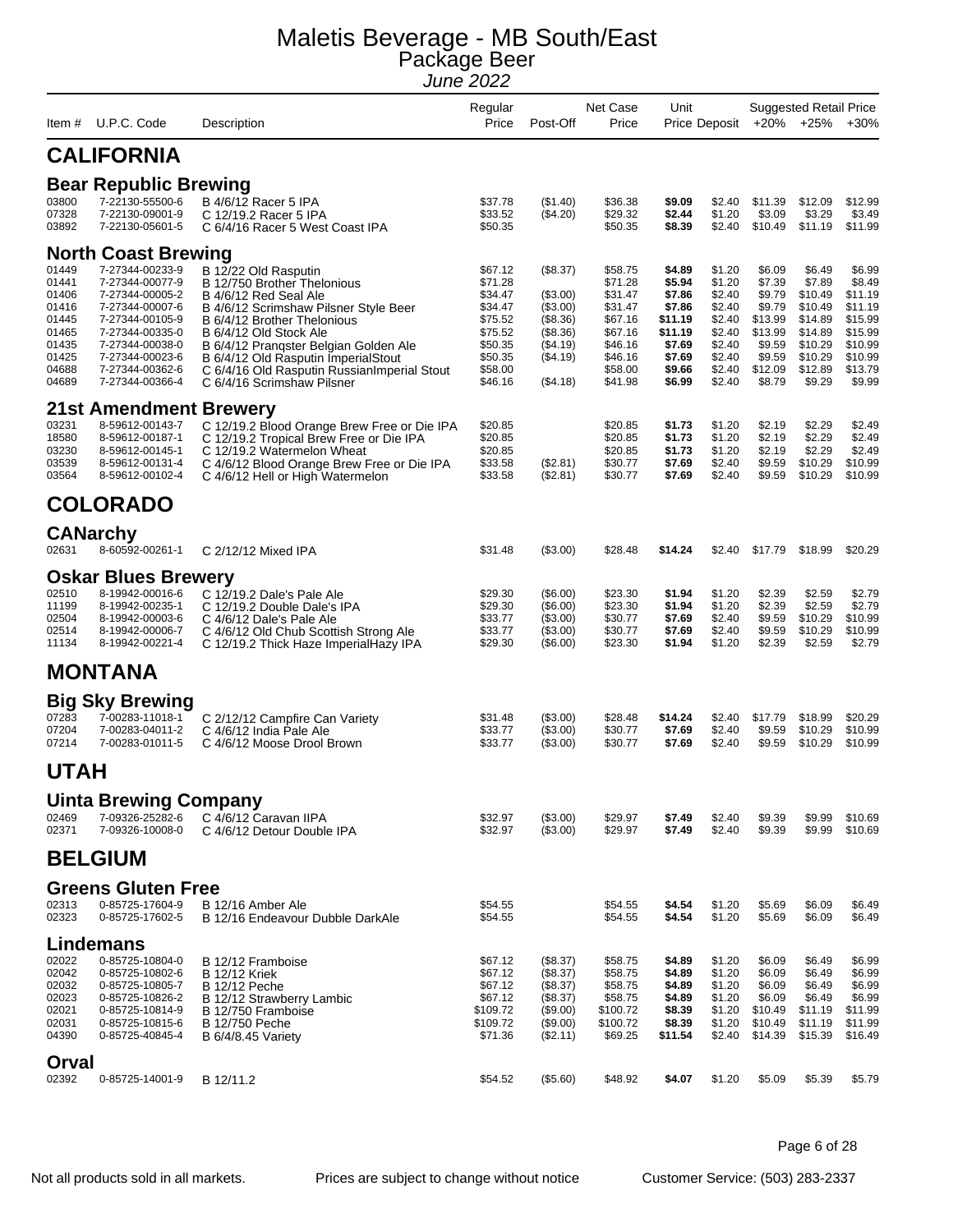# Maletis Beverage - MB South/East
## Package Beer
*June 2022*

| Item # | U.P.C. Code | Description | Regular Price | Post-Off | Net Case Price | Unit Price | Deposit | Suggested Retail Price +20% | +25% | +30% |
|---|---|---|---|---|---|---|---|---|---|---|
| **CALIFORNIA** | | | | | | | | | | |
| **Bear Republic Brewing** | | | | | | | | | | |
| 03800 | 7-22130-55500-6 | B 4/6/12 Racer 5 IPA | $37.78 | ($1.40) | $36.38 | **$9.09** | $2.40 | $11.39 | $12.09 | $12.99 |
| 07328 | 7-22130-09001-9 | C 12/19.2 Racer 5 IPA | $33.52 | ($4.20) | $29.32 | **$2.44** | $1.20 | $3.09 | $3.29 | $3.49 |
| 03892 | 7-22130-05601-5 | C 6/4/16 Racer 5 West Coast IPA | $50.35 | | $50.35 | **$8.39** | $2.40 | $10.49 | $11.19 | $11.99 |
| **North Coast Brewing** | | | | | | | | | | |
| 01449 | 7-27344-00233-9 | B 12/22 Old Rasputin | $67.12 | ($8.37) | $58.75 | **$4.89** | $1.20 | $6.09 | $6.49 | $6.99 |
| 01441 | 7-27344-00077-9 | B 12/750 Brother Thelonious | $71.28 | | $71.28 | **$5.94** | $1.20 | $7.39 | $7.89 | $8.49 |
| 01406 | 7-27344-00005-2 | B 4/6/12 Red Seal Ale | $34.47 | ($3.00) | $31.47 | **$7.86** | $2.40 | $9.79 | $10.49 | $11.19 |
| 01416 | 7-27344-00007-6 | B 4/6/12 Scrimshaw Pilsner Style Beer | $34.47 | ($3.00) | $31.47 | **$7.86** | $2.40 | $9.79 | $10.49 | $11.19 |
| 01445 | 7-27344-00105-9 | B 6/4/12 Brother Thelonious | $75.52 | ($8.36) | $67.16 | **$11.19** | $2.40 | $13.99 | $14.89 | $15.99 |
| 01465 | 7-27344-00335-0 | B 6/4/12 Old Stock Ale | $75.52 | ($8.36) | $67.16 | **$11.19** | $2.40 | $13.99 | $14.89 | $15.99 |
| 01435 | 7-27344-00038-0 | B 6/4/12 Pranqster Belgian Golden Ale | $50.35 | ($4.19) | $46.16 | **$7.69** | $2.40 | $9.59 | $10.29 | $10.99 |
| 01425 | 7-27344-00023-6 | B 6/4/12 Old Rasputin ImperialStout | $50.35 | ($4.19) | $46.16 | **$7.69** | $2.40 | $9.59 | $10.29 | $10.99 |
| 04688 | 7-27344-00362-6 | C 6/4/16 Old Rasputin RussianImperial Stout | $58.00 | | $58.00 | **$9.66** | $2.40 | $12.09 | $12.89 | $13.79 |
| 04689 | 7-27344-00366-4 | C 6/4/16 Scrimshaw Pilsner | $46.16 | ($4.18) | $41.98 | **$6.99** | $2.40 | $8.79 | $9.29 | $9.99 |
| **21st Amendment Brewery** | | | | | | | | | | |
| 03231 | 8-59612-00143-7 | C 12/19.2 Blood Orange Brew Free or Die IPA | $20.85 | | $20.85 | **$1.73** | $1.20 | $2.19 | $2.29 | $2.49 |
| 18580 | 8-59612-00187-1 | C 12/19.2 Tropical Brew Free or Die IPA | $20.85 | | $20.85 | **$1.73** | $1.20 | $2.19 | $2.29 | $2.49 |
| 03230 | 8-59612-00145-1 | C 12/19.2 Watermelon Wheat | $20.85 | | $20.85 | **$1.73** | $1.20 | $2.19 | $2.29 | $2.49 |
| 03539 | 8-59612-00131-4 | C 4/6/12 Blood Orange Brew Free or Die IPA | $33.58 | ($2.81) | $30.77 | **$7.69** | $2.40 | $9.59 | $10.29 | $10.99 |
| 03564 | 8-59612-00102-4 | C 4/6/12 Hell or High Watermelon | $33.58 | ($2.81) | $30.77 | **$7.69** | $2.40 | $9.59 | $10.29 | $10.99 |
| **COLORADO** | | | | | | | | | | |
| **CANarchy** | | | | | | | | | | |
| 02631 | 8-60592-00261-1 | C 2/12/12 Mixed IPA | $31.48 | ($3.00) | $28.48 | **$14.24** | $2.40 | $17.79 | $18.99 | $20.29 |
| **Oskar Blues Brewery** | | | | | | | | | | |
| 02510 | 8-19942-00016-6 | C 12/19.2 Dale's Pale Ale | $29.30 | ($6.00) | $23.30 | **$1.94** | $1.20 | $2.39 | $2.59 | $2.79 |
| 11199 | 8-19942-00235-1 | C 12/19.2 Double Dale's IPA | $29.30 | ($6.00) | $23.30 | **$1.94** | $1.20 | $2.39 | $2.59 | $2.79 |
| 02504 | 8-19942-00003-6 | C 4/6/12 Dale's Pale Ale | $33.77 | ($3.00) | $30.77 | **$7.69** | $2.40 | $9.59 | $10.29 | $10.99 |
| 02514 | 8-19942-00006-7 | C 4/6/12 Old Chub Scottish Strong Ale | $33.77 | ($3.00) | $30.77 | **$7.69** | $2.40 | $9.59 | $10.29 | $10.99 |
| 11134 | 8-19942-00221-4 | C 12/19.2 Thick Haze ImperialHazy IPA | $29.30 | ($6.00) | $23.30 | **$1.94** | $1.20 | $2.39 | $2.59 | $2.79 |
| **MONTANA** | | | | | | | | | | |
| **Big Sky Brewing** | | | | | | | | | | |
| 07283 | 7-00283-11018-1 | C 2/12/12 Campfire Can Variety | $31.48 | ($3.00) | $28.48 | **$14.24** | $2.40 | $17.79 | $18.99 | $20.29 |
| 07204 | 7-00283-04011-2 | C 4/6/12 India Pale Ale | $33.77 | ($3.00) | $30.77 | **$7.69** | $2.40 | $9.59 | $10.29 | $10.99 |
| 07214 | 7-00283-01011-5 | C 4/6/12 Moose Drool Brown | $33.77 | ($3.00) | $30.77 | **$7.69** | $2.40 | $9.59 | $10.29 | $10.99 |
| **UTAH** | | | | | | | | | | |
| **Uinta Brewing Company** | | | | | | | | | | |
| 02469 | 7-09326-25282-6 | C 4/6/12 Caravan IIPA | $32.97 | ($3.00) | $29.97 | **$7.49** | $2.40 | $9.39 | $9.99 | $10.69 |
| 02371 | 7-09326-10008-0 | C 4/6/12 Detour Double IPA | $32.97 | ($3.00) | $29.97 | **$7.49** | $2.40 | $9.39 | $9.99 | $10.69 |
| **BELGIUM** | | | | | | | | | | |
| **Greens Gluten Free** | | | | | | | | | | |
| 02313 | 0-85725-17604-9 | B 12/16 Amber Ale | $54.55 | | $54.55 | **$4.54** | $1.20 | $5.69 | $6.09 | $6.49 |
| 02323 | 0-85725-17602-5 | B 12/16 Endeavour Dubble DarkAle | $54.55 | | $54.55 | **$4.54** | $1.20 | $5.69 | $6.09 | $6.49 |
| **Lindemans** | | | | | | | | | | |
| 02022 | 0-85725-10804-0 | B 12/12 Framboise | $67.12 | ($8.37) | $58.75 | **$4.89** | $1.20 | $6.09 | $6.49 | $6.99 |
| 02042 | 0-85725-10802-6 | B 12/12 Kriek | $67.12 | ($8.37) | $58.75 | **$4.89** | $1.20 | $6.09 | $6.49 | $6.99 |
| 02032 | 0-85725-10805-7 | B 12/12 Peche | $67.12 | ($8.37) | $58.75 | **$4.89** | $1.20 | $6.09 | $6.49 | $6.99 |
| 02023 | 0-85725-10826-2 | B 12/12 Strawberry Lambic | $67.12 | ($8.37) | $58.75 | **$4.89** | $1.20 | $6.09 | $6.49 | $6.99 |
| 02021 | 0-85725-10814-9 | B 12/750 Framboise | $109.72 | ($9.00) | $100.72 | **$8.39** | $1.20 | $10.49 | $11.19 | $11.99 |
| 02031 | 0-85725-10815-6 | B 12/750 Peche | $109.72 | ($9.00) | $100.72 | **$8.39** | $1.20 | $10.49 | $11.19 | $11.99 |
| 04390 | 0-85725-40845-4 | B 6/4/8.45 Variety | $71.36 | ($2.11) | $69.25 | **$11.54** | $2.40 | $14.39 | $15.39 | $16.49 |
| **Orval** | | | | | | | | | | |
| 02392 | 0-85725-14001-9 | B 12/11.2 | $54.52 | ($5.60) | $48.92 | **$4.07** | $1.20 | $5.09 | $5.39 | $5.79 |

Not all products sold in all markets. Prices are subject to change without notice Customer Service: (503) 283-2337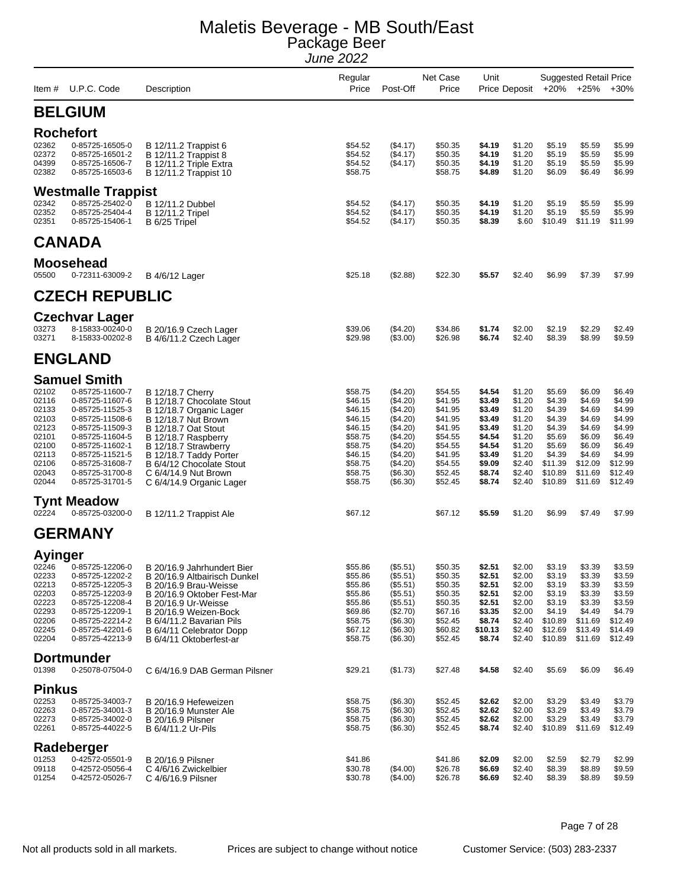# Maletis Beverage - MB South/East

## Package Beer

*June 2022*

| Item # | U.P.C. Code | Description | Regular Price | Post-Off | Net Case Price | Unit Price | Deposit | Suggested Retail Price +20% | +25% | +30% |
|---|---|---|---|---|---|---|---|---|---|---|
| **BELGIUM** | | | | | | | | | | |
| **Rochefort** | | | | | | | | | | |
| 02362 | 0-85725-16505-0 | B 12/11.2 Trappist 6 | $54.52 | ($4.17) | $50.35 | **$4.19** | $1.20 | $5.19 | $5.59 | $5.99 |
| 02372 | 0-85725-16501-2 | B 12/11.2 Trappist 8 | $54.52 | ($4.17) | $50.35 | **$4.19** | $1.20 | $5.19 | $5.59 | $5.99 |
| 04399 | 0-85725-16506-7 | B 12/11.2 Triple Extra | $54.52 | ($4.17) | $50.35 | **$4.19** | $1.20 | $5.19 | $5.59 | $5.99 |
| 02382 | 0-85725-16503-6 | B 12/11.2 Trappist 10 | $58.75 | | $58.75 | **$4.89** | $1.20 | $6.09 | $6.49 | $6.99 |
| **Westmalle Trappist** | | | | | | | | | | |
| 02342 | 0-85725-25402-0 | B 12/11.2 Dubbel | $54.52 | ($4.17) | $50.35 | **$4.19** | $1.20 | $5.19 | $5.59 | $5.99 |
| 02352 | 0-85725-25404-4 | B 12/11.2 Tripel | $54.52 | ($4.17) | $50.35 | **$4.19** | $1.20 | $5.19 | $5.59 | $5.99 |
| 02351 | 0-85725-15406-1 | B 6/25 Tripel | $54.52 | ($4.17) | $50.35 | **$8.39** | $.60 | $10.49 | $11.19 | $11.99 |
| **CANADA** | | | | | | | | | | |
| **Moosehead** | | | | | | | | | | |
| 05500 | 0-72311-63009-2 | B 4/6/12 Lager | $25.18 | ($2.88) | $22.30 | **$5.57** | $2.40 | $6.99 | $7.39 | $7.99 |
| **CZECH REPUBLIC** | | | | | | | | | | |
| **Czechvar Lager** | | | | | | | | | | |
| 03273 | 8-15833-00240-0 | B 20/16.9 Czech Lager | $39.06 | ($4.20) | $34.86 | **$1.74** | $2.00 | $2.19 | $2.29 | $2.49 |
| 03271 | 8-15833-00202-8 | B 4/6/11.2 Czech Lager | $29.98 | ($3.00) | $26.98 | **$6.74** | $2.40 | $8.39 | $8.99 | $9.59 |
| **ENGLAND** | | | | | | | | | | |
| **Samuel Smith** | | | | | | | | | | |
| 02102 | 0-85725-11600-7 | B 12/18.7 Cherry | $58.75 | ($4.20) | $54.55 | **$4.54** | $1.20 | $5.69 | $6.09 | $6.49 |
| 02116 | 0-85725-11607-6 | B 12/18.7 Chocolate Stout | $46.15 | ($4.20) | $41.95 | **$3.49** | $1.20 | $4.39 | $4.69 | $4.99 |
| 02133 | 0-85725-11525-3 | B 12/18.7 Organic Lager | $46.15 | ($4.20) | $41.95 | **$3.49** | $1.20 | $4.39 | $4.69 | $4.99 |
| 02103 | 0-85725-11508-6 | B 12/18.7 Nut Brown | $46.15 | ($4.20) | $41.95 | **$3.49** | $1.20 | $4.39 | $4.69 | $4.99 |
| 02123 | 0-85725-11509-3 | B 12/18.7 Oat Stout | $46.15 | ($4.20) | $41.95 | **$3.49** | $1.20 | $4.39 | $4.69 | $4.99 |
| 02101 | 0-85725-11604-5 | B 12/18.7 Raspberry | $58.75 | ($4.20) | $54.55 | **$4.54** | $1.20 | $5.69 | $6.09 | $6.49 |
| 02100 | 0-85725-11602-1 | B 12/18.7 Strawberry | $58.75 | ($4.20) | $54.55 | **$4.54** | $1.20 | $5.69 | $6.09 | $6.49 |
| 02113 | 0-85725-11521-5 | B 12/18.7 Taddy Porter | $46.15 | ($4.20) | $41.95 | **$3.49** | $1.20 | $4.39 | $4.69 | $4.99 |
| 02106 | 0-85725-31608-7 | B 6/4/12 Chocolate Stout | $58.75 | ($4.20) | $54.55 | **$9.09** | $2.40 | $11.39 | $12.09 | $12.99 |
| 02043 | 0-85725-31700-8 | C 6/4/14.9 Nut Brown | $58.75 | ($6.30) | $52.45 | **$8.74** | $2.40 | $10.89 | $11.69 | $12.49 |
| 02044 | 0-85725-31701-5 | C 6/4/14.9 Organic Lager | $58.75 | ($6.30) | $52.45 | **$8.74** | $2.40 | $10.89 | $11.69 | $12.49 |
| **Tynt Meadow** | | | | | | | | | | |
| 02224 | 0-85725-03200-0 | B 12/11.2 Trappist Ale | $67.12 | | $67.12 | **$5.59** | $1.20 | $6.99 | $7.49 | $7.99 |
| **GERMANY** | | | | | | | | | | |
| **Ayinger** | | | | | | | | | | |
| 02246 | 0-85725-12206-0 | B 20/16.9 Jahrhundert Bier | $55.86 | ($5.51) | $50.35 | **$2.51** | $2.00 | $3.19 | $3.39 | $3.59 |
| 02233 | 0-85725-12202-2 | B 20/16.9 Altbairisch Dunkel | $55.86 | ($5.51) | $50.35 | **$2.51** | $2.00 | $3.19 | $3.39 | $3.59 |
| 02213 | 0-85725-12205-3 | B 20/16.9 Brau-Weisse | $55.86 | ($5.51) | $50.35 | **$2.51** | $2.00 | $3.19 | $3.39 | $3.59 |
| 02203 | 0-85725-12203-9 | B 20/16.9 Oktober Fest-Mar | $55.86 | ($5.51) | $50.35 | **$2.51** | $2.00 | $3.19 | $3.39 | $3.59 |
| 02223 | 0-85725-12208-4 | B 20/16.9 Ur-Weisse | $55.86 | ($5.51) | $50.35 | **$2.51** | $2.00 | $3.19 | $3.39 | $3.59 |
| 02293 | 0-85725-12209-1 | B 20/16.9 Weizen-Bock | $69.86 | ($2.70) | $67.16 | **$3.35** | $2.00 | $4.19 | $4.49 | $4.79 |
| 02206 | 0-85725-22214-2 | B 6/4/11.2 Bavarian Pils | $58.75 | ($6.30) | $52.45 | **$8.74** | $2.40 | $10.89 | $11.69 | $12.49 |
| 02245 | 0-85725-42201-6 | B 6/4/11 Celebrator Dopp | $67.12 | ($6.30) | $60.82 | **$10.13** | $2.40 | $12.69 | $13.49 | $14.49 |
| 02204 | 0-85725-42213-9 | B 6/4/11 Oktoberfest-ar | $58.75 | ($6.30) | $52.45 | **$8.74** | $2.40 | $10.89 | $11.69 | $12.49 |
| **Dortmunder** | | | | | | | | | | |
| 01398 | 0-25078-07504-0 | C 6/4/16.9 DAB German Pilsner | $29.21 | ($1.73) | $27.48 | **$4.58** | $2.40 | $5.69 | $6.09 | $6.49 |
| **Pinkus** | | | | | | | | | | |
| 02253 | 0-85725-34003-7 | B 20/16.9 Hefeweizen | $58.75 | ($6.30) | $52.45 | **$2.62** | $2.00 | $3.29 | $3.49 | $3.79 |
| 02263 | 0-85725-34001-3 | B 20/16.9 Munster Ale | $58.75 | ($6.30) | $52.45 | **$2.62** | $2.00 | $3.29 | $3.49 | $3.79 |
| 02273 | 0-85725-34002-0 | B 20/16.9 Pilsner | $58.75 | ($6.30) | $52.45 | **$2.62** | $2.00 | $3.29 | $3.49 | $3.79 |
| 02261 | 0-85725-44022-5 | B 6/4/11.2 Ur-Pils | $58.75 | ($6.30) | $52.45 | **$8.74** | $2.40 | $10.89 | $11.69 | $12.49 |
| **Radeberger** | | | | | | | | | | |
| 01253 | 0-42572-05501-9 | B 20/16.9 Pilsner | $41.86 | | $41.86 | **$2.09** | $2.00 | $2.59 | $2.79 | $2.99 |
| 09118 | 0-42572-05056-4 | C 4/6/16 Zwickelbier | $30.78 | ($4.00) | $26.78 | **$6.69** | $2.40 | $8.39 | $8.89 | $9.59 |
| 01254 | 0-42572-05026-7 | C 4/6/16.9 Pilsner | $30.78 | ($4.00) | $26.78 | **$6.69** | $2.40 | $8.39 | $8.89 | $9.59 |

Not all products sold in all markets. Prices are subject to change without notice Customer Service: (503) 283-2337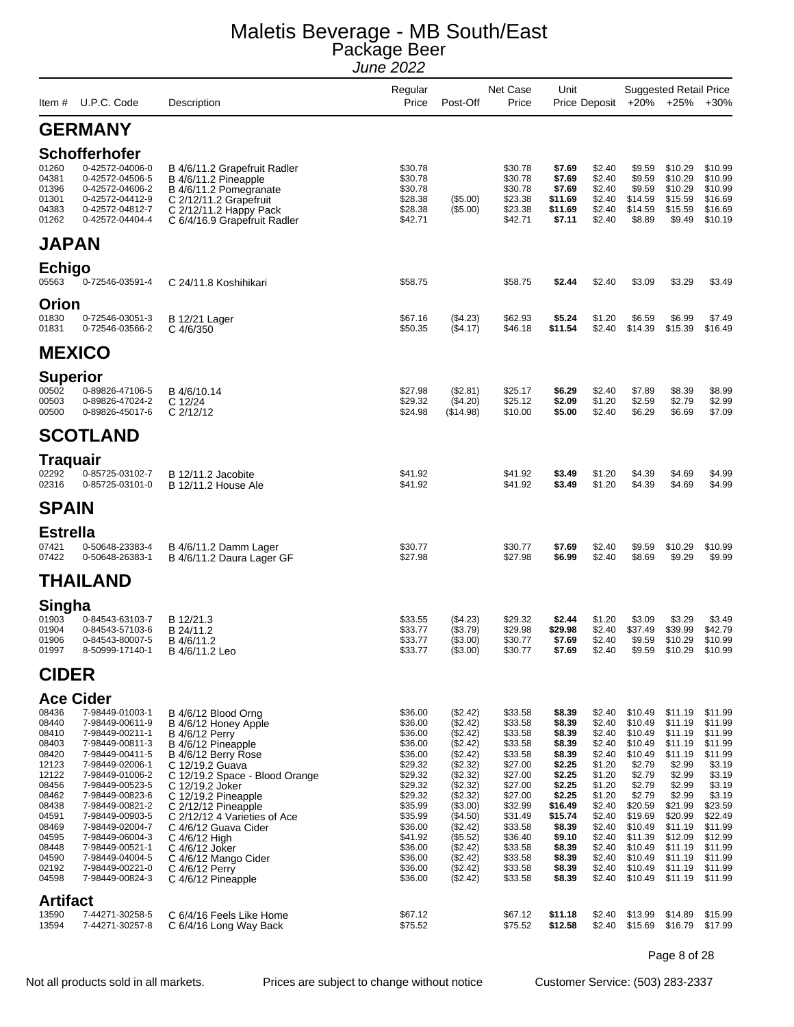# Maletis Beverage - MB South/East

## Package Beer

*June 2022*

| Item # | U.P.C. Code | Description | Regular Price | Post-Off | Net Case Price | Unit Price | Deposit | Suggested Retail Price +20% | +25% | +30% |
|---|---|---|---|---|---|---|---|---|---|---|
| **GERMANY** | | | | | | | | | | |
| **Schofferhofer** | | | | | | | | | | |
| 01260 | 0-42572-04006-0 | B 4/6/11.2 Grapefruit Radler | $30.78 | | $30.78 | **$7.69** | $2.40 | $9.59 | $10.29 | $10.99 |
| 04381 | 0-42572-04506-5 | B 4/6/11.2 Pineapple | $30.78 | | $30.78 | **$7.69** | $2.40 | $9.59 | $10.29 | $10.99 |
| 01396 | 0-42572-04606-2 | B 4/6/11.2 Pomegranate | $30.78 | | $30.78 | **$7.69** | $2.40 | $9.59 | $10.29 | $10.99 |
| 01301 | 0-42572-04412-9 | C 2/12/11.2 Grapefruit | $28.38 | ($5.00) | $23.38 | **$11.69** | $2.40 | $14.59 | $15.59 | $16.69 |
| 04383 | 0-42572-04812-7 | C 2/12/11.2 Happy Pack | $28.38 | ($5.00) | $23.38 | **$11.69** | $2.40 | $14.59 | $15.59 | $16.69 |
| 01262 | 0-42572-04404-4 | C 6/4/16.9 Grapefruit Radler | $42.71 | | $42.71 | **$7.11** | $2.40 | $8.89 | $9.49 | $10.19 |
| **JAPAN** | | | | | | | | | | |
| **Echigo** | | | | | | | | | | |
| 05563 | 0-72546-03591-4 | C 24/11.8 Koshihikari | $58.75 | | $58.75 | **$2.44** | $2.40 | $3.09 | $3.29 | $3.49 |
| **Orion** | | | | | | | | | | |
| 01830 | 0-72546-03051-3 | B 12/21 Lager | $67.16 | ($4.23) | $62.93 | **$5.24** | $1.20 | $6.59 | $6.99 | $7.49 |
| 01831 | 0-72546-03566-2 | C 4/6/350 | $50.35 | ($4.17) | $46.18 | **$11.54** | $2.40 | $14.39 | $15.39 | $16.49 |
| **MEXICO** | | | | | | | | | | |
| **Superior** | | | | | | | | | | |
| 00502 | 0-89826-47106-5 | B 4/6/10.14 | $27.98 | ($2.81) | $25.17 | **$6.29** | $2.40 | $7.89 | $8.39 | $8.99 |
| 00503 | 0-89826-47024-2 | C 12/24 | $29.32 | ($4.20) | $25.12 | **$2.09** | $1.20 | $2.59 | $2.79 | $2.99 |
| 00500 | 0-89826-45017-6 | C 2/12/12 | $24.98 | ($14.98) | $10.00 | **$5.00** | $2.40 | $6.29 | $6.69 | $7.09 |
| **SCOTLAND** | | | | | | | | | | |
| **Traquair** | | | | | | | | | | |
| 02292 | 0-85725-03102-7 | B 12/11.2 Jacobite | $41.92 | | $41.92 | **$3.49** | $1.20 | $4.39 | $4.69 | $4.99 |
| 02316 | 0-85725-03101-0 | B 12/11.2 House Ale | $41.92 | | $41.92 | **$3.49** | $1.20 | $4.39 | $4.69 | $4.99 |
| **SPAIN** | | | | | | | | | | |
| **Estrella** | | | | | | | | | | |
| 07421 | 0-50648-23383-4 | B 4/6/11.2 Damm Lager | $30.77 | | $30.77 | **$7.69** | $2.40 | $9.59 | $10.29 | $10.99 |
| 07422 | 0-50648-26383-1 | B 4/6/11.2 Daura Lager GF | $27.98 | | $27.98 | **$6.99** | $2.40 | $8.69 | $9.29 | $9.99 |
| **THAILAND** | | | | | | | | | | |
| **Singha** | | | | | | | | | | |
| 01903 | 0-84543-63103-7 | B 12/21.3 | $33.55 | ($4.23) | $29.32 | **$2.44** | $1.20 | $3.09 | $3.29 | $3.49 |
| 01904 | 0-84543-57103-6 | B 24/11.2 | $33.77 | ($3.79) | $29.98 | **$29.98** | $2.40 | $37.49 | $39.99 | $42.79 |
| 01906 | 0-84543-80007-5 | B 4/6/11.2 | $33.77 | ($3.00) | $30.77 | **$7.69** | $2.40 | $9.59 | $10.29 | $10.99 |
| 01997 | 8-50999-17140-1 | B 4/6/11.2 Leo | $33.77 | ($3.00) | $30.77 | **$7.69** | $2.40 | $9.59 | $10.29 | $10.99 |
| **CIDER** | | | | | | | | | | |
| **Ace Cider** | | | | | | | | | | |
| 08436 | 7-98449-01003-1 | B 4/6/12 Blood Orng | $36.00 | ($2.42) | $33.58 | **$8.39** | $2.40 | $10.49 | $11.19 | $11.99 |
| 08440 | 7-98449-00611-9 | B 4/6/12 Honey Apple | $36.00 | ($2.42) | $33.58 | **$8.39** | $2.40 | $10.49 | $11.19 | $11.99 |
| 08410 | 7-98449-00211-1 | B 4/6/12 Perry | $36.00 | ($2.42) | $33.58 | **$8.39** | $2.40 | $10.49 | $11.19 | $11.99 |
| 08403 | 7-98449-00811-3 | B 4/6/12 Pineapple | $36.00 | ($2.42) | $33.58 | **$8.39** | $2.40 | $10.49 | $11.19 | $11.99 |
| 08420 | 7-98449-00411-5 | B 4/6/12 Berry Rose | $36.00 | ($2.42) | $33.58 | **$8.39** | $2.40 | $10.49 | $11.19 | $11.99 |
| 12123 | 7-98449-02006-1 | C 12/19.2 Guava | $29.32 | ($2.32) | $27.00 | **$2.25** | $1.20 | $2.79 | $2.99 | $3.19 |
| 12122 | 7-98449-01006-2 | C 12/19.2 Space - Blood Orange | $29.32 | ($2.32) | $27.00 | **$2.25** | $1.20 | $2.79 | $2.99 | $3.19 |
| 08456 | 7-98449-00523-5 | C 12/19.2 Joker | $29.32 | ($2.32) | $27.00 | **$2.25** | $1.20 | $2.79 | $2.99 | $3.19 |
| 08462 | 7-98449-00823-6 | C 12/19.2 Pineapple | $29.32 | ($2.32) | $27.00 | **$2.25** | $1.20 | $2.79 | $2.99 | $3.19 |
| 08438 | 7-98449-00821-2 | C 2/12/12 Pineapple | $35.99 | ($3.00) | $32.99 | **$16.49** | $2.40 | $20.59 | $21.99 | $23.59 |
| 04591 | 7-98449-00903-5 | C 2/12/12 4 Varieties of Ace | $35.99 | ($4.50) | $31.49 | **$15.74** | $2.40 | $19.69 | $20.99 | $22.49 |
| 08469 | 7-98449-02004-7 | C 4/6/12 Guava Cider | $36.00 | ($2.42) | $33.58 | **$8.39** | $2.40 | $10.49 | $11.19 | $11.99 |
| 04595 | 7-98449-06004-3 | C 4/6/12 High | $41.92 | ($5.52) | $36.40 | **$9.10** | $2.40 | $11.39 | $12.09 | $12.99 |
| 08448 | 7-98449-00521-1 | C 4/6/12 Joker | $36.00 | ($2.42) | $33.58 | **$8.39** | $2.40 | $10.49 | $11.19 | $11.99 |
| 04590 | 7-98449-04004-5 | C 4/6/12 Mango Cider | $36.00 | ($2.42) | $33.58 | **$8.39** | $2.40 | $10.49 | $11.19 | $11.99 |
| 02192 | 7-98449-00221-0 | C 4/6/12 Perry | $36.00 | ($2.42) | $33.58 | **$8.39** | $2.40 | $10.49 | $11.19 | $11.99 |
| 04598 | 7-98449-00824-3 | C 4/6/12 Pineapple | $36.00 | ($2.42) | $33.58 | **$8.39** | $2.40 | $10.49 | $11.19 | $11.99 |
| **Artifact** | | | | | | | | | | |
| 13590 | 7-44271-30258-5 | C 6/4/16 Feels Like Home | $67.12 | | $67.12 | **$11.18** | $2.40 | $13.99 | $14.89 | $15.99 |
| 13594 | 7-44271-30257-8 | C 6/4/16 Long Way Back | $75.52 | | $75.52 | **$12.58** | $2.40 | $15.69 | $16.79 | $17.99 |

Not all products sold in all markets. Prices are subject to change without notice. Customer Service: (503) 283-2337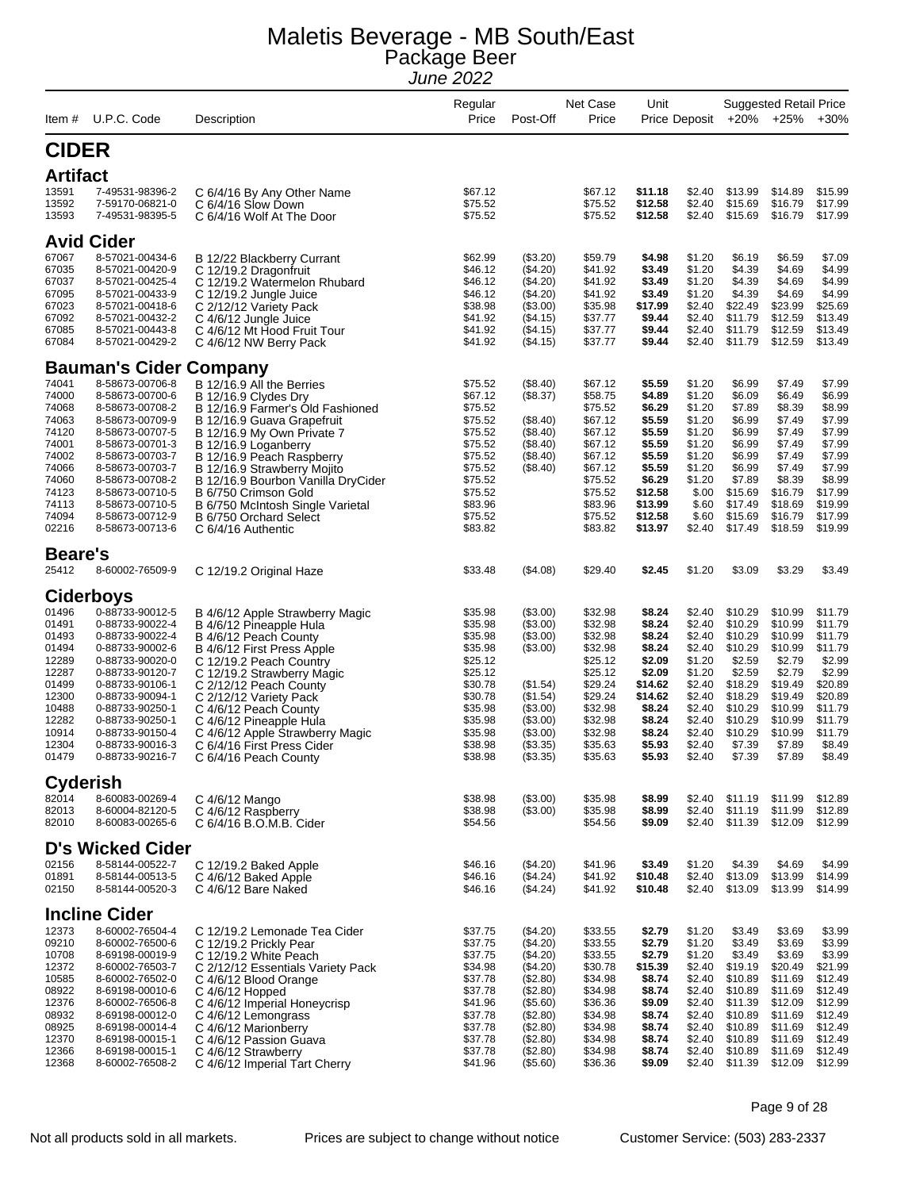# Maletis Beverage - MB South/East

## Package Beer

*June 2022*

| Item # | U.P.C. Code | Description | Regular Price | Post-Off | Net Case Price | Unit Price | Deposit | Suggested Retail Price +20% | +25% | +30% |
|---|---|---|---|---|---|---|---|---|---|---|
| **CIDER** | | | | | | | | | | |
| **Artifact** | | | | | | | | | | |
| 13591 | 7-49531-98396-2 | C 6/4/16 By Any Other Name | $67.12 | | $67.12 | **$11.18** | $2.40 | $13.99 | $14.89 | $15.99 |
| 13592 | 7-59170-06821-0 | C 6/4/16 Slow Down | $75.52 | | $75.52 | **$12.58** | $2.40 | $15.69 | $16.79 | $17.99 |
| 13593 | 7-49531-98395-5 | C 6/4/16 Wolf At The Door | $75.52 | | $75.52 | **$12.58** | $2.40 | $15.69 | $16.79 | $17.99 |
| **Avid Cider** | | | | | | | | | | |
| 67067 | 8-57021-00434-6 | B 12/22 Blackberry Currant | $62.99 | ($3.20) | $59.79 | **$4.98** | $1.20 | $6.19 | $6.59 | $7.09 |
| 67035 | 8-57021-00420-9 | C 12/19.2 Dragonfruit | $46.12 | ($4.20) | $41.92 | **$3.49** | $1.20 | $4.39 | $4.69 | $4.99 |
| 67037 | 8-57021-00425-4 | C 12/19.2 Watermelon Rhubard | $46.12 | ($4.20) | $41.92 | **$3.49** | $1.20 | $4.39 | $4.69 | $4.99 |
| 67095 | 8-57021-00433-9 | C 12/19.2 Jungle Juice | $46.12 | ($4.20) | $41.92 | **$3.49** | $1.20 | $4.39 | $4.69 | $4.99 |
| 67023 | 8-57021-00418-6 | C 2/12/12 Variety Pack | $38.98 | ($3.00) | $35.98 | **$17.99** | $2.40 | $22.49 | $23.99 | $25.69 |
| 67092 | 8-57021-00432-2 | C 4/6/12 Jungle Juice | $41.92 | ($4.15) | $37.77 | **$9.44** | $2.40 | $11.79 | $12.59 | $13.49 |
| 67085 | 8-57021-00443-8 | C 4/6/12 Mt Hood Fruit Tour | $41.92 | ($4.15) | $37.77 | **$9.44** | $2.40 | $11.79 | $12.59 | $13.49 |
| 67084 | 8-57021-00429-2 | C 4/6/12 NW Berry Pack | $41.92 | ($4.15) | $37.77 | **$9.44** | $2.40 | $11.79 | $12.59 | $13.49 |
| **Bauman's Cider Company** | | | | | | | | | | |
| 74041 | 8-58673-00706-8 | B 12/16.9 All the Berries | $75.52 | ($8.40) | $67.12 | **$5.59** | $1.20 | $6.99 | $7.49 | $7.99 |
| 74000 | 8-58673-00700-6 | B 12/16.9 Clydes Dry | $67.12 | ($8.37) | $58.75 | **$4.89** | $1.20 | $6.09 | $6.49 | $6.99 |
| 74068 | 8-58673-00708-2 | B 12/16.9 Farmer's Old Fashioned | $75.52 | | $75.52 | **$6.29** | $1.20 | $7.89 | $8.39 | $8.99 |
| 74063 | 8-58673-00709-9 | B 12/16.9 Guava Grapefruit | $75.52 | ($8.40) | $67.12 | **$5.59** | $1.20 | $6.99 | $7.49 | $7.99 |
| 74120 | 8-58673-00707-5 | B 12/16.9 My Own Private 7 | $75.52 | ($8.40) | $67.12 | **$5.59** | $1.20 | $6.99 | $7.49 | $7.99 |
| 74001 | 8-58673-00701-3 | B 12/16.9 Loganberry | $75.52 | ($8.40) | $67.12 | **$5.59** | $1.20 | $6.99 | $7.49 | $7.99 |
| 74002 | 8-58673-00703-7 | B 12/16.9 Peach Raspberry | $75.52 | ($8.40) | $67.12 | **$5.59** | $1.20 | $6.99 | $7.49 | $7.99 |
| 74066 | 8-58673-00703-7 | B 12/16.9 Strawberry Mojito | $75.52 | ($8.40) | $67.12 | **$5.59** | $1.20 | $6.99 | $7.49 | $7.99 |
| 74060 | 8-58673-00708-2 | B 12/16.9 Bourbon Vanilla DryCider | $75.52 | | $75.52 | **$6.29** | $1.20 | $7.89 | $8.39 | $8.99 |
| 74123 | 8-58673-00710-5 | B 6/750 Crimson Gold | $75.52 | | $75.52 | **$12.58** | $.00 | $15.69 | $16.79 | $17.99 |
| 74113 | 8-58673-00710-5 | B 6/750 McIntosh Single Varietal | $83.96 | | $83.96 | **$13.99** | $.60 | $17.49 | $18.69 | $19.99 |
| 74094 | 8-58673-00712-9 | B 6/750 Orchard Select | $75.52 | | $75.52 | **$12.58** | $.60 | $15.69 | $16.79 | $17.99 |
| 02216 | 8-58673-00713-6 | C 6/4/16 Authentic | $83.82 | | $83.82 | **$13.97** | $2.40 | $17.49 | $18.59 | $19.99 |
| **Beare's** | | | | | | | | | | |
| 25412 | 8-60002-76509-9 | C 12/19.2 Original Haze | $33.48 | ($4.08) | $29.40 | **$2.45** | $1.20 | $3.09 | $3.29 | $3.49 |
| **Ciderboys** | | | | | | | | | | |
| 01496 | 0-88733-90012-5 | B 4/6/12 Apple Strawberry Magic | $35.98 | ($3.00) | $32.98 | **$8.24** | $2.40 | $10.29 | $10.99 | $11.79 |
| 01491 | 0-88733-90022-4 | B 4/6/12 Pineapple Hula | $35.98 | ($3.00) | $32.98 | **$8.24** | $2.40 | $10.29 | $10.99 | $11.79 |
| 01493 | 0-88733-90022-4 | B 4/6/12 Peach County | $35.98 | ($3.00) | $32.98 | **$8.24** | $2.40 | $10.29 | $10.99 | $11.79 |
| 01494 | 0-88733-90002-6 | B 4/6/12 First Press Apple | $35.98 | ($3.00) | $32.98 | **$8.24** | $2.40 | $10.29 | $10.99 | $11.79 |
| 12289 | 0-88733-90020-0 | C 12/19.2 Peach Country | $25.12 | | $25.12 | **$2.09** | $1.20 | $2.59 | $2.79 | $2.99 |
| 12287 | 0-88733-90120-7 | C 12/19.2 Strawberry Magic | $25.12 | | $25.12 | **$2.09** | $1.20 | $2.59 | $2.79 | $2.99 |
| 01499 | 0-88733-90106-1 | C 2/12/12 Peach County | $30.78 | ($1.54) | $29.24 | **$14.62** | $2.40 | $18.29 | $19.49 | $20.89 |
| 12300 | 0-88733-90094-1 | C 2/12/12 Variety Pack | $30.78 | ($1.54) | $29.24 | **$14.62** | $2.40 | $18.29 | $19.49 | $20.89 |
| 10488 | 0-88733-90250-1 | C 4/6/12 Peach County | $35.98 | ($3.00) | $32.98 | **$8.24** | $2.40 | $10.29 | $10.99 | $11.79 |
| 12282 | 0-88733-90250-1 | C 4/6/12 Pineapple Hula | $35.98 | ($3.00) | $32.98 | **$8.24** | $2.40 | $10.29 | $10.99 | $11.79 |
| 10914 | 0-88733-90150-4 | C 4/6/12 Apple Strawberry Magic | $35.98 | ($3.00) | $32.98 | **$8.24** | $2.40 | $10.29 | $10.99 | $11.79 |
| 12304 | 0-88733-90016-3 | C 6/4/16 First Press Cider | $38.98 | ($3.35) | $35.63 | **$5.93** | $2.40 | $7.39 | $7.89 | $8.49 |
| 01479 | 0-88733-90216-7 | C 6/4/16 Peach County | $38.98 | ($3.35) | $35.63 | **$5.93** | $2.40 | $7.39 | $7.89 | $8.49 |
| **Cyderish** | | | | | | | | | | |
| 82014 | 8-60083-00269-4 | C 4/6/12 Mango | $38.98 | ($3.00) | $35.98 | **$8.99** | $2.40 | $11.19 | $11.99 | $12.89 |
| 82013 | 8-60004-82120-5 | C 4/6/12 Raspberry | $38.98 | ($3.00) | $35.98 | **$8.99** | $2.40 | $11.19 | $11.99 | $12.89 |
| 82010 | 8-60083-00265-6 | C 6/4/16 B.O.M.B. Cider | $54.56 | | $54.56 | **$9.09** | $2.40 | $11.39 | $12.09 | $12.99 |
| **D's Wicked Cider** | | | | | | | | | | |
| 02156 | 8-58144-00522-7 | C 12/19.2 Baked Apple | $46.16 | ($4.20) | $41.96 | **$3.49** | $1.20 | $4.39 | $4.69 | $4.99 |
| 01891 | 8-58144-00513-5 | C 4/6/12 Baked Apple | $46.16 | ($4.24) | $41.92 | **$10.48** | $2.40 | $13.09 | $13.99 | $14.99 |
| 02150 | 8-58144-00520-3 | C 4/6/12 Bare Naked | $46.16 | ($4.24) | $41.92 | **$10.48** | $2.40 | $13.09 | $13.99 | $14.99 |
| **Incline Cider** | | | | | | | | | | |
| 12373 | 8-60002-76504-4 | C 12/19.2 Lemonade Tea Cider | $37.75 | ($4.20) | $33.55 | **$2.79** | $1.20 | $3.49 | $3.69 | $3.99 |
| 09210 | 8-60002-76500-6 | C 12/19.2 Prickly Pear | $37.75 | ($4.20) | $33.55 | **$2.79** | $1.20 | $3.49 | $3.69 | $3.99 |
| 10708 | 8-69198-00019-9 | C 12/19.2 White Peach | $37.75 | ($4.20) | $33.55 | **$2.79** | $1.20 | $3.49 | $3.69 | $3.99 |
| 12372 | 8-60002-76503-7 | C 2/12/12 Essentials Variety Pack | $34.98 | ($4.20) | $30.78 | **$15.39** | $2.40 | $19.19 | $20.49 | $21.99 |
| 10585 | 8-60002-76502-0 | C 4/6/12 Blood Orange | $37.78 | ($2.80) | $34.98 | **$8.74** | $2.40 | $10.89 | $11.69 | $12.49 |
| 08922 | 8-69198-00010-6 | C 4/6/12 Hopped | $37.78 | ($2.80) | $34.98 | **$8.74** | $2.40 | $10.89 | $11.69 | $12.49 |
| 12376 | 8-60002-76506-8 | C 4/6/12 Imperial Honeycrisp | $41.96 | ($5.60) | $36.36 | **$9.09** | $2.40 | $11.39 | $12.09 | $12.99 |
| 08932 | 8-69198-00012-0 | C 4/6/12 Lemongrass | $37.78 | ($2.80) | $34.98 | **$8.74** | $2.40 | $10.89 | $11.69 | $12.49 |
| 08925 | 8-69198-00014-4 | C 4/6/12 Marionberry | $37.78 | ($2.80) | $34.98 | **$8.74** | $2.40 | $10.89 | $11.69 | $12.49 |
| 12370 | 8-69198-00015-1 | C 4/6/12 Passion Guava | $37.78 | ($2.80) | $34.98 | **$8.74** | $2.40 | $10.89 | $11.69 | $12.49 |
| 12366 | 8-69198-00015-1 | C 4/6/12 Strawberry | $37.78 | ($2.80) | $34.98 | **$8.74** | $2.40 | $10.89 | $11.69 | $12.49 |
| 12368 | 8-60002-76508-2 | C 4/6/12 Imperial Tart Cherry | $41.96 | ($5.60) | $36.36 | **$9.09** | $2.40 | $11.39 | $12.09 | $12.99 |

Not all products sold in all markets. Prices are subject to change without notice Customer Service: (503) 283-2337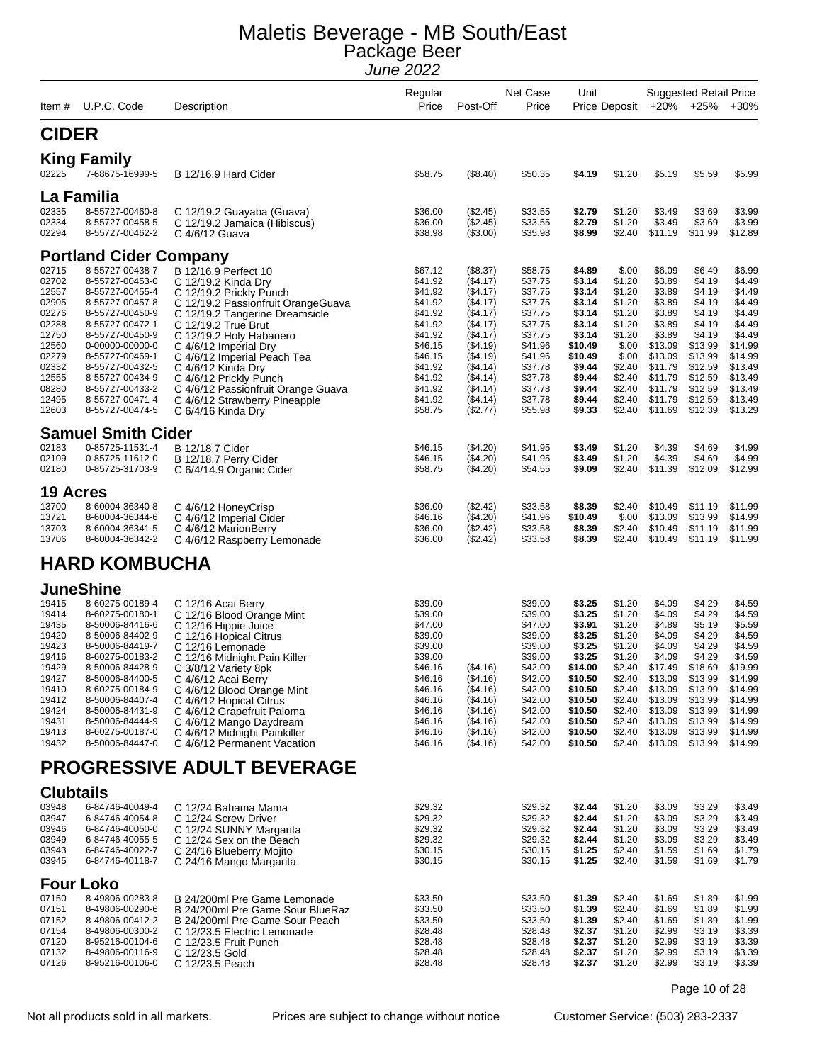# Maletis Beverage - MB South/East

## Package Beer

*June 2022*

| Item # | U.P.C. Code | Description | Regular Price | Post-Off | Net Case Price | Unit Price | Deposit | Suggested Retail Price +20% | +25% | +30% |
|---|---|---|---|---|---|---|---|---|---|---|
| **CIDER** | | | | | | | | | | |
| **King Family** | | | | | | | | | | |
| 02225 | 7-68675-16999-5 | B 12/16.9 Hard Cider | $58.75 | ($8.40) | $50.35 | **$4.19** | $1.20 | $5.19 | $5.59 | $5.99 |
| **La Familia** | | | | | | | | | | |
| 02335 | 8-55727-00460-8 | C 12/19.2 Guayaba (Guava) | $36.00 | ($2.45) | $33.55 | **$2.79** | $1.20 | $3.49 | $3.69 | $3.99 |
| 02334 | 8-55727-00458-5 | C 12/19.2 Jamaica (Hibiscus) | $36.00 | ($2.45) | $33.55 | **$2.79** | $1.20 | $3.49 | $3.69 | $3.99 |
| 02294 | 8-55727-00462-2 | C 4/6/12 Guava | $38.98 | ($3.00) | $35.98 | **$8.99** | $2.40 | $11.19 | $11.99 | $12.89 |
| **Portland Cider Company** | | | | | | | | | | |
| 02715 | 8-55727-00438-7 | B 12/16.9 Perfect 10 | $67.12 | ($8.37) | $58.75 | **$4.89** | $.00 | $6.09 | $6.49 | $6.99 |
| 02702 | 8-55727-00453-0 | C 12/19.2 Kinda Dry | $41.92 | ($4.17) | $37.75 | **$3.14** | $1.20 | $3.89 | $4.19 | $4.49 |
| 12557 | 8-55727-00455-4 | C 12/19.2 Prickly Punch | $41.92 | ($4.17) | $37.75 | **$3.14** | $1.20 | $3.89 | $4.19 | $4.49 |
| 02905 | 8-55727-00457-8 | C 12/19.2 Passionfruit OrangeGuava | $41.92 | ($4.17) | $37.75 | **$3.14** | $1.20 | $3.89 | $4.19 | $4.49 |
| 02276 | 8-55727-00450-9 | C 12/19.2 Tangerine Dreamsicle | $41.92 | ($4.17) | $37.75 | **$3.14** | $1.20 | $3.89 | $4.19 | $4.49 |
| 02288 | 8-55727-00472-1 | C 12/19.2 True Brut | $41.92 | ($4.17) | $37.75 | **$3.14** | $1.20 | $3.89 | $4.19 | $4.49 |
| 12750 | 8-55727-00450-9 | C 12/19.2 Holy Habanero | $41.92 | ($4.17) | $37.75 | **$3.14** | $1.20 | $3.89 | $4.19 | $4.49 |
| 12560 | 0-00000-00000-0 | C 4/6/12 Imperial Dry | $46.15 | ($4.19) | $41.96 | **$10.49** | $.00 | $13.09 | $13.99 | $14.99 |
| 02279 | 8-55727-00469-1 | C 4/6/12 Imperial Peach Tea | $46.15 | ($4.19) | $41.96 | **$10.49** | $.00 | $13.09 | $13.99 | $14.99 |
| 02332 | 8-55727-00432-5 | C 4/6/12 Kinda Dry | $41.92 | ($4.14) | $37.78 | **$9.44** | $2.40 | $11.79 | $12.59 | $13.49 |
| 12555 | 8-55727-00434-9 | C 4/6/12 Prickly Punch | $41.92 | ($4.14) | $37.78 | **$9.44** | $2.40 | $11.79 | $12.59 | $13.49 |
| 08280 | 8-55727-00433-2 | C 4/6/12 Passionfruit Orange Guava | $41.92 | ($4.14) | $37.78 | **$9.44** | $2.40 | $11.79 | $12.59 | $13.49 |
| 12495 | 8-55727-00471-4 | C 4/6/12 Strawberry Pineapple | $41.92 | ($4.14) | $37.78 | **$9.44** | $2.40 | $11.79 | $12.59 | $13.49 |
| 12603 | 8-55727-00474-5 | C 6/4/16 Kinda Dry | $58.75 | ($2.77) | $55.98 | **$9.33** | $2.40 | $11.69 | $12.39 | $13.29 |
| **Samuel Smith Cider** | | | | | | | | | | |
| 02183 | 0-85725-11531-4 | B 12/18.7 Cider | $46.15 | ($4.20) | $41.95 | **$3.49** | $1.20 | $4.39 | $4.69 | $4.99 |
| 02109 | 0-85725-11612-0 | B 12/18.7 Perry Cider | $46.15 | ($4.20) | $41.95 | **$3.49** | $1.20 | $4.39 | $4.69 | $4.99 |
| 02180 | 0-85725-31703-9 | C 6/4/14.9 Organic Cider | $58.75 | ($4.20) | $54.55 | **$9.09** | $2.40 | $11.39 | $12.09 | $12.99 |
| **19 Acres** | | | | | | | | | | |
| 13700 | 8-60004-36340-8 | C 4/6/12 HoneyCrisp | $36.00 | ($2.42) | $33.58 | **$8.39** | $2.40 | $10.49 | $11.19 | $11.99 |
| 13721 | 8-60004-36344-6 | C 4/6/12 Imperial Cider | $46.16 | ($4.20) | $41.96 | **$10.49** | $.00 | $13.09 | $13.99 | $14.99 |
| 13703 | 8-60004-36341-5 | C 4/6/12 MarionBerry | $36.00 | ($2.42) | $33.58 | **$8.39** | $2.40 | $10.49 | $11.19 | $11.99 |
| 13706 | 8-60004-36342-2 | C 4/6/12 Raspberry Lemonade | $36.00 | ($2.42) | $33.58 | **$8.39** | $2.40 | $10.49 | $11.19 | $11.99 |
| **HARD KOMBUCHA** | | | | | | | | | | |
| **JuneShine** | | | | | | | | | | |
| 19415 | 8-60275-00189-4 | C 12/16 Acai Berry | $39.00 | | $39.00 | **$3.25** | $1.20 | $4.09 | $4.29 | $4.59 |
| 19414 | 8-60275-00180-1 | C 12/16 Blood Orange Mint | $39.00 | | $39.00 | **$3.25** | $1.20 | $4.09 | $4.29 | $4.59 |
| 19435 | 8-50006-84416-6 | C 12/16 Hippie Juice | $47.00 | | $47.00 | **$3.91** | $1.20 | $4.89 | $5.19 | $5.59 |
| 19420 | 8-50006-84402-9 | C 12/16 Hopical Citrus | $39.00 | | $39.00 | **$3.25** | $1.20 | $4.09 | $4.29 | $4.59 |
| 19423 | 8-50006-84419-7 | C 12/16 Lemonade | $39.00 | | $39.00 | **$3.25** | $1.20 | $4.09 | $4.29 | $4.59 |
| 19416 | 8-60275-00183-2 | C 12/16 Midnight Pain Killer | $39.00 | | $39.00 | **$3.25** | $1.20 | $4.09 | $4.29 | $4.59 |
| 19429 | 8-50006-84428-9 | C 3/8/12 Variety 8pk | $46.16 | ($4.16) | $42.00 | **$14.00** | $2.40 | $17.49 | $18.69 | $19.99 |
| 19427 | 8-50006-84400-5 | C 4/6/12 Acai Berry | $46.16 | ($4.16) | $42.00 | **$10.50** | $2.40 | $13.09 | $13.99 | $14.99 |
| 19410 | 8-60275-00184-9 | C 4/6/12 Blood Orange Mint | $46.16 | ($4.16) | $42.00 | **$10.50** | $2.40 | $13.09 | $13.99 | $14.99 |
| 19412 | 8-50006-84407-4 | C 4/6/12 Hopical Citrus | $46.16 | ($4.16) | $42.00 | **$10.50** | $2.40 | $13.09 | $13.99 | $14.99 |
| 19424 | 8-50006-84431-9 | C 4/6/12 Grapefruit Paloma | $46.16 | ($4.16) | $42.00 | **$10.50** | $2.40 | $13.09 | $13.99 | $14.99 |
| 19431 | 8-50006-84444-9 | C 4/6/12 Mango Daydream | $46.16 | ($4.16) | $42.00 | **$10.50** | $2.40 | $13.09 | $13.99 | $14.99 |
| 19413 | 8-60275-00187-0 | C 4/6/12 Midnight Painkiller | $46.16 | ($4.16) | $42.00 | **$10.50** | $2.40 | $13.09 | $13.99 | $14.99 |
| 19432 | 8-50006-84447-0 | C 4/6/12 Permanent Vacation | $46.16 | ($4.16) | $42.00 | **$10.50** | $2.40 | $13.09 | $13.99 | $14.99 |
| **PROGRESSIVE ADULT BEVERAGE** | | | | | | | | | | |
| **Clubtails** | | | | | | | | | | |
| 03948 | 6-84746-40049-4 | C 12/24 Bahama Mama | $29.32 | | $29.32 | **$2.44** | $1.20 | $3.09 | $3.29 | $3.49 |
| 03947 | 6-84746-40054-8 | C 12/24 Screw Driver | $29.32 | | $29.32 | **$2.44** | $1.20 | $3.09 | $3.29 | $3.49 |
| 03946 | 6-84746-40050-0 | C 12/24 SUNNY Margarita | $29.32 | | $29.32 | **$2.44** | $1.20 | $3.09 | $3.29 | $3.49 |
| 03949 | 6-84746-40055-5 | C 12/24 Sex on the Beach | $29.32 | | $29.32 | **$2.44** | $1.20 | $3.09 | $3.29 | $3.49 |
| 03943 | 6-84746-40022-7 | C 24/16 Blueberry Mojito | $30.15 | | $30.15 | **$1.25** | $2.40 | $1.59 | $1.69 | $1.79 |
| 03945 | 6-84746-40118-7 | C 24/16 Mango Margarita | $30.15 | | $30.15 | **$1.25** | $2.40 | $1.59 | $1.69 | $1.79 |
| **Four Loko** | | | | | | | | | | |
| 07150 | 8-49806-00283-8 | B 24/200ml Pre Game Lemonade | $33.50 | | $33.50 | **$1.39** | $2.40 | $1.69 | $1.89 | $1.99 |
| 07151 | 8-49806-00290-6 | B 24/200ml Pre Game Sour BlueRaz | $33.50 | | $33.50 | **$1.39** | $2.40 | $1.69 | $1.89 | $1.99 |
| 07152 | 8-49806-00412-2 | B 24/200ml Pre Game Sour Peach | $33.50 | | $33.50 | **$1.39** | $2.40 | $1.69 | $1.89 | $1.99 |
| 07154 | 8-49806-00300-2 | C 12/23.5 Electric Lemonade | $28.48 | | $28.48 | **$2.37** | $1.20 | $2.99 | $3.19 | $3.39 |
| 07120 | 8-95216-00104-6 | C 12/23.5 Fruit Punch | $28.48 | | $28.48 | **$2.37** | $1.20 | $2.99 | $3.19 | $3.39 |
| 07132 | 8-49806-00116-9 | C 12/23.5 Gold | $28.48 | | $28.48 | **$2.37** | $1.20 | $2.99 | $3.19 | $3.39 |
| 07126 | 8-95216-00106-0 | C 12/23.5 Peach | $28.48 | | $28.48 | **$2.37** | $1.20 | $2.99 | $3.19 | $3.39 |

Not all products sold in all markets. Prices are subject to change without notice Customer Service: (503) 283-2337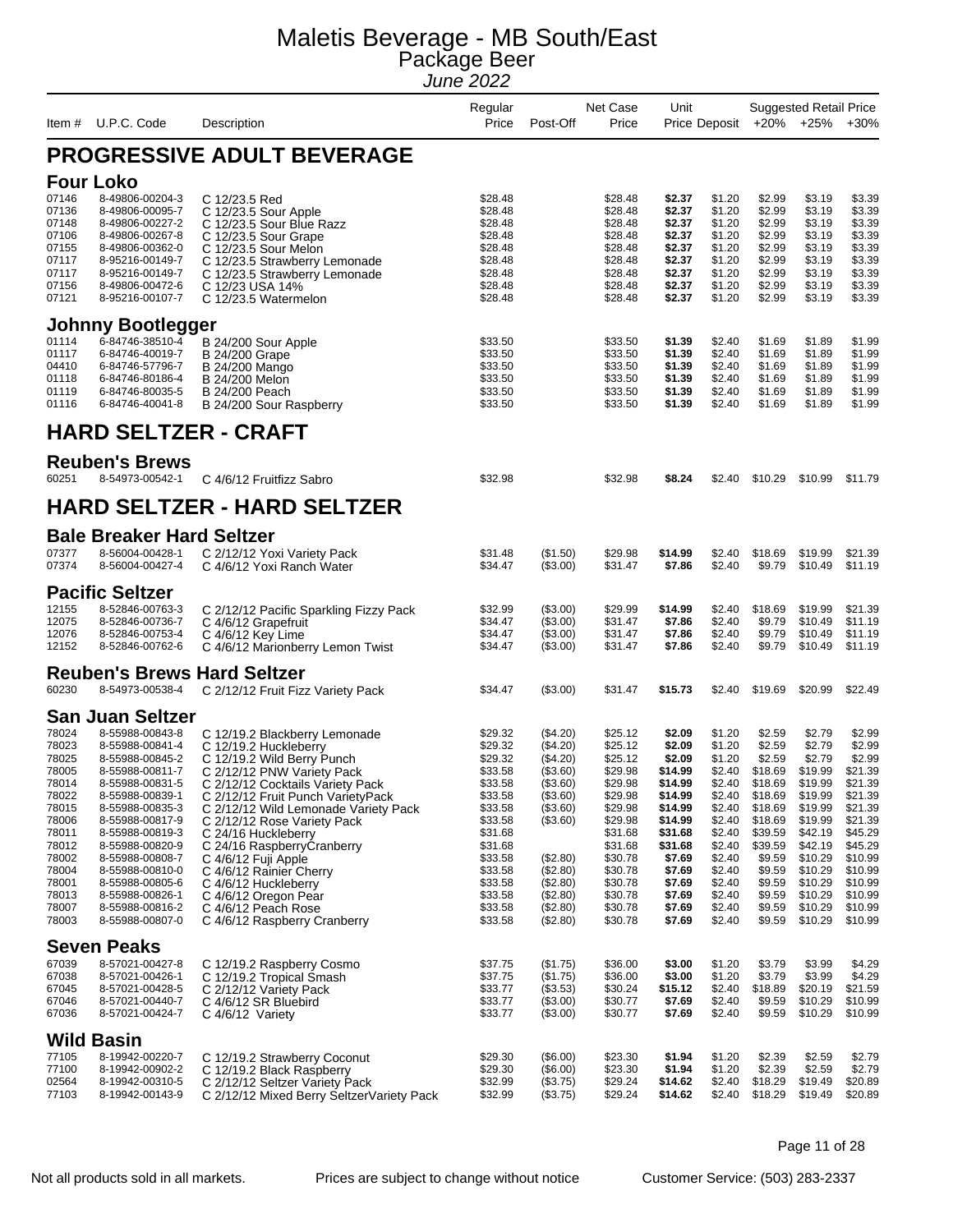# Maletis Beverage - MB South/East

## Package Beer

*June 2022*

| Item # | U.P.C. Code | Description | Regular Price | Post-Off | Net Case Price | Unit Price | Deposit | Suggested Retail Price +20% | +25% | +30% |
|---|---|---|---|---|---|---|---|---|---|---|
| **PROGRESSIVE ADULT BEVERAGE** | | | | | | | | | | |
| **Four Loko** | | | | | | | | | | |
| 07146 | 8-49806-00204-3 | C 12/23.5 Red | $28.48 | | $28.48 | **$2.37** | $1.20 | $2.99 | $3.19 | $3.39 |
| 07136 | 8-49806-00095-7 | C 12/23.5 Sour Apple | $28.48 | | $28.48 | **$2.37** | $1.20 | $2.99 | $3.19 | $3.39 |
| 07148 | 8-49806-00227-2 | C 12/23.5 Sour Blue Razz | $28.48 | | $28.48 | **$2.37** | $1.20 | $2.99 | $3.19 | $3.39 |
| 07106 | 8-49806-00267-8 | C 12/23.5 Sour Grape | $28.48 | | $28.48 | **$2.37** | $1.20 | $2.99 | $3.19 | $3.39 |
| 07155 | 8-49806-00362-0 | C 12/23.5 Sour Melon | $28.48 | | $28.48 | **$2.37** | $1.20 | $2.99 | $3.19 | $3.39 |
| 07117 | 8-95216-00149-7 | C 12/23.5 Strawberry Lemonade | $28.48 | | $28.48 | **$2.37** | $1.20 | $2.99 | $3.19 | $3.39 |
| 07117 | 8-95216-00149-7 | C 12/23.5 Strawberry Lemonade | $28.48 | | $28.48 | **$2.37** | $1.20 | $2.99 | $3.19 | $3.39 |
| 07156 | 8-49806-00472-6 | C 12/23 USA 14% | $28.48 | | $28.48 | **$2.37** | $1.20 | $2.99 | $3.19 | $3.39 |
| 07121 | 8-95216-00107-7 | C 12/23.5 Watermelon | $28.48 | | $28.48 | **$2.37** | $1.20 | $2.99 | $3.19 | $3.39 |
| **Johnny Bootlegger** | | | | | | | | | | |
| 01114 | 6-84746-38510-4 | B 24/200 Sour Apple | $33.50 | | $33.50 | **$1.39** | $2.40 | $1.69 | $1.89 | $1.99 |
| 01117 | 6-84746-40019-7 | B 24/200 Grape | $33.50 | | $33.50 | **$1.39** | $2.40 | $1.69 | $1.89 | $1.99 |
| 04410 | 6-84746-57796-7 | B 24/200 Mango | $33.50 | | $33.50 | **$1.39** | $2.40 | $1.69 | $1.89 | $1.99 |
| 01118 | 6-84746-80186-4 | B 24/200 Melon | $33.50 | | $33.50 | **$1.39** | $2.40 | $1.69 | $1.89 | $1.99 |
| 01119 | 6-84746-80035-5 | B 24/200 Peach | $33.50 | | $33.50 | **$1.39** | $2.40 | $1.69 | $1.89 | $1.99 |
| 01116 | 6-84746-40041-8 | B 24/200 Sour Raspberry | $33.50 | | $33.50 | **$1.39** | $2.40 | $1.69 | $1.89 | $1.99 |
| **HARD SELTZER - CRAFT** | | | | | | | | | | |
| **Reuben's Brews** | | | | | | | | | | |
| 60251 | 8-54973-00542-1 | C 4/6/12 Fruitfizz Sabro | $32.98 | | $32.98 | **$8.24** | $2.40 | $10.29 | $10.99 | $11.79 |
| **HARD SELTZER - HARD SELTZER** | | | | | | | | | | |
| **Bale Breaker Hard Seltzer** | | | | | | | | | | |
| 07377 | 8-56004-00428-1 | C 2/12/12 Yoxi Variety Pack | $31.48 | ($1.50) | $29.98 | **$14.99** | $2.40 | $18.69 | $19.99 | $21.39 |
| 07374 | 8-56004-00427-4 | C 4/6/12 Yoxi Ranch Water | $34.47 | ($3.00) | $31.47 | **$7.86** | $2.40 | $9.79 | $10.49 | $11.19 |
| **Pacific Seltzer** | | | | | | | | | | |
| 12155 | 8-52846-00763-3 | C 2/12/12 Pacific Sparkling Fizzy Pack | $32.99 | ($3.00) | $29.99 | **$14.99** | $2.40 | $18.69 | $19.99 | $21.39 |
| 12075 | 8-52846-00736-7 | C 4/6/12 Grapefruit | $34.47 | ($3.00) | $31.47 | **$7.86** | $2.40 | $9.79 | $10.49 | $11.19 |
| 12076 | 8-52846-00753-4 | C 4/6/12 Key Lime | $34.47 | ($3.00) | $31.47 | **$7.86** | $2.40 | $9.79 | $10.49 | $11.19 |
| 12152 | 8-52846-00762-6 | C 4/6/12 Marionberry Lemon Twist | $34.47 | ($3.00) | $31.47 | **$7.86** | $2.40 | $9.79 | $10.49 | $11.19 |
| **Reuben's Brews Hard Seltzer** | | | | | | | | | | |
| 60230 | 8-54973-00538-4 | C 2/12/12 Fruit Fizz Variety Pack | $34.47 | ($3.00) | $31.47 | **$15.73** | $2.40 | $19.69 | $20.99 | $22.49 |
| **San Juan Seltzer** | | | | | | | | | | |
| 78024 | 8-55988-00843-8 | C 12/19.2 Blackberry Lemonade | $29.32 | ($4.20) | $25.12 | **$2.09** | $1.20 | $2.59 | $2.79 | $2.99 |
| 78023 | 8-55988-00841-4 | C 12/19.2 Huckleberry | $29.32 | ($4.20) | $25.12 | **$2.09** | $1.20 | $2.59 | $2.79 | $2.99 |
| 78025 | 8-55988-00845-2 | C 12/19.2 Wild Berry Punch | $29.32 | ($4.20) | $25.12 | **$2.09** | $1.20 | $2.59 | $2.79 | $2.99 |
| 78005 | 8-55988-00811-7 | C 2/12/12 PNW Variety Pack | $33.58 | ($3.60) | $29.98 | **$14.99** | $2.40 | $18.69 | $19.99 | $21.39 |
| 78014 | 8-55988-00831-5 | C 2/12/12 Cocktails Variety Pack | $33.58 | ($3.60) | $29.98 | **$14.99** | $2.40 | $18.69 | $19.99 | $21.39 |
| 78022 | 8-55988-00839-1 | C 2/12/12 Fruit Punch VarietyPack | $33.58 | ($3.60) | $29.98 | **$14.99** | $2.40 | $18.69 | $19.99 | $21.39 |
| 78015 | 8-55988-00835-3 | C 2/12/12 Wild Lemonade Variety Pack | $33.58 | ($3.60) | $29.98 | **$14.99** | $2.40 | $18.69 | $19.99 | $21.39 |
| 78006 | 8-55988-00817-9 | C 2/12/12 Rose Variety Pack | $33.58 | ($3.60) | $29.98 | **$14.99** | $2.40 | $18.69 | $19.99 | $21.39 |
| 78011 | 8-55988-00819-3 | C 24/16 Huckleberry | $31.68 | | $31.68 | **$31.68** | $2.40 | $39.59 | $42.19 | $45.29 |
| 78012 | 8-55988-00820-9 | C 24/16 RaspberryCranberry | $31.68 | | $31.68 | **$31.68** | $2.40 | $39.59 | $42.19 | $45.29 |
| 78002 | 8-55988-00808-7 | C 4/6/12 Fuji Apple | $33.58 | ($2.80) | $30.78 | **$7.69** | $2.40 | $9.59 | $10.29 | $10.99 |
| 78004 | 8-55988-00810-0 | C 4/6/12 Rainier Cherry | $33.58 | ($2.80) | $30.78 | **$7.69** | $2.40 | $9.59 | $10.29 | $10.99 |
| 78001 | 8-55988-00805-6 | C 4/6/12 Huckleberry | $33.58 | ($2.80) | $30.78 | **$7.69** | $2.40 | $9.59 | $10.29 | $10.99 |
| 78013 | 8-55988-00826-1 | C 4/6/12 Oregon Pear | $33.58 | ($2.80) | $30.78 | **$7.69** | $2.40 | $9.59 | $10.29 | $10.99 |
| 78007 | 8-55988-00816-2 | C 4/6/12 Peach Rose | $33.58 | ($2.80) | $30.78 | **$7.69** | $2.40 | $9.59 | $10.29 | $10.99 |
| 78003 | 8-55988-00807-0 | C 4/6/12 Raspberry Cranberry | $33.58 | ($2.80) | $30.78 | **$7.69** | $2.40 | $9.59 | $10.29 | $10.99 |
| **Seven Peaks** | | | | | | | | | | |
| 67039 | 8-57021-00427-8 | C 12/19.2 Raspberry Cosmo | $37.75 | ($1.75) | $36.00 | **$3.00** | $1.20 | $3.79 | $3.99 | $4.29 |
| 67038 | 8-57021-00426-1 | C 12/19.2 Tropical Smash | $37.75 | ($1.75) | $36.00 | **$3.00** | $1.20 | $3.79 | $3.99 | $4.29 |
| 67045 | 8-57021-00428-5 | C 2/12/12 Variety Pack | $33.77 | ($3.53) | $30.24 | **$15.12** | $2.40 | $18.89 | $20.19 | $21.59 |
| 67046 | 8-57021-00440-7 | C 4/6/12 SR Bluebird | $33.77 | ($3.00) | $30.77 | **$7.69** | $2.40 | $9.59 | $10.29 | $10.99 |
| 67036 | 8-57021-00424-7 | C 4/6/12 Variety | $33.77 | ($3.00) | $30.77 | **$7.69** | $2.40 | $9.59 | $10.29 | $10.99 |
| **Wild Basin** | | | | | | | | | | |
| 77105 | 8-19942-00220-7 | C 12/19.2 Strawberry Coconut | $29.30 | ($6.00) | $23.30 | **$1.94** | $1.20 | $2.39 | $2.59 | $2.79 |
| 77100 | 8-19942-00902-2 | C 12/19.2 Black Raspberry | $29.30 | ($6.00) | $23.30 | **$1.94** | $1.20 | $2.39 | $2.59 | $2.79 |
| 02564 | 8-19942-00310-5 | C 2/12/12 Seltzer Variety Pack | $32.99 | ($3.75) | $29.24 | **$14.62** | $2.40 | $18.29 | $19.49 | $20.89 |
| 77103 | 8-19942-00143-9 | C 2/12/12 Mixed Berry SeltzerVariety Pack | $32.99 | ($3.75) | $29.24 | **$14.62** | $2.40 | $18.29 | $19.49 | $20.89 |

Not all products sold in all markets. Prices are subject to change without notice Customer Service: (503) 283-2337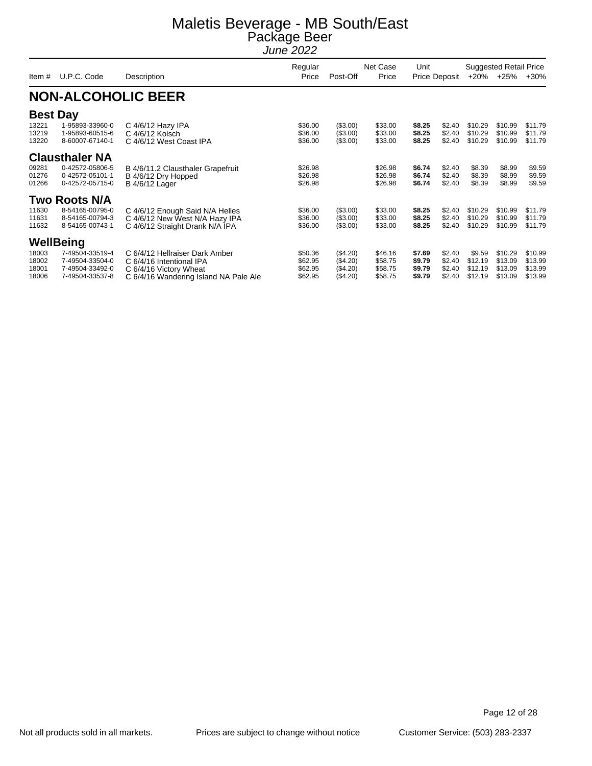# Maletis Beverage - MB South/East

## Package Beer

*June 2022*

| Item # | U.P.C. Code | Description | Regular Price | Post-Off | Net Case Price | Unit Price | Deposit | Suggested Retail Price +20% | +25% | +30% |
|---|---|---|---|---|---|---|---|---|---|---|

## NON-ALCOHOLIC BEER

### Best Day

| Item # | U.P.C. Code | Description | Regular Price | Post-Off | Net Case Price | Unit Price | Deposit | +20% | +25% | +30% |
|---|---|---|---|---|---|---|---|---|---|---|
| 13221 | 1-95893-33960-0 | C 4/6/12 Hazy IPA | $36.00 | ($3.00) | $33.00 | **$8.25** | $2.40 | $10.29 | $10.99 | $11.79 |
| 13219 | 1-95893-60515-6 | C 4/6/12 Kolsch | $36.00 | ($3.00) | $33.00 | **$8.25** | $2.40 | $10.29 | $10.99 | $11.79 |
| 13220 | 8-60007-67140-1 | C 4/6/12 West Coast IPA | $36.00 | ($3.00) | $33.00 | **$8.25** | $2.40 | $10.29 | $10.99 | $11.79 |

### Clausthaler NA

| Item # | U.P.C. Code | Description | Regular Price | Post-Off | Net Case Price | Unit Price | Deposit | +20% | +25% | +30% |
|---|---|---|---|---|---|---|---|---|---|---|
| 09281 | 0-42572-05806-5 | B 4/6/11.2 Clausthaler Grapefruit | $26.98 | | $26.98 | **$6.74** | $2.40 | $8.39 | $8.99 | $9.59 |
| 01276 | 0-42572-05101-1 | B 4/6/12 Dry Hopped | $26.98 | | $26.98 | **$6.74** | $2.40 | $8.39 | $8.99 | $9.59 |
| 01266 | 0-42572-05715-0 | B 4/6/12 Lager | $26.98 | | $26.98 | **$6.74** | $2.40 | $8.39 | $8.99 | $9.59 |

### Two Roots N/A

| Item # | U.P.C. Code | Description | Regular Price | Post-Off | Net Case Price | Unit Price | Deposit | +20% | +25% | +30% |
|---|---|---|---|---|---|---|---|---|---|---|
| 11630 | 8-54165-00795-0 | C 4/6/12 Enough Said N/A Helles | $36.00 | ($3.00) | $33.00 | **$8.25** | $2.40 | $10.29 | $10.99 | $11.79 |
| 11631 | 8-54165-00794-3 | C 4/6/12 New West N/A Hazy IPA | $36.00 | ($3.00) | $33.00 | **$8.25** | $2.40 | $10.29 | $10.99 | $11.79 |
| 11632 | 8-54165-00743-1 | C 4/6/12 Straight Drank N/A IPA | $36.00 | ($3.00) | $33.00 | **$8.25** | $2.40 | $10.29 | $10.99 | $11.79 |

### WellBeing

| Item # | U.P.C. Code | Description | Regular Price | Post-Off | Net Case Price | Unit Price | Deposit | +20% | +25% | +30% |
|---|---|---|---|---|---|---|---|---|---|---|
| 18003 | 7-49504-33519-4 | C 6/4/12 Hellraiser Dark Amber | $50.36 | ($4.20) | $46.16 | **$7.69** | $2.40 | $9.59 | $10.29 | $10.99 |
| 18002 | 7-49504-33504-0 | C 6/4/16 Intentional IPA | $62.95 | ($4.20) | $58.75 | **$9.79** | $2.40 | $12.19 | $13.09 | $13.99 |
| 18001 | 7-49504-33492-0 | C 6/4/16 Victory Wheat | $62.95 | ($4.20) | $58.75 | **$9.79** | $2.40 | $12.19 | $13.09 | $13.99 |
| 18006 | 7-49504-33537-8 | C 6/4/16 Wandering Island NA Pale Ale | $62.95 | ($4.20) | $58.75 | **$9.79** | $2.40 | $12.19 | $13.09 | $13.99 |

Not all products sold in all markets. Prices are subject to change without notice Customer Service: (503) 283-2337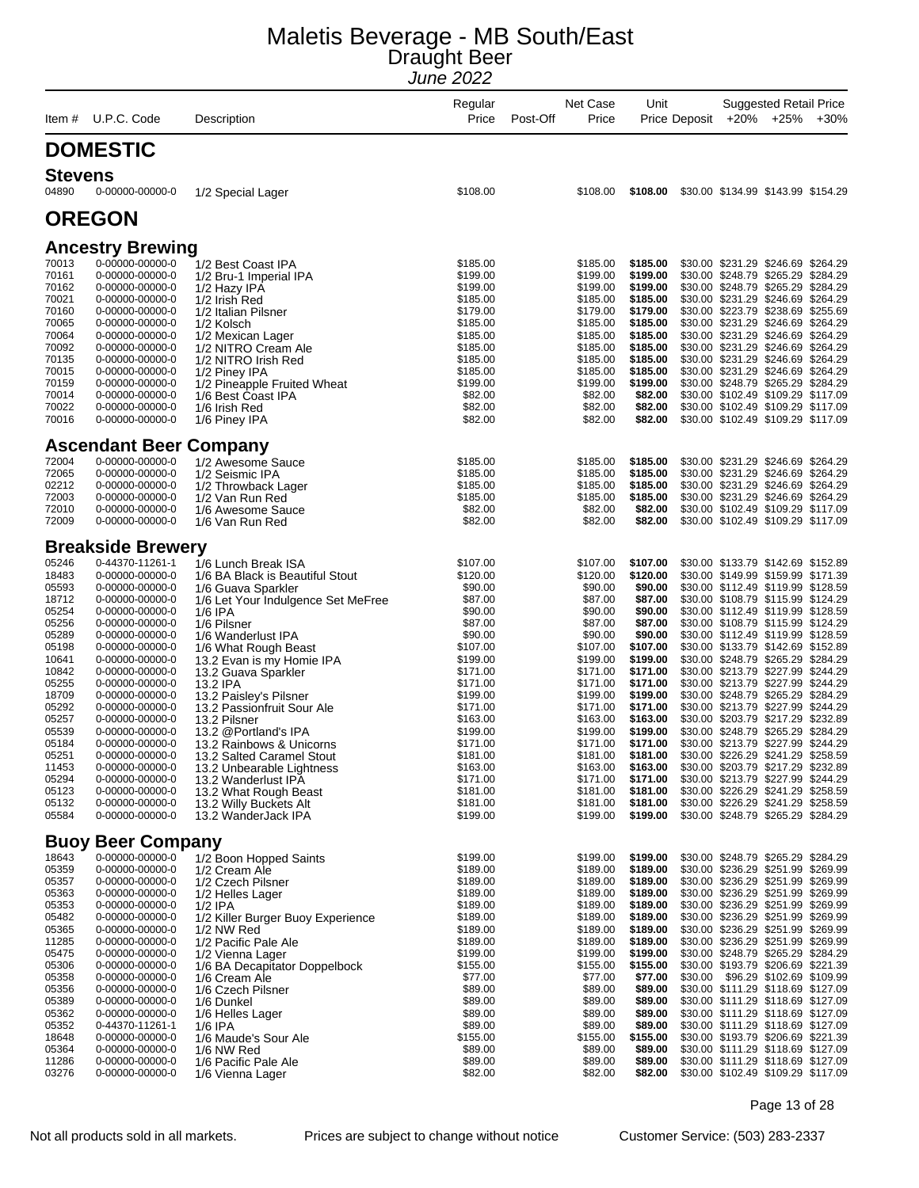# Maletis Beverage - MB South/East

## Draught Beer

*June 2022*

| Item # | U.P.C. Code | Description | Regular Price | Post-Off | Net Case Price | Unit Price | Deposit | +20% | +25% | +30% |
|---|---|---|---|---|---|---|---|---|---|---|
| | | | | | | | | Suggested Retail Price | | |

## DOMESTIC

### Stevens

| Item # | U.P.C. Code | Description | Regular Price | Post-Off | Net Case Price | Unit Price | Deposit | +20% | +25% | +30% |
|---|---|---|---|---|---|---|---|---|---|---|
| 04890 | 0-00000-00000-0 | 1/2 Special Lager | $108.00 | | $108.00 | **$108.00** | $30.00 | $134.99 | $143.99 | $154.29 |

## OREGON

### Ancestry Brewing

| Item # | U.P.C. Code | Description | Regular Price | Post-Off | Net Case Price | Unit Price | Deposit | +20% | +25% | +30% |
|---|---|---|---|---|---|---|---|---|---|---|
| 70013 | 0-00000-00000-0 | 1/2 Best Coast IPA | $185.00 | | $185.00 | **$185.00** | $30.00 | $231.29 | $246.69 | $264.29 |
| 70161 | 0-00000-00000-0 | 1/2 Bru-1 Imperial IPA | $199.00 | | $199.00 | **$199.00** | $30.00 | $248.79 | $265.29 | $284.29 |
| 70162 | 0-00000-00000-0 | 1/2 Hazy IPA | $199.00 | | $199.00 | **$199.00** | $30.00 | $248.79 | $265.29 | $284.29 |
| 70021 | 0-00000-00000-0 | 1/2 Irish Red | $185.00 | | $185.00 | **$185.00** | $30.00 | $231.29 | $246.69 | $264.29 |
| 70160 | 0-00000-00000-0 | 1/2 Italian Pilsner | $179.00 | | $179.00 | **$179.00** | $30.00 | $223.79 | $238.69 | $255.69 |
| 70065 | 0-00000-00000-0 | 1/2 Kolsch | $185.00 | | $185.00 | **$185.00** | $30.00 | $231.29 | $246.69 | $264.29 |
| 70064 | 0-00000-00000-0 | 1/2 Mexican Lager | $185.00 | | $185.00 | **$185.00** | $30.00 | $231.29 | $246.69 | $264.29 |
| 70092 | 0-00000-00000-0 | 1/2 NITRO Cream Ale | $185.00 | | $185.00 | **$185.00** | $30.00 | $231.29 | $246.69 | $264.29 |
| 70135 | 0-00000-00000-0 | 1/2 NITRO Irish Red | $185.00 | | $185.00 | **$185.00** | $30.00 | $231.29 | $246.69 | $264.29 |
| 70015 | 0-00000-00000-0 | 1/2 Piney IPA | $185.00 | | $185.00 | **$185.00** | $30.00 | $231.29 | $246.69 | $264.29 |
| 70159 | 0-00000-00000-0 | 1/2 Pineapple Fruited Wheat | $199.00 | | $199.00 | **$199.00** | $30.00 | $248.79 | $265.29 | $284.29 |
| 70014 | 0-00000-00000-0 | 1/6 Best Coast IPA | $82.00 | | $82.00 | **$82.00** | $30.00 | $102.49 | $109.29 | $117.09 |
| 70022 | 0-00000-00000-0 | 1/6 Irish Red | $82.00 | | $82.00 | **$82.00** | $30.00 | $102.49 | $109.29 | $117.09 |
| 70016 | 0-00000-00000-0 | 1/6 Piney IPA | $82.00 | | $82.00 | **$82.00** | $30.00 | $102.49 | $109.29 | $117.09 |

### Ascendant Beer Company

| Item # | U.P.C. Code | Description | Regular Price | Post-Off | Net Case Price | Unit Price | Deposit | +20% | +25% | +30% |
|---|---|---|---|---|---|---|---|---|---|---|
| 72004 | 0-00000-00000-0 | 1/2 Awesome Sauce | $185.00 | | $185.00 | **$185.00** | $30.00 | $231.29 | $246.69 | $264.29 |
| 72065 | 0-00000-00000-0 | 1/2 Seismic IPA | $185.00 | | $185.00 | **$185.00** | $30.00 | $231.29 | $246.69 | $264.29 |
| 02212 | 0-00000-00000-0 | 1/2 Throwback Lager | $185.00 | | $185.00 | **$185.00** | $30.00 | $231.29 | $246.69 | $264.29 |
| 72003 | 0-00000-00000-0 | 1/2 Van Run Red | $185.00 | | $185.00 | **$185.00** | $30.00 | $231.29 | $246.69 | $264.29 |
| 72010 | 0-00000-00000-0 | 1/6 Awesome Sauce | $82.00 | | $82.00 | **$82.00** | $30.00 | $102.49 | $109.29 | $117.09 |
| 72009 | 0-00000-00000-0 | 1/6 Van Run Red | $82.00 | | $82.00 | **$82.00** | $30.00 | $102.49 | $109.29 | $117.09 |

### Breakside Brewery

| Item # | U.P.C. Code | Description | Regular Price | Post-Off | Net Case Price | Unit Price | Deposit | +20% | +25% | +30% |
|---|---|---|---|---|---|---|---|---|---|---|
| 05246 | 0-44370-11261-1 | 1/6 Lunch Break ISA | $107.00 | | $107.00 | **$107.00** | $30.00 | $133.79 | $142.69 | $152.89 |
| 18483 | 0-00000-00000-0 | 1/6 BA Black is Beautiful Stout | $120.00 | | $120.00 | **$120.00** | $30.00 | $149.99 | $159.99 | $171.39 |
| 05593 | 0-00000-00000-0 | 1/6 Guava Sparkler | $90.00 | | $90.00 | **$90.00** | $30.00 | $112.49 | $119.99 | $128.59 |
| 18712 | 0-00000-00000-0 | 1/6 Let Your Indulgence Set MeFree | $87.00 | | $87.00 | **$87.00** | $30.00 | $108.79 | $115.99 | $124.29 |
| 05254 | 0-00000-00000-0 | 1/6 IPA | $90.00 | | $90.00 | **$90.00** | $30.00 | $112.49 | $119.99 | $128.59 |
| 05256 | 0-00000-00000-0 | 1/6 Pilsner | $87.00 | | $87.00 | **$87.00** | $30.00 | $108.79 | $115.99 | $124.29 |
| 05289 | 0-00000-00000-0 | 1/6 Wanderlust IPA | $90.00 | | $90.00 | **$90.00** | $30.00 | $112.49 | $119.99 | $128.59 |
| 05198 | 0-00000-00000-0 | 1/6 What Rough Beast | $107.00 | | $107.00 | **$107.00** | $30.00 | $133.79 | $142.69 | $152.89 |
| 10641 | 0-00000-00000-0 | 13.2 Evan is my Homie IPA | $199.00 | | $199.00 | **$199.00** | $30.00 | $248.79 | $265.29 | $284.29 |
| 10842 | 0-00000-00000-0 | 13.2 Guava Sparkler | $171.00 | | $171.00 | **$171.00** | $30.00 | $213.79 | $227.99 | $244.29 |
| 05255 | 0-00000-00000-0 | 13.2 IPA | $171.00 | | $171.00 | **$171.00** | $30.00 | $213.79 | $227.99 | $244.29 |
| 18709 | 0-00000-00000-0 | 13.2 Paisley's Pilsner | $199.00 | | $199.00 | **$199.00** | $30.00 | $248.79 | $265.29 | $284.29 |
| 05292 | 0-00000-00000-0 | 13.2 Passionfruit Sour Ale | $171.00 | | $171.00 | **$171.00** | $30.00 | $213.79 | $227.99 | $244.29 |
| 05257 | 0-00000-00000-0 | 13.2 Pilsner | $163.00 | | $163.00 | **$163.00** | $30.00 | $203.79 | $217.29 | $232.89 |
| 05539 | 0-00000-00000-0 | 13.2 @Portland's IPA | $199.00 | | $199.00 | **$199.00** | $30.00 | $248.79 | $265.29 | $284.29 |
| 05184 | 0-00000-00000-0 | 13.2 Rainbows & Unicorns | $171.00 | | $171.00 | **$171.00** | $30.00 | $213.79 | $227.99 | $244.29 |
| 05251 | 0-00000-00000-0 | 13.2 Salted Caramel Stout | $181.00 | | $181.00 | **$181.00** | $30.00 | $226.29 | $241.29 | $258.59 |
| 11453 | 0-00000-00000-0 | 13.2 Unbearable Lightness | $163.00 | | $163.00 | **$163.00** | $30.00 | $203.79 | $217.29 | $232.89 |
| 05294 | 0-00000-00000-0 | 13.2 Wanderlust IPA | $171.00 | | $171.00 | **$171.00** | $30.00 | $213.79 | $227.99 | $244.29 |
| 05123 | 0-00000-00000-0 | 13.2 What Rough Beast | $181.00 | | $181.00 | **$181.00** | $30.00 | $226.29 | $241.29 | $258.59 |
| 05132 | 0-00000-00000-0 | 13.2 Willy Buckets Alt | $181.00 | | $181.00 | **$181.00** | $30.00 | $226.29 | $241.29 | $258.59 |
| 05584 | 0-00000-00000-0 | 13.2 WanderJack IPA | $199.00 | | $199.00 | **$199.00** | $30.00 | $248.79 | $265.29 | $284.29 |

### Buoy Beer Company

| Item # | U.P.C. Code | Description | Regular Price | Post-Off | Net Case Price | Unit Price | Deposit | +20% | +25% | +30% |
|---|---|---|---|---|---|---|---|---|---|---|
| 18643 | 0-00000-00000-0 | 1/2 Boon Hopped Saints | $199.00 | | $199.00 | **$199.00** | $30.00 | $248.79 | $265.29 | $284.29 |
| 05359 | 0-00000-00000-0 | 1/2 Cream Ale | $189.00 | | $189.00 | **$189.00** | $30.00 | $236.29 | $251.99 | $269.99 |
| 05357 | 0-00000-00000-0 | 1/2 Czech Pilsner | $189.00 | | $189.00 | **$189.00** | $30.00 | $236.29 | $251.99 | $269.99 |
| 05363 | 0-00000-00000-0 | 1/2 Helles Lager | $189.00 | | $189.00 | **$189.00** | $30.00 | $236.29 | $251.99 | $269.99 |
| 05353 | 0-00000-00000-0 | 1/2 IPA | $189.00 | | $189.00 | **$189.00** | $30.00 | $236.29 | $251.99 | $269.99 |
| 05482 | 0-00000-00000-0 | 1/2 Killer Burger Buoy Experience | $189.00 | | $189.00 | **$189.00** | $30.00 | $236.29 | $251.99 | $269.99 |
| 05365 | 0-00000-00000-0 | 1/2 NW Red | $189.00 | | $189.00 | **$189.00** | $30.00 | $236.29 | $251.99 | $269.99 |
| 11285 | 0-00000-00000-0 | 1/2 Pacific Pale Ale | $189.00 | | $189.00 | **$189.00** | $30.00 | $236.29 | $251.99 | $269.99 |
| 05475 | 0-00000-00000-0 | 1/2 Vienna Lager | $199.00 | | $199.00 | **$199.00** | $30.00 | $248.79 | $265.29 | $284.29 |
| 05306 | 0-00000-00000-0 | 1/6 BA Decapitator Doppelbock | $155.00 | | $155.00 | **$155.00** | $30.00 | $193.79 | $206.69 | $221.39 |
| 05358 | 0-00000-00000-0 | 1/6 Cream Ale | $77.00 | | $77.00 | **$77.00** | $30.00 | $96.29 | $102.69 | $109.99 |
| 05356 | 0-00000-00000-0 | 1/6 Czech Pilsner | $89.00 | | $89.00 | **$89.00** | $30.00 | $111.29 | $118.69 | $127.09 |
| 05389 | 0-00000-00000-0 | 1/6 Dunkel | $89.00 | | $89.00 | **$89.00** | $30.00 | $111.29 | $118.69 | $127.09 |
| 05362 | 0-00000-00000-0 | 1/6 Helles Lager | $89.00 | | $89.00 | **$89.00** | $30.00 | $111.29 | $118.69 | $127.09 |
| 05352 | 0-44370-11261-1 | 1/6 IPA | $89.00 | | $89.00 | **$89.00** | $30.00 | $111.29 | $118.69 | $127.09 |
| 18648 | 0-00000-00000-0 | 1/6 Maude's Sour Ale | $155.00 | | $155.00 | **$155.00** | $30.00 | $193.79 | $206.69 | $221.39 |
| 05364 | 0-00000-00000-0 | 1/6 NW Red | $89.00 | | $89.00 | **$89.00** | $30.00 | $111.29 | $118.69 | $127.09 |
| 11286 | 0-00000-00000-0 | 1/6 Pacific Pale Ale | $89.00 | | $89.00 | **$89.00** | $30.00 | $111.29 | $118.69 | $127.09 |
| 03276 | 0-00000-00000-0 | 1/6 Vienna Lager | $82.00 | | $82.00 | **$82.00** | $30.00 | $102.49 | $109.29 | $117.09 |

Not all products sold in all markets. Prices are subject to change without notice Customer Service: (503) 283-2337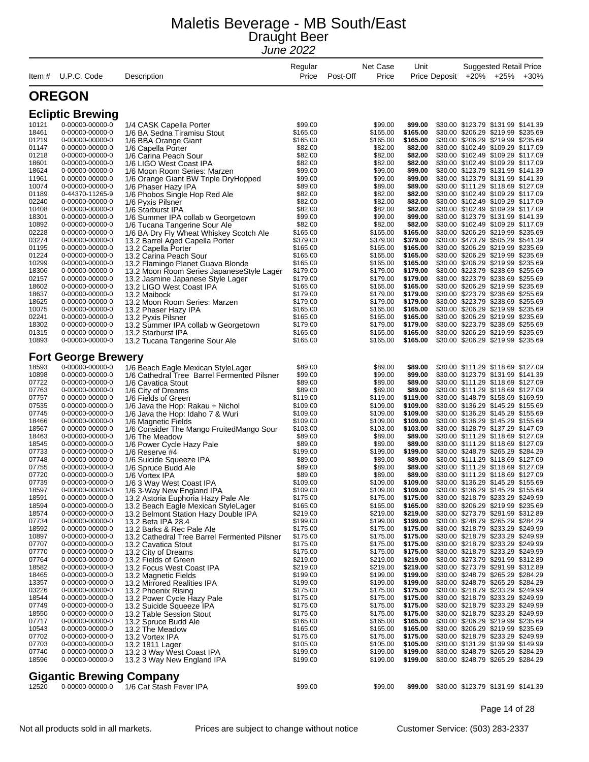# Maletis Beverage - MB South/East

## Draught Beer

*June 2022*

| Item # | U.P.C. Code | Description | Regular Price | Post-Off | Net Case Price | Unit Price | Deposit | +20% | +25% | +30% |
|---|---|---|---|---|---|---|---|---|---|---|
| | | | | | | | | Suggested Retail Price | | |

## OREGON

### Ecliptic Brewing

| Item # | U.P.C. Code | Description | Regular Price | Post-Off | Net Case Price | Unit Price | Deposit | +20% | +25% | +30% |
|---|---|---|---|---|---|---|---|---|---|---|
| 10121 | 0-00000-00000-0 | 1/4 CASK Capella Porter | $99.00 | | $99.00 | **$99.00** | $30.00 | $123.79 | $131.99 | $141.39 |
| 18461 | 0-00000-00000-0 | 1/6 BA Sedna Tiramisu Stout | $165.00 | | $165.00 | **$165.00** | $30.00 | $206.29 | $219.99 | $235.69 |
| 01219 | 0-00000-00000-0 | 1/6 BBA Orange Giant | $165.00 | | $165.00 | **$165.00** | $30.00 | $206.29 | $219.99 | $235.69 |
| 01147 | 0-00000-00000-0 | 1/6 Capella Porter | $82.00 | | $82.00 | **$82.00** | $30.00 | $102.49 | $109.29 | $117.09 |
| 01218 | 0-00000-00000-0 | 1/6 Carina Peach Sour | $82.00 | | $82.00 | **$82.00** | $30.00 | $102.49 | $109.29 | $117.09 |
| 18601 | 0-00000-00000-0 | 1/6 LIGO West Coast IPA | $82.00 | | $82.00 | **$82.00** | $30.00 | $102.49 | $109.29 | $117.09 |
| 18624 | 0-00000-00000-0 | 1/6 Moon Room Series: Marzen | $99.00 | | $99.00 | **$99.00** | $30.00 | $123.79 | $131.99 | $141.39 |
| 11961 | 0-00000-00000-0 | 1/6 Orange Giant BW Triple DryHopped | $99.00 | | $99.00 | **$99.00** | $30.00 | $123.79 | $131.99 | $141.39 |
| 10074 | 0-00000-00000-0 | 1/6 Phaser Hazy IPA | $89.00 | | $89.00 | **$89.00** | $30.00 | $111.29 | $118.69 | $127.09 |
| 01189 | 0-44370-11265-9 | 1/6 Phobos Single Hop Red Ale | $82.00 | | $82.00 | **$82.00** | $30.00 | $102.49 | $109.29 | $117.09 |
| 02240 | 0-00000-00000-0 | 1/6 Pyxis Pilsner | $82.00 | | $82.00 | **$82.00** | $30.00 | $102.49 | $109.29 | $117.09 |
| 10408 | 0-00000-00000-0 | 1/6 Starburst IPA | $82.00 | | $82.00 | **$82.00** | $30.00 | $102.49 | $109.29 | $117.09 |
| 18301 | 0-00000-00000-0 | 1/6 Summer IPA collab w Georgetown | $99.00 | | $99.00 | **$99.00** | $30.00 | $123.79 | $131.99 | $141.39 |
| 10892 | 0-00000-00000-0 | 1/6 Tucana Tangerine Sour Ale | $82.00 | | $82.00 | **$82.00** | $30.00 | $102.49 | $109.29 | $117.09 |
| 02228 | 0-00000-00000-0 | 1/6 BA Dry Fly Wheat Whiskey Scotch Ale | $165.00 | | $165.00 | **$165.00** | $30.00 | $206.29 | $219.99 | $235.69 |
| 03274 | 0-00000-00000-0 | 13.2 Barrel Aged Capella Porter | $379.00 | | $379.00 | **$379.00** | $30.00 | $473.79 | $505.29 | $541.39 |
| 01195 | 0-00000-00000-0 | 13.2 Capella Porter | $165.00 | | $165.00 | **$165.00** | $30.00 | $206.29 | $219.99 | $235.69 |
| 01224 | 0-00000-00000-0 | 13.2 Carina Peach Sour | $165.00 | | $165.00 | **$165.00** | $30.00 | $206.29 | $219.99 | $235.69 |
| 10299 | 0-00000-00000-0 | 13.2 Flamingo Planet Guava Blonde | $165.00 | | $165.00 | **$165.00** | $30.00 | $206.29 | $219.99 | $235.69 |
| 18306 | 0-00000-00000-0 | 13.2 Moon Room Series JapaneseStyle Lager | $179.00 | | $179.00 | **$179.00** | $30.00 | $223.79 | $238.69 | $255.69 |
| 02157 | 0-00000-00000-0 | 13.2 Jasmine Japanese Style Lager | $179.00 | | $179.00 | **$179.00** | $30.00 | $223.79 | $238.69 | $255.69 |
| 18602 | 0-00000-00000-0 | 13.2 LIGO West Coast IPA | $165.00 | | $165.00 | **$165.00** | $30.00 | $206.29 | $219.99 | $235.69 |
| 18637 | 0-00000-00000-0 | 13.2 Maibock | $179.00 | | $179.00 | **$179.00** | $30.00 | $223.79 | $238.69 | $255.69 |
| 18625 | 0-00000-00000-0 | 13.2 Moon Room Series: Marzen | $179.00 | | $179.00 | **$179.00** | $30.00 | $223.79 | $238.69 | $255.69 |
| 10075 | 0-00000-00000-0 | 13.2 Phaser Hazy IPA | $165.00 | | $165.00 | **$165.00** | $30.00 | $206.29 | $219.99 | $235.69 |
| 02241 | 0-00000-00000-0 | 13.2 Pyxis Pilsner | $165.00 | | $165.00 | **$165.00** | $30.00 | $206.29 | $219.99 | $235.69 |
| 18302 | 0-00000-00000-0 | 13.2 Summer IPA collab w Georgetown | $179.00 | | $179.00 | **$179.00** | $30.00 | $223.79 | $238.69 | $255.69 |
| 01315 | 0-00000-00000-0 | 13.2 Starburst IPA | $165.00 | | $165.00 | **$165.00** | $30.00 | $206.29 | $219.99 | $235.69 |
| 10893 | 0-00000-00000-0 | 13.2 Tucana Tangerine Sour Ale | $165.00 | | $165.00 | **$165.00** | $30.00 | $206.29 | $219.99 | $235.69 |

### Fort George Brewery

| Item # | U.P.C. Code | Description | Regular Price | Post-Off | Net Case Price | Unit Price | Deposit | +20% | +25% | +30% |
|---|---|---|---|---|---|---|---|---|---|---|
| 18593 | 0-00000-00000-0 | 1/6 Beach Eagle Mexican StyleLager | $89.00 | | $89.00 | **$89.00** | $30.00 | $111.29 | $118.69 | $127.09 |
| 10898 | 0-00000-00000-0 | 1/6 Cathedral Tree Barrel Fermented Pilsner | $99.00 | | $99.00 | **$99.00** | $30.00 | $123.79 | $131.99 | $141.39 |
| 07722 | 0-00000-00000-0 | 1/6 Cavatica Stout | $89.00 | | $89.00 | **$89.00** | $30.00 | $111.29 | $118.69 | $127.09 |
| 07763 | 0-00000-00000-0 | 1/6 City of Dreams | $89.00 | | $89.00 | **$89.00** | $30.00 | $111.29 | $118.69 | $127.09 |
| 07757 | 0-00000-00000-0 | 1/6 Fields of Green | $119.00 | | $119.00 | **$119.00** | $30.00 | $148.79 | $158.69 | $169.99 |
| 07535 | 0-00000-00000-0 | 1/6 Java the Hop: Rakau + Nichol | $109.00 | | $109.00 | **$109.00** | $30.00 | $136.29 | $145.29 | $155.69 |
| 07745 | 0-00000-00000-0 | 1/6 Java the Hop: Idaho 7 & Wuri | $109.00 | | $109.00 | **$109.00** | $30.00 | $136.29 | $145.29 | $155.69 |
| 18466 | 0-00000-00000-0 | 1/6 Magnetic Fields | $109.00 | | $109.00 | **$109.00** | $30.00 | $136.29 | $145.29 | $155.69 |
| 18567 | 0-00000-00000-0 | 1/6 Consider The Mango FruitedMango Sour | $103.00 | | $103.00 | **$103.00** | $30.00 | $128.79 | $137.29 | $147.09 |
| 18463 | 0-00000-00000-0 | 1/6 The Meadow | $89.00 | | $89.00 | **$89.00** | $30.00 | $111.29 | $118.69 | $127.09 |
| 18545 | 0-00000-00000-0 | 1/6 Power Cycle Hazy Pale | $89.00 | | $89.00 | **$89.00** | $30.00 | $111.29 | $118.69 | $127.09 |
| 07733 | 0-00000-00000-0 | 1/6 Reserve #4 | $199.00 | | $199.00 | **$199.00** | $30.00 | $248.79 | $265.29 | $284.29 |
| 07748 | 0-00000-00000-0 | 1/6 Suicide Squeeze IPA | $89.00 | | $89.00 | **$89.00** | $30.00 | $111.29 | $118.69 | $127.09 |
| 07755 | 0-00000-00000-0 | 1/6 Spruce Budd Ale | $89.00 | | $89.00 | **$89.00** | $30.00 | $111.29 | $118.69 | $127.09 |
| 07720 | 0-00000-00000-0 | 1/6 Vortex IPA | $89.00 | | $89.00 | **$89.00** | $30.00 | $111.29 | $118.69 | $127.09 |
| 07739 | 0-00000-00000-0 | 1/6 3 Way West Coast IPA | $109.00 | | $109.00 | **$109.00** | $30.00 | $136.29 | $145.29 | $155.69 |
| 18597 | 0-00000-00000-0 | 1/6 3-Way New England IPA | $109.00 | | $109.00 | **$109.00** | $30.00 | $136.29 | $145.29 | $155.69 |
| 18591 | 0-00000-00000-0 | 13.2 Astoria Euphoria Hazy Pale Ale | $175.00 | | $175.00 | **$175.00** | $30.00 | $218.79 | $233.29 | $249.99 |
| 18594 | 0-00000-00000-0 | 13.2 Beach Eagle Mexican StyleLager | $165.00 | | $165.00 | **$165.00** | $30.00 | $206.29 | $219.99 | $235.69 |
| 18574 | 0-00000-00000-0 | 13.2 Belmont Station Hazy Double IPA | $219.00 | | $219.00 | **$219.00** | $30.00 | $273.79 | $291.99 | $312.89 |
| 07734 | 0-00000-00000-0 | 13.2 Beta IPA 28.4 | $199.00 | | $199.00 | **$199.00** | $30.00 | $248.79 | $265.29 | $284.29 |
| 18592 | 0-00000-00000-0 | 13.2 Barks & Rec Pale Ale | $175.00 | | $175.00 | **$175.00** | $30.00 | $218.79 | $233.29 | $249.99 |
| 10897 | 0-00000-00000-0 | 13.2 Cathedral Tree Barrel Fermented Pilsner | $175.00 | | $175.00 | **$175.00** | $30.00 | $218.79 | $233.29 | $249.99 |
| 07707 | 0-00000-00000-0 | 13.2 Cavatica Stout | $175.00 | | $175.00 | **$175.00** | $30.00 | $218.79 | $233.29 | $249.99 |
| 07770 | 0-00000-00000-0 | 13.2 City of Dreams | $175.00 | | $175.00 | **$175.00** | $30.00 | $218.79 | $233.29 | $249.99 |
| 07764 | 0-00000-00000-0 | 13.2 Fields of Green | $219.00 | | $219.00 | **$219.00** | $30.00 | $273.79 | $291.99 | $312.89 |
| 18582 | 0-00000-00000-0 | 13.2 Focus West Coast IPA | $219.00 | | $219.00 | **$219.00** | $30.00 | $273.79 | $291.99 | $312.89 |
| 18465 | 0-00000-00000-0 | 13.2 Magnetic Fields | $199.00 | | $199.00 | **$199.00** | $30.00 | $248.79 | $265.29 | $284.29 |
| 13357 | 0-00000-00000-0 | 13.2 Mirrored Realities IPA | $199.00 | | $199.00 | **$199.00** | $30.00 | $248.79 | $265.29 | $284.29 |
| 03226 | 0-00000-00000-0 | 13.2 Phoenix Rising | $175.00 | | $175.00 | **$175.00** | $30.00 | $218.79 | $233.29 | $249.99 |
| 18544 | 0-00000-00000-0 | 13.2 Power Cycle Hazy Pale | $175.00 | | $175.00 | **$175.00** | $30.00 | $218.79 | $233.29 | $249.99 |
| 07749 | 0-00000-00000-0 | 13.2 Suicide Squeeze IPA | $175.00 | | $175.00 | **$175.00** | $30.00 | $218.79 | $233.29 | $249.99 |
| 18550 | 0-00000-00000-0 | 13.2 Table Session Stout | $175.00 | | $175.00 | **$175.00** | $30.00 | $218.79 | $233.29 | $249.99 |
| 07717 | 0-00000-00000-0 | 13.2 Spruce Budd Ale | $165.00 | | $165.00 | **$165.00** | $30.00 | $206.29 | $219.99 | $235.69 |
| 10543 | 0-00000-00000-0 | 13.2 The Meadow | $165.00 | | $165.00 | **$165.00** | $30.00 | $206.29 | $219.99 | $235.69 |
| 07702 | 0-00000-00000-0 | 13.2 Vortex IPA | $175.00 | | $175.00 | **$175.00** | $30.00 | $218.79 | $233.29 | $249.99 |
| 07703 | 0-00000-00000-0 | 13.2 1811 Lager | $105.00 | | $105.00 | **$105.00** | $30.00 | $131.29 | $139.99 | $149.99 |
| 07740 | 0-00000-00000-0 | 13.2 3 Way West Coast IPA | $199.00 | | $199.00 | **$199.00** | $30.00 | $248.79 | $265.29 | $284.29 |
| 18596 | 0-00000-00000-0 | 13.2 3 Way New England IPA | $199.00 | | $199.00 | **$199.00** | $30.00 | $248.79 | $265.29 | $284.29 |

### Gigantic Brewing Company

| Item # | U.P.C. Code | Description | Regular Price | Post-Off | Net Case Price | Unit Price | Deposit | +20% | +25% | +30% |
|---|---|---|---|---|---|---|---|---|---|---|
| 12520 | 0-00000-00000-0 | 1/6 Cat Stash Fever IPA | $99.00 | | $99.00 | **$99.00** | $30.00 | $123.79 | $131.99 | $141.39 |

Not all products sold in all markets. Prices are subject to change without notice Customer Service: (503) 283-2337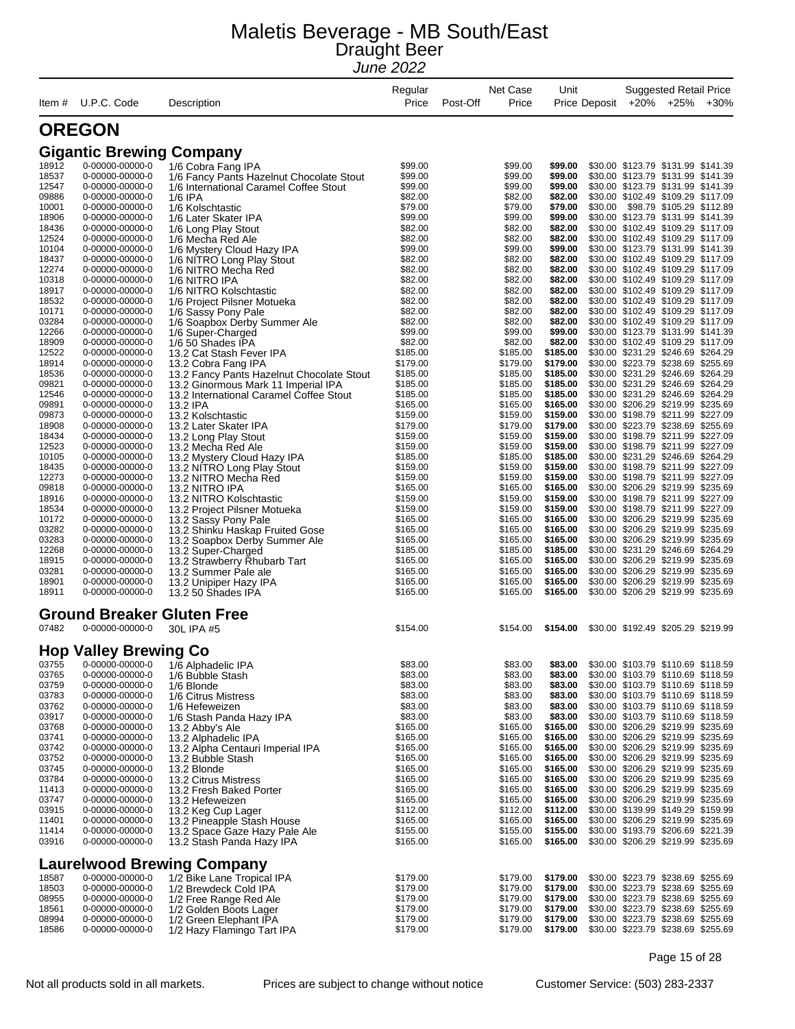# Maletis Beverage - MB South/East

## Draught Beer

*June 2022*

| Item # | U.P.C. Code | Description | Regular Price | Post-Off | Net Case Price | Unit Price | Deposit | Suggested Retail Price +20% | +25% | +30% |
|---|---|---|---|---|---|---|---|---|---|---|

## OREGON

### Gigantic Brewing Company

| Item # | U.P.C. Code | Description | Regular Price | Post-Off | Net Case Price | Unit Price | Deposit | +20% | +25% | +30% |
|---|---|---|---|---|---|---|---|---|---|---|
| 18912 | 0-00000-00000-0 | 1/6 Cobra Fang IPA | $99.00 | | $99.00 | **$99.00** | $30.00 | $123.79 | $131.99 | $141.39 |
| 18537 | 0-00000-00000-0 | 1/6 Fancy Pants Hazelnut Chocolate Stout | $99.00 | | $99.00 | **$99.00** | $30.00 | $123.79 | $131.99 | $141.39 |
| 12547 | 0-00000-00000-0 | 1/6 International Caramel Coffee Stout | $99.00 | | $99.00 | **$99.00** | $30.00 | $123.79 | $131.99 | $141.39 |
| 09886 | 0-00000-00000-0 | 1/6 IPA | $82.00 | | $82.00 | **$82.00** | $30.00 | $102.49 | $109.29 | $117.09 |
| 10001 | 0-00000-00000-0 | 1/6 Kolschtastic | $79.00 | | $79.00 | **$79.00** | $30.00 | $98.79 | $105.29 | $112.89 |
| 18906 | 0-00000-00000-0 | 1/6 Later Skater IPA | $99.00 | | $99.00 | **$99.00** | $30.00 | $123.79 | $131.99 | $141.39 |
| 18436 | 0-00000-00000-0 | 1/6 Long Play Stout | $82.00 | | $82.00 | **$82.00** | $30.00 | $102.49 | $109.29 | $117.09 |
| 12524 | 0-00000-00000-0 | 1/6 Mecha Red Ale | $82.00 | | $82.00 | **$82.00** | $30.00 | $102.49 | $109.29 | $117.09 |
| 10104 | 0-00000-00000-0 | 1/6 Mystery Cloud Hazy IPA | $99.00 | | $99.00 | **$99.00** | $30.00 | $123.79 | $131.99 | $141.39 |
| 18437 | 0-00000-00000-0 | 1/6 NITRO Long Play Stout | $82.00 | | $82.00 | **$82.00** | $30.00 | $102.49 | $109.29 | $117.09 |
| 12274 | 0-00000-00000-0 | 1/6 NITRO Mecha Red | $82.00 | | $82.00 | **$82.00** | $30.00 | $102.49 | $109.29 | $117.09 |
| 10318 | 0-00000-00000-0 | 1/6 NITRO IPA | $82.00 | | $82.00 | **$82.00** | $30.00 | $102.49 | $109.29 | $117.09 |
| 18917 | 0-00000-00000-0 | 1/6 NITRO Kolschtastic | $82.00 | | $82.00 | **$82.00** | $30.00 | $102.49 | $109.29 | $117.09 |
| 18532 | 0-00000-00000-0 | 1/6 Project Pilsner Motueka | $82.00 | | $82.00 | **$82.00** | $30.00 | $102.49 | $109.29 | $117.09 |
| 10171 | 0-00000-00000-0 | 1/6 Sassy Pony Pale | $82.00 | | $82.00 | **$82.00** | $30.00 | $102.49 | $109.29 | $117.09 |
| 03284 | 0-00000-00000-0 | 1/6 Soapbox Derby Summer Ale | $82.00 | | $82.00 | **$82.00** | $30.00 | $102.49 | $109.29 | $117.09 |
| 12266 | 0-00000-00000-0 | 1/6 Super-Charged | $99.00 | | $99.00 | **$99.00** | $30.00 | $123.79 | $131.99 | $141.39 |
| 18909 | 0-00000-00000-0 | 1/6 50 Shades IPA | $82.00 | | $82.00 | **$82.00** | $30.00 | $102.49 | $109.29 | $117.09 |
| 12522 | 0-00000-00000-0 | 13.2 Cat Stash Fever IPA | $185.00 | | $185.00 | **$185.00** | $30.00 | $231.29 | $246.69 | $264.29 |
| 18914 | 0-00000-00000-0 | 13.2 Cobra Fang IPA | $179.00 | | $179.00 | **$179.00** | $30.00 | $223.79 | $238.69 | $255.69 |
| 18536 | 0-00000-00000-0 | 13.2 Fancy Pants Hazelnut Chocolate Stout | $185.00 | | $185.00 | **$185.00** | $30.00 | $231.29 | $246.69 | $264.29 |
| 09821 | 0-00000-00000-0 | 13.2 Ginormous Mark 11 Imperial IPA | $185.00 | | $185.00 | **$185.00** | $30.00 | $231.29 | $246.69 | $264.29 |
| 12546 | 0-00000-00000-0 | 13.2 International Caramel Coffee Stout | $185.00 | | $185.00 | **$185.00** | $30.00 | $231.29 | $246.69 | $264.29 |
| 09891 | 0-00000-00000-0 | 13.2 IPA | $165.00 | | $165.00 | **$165.00** | $30.00 | $206.29 | $219.99 | $235.69 |
| 09873 | 0-00000-00000-0 | 13.2 Kolschtastic | $159.00 | | $159.00 | **$159.00** | $30.00 | $198.79 | $211.99 | $227.09 |
| 18908 | 0-00000-00000-0 | 13.2 Later Skater IPA | $179.00 | | $179.00 | **$179.00** | $30.00 | $223.79 | $238.69 | $255.69 |
| 18434 | 0-00000-00000-0 | 13.2 Long Play Stout | $159.00 | | $159.00 | **$159.00** | $30.00 | $198.79 | $211.99 | $227.09 |
| 12523 | 0-00000-00000-0 | 13.2 Mecha Red Ale | $159.00 | | $159.00 | **$159.00** | $30.00 | $198.79 | $211.99 | $227.09 |
| 10105 | 0-00000-00000-0 | 13.2 Mystery Cloud Hazy IPA | $185.00 | | $185.00 | **$185.00** | $30.00 | $231.29 | $246.69 | $264.29 |
| 18435 | 0-00000-00000-0 | 13.2 NITRO Long Play Stout | $159.00 | | $159.00 | **$159.00** | $30.00 | $198.79 | $211.99 | $227.09 |
| 12273 | 0-00000-00000-0 | 13.2 NITRO Mecha Red | $159.00 | | $159.00 | **$159.00** | $30.00 | $198.79 | $211.99 | $227.09 |
| 09818 | 0-00000-00000-0 | 13.2 NITRO IPA | $165.00 | | $165.00 | **$165.00** | $30.00 | $206.29 | $219.99 | $235.69 |
| 18916 | 0-00000-00000-0 | 13.2 NITRO Kolschtastic | $159.00 | | $159.00 | **$159.00** | $30.00 | $198.79 | $211.99 | $227.09 |
| 18534 | 0-00000-00000-0 | 13.2 Project Pilsner Motueka | $159.00 | | $159.00 | **$159.00** | $30.00 | $198.79 | $211.99 | $227.09 |
| 10172 | 0-00000-00000-0 | 13.2 Sassy Pony Pale | $165.00 | | $165.00 | **$165.00** | $30.00 | $206.29 | $219.99 | $235.69 |
| 03282 | 0-00000-00000-0 | 13.2 Shinku Haskap Fruited Gose | $165.00 | | $165.00 | **$165.00** | $30.00 | $206.29 | $219.99 | $235.69 |
| 03283 | 0-00000-00000-0 | 13.2 Soapbox Derby Summer Ale | $165.00 | | $165.00 | **$165.00** | $30.00 | $206.29 | $219.99 | $235.69 |
| 12268 | 0-00000-00000-0 | 13.2 Super-Charged | $185.00 | | $185.00 | **$185.00** | $30.00 | $231.29 | $246.69 | $264.29 |
| 18915 | 0-00000-00000-0 | 13.2 Strawberry Rhubarb Tart | $165.00 | | $165.00 | **$165.00** | $30.00 | $206.29 | $219.99 | $235.69 |
| 03281 | 0-00000-00000-0 | 13.2 Summer Pale ale | $165.00 | | $165.00 | **$165.00** | $30.00 | $206.29 | $219.99 | $235.69 |
| 18901 | 0-00000-00000-0 | 13.2 Unipiper Hazy IPA | $165.00 | | $165.00 | **$165.00** | $30.00 | $206.29 | $219.99 | $235.69 |
| 18911 | 0-00000-00000-0 | 13.2 50 Shades IPA | $165.00 | | $165.00 | **$165.00** | $30.00 | $206.29 | $219.99 | $235.69 |

### Ground Breaker Gluten Free

| Item # | U.P.C. Code | Description | Regular Price | Post-Off | Net Case Price | Unit Price | Deposit | +20% | +25% | +30% |
|---|---|---|---|---|---|---|---|---|---|---|
| 07482 | 0-00000-00000-0 | 30L IPA #5 | $154.00 | | $154.00 | **$154.00** | $30.00 | $192.49 | $205.29 | $219.99 |

### Hop Valley Brewing Co

| Item # | U.P.C. Code | Description | Regular Price | Post-Off | Net Case Price | Unit Price | Deposit | +20% | +25% | +30% |
|---|---|---|---|---|---|---|---|---|---|---|
| 03755 | 0-00000-00000-0 | 1/6 Alphadelic IPA | $83.00 | | $83.00 | **$83.00** | $30.00 | $103.79 | $110.69 | $118.59 |
| 03765 | 0-00000-00000-0 | 1/6 Bubble Stash | $83.00 | | $83.00 | **$83.00** | $30.00 | $103.79 | $110.69 | $118.59 |
| 03759 | 0-00000-00000-0 | 1/6 Blonde | $83.00 | | $83.00 | **$83.00** | $30.00 | $103.79 | $110.69 | $118.59 |
| 03783 | 0-00000-00000-0 | 1/6 Citrus Mistress | $83.00 | | $83.00 | **$83.00** | $30.00 | $103.79 | $110.69 | $118.59 |
| 03762 | 0-00000-00000-0 | 1/6 Hefeweizen | $83.00 | | $83.00 | **$83.00** | $30.00 | $103.79 | $110.69 | $118.59 |
| 03917 | 0-00000-00000-0 | 1/6 Stash Panda Hazy IPA | $83.00 | | $83.00 | **$83.00** | $30.00 | $103.79 | $110.69 | $118.59 |
| 03768 | 0-00000-00000-0 | 13.2 Abby's Ale | $165.00 | | $165.00 | **$165.00** | $30.00 | $206.29 | $219.99 | $235.69 |
| 03741 | 0-00000-00000-0 | 13.2 Alphadelic IPA | $165.00 | | $165.00 | **$165.00** | $30.00 | $206.29 | $219.99 | $235.69 |
| 03742 | 0-00000-00000-0 | 13.2 Alpha Centauri Imperial IPA | $165.00 | | $165.00 | **$165.00** | $30.00 | $206.29 | $219.99 | $235.69 |
| 03752 | 0-00000-00000-0 | 13.2 Bubble Stash | $165.00 | | $165.00 | **$165.00** | $30.00 | $206.29 | $219.99 | $235.69 |
| 03745 | 0-00000-00000-0 | 13.2 Blonde | $165.00 | | $165.00 | **$165.00** | $30.00 | $206.29 | $219.99 | $235.69 |
| 03784 | 0-00000-00000-0 | 13.2 Citrus Mistress | $165.00 | | $165.00 | **$165.00** | $30.00 | $206.29 | $219.99 | $235.69 |
| 11413 | 0-00000-00000-0 | 13.2 Fresh Baked Porter | $165.00 | | $165.00 | **$165.00** | $30.00 | $206.29 | $219.99 | $235.69 |
| 03747 | 0-00000-00000-0 | 13.2 Hefeweizen | $165.00 | | $165.00 | **$165.00** | $30.00 | $206.29 | $219.99 | $235.69 |
| 03915 | 0-00000-00000-0 | 13.2 Keg Cup Lager | $112.00 | | $112.00 | **$112.00** | $30.00 | $139.99 | $149.29 | $159.99 |
| 11401 | 0-00000-00000-0 | 13.2 Pineapple Stash House | $165.00 | | $165.00 | **$165.00** | $30.00 | $206.29 | $219.99 | $235.69 |
| 11414 | 0-00000-00000-0 | 13.2 Space Gaze Hazy Pale Ale | $155.00 | | $155.00 | **$155.00** | $30.00 | $193.79 | $206.69 | $221.39 |
| 03916 | 0-00000-00000-0 | 13.2 Stash Panda Hazy IPA | $165.00 | | $165.00 | **$165.00** | $30.00 | $206.29 | $219.99 | $235.69 |

### Laurelwood Brewing Company

| Item # | U.P.C. Code | Description | Regular Price | Post-Off | Net Case Price | Unit Price | Deposit | +20% | +25% | +30% |
|---|---|---|---|---|---|---|---|---|---|---|
| 18587 | 0-00000-00000-0 | 1/2 Bike Lane Tropical IPA | $179.00 | | $179.00 | **$179.00** | $30.00 | $223.79 | $238.69 | $255.69 |
| 18503 | 0-00000-00000-0 | 1/2 Brewdeck Cold IPA | $179.00 | | $179.00 | **$179.00** | $30.00 | $223.79 | $238.69 | $255.69 |
| 08955 | 0-00000-00000-0 | 1/2 Free Range Red Ale | $179.00 | | $179.00 | **$179.00** | $30.00 | $223.79 | $238.69 | $255.69 |
| 18561 | 0-00000-00000-0 | 1/2 Golden Boots Lager | $179.00 | | $179.00 | **$179.00** | $30.00 | $223.79 | $238.69 | $255.69 |
| 08994 | 0-00000-00000-0 | 1/2 Green Elephant IPA | $179.00 | | $179.00 | **$179.00** | $30.00 | $223.79 | $238.69 | $255.69 |
| 18586 | 0-00000-00000-0 | 1/2 Hazy Flamingo Tart IPA | $179.00 | | $179.00 | **$179.00** | $30.00 | $223.79 | $238.69 | $255.69 |

Not all products sold in all markets. Prices are subject to change without notice Customer Service: (503) 283-2337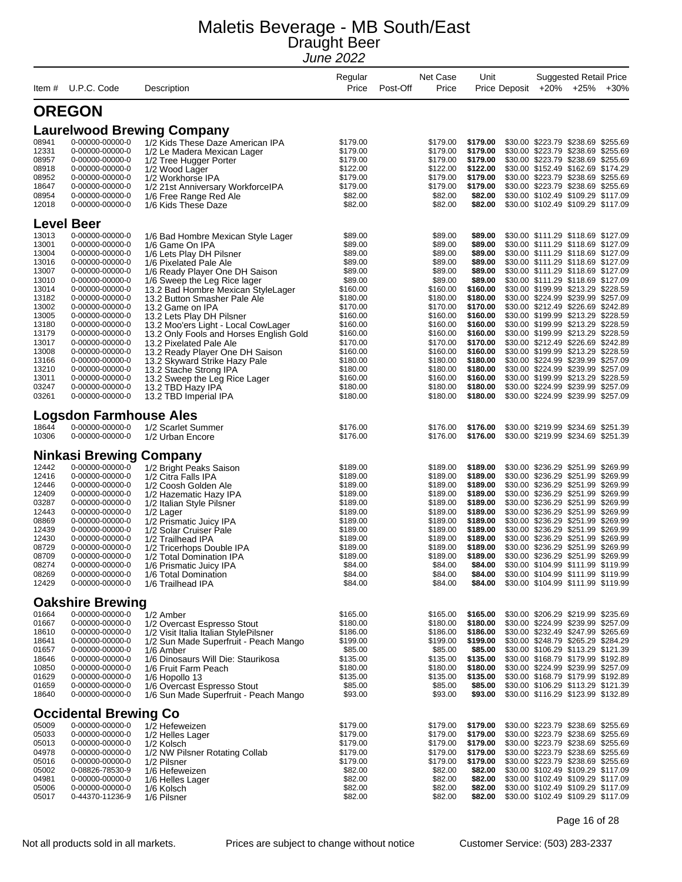# Maletis Beverage - MB South/East

## Draught Beer

*June 2022*

| Item # | U.P.C. Code | Description | Regular Price | Post-Off | Net Case Price | Unit Price | Deposit | +20% | +25% | +30% |
|---|---|---|---|---|---|---|---|---|---|---|

## OREGON

### Laurelwood Brewing Company

| Item # | U.P.C. Code | Description | Regular Price | Post-Off | Net Case Price | Unit Price | Deposit | +20% | +25% | +30% |
|---|---|---|---|---|---|---|---|---|---|---|
| 08941 | 0-00000-00000-0 | 1/2 Kids These Daze American IPA | $179.00 | | $179.00 | **$179.00** | $30.00 | $223.79 | $238.69 | $255.69 |
| 12331 | 0-00000-00000-0 | 1/2 Le Madera Mexican Lager | $179.00 | | $179.00 | **$179.00** | $30.00 | $223.79 | $238.69 | $255.69 |
| 08957 | 0-00000-00000-0 | 1/2 Tree Hugger Porter | $179.00 | | $179.00 | **$179.00** | $30.00 | $223.79 | $238.69 | $255.69 |
| 08918 | 0-00000-00000-0 | 1/2 Wood Lager | $122.00 | | $122.00 | **$122.00** | $30.00 | $152.49 | $162.69 | $174.29 |
| 08952 | 0-00000-00000-0 | 1/2 Workhorse IPA | $179.00 | | $179.00 | **$179.00** | $30.00 | $223.79 | $238.69 | $255.69 |
| 18647 | 0-00000-00000-0 | 1/2 21st Anniversary WorkforceIPA | $179.00 | | $179.00 | **$179.00** | $30.00 | $223.79 | $238.69 | $255.69 |
| 08954 | 0-00000-00000-0 | 1/6 Free Range Red Ale | $82.00 | | $82.00 | **$82.00** | $30.00 | $102.49 | $109.29 | $117.09 |
| 12018 | 0-00000-00000-0 | 1/6 Kids These Daze | $82.00 | | $82.00 | **$82.00** | $30.00 | $102.49 | $109.29 | $117.09 |

### Level Beer

| Item # | U.P.C. Code | Description | Regular Price | Post-Off | Net Case Price | Unit Price | Deposit | +20% | +25% | +30% |
|---|---|---|---|---|---|---|---|---|---|---|
| 13013 | 0-00000-00000-0 | 1/6 Bad Hombre Mexican Style Lager | $89.00 | | $89.00 | **$89.00** | $30.00 | $111.29 | $118.69 | $127.09 |
| 13001 | 0-00000-00000-0 | 1/6 Game On IPA | $89.00 | | $89.00 | **$89.00** | $30.00 | $111.29 | $118.69 | $127.09 |
| 13004 | 0-00000-00000-0 | 1/6 Lets Play DH Pilsner | $89.00 | | $89.00 | **$89.00** | $30.00 | $111.29 | $118.69 | $127.09 |
| 13016 | 0-00000-00000-0 | 1/6 Pixelated Pale Ale | $89.00 | | $89.00 | **$89.00** | $30.00 | $111.29 | $118.69 | $127.09 |
| 13007 | 0-00000-00000-0 | 1/6 Ready Player One DH Saison | $89.00 | | $89.00 | **$89.00** | $30.00 | $111.29 | $118.69 | $127.09 |
| 13010 | 0-00000-00000-0 | 1/6 Sweep the Leg Rice lager | $89.00 | | $89.00 | **$89.00** | $30.00 | $111.29 | $118.69 | $127.09 |
| 13014 | 0-00000-00000-0 | 13.2 Bad Hombre Mexican StyleLager | $160.00 | | $160.00 | **$160.00** | $30.00 | $199.99 | $213.29 | $228.59 |
| 13182 | 0-00000-00000-0 | 13.2 Button Smasher Pale Ale | $180.00 | | $180.00 | **$180.00** | $30.00 | $224.99 | $239.99 | $257.09 |
| 13002 | 0-00000-00000-0 | 13.2 Game on IPA | $170.00 | | $170.00 | **$170.00** | $30.00 | $212.49 | $226.69 | $242.89 |
| 13005 | 0-00000-00000-0 | 13.2 Lets Play DH Pilsner | $160.00 | | $160.00 | **$160.00** | $30.00 | $199.99 | $213.29 | $228.59 |
| 13180 | 0-00000-00000-0 | 13.2 Moo'ers Light - Local CowLager | $160.00 | | $160.00 | **$160.00** | $30.00 | $199.99 | $213.29 | $228.59 |
| 13179 | 0-00000-00000-0 | 13.2 Only Fools and Horses English Gold | $160.00 | | $160.00 | **$160.00** | $30.00 | $199.99 | $213.29 | $228.59 |
| 13017 | 0-00000-00000-0 | 13.2 Pixelated Pale Ale | $170.00 | | $170.00 | **$170.00** | $30.00 | $212.49 | $226.69 | $242.89 |
| 13008 | 0-00000-00000-0 | 13.2 Ready Player One DH Saison | $160.00 | | $160.00 | **$160.00** | $30.00 | $199.99 | $213.29 | $228.59 |
| 13166 | 0-00000-00000-0 | 13.2 Skyward Strike Hazy Pale | $180.00 | | $180.00 | **$180.00** | $30.00 | $224.99 | $239.99 | $257.09 |
| 13210 | 0-00000-00000-0 | 13.2 Stache Strong IPA | $180.00 | | $180.00 | **$180.00** | $30.00 | $224.99 | $239.99 | $257.09 |
| 13011 | 0-00000-00000-0 | 13.2 Sweep the Leg Rice Lager | $160.00 | | $160.00 | **$160.00** | $30.00 | $199.99 | $213.29 | $228.59 |
| 03247 | 0-00000-00000-0 | 13.2 TBD Hazy IPA | $180.00 | | $180.00 | **$180.00** | $30.00 | $224.99 | $239.99 | $257.09 |
| 03261 | 0-00000-00000-0 | 13.2 TBD Imperial IPA | $180.00 | | $180.00 | **$180.00** | $30.00 | $224.99 | $239.99 | $257.09 |

### Logsdon Farmhouse Ales

| Item # | U.P.C. Code | Description | Regular Price | Post-Off | Net Case Price | Unit Price | Deposit | +20% | +25% | +30% |
|---|---|---|---|---|---|---|---|---|---|---|
| 18644 | 0-00000-00000-0 | 1/2 Scarlet Summer | $176.00 | | $176.00 | **$176.00** | $30.00 | $219.99 | $234.69 | $251.39 |
| 10306 | 0-00000-00000-0 | 1/2 Urban Encore | $176.00 | | $176.00 | **$176.00** | $30.00 | $219.99 | $234.69 | $251.39 |

### Ninkasi Brewing Company

| Item # | U.P.C. Code | Description | Regular Price | Post-Off | Net Case Price | Unit Price | Deposit | +20% | +25% | +30% |
|---|---|---|---|---|---|---|---|---|---|---|
| 12442 | 0-00000-00000-0 | 1/2 Bright Peaks Saison | $189.00 | | $189.00 | **$189.00** | $30.00 | $236.29 | $251.99 | $269.99 |
| 12416 | 0-00000-00000-0 | 1/2 Citra Falls IPA | $189.00 | | $189.00 | **$189.00** | $30.00 | $236.29 | $251.99 | $269.99 |
| 12446 | 0-00000-00000-0 | 1/2 Coosh Golden Ale | $189.00 | | $189.00 | **$189.00** | $30.00 | $236.29 | $251.99 | $269.99 |
| 12409 | 0-00000-00000-0 | 1/2 Hazematic Hazy IPA | $189.00 | | $189.00 | **$189.00** | $30.00 | $236.29 | $251.99 | $269.99 |
| 03287 | 0-00000-00000-0 | 1/2 Italian Style Pilsner | $189.00 | | $189.00 | **$189.00** | $30.00 | $236.29 | $251.99 | $269.99 |
| 12443 | 0-00000-00000-0 | 1/2 Lager | $189.00 | | $189.00 | **$189.00** | $30.00 | $236.29 | $251.99 | $269.99 |
| 08869 | 0-00000-00000-0 | 1/2 Prismatic Juicy IPA | $189.00 | | $189.00 | **$189.00** | $30.00 | $236.29 | $251.99 | $269.99 |
| 12439 | 0-00000-00000-0 | 1/2 Solar Cruiser Pale | $189.00 | | $189.00 | **$189.00** | $30.00 | $236.29 | $251.99 | $269.99 |
| 12430 | 0-00000-00000-0 | 1/2 Trailhead IPA | $189.00 | | $189.00 | **$189.00** | $30.00 | $236.29 | $251.99 | $269.99 |
| 08729 | 0-00000-00000-0 | 1/2 Tricerhops Double IPA | $189.00 | | $189.00 | **$189.00** | $30.00 | $236.29 | $251.99 | $269.99 |
| 08709 | 0-00000-00000-0 | 1/2 Total Domination IPA | $189.00 | | $189.00 | **$189.00** | $30.00 | $236.29 | $251.99 | $269.99 |
| 08274 | 0-00000-00000-0 | 1/6 Prismatic Juicy IPA | $84.00 | | $84.00 | **$84.00** | $30.00 | $104.99 | $111.99 | $119.99 |
| 08269 | 0-00000-00000-0 | 1/6 Total Domination | $84.00 | | $84.00 | **$84.00** | $30.00 | $104.99 | $111.99 | $119.99 |
| 12429 | 0-00000-00000-0 | 1/6 Trailhead IPA | $84.00 | | $84.00 | **$84.00** | $30.00 | $104.99 | $111.99 | $119.99 |

### Oakshire Brewing

| Item # | U.P.C. Code | Description | Regular Price | Post-Off | Net Case Price | Unit Price | Deposit | +20% | +25% | +30% |
|---|---|---|---|---|---|---|---|---|---|---|
| 01664 | 0-00000-00000-0 | 1/2 Amber | $165.00 | | $165.00 | **$165.00** | $30.00 | $206.29 | $219.99 | $235.69 |
| 01667 | 0-00000-00000-0 | 1/2 Overcast Espresso Stout | $180.00 | | $180.00 | **$180.00** | $30.00 | $224.99 | $239.99 | $257.09 |
| 18610 | 0-00000-00000-0 | 1/2 Visit Italia Italian StylePilsner | $186.00 | | $186.00 | **$186.00** | $30.00 | $232.49 | $247.99 | $265.69 |
| 18641 | 0-00000-00000-0 | 1/2 Sun Made Superfruit - Peach Mango | $199.00 | | $199.00 | **$199.00** | $30.00 | $248.79 | $265.29 | $284.29 |
| 01657 | 0-00000-00000-0 | 1/6 Amber | $85.00 | | $85.00 | **$85.00** | $30.00 | $106.29 | $113.29 | $121.39 |
| 18646 | 0-00000-00000-0 | 1/6 Dinosaurs Will Die: Staurikosa | $135.00 | | $135.00 | **$135.00** | $30.00 | $168.79 | $179.99 | $192.89 |
| 10850 | 0-00000-00000-0 | 1/6 Fruit Farm Peach | $180.00 | | $180.00 | **$180.00** | $30.00 | $224.99 | $239.99 | $257.09 |
| 01629 | 0-00000-00000-0 | 1/6 Hopollo 13 | $135.00 | | $135.00 | **$135.00** | $30.00 | $168.79 | $179.99 | $192.89 |
| 01659 | 0-00000-00000-0 | 1/6 Overcast Espresso Stout | $85.00 | | $85.00 | **$85.00** | $30.00 | $106.29 | $113.29 | $121.39 |
| 18640 | 0-00000-00000-0 | 1/6 Sun Made Superfruit - Peach Mango | $93.00 | | $93.00 | **$93.00** | $30.00 | $116.29 | $123.99 | $132.89 |

### Occidental Brewing Co

| Item # | U.P.C. Code | Description | Regular Price | Post-Off | Net Case Price | Unit Price | Deposit | +20% | +25% | +30% |
|---|---|---|---|---|---|---|---|---|---|---|
| 05009 | 0-00000-00000-0 | 1/2 Hefeweizen | $179.00 | | $179.00 | **$179.00** | $30.00 | $223.79 | $238.69 | $255.69 |
| 05033 | 0-00000-00000-0 | 1/2 Helles Lager | $179.00 | | $179.00 | **$179.00** | $30.00 | $223.79 | $238.69 | $255.69 |
| 05013 | 0-00000-00000-0 | 1/2 Kolsch | $179.00 | | $179.00 | **$179.00** | $30.00 | $223.79 | $238.69 | $255.69 |
| 04978 | 0-00000-00000-0 | 1/2 NW Pilsner Rotating Collab | $179.00 | | $179.00 | **$179.00** | $30.00 | $223.79 | $238.69 | $255.69 |
| 05016 | 0-00000-00000-0 | 1/2 Pilsner | $179.00 | | $179.00 | **$179.00** | $30.00 | $223.79 | $238.69 | $255.69 |
| 05002 | 0-08826-78530-9 | 1/6 Hefeweizen | $82.00 | | $82.00 | **$82.00** | $30.00 | $102.49 | $109.29 | $117.09 |
| 04981 | 0-00000-00000-0 | 1/6 Helles Lager | $82.00 | | $82.00 | **$82.00** | $30.00 | $102.49 | $109.29 | $117.09 |
| 05006 | 0-00000-00000-0 | 1/6 Kolsch | $82.00 | | $82.00 | **$82.00** | $30.00 | $102.49 | $109.29 | $117.09 |
| 05017 | 0-44370-11236-9 | 1/6 Pilsner | $82.00 | | $82.00 | **$82.00** | $30.00 | $102.49 | $109.29 | $117.09 |

Not all products sold in all markets. Prices are subject to change without notice Customer Service: (503) 283-2337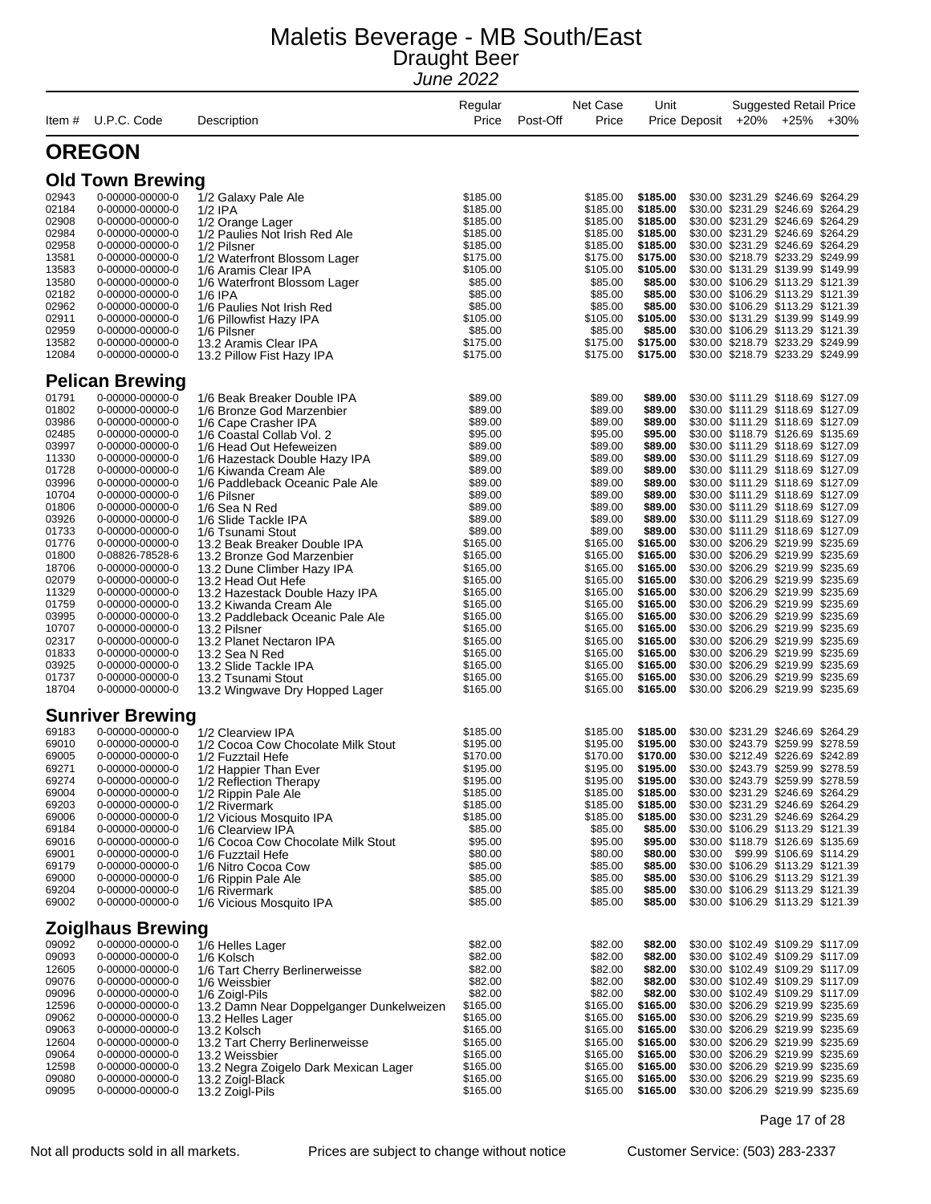# Maletis Beverage - MB South/East

## Draught Beer

*June 2022*

| Item # | U.P.C. Code | Description | Regular Price | Post-Off | Net Case Price | Unit Price | Deposit | Suggested Retail Price +20% | +25% | +30% |
|---|---|---|---|---|---|---|---|---|---|---|

## OREGON

### Old Town Brewing

| Item # | U.P.C. Code | Description | Regular Price | Post-Off | Net Case Price | Unit Price | Deposit | +20% | +25% | +30% |
|---|---|---|---|---|---|---|---|---|---|---|
| 02943 | 0-00000-00000-0 | 1/2 Galaxy Pale Ale | $185.00 | | $185.00 | **$185.00** | $30.00 | $231.29 | $246.69 | $264.29 |
| 02184 | 0-00000-00000-0 | 1/2 IPA | $185.00 | | $185.00 | **$185.00** | $30.00 | $231.29 | $246.69 | $264.29 |
| 02908 | 0-00000-00000-0 | 1/2 Orange Lager | $185.00 | | $185.00 | **$185.00** | $30.00 | $231.29 | $246.69 | $264.29 |
| 02984 | 0-00000-00000-0 | 1/2 Paulies Not Irish Red Ale | $185.00 | | $185.00 | **$185.00** | $30.00 | $231.29 | $246.69 | $264.29 |
| 02958 | 0-00000-00000-0 | 1/2 Pilsner | $185.00 | | $185.00 | **$185.00** | $30.00 | $231.29 | $246.69 | $264.29 |
| 13581 | 0-00000-00000-0 | 1/2 Waterfront Blossom Lager | $175.00 | | $175.00 | **$175.00** | $30.00 | $218.79 | $233.29 | $249.99 |
| 13583 | 0-00000-00000-0 | 1/6 Aramis Clear IPA | $105.00 | | $105.00 | **$105.00** | $30.00 | $131.29 | $139.99 | $149.99 |
| 13580 | 0-00000-00000-0 | 1/6 Waterfront Blossom Lager | $85.00 | | $85.00 | **$85.00** | $30.00 | $106.29 | $113.29 | $121.39 |
| 02182 | 0-00000-00000-0 | 1/6 IPA | $85.00 | | $85.00 | **$85.00** | $30.00 | $106.29 | $113.29 | $121.39 |
| 02962 | 0-00000-00000-0 | 1/6 Paulies Not Irish Red | $85.00 | | $85.00 | **$85.00** | $30.00 | $106.29 | $113.29 | $121.39 |
| 02911 | 0-00000-00000-0 | 1/6 Pillowfist Hazy IPA | $105.00 | | $105.00 | **$105.00** | $30.00 | $131.29 | $139.99 | $149.99 |
| 02959 | 0-00000-00000-0 | 1/6 Pilsner | $85.00 | | $85.00 | **$85.00** | $30.00 | $106.29 | $113.29 | $121.39 |
| 13582 | 0-00000-00000-0 | 13.2 Aramis Clear IPA | $175.00 | | $175.00 | **$175.00** | $30.00 | $218.79 | $233.29 | $249.99 |
| 12084 | 0-00000-00000-0 | 13.2 Pillow Fist Hazy IPA | $175.00 | | $175.00 | **$175.00** | $30.00 | $218.79 | $233.29 | $249.99 |

### Pelican Brewing

| Item # | U.P.C. Code | Description | Regular Price | Post-Off | Net Case Price | Unit Price | Deposit | +20% | +25% | +30% |
|---|---|---|---|---|---|---|---|---|---|---|
| 01791 | 0-00000-00000-0 | 1/6 Beak Breaker Double IPA | $89.00 | | $89.00 | **$89.00** | $30.00 | $111.29 | $118.69 | $127.09 |
| 01802 | 0-00000-00000-0 | 1/6 Bronze God Marzenbier | $89.00 | | $89.00 | **$89.00** | $30.00 | $111.29 | $118.69 | $127.09 |
| 03986 | 0-00000-00000-0 | 1/6 Cape Crasher IPA | $89.00 | | $89.00 | **$89.00** | $30.00 | $111.29 | $118.69 | $127.09 |
| 02485 | 0-00000-00000-0 | 1/6 Coastal Collab Vol. 2 | $95.00 | | $95.00 | **$95.00** | $30.00 | $118.79 | $126.69 | $135.69 |
| 03997 | 0-00000-00000-0 | 1/6 Head Out Hefeweizen | $89.00 | | $89.00 | **$89.00** | $30.00 | $111.29 | $118.69 | $127.09 |
| 11330 | 0-00000-00000-0 | 1/6 Hazestack Double Hazy IPA | $89.00 | | $89.00 | **$89.00** | $30.00 | $111.29 | $118.69 | $127.09 |
| 01728 | 0-00000-00000-0 | 1/6 Kiwanda Cream Ale | $89.00 | | $89.00 | **$89.00** | $30.00 | $111.29 | $118.69 | $127.09 |
| 03996 | 0-00000-00000-0 | 1/6 Paddleback Oceanic Pale Ale | $89.00 | | $89.00 | **$89.00** | $30.00 | $111.29 | $118.69 | $127.09 |
| 10704 | 0-00000-00000-0 | 1/6 Pilsner | $89.00 | | $89.00 | **$89.00** | $30.00 | $111.29 | $118.69 | $127.09 |
| 01806 | 0-00000-00000-0 | 1/6 Sea N Red | $89.00 | | $89.00 | **$89.00** | $30.00 | $111.29 | $118.69 | $127.09 |
| 03926 | 0-00000-00000-0 | 1/6 Slide Tackle IPA | $89.00 | | $89.00 | **$89.00** | $30.00 | $111.29 | $118.69 | $127.09 |
| 01733 | 0-00000-00000-0 | 1/6 Tsunami Stout | $89.00 | | $89.00 | **$89.00** | $30.00 | $111.29 | $118.69 | $127.09 |
| 01776 | 0-00000-00000-0 | 13.2 Beak Breaker Double IPA | $165.00 | | $165.00 | **$165.00** | $30.00 | $206.29 | $219.99 | $235.69 |
| 01800 | 0-08826-78528-6 | 13.2 Bronze God Marzenbier | $165.00 | | $165.00 | **$165.00** | $30.00 | $206.29 | $219.99 | $235.69 |
| 18706 | 0-00000-00000-0 | 13.2 Dune Climber Hazy IPA | $165.00 | | $165.00 | **$165.00** | $30.00 | $206.29 | $219.99 | $235.69 |
| 02079 | 0-00000-00000-0 | 13.2 Head Out Hefe | $165.00 | | $165.00 | **$165.00** | $30.00 | $206.29 | $219.99 | $235.69 |
| 11329 | 0-00000-00000-0 | 13.2 Hazestack Double Hazy IPA | $165.00 | | $165.00 | **$165.00** | $30.00 | $206.29 | $219.99 | $235.69 |
| 01759 | 0-00000-00000-0 | 13.2 Kiwanda Cream Ale | $165.00 | | $165.00 | **$165.00** | $30.00 | $206.29 | $219.99 | $235.69 |
| 03995 | 0-00000-00000-0 | 13.2 Paddleback Oceanic Pale Ale | $165.00 | | $165.00 | **$165.00** | $30.00 | $206.29 | $219.99 | $235.69 |
| 10707 | 0-00000-00000-0 | 13.2 Pilsner | $165.00 | | $165.00 | **$165.00** | $30.00 | $206.29 | $219.99 | $235.69 |
| 02317 | 0-00000-00000-0 | 13.2 Planet Nectaron IPA | $165.00 | | $165.00 | **$165.00** | $30.00 | $206.29 | $219.99 | $235.69 |
| 01833 | 0-00000-00000-0 | 13.2 Sea N Red | $165.00 | | $165.00 | **$165.00** | $30.00 | $206.29 | $219.99 | $235.69 |
| 03925 | 0-00000-00000-0 | 13.2 Slide Tackle IPA | $165.00 | | $165.00 | **$165.00** | $30.00 | $206.29 | $219.99 | $235.69 |
| 01737 | 0-00000-00000-0 | 13.2 Tsunami Stout | $165.00 | | $165.00 | **$165.00** | $30.00 | $206.29 | $219.99 | $235.69 |
| 18704 | 0-00000-00000-0 | 13.2 Wingwave Dry Hopped Lager | $165.00 | | $165.00 | **$165.00** | $30.00 | $206.29 | $219.99 | $235.69 |

### Sunriver Brewing

| Item # | U.P.C. Code | Description | Regular Price | Post-Off | Net Case Price | Unit Price | Deposit | +20% | +25% | +30% |
|---|---|---|---|---|---|---|---|---|---|---|
| 69183 | 0-00000-00000-0 | 1/2 Clearview IPA | $185.00 | | $185.00 | **$185.00** | $30.00 | $231.29 | $246.69 | $264.29 |
| 69010 | 0-00000-00000-0 | 1/2 Cocoa Cow Chocolate Milk Stout | $195.00 | | $195.00 | **$195.00** | $30.00 | $243.79 | $259.99 | $278.59 |
| 69005 | 0-00000-00000-0 | 1/2 Fuzztail Hefe | $170.00 | | $170.00 | **$170.00** | $30.00 | $212.49 | $226.69 | $242.89 |
| 69271 | 0-00000-00000-0 | 1/2 Happier Than Ever | $195.00 | | $195.00 | **$195.00** | $30.00 | $243.79 | $259.99 | $278.59 |
| 69274 | 0-00000-00000-0 | 1/2 Reflection Therapy | $195.00 | | $195.00 | **$195.00** | $30.00 | $243.79 | $259.99 | $278.59 |
| 69004 | 0-00000-00000-0 | 1/2 Rippin Pale Ale | $185.00 | | $185.00 | **$185.00** | $30.00 | $231.29 | $246.69 | $264.29 |
| 69203 | 0-00000-00000-0 | 1/2 Rivermark | $185.00 | | $185.00 | **$185.00** | $30.00 | $231.29 | $246.69 | $264.29 |
| 69006 | 0-00000-00000-0 | 1/2 Vicious Mosquito IPA | $185.00 | | $185.00 | **$185.00** | $30.00 | $231.29 | $246.69 | $264.29 |
| 69184 | 0-00000-00000-0 | 1/6 Clearview IPA | $85.00 | | $85.00 | **$85.00** | $30.00 | $106.29 | $113.29 | $121.39 |
| 69016 | 0-00000-00000-0 | 1/6 Cocoa Cow Chocolate Milk Stout | $95.00 | | $95.00 | **$95.00** | $30.00 | $118.79 | $126.69 | $135.69 |
| 69001 | 0-00000-00000-0 | 1/6 Fuzztail Hefe | $80.00 | | $80.00 | **$80.00** | $30.00 | $99.99 | $106.69 | $114.29 |
| 69179 | 0-00000-00000-0 | 1/6 Nitro Cocoa Cow | $85.00 | | $85.00 | **$85.00** | $30.00 | $106.29 | $113.29 | $121.39 |
| 69000 | 0-00000-00000-0 | 1/6 Rippin Pale Ale | $85.00 | | $85.00 | **$85.00** | $30.00 | $106.29 | $113.29 | $121.39 |
| 69204 | 0-00000-00000-0 | 1/6 Rivermark | $85.00 | | $85.00 | **$85.00** | $30.00 | $106.29 | $113.29 | $121.39 |
| 69002 | 0-00000-00000-0 | 1/6 Vicious Mosquito IPA | $85.00 | | $85.00 | **$85.00** | $30.00 | $106.29 | $113.29 | $121.39 |

### Zoiglhaus Brewing

| Item # | U.P.C. Code | Description | Regular Price | Post-Off | Net Case Price | Unit Price | Deposit | +20% | +25% | +30% |
|---|---|---|---|---|---|---|---|---|---|---|
| 09092 | 0-00000-00000-0 | 1/6 Helles Lager | $82.00 | | $82.00 | **$82.00** | $30.00 | $102.49 | $109.29 | $117.09 |
| 09093 | 0-00000-00000-0 | 1/6 Kolsch | $82.00 | | $82.00 | **$82.00** | $30.00 | $102.49 | $109.29 | $117.09 |
| 12605 | 0-00000-00000-0 | 1/6 Tart Cherry Berlinerweisse | $82.00 | | $82.00 | **$82.00** | $30.00 | $102.49 | $109.29 | $117.09 |
| 09076 | 0-00000-00000-0 | 1/6 Weissbier | $82.00 | | $82.00 | **$82.00** | $30.00 | $102.49 | $109.29 | $117.09 |
| 09096 | 0-00000-00000-0 | 1/6 Zoigl-Pils | $82.00 | | $82.00 | **$82.00** | $30.00 | $102.49 | $109.29 | $117.09 |
| 12596 | 0-00000-00000-0 | 13.2 Damn Near Doppelganger Dunkelweizen | $165.00 | | $165.00 | **$165.00** | $30.00 | $206.29 | $219.99 | $235.69 |
| 09062 | 0-00000-00000-0 | 13.2 Helles Lager | $165.00 | | $165.00 | **$165.00** | $30.00 | $206.29 | $219.99 | $235.69 |
| 09063 | 0-00000-00000-0 | 13.2 Kolsch | $165.00 | | $165.00 | **$165.00** | $30.00 | $206.29 | $219.99 | $235.69 |
| 12604 | 0-00000-00000-0 | 13.2 Tart Cherry Berlinerweisse | $165.00 | | $165.00 | **$165.00** | $30.00 | $206.29 | $219.99 | $235.69 |
| 09064 | 0-00000-00000-0 | 13.2 Weissbier | $165.00 | | $165.00 | **$165.00** | $30.00 | $206.29 | $219.99 | $235.69 |
| 12598 | 0-00000-00000-0 | 13.2 Negra Zoigelo Dark Mexican Lager | $165.00 | | $165.00 | **$165.00** | $30.00 | $206.29 | $219.99 | $235.69 |
| 09080 | 0-00000-00000-0 | 13.2 Zoigl-Black | $165.00 | | $165.00 | **$165.00** | $30.00 | $206.29 | $219.99 | $235.69 |
| 09095 | 0-00000-00000-0 | 13.2 Zoigl-Pils | $165.00 | | $165.00 | **$165.00** | $30.00 | $206.29 | $219.99 | $235.69 |

Not all products sold in all markets. Prices are subject to change without notice Customer Service: (503) 283-2337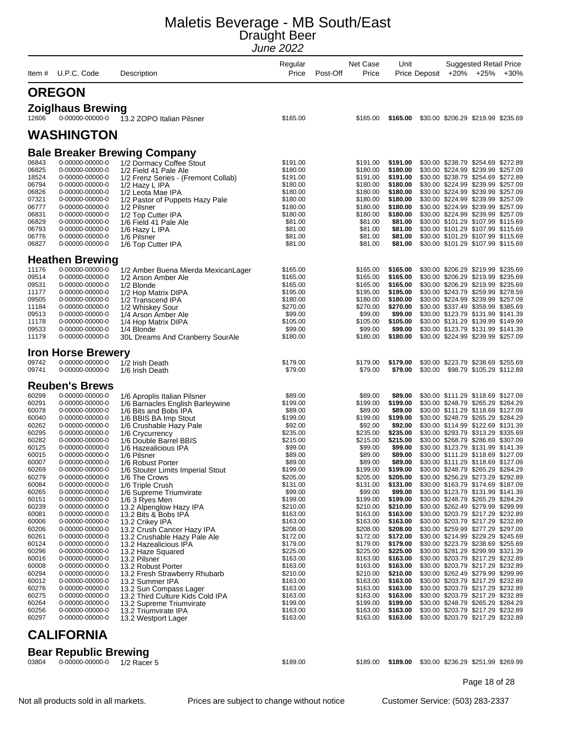# Maletis Beverage - MB South/East

## Draught Beer

*June 2022*

| Item # | U.P.C. Code | Description | Regular Price | Post-Off | Net Case Price | Unit Price | Deposit | +20% | +25% | +30% |
|---|---|---|---|---|---|---|---|---|---|---|
| **OREGON** | | | | | | | | | | |
| **Zoiglhaus Brewing** | | | | | | | | | | |
| 12606 | 0-00000-00000-0 | 13.2 ZOPO Italian Pilsner | $165.00 | | $165.00 | **$165.00** | $30.00 | $206.29 | $219.99 | $235.69 |
| **WASHINGTON** | | | | | | | | | | |
| **Bale Breaker Brewing Company** | | | | | | | | | | |
| 06843 | 0-00000-00000-0 | 1/2 Dormacy Coffee Stout | $191.00 | | $191.00 | **$191.00** | $30.00 | $238.79 | $254.69 | $272.89 |
| 06825 | 0-00000-00000-0 | 1/2 Field 41 Pale Ale | $180.00 | | $180.00 | **$180.00** | $30.00 | $224.99 | $239.99 | $257.09 |
| 18524 | 0-00000-00000-0 | 1/2 Frenz Series - (Fremont Collab) | $191.00 | | $191.00 | **$191.00** | $30.00 | $238.79 | $254.69 | $272.89 |
| 06794 | 0-00000-00000-0 | 1/2 Hazy L IPA | $180.00 | | $180.00 | **$180.00** | $30.00 | $224.99 | $239.99 | $257.09 |
| 06826 | 0-00000-00000-0 | 1/2 Leota Mae IPA | $180.00 | | $180.00 | **$180.00** | $30.00 | $224.99 | $239.99 | $257.09 |
| 07321 | 0-00000-00000-0 | 1/2 Pastor of Puppets Hazy Pale | $180.00 | | $180.00 | **$180.00** | $30.00 | $224.99 | $239.99 | $257.09 |
| 06777 | 0-00000-00000-0 | 1/2 Pilsner | $180.00 | | $180.00 | **$180.00** | $30.00 | $224.99 | $239.99 | $257.09 |
| 06831 | 0-00000-00000-0 | 1/2 Top Cutter IPA | $180.00 | | $180.00 | **$180.00** | $30.00 | $224.99 | $239.99 | $257.09 |
| 06829 | 0-00000-00000-0 | 1/6 Field 41 Pale Ale | $81.00 | | $81.00 | **$81.00** | $30.00 | $101.29 | $107.99 | $115.69 |
| 06793 | 0-00000-00000-0 | 1/6 Hazy L IPA | $81.00 | | $81.00 | **$81.00** | $30.00 | $101.29 | $107.99 | $115.69 |
| 06776 | 0-00000-00000-0 | 1/6 Pilsner | $81.00 | | $81.00 | **$81.00** | $30.00 | $101.29 | $107.99 | $115.69 |
| 06827 | 0-00000-00000-0 | 1/6 Top Cutter IPA | $81.00 | | $81.00 | **$81.00** | $30.00 | $101.29 | $107.99 | $115.69 |
| **Heathen Brewing** | | | | | | | | | | |
| 11176 | 0-00000-00000-0 | 1/2 Amber Buena Mierda MexicanLager | $165.00 | | $165.00 | **$165.00** | $30.00 | $206.29 | $219.99 | $235.69 |
| 09514 | 0-00000-00000-0 | 1/2 Arson Amber Ale | $165.00 | | $165.00 | **$165.00** | $30.00 | $206.29 | $219.99 | $235.69 |
| 09531 | 0-00000-00000-0 | 1/2 Blonde | $165.00 | | $165.00 | **$165.00** | $30.00 | $206.29 | $219.99 | $235.69 |
| 11177 | 0-00000-00000-0 | 1/2 Hop Matrix DIPA | $195.00 | | $195.00 | **$195.00** | $30.00 | $243.79 | $259.99 | $278.59 |
| 09505 | 0-00000-00000-0 | 1/2 Transcend IPA | $180.00 | | $180.00 | **$180.00** | $30.00 | $224.99 | $239.99 | $257.09 |
| 11184 | 0-00000-00000-0 | 1/2 Whiskey Sour | $270.00 | | $270.00 | **$270.00** | $30.00 | $337.49 | $359.99 | $385.69 |
| 09513 | 0-00000-00000-0 | 1/4 Arson Amber Ale | $99.00 | | $99.00 | **$99.00** | $30.00 | $123.79 | $131.99 | $141.39 |
| 11178 | 0-00000-00000-0 | 1/4 Hop Matrix DIPA | $105.00 | | $105.00 | **$105.00** | $30.00 | $131.29 | $139.99 | $149.99 |
| 09533 | 0-00000-00000-0 | 1/4 Blonde | $99.00 | | $99.00 | **$99.00** | $30.00 | $123.79 | $131.99 | $141.39 |
| 11179 | 0-00000-00000-0 | 30L Dreams And Cranberry SourAle | $180.00 | | $180.00 | **$180.00** | $30.00 | $224.99 | $239.99 | $257.09 |
| **Iron Horse Brewery** | | | | | | | | | | |
| 09742 | 0-00000-00000-0 | 1/2 Irish Death | $179.00 | | $179.00 | **$179.00** | $30.00 | $223.79 | $238.69 | $255.69 |
| 09741 | 0-00000-00000-0 | 1/6 Irish Death | $79.00 | | $79.00 | **$79.00** | $30.00 | $98.79 | $105.29 | $112.89 |
| **Reuben's Brews** | | | | | | | | | | |
| 60299 | 0-00000-00000-0 | 1/6 Aproplis Italian Pilsner | $89.00 | | $89.00 | **$89.00** | $30.00 | $111.29 | $118.69 | $127.09 |
| 60291 | 0-00000-00000-0 | 1/6 Barnacles English Barleywine | $199.00 | | $199.00 | **$199.00** | $30.00 | $248.79 | $265.29 | $284.29 |
| 60078 | 0-00000-00000-0 | 1/6 Bits and Bobs IPA | $89.00 | | $89.00 | **$89.00** | $30.00 | $111.29 | $118.69 | $127.09 |
| 60040 | 0-00000-00000-0 | 1/6 BBIS BA Imp Stout | $199.00 | | $199.00 | **$199.00** | $30.00 | $248.79 | $265.29 | $284.29 |
| 60262 | 0-00000-00000-0 | 1/6 Crushable Hazy Pale | $92.00 | | $92.00 | **$92.00** | $30.00 | $114.99 | $122.69 | $131.39 |
| 60295 | 0-00000-00000-0 | 1/6 Crycurrency | $235.00 | | $235.00 | **$235.00** | $30.00 | $293.79 | $313.29 | $335.69 |
| 60282 | 0-00000-00000-0 | 1/6 Double Barrel BBIS | $215.00 | | $215.00 | **$215.00** | $30.00 | $268.79 | $286.69 | $307.09 |
| 60125 | 0-00000-00000-0 | 1/6 Hazealicious IPA | $99.00 | | $99.00 | **$99.00** | $30.00 | $123.79 | $131.99 | $141.39 |
| 60015 | 0-00000-00000-0 | 1/6 Pilsner | $89.00 | | $89.00 | **$89.00** | $30.00 | $111.29 | $118.69 | $127.09 |
| 60007 | 0-00000-00000-0 | 1/6 Robust Porter | $89.00 | | $89.00 | **$89.00** | $30.00 | $111.29 | $118.69 | $127.09 |
| 60269 | 0-00000-00000-0 | 1/6 Stouter Limits Imperial Stout | $199.00 | | $199.00 | **$199.00** | $30.00 | $248.79 | $265.29 | $284.29 |
| 60279 | 0-00000-00000-0 | 1/6 The Crows | $205.00 | | $205.00 | **$205.00** | $30.00 | $256.29 | $273.29 | $292.89 |
| 60084 | 0-00000-00000-0 | 1/6 Triple Crush | $131.00 | | $131.00 | **$131.00** | $30.00 | $163.79 | $174.69 | $187.09 |
| 60265 | 0-00000-00000-0 | 1/6 Supreme Triumvirate | $99.00 | | $99.00 | **$99.00** | $30.00 | $123.79 | $131.99 | $141.39 |
| 60151 | 0-00000-00000-0 | 1/6 3 Ryes Men | $199.00 | | $199.00 | **$199.00** | $30.00 | $248.79 | $265.29 | $284.29 |
| 60239 | 0-00000-00000-0 | 13.2 Alpenglow Hazy IPA | $210.00 | | $210.00 | **$210.00** | $30.00 | $262.49 | $279.99 | $299.99 |
| 60081 | 0-00000-00000-0 | 13.2 Bits & Bobs IPA | $163.00 | | $163.00 | **$163.00** | $30.00 | $203.79 | $217.29 | $232.89 |
| 60006 | 0-00000-00000-0 | 13.2 Crikey IPA | $163.00 | | $163.00 | **$163.00** | $30.00 | $203.79 | $217.29 | $232.89 |
| 60206 | 0-00000-00000-0 | 13.2 Crush Cancer Hazy IPA | $208.00 | | $208.00 | **$208.00** | $30.00 | $259.99 | $277.29 | $297.09 |
| 60261 | 0-00000-00000-0 | 13.2 Crushable Hazy Pale Ale | $172.00 | | $172.00 | **$172.00** | $30.00 | $214.99 | $229.29 | $245.69 |
| 60124 | 0-00000-00000-0 | 13.2 Hazealicious IPA | $179.00 | | $179.00 | **$179.00** | $30.00 | $223.79 | $238.69 | $255.69 |
| 60296 | 0-00000-00000-0 | 13.2 Haze Squared | $225.00 | | $225.00 | **$225.00** | $30.00 | $281.29 | $299.99 | $321.39 |
| 60016 | 0-00000-00000-0 | 13.2 Pilsner | $163.00 | | $163.00 | **$163.00** | $30.00 | $203.79 | $217.29 | $232.89 |
| 60008 | 0-00000-00000-0 | 13.2 Robust Porter | $163.00 | | $163.00 | **$163.00** | $30.00 | $203.79 | $217.29 | $232.89 |
| 60294 | 0-00000-00000-0 | 13.2 Fresh Strawberry Rhubarb | $210.00 | | $210.00 | **$210.00** | $30.00 | $262.49 | $279.99 | $299.99 |
| 60012 | 0-00000-00000-0 | 13.2 Summer IPA | $163.00 | | $163.00 | **$163.00** | $30.00 | $203.79 | $217.29 | $232.89 |
| 60276 | 0-00000-00000-0 | 13.2 Sun Compass Lager | $163.00 | | $163.00 | **$163.00** | $30.00 | $203.79 | $217.29 | $232.89 |
| 60275 | 0-00000-00000-0 | 13.2 Third Culture Kids Cold IPA | $163.00 | | $163.00 | **$163.00** | $30.00 | $203.79 | $217.29 | $232.89 |
| 60264 | 0-00000-00000-0 | 13.2 Supreme Triumvirate | $199.00 | | $199.00 | **$199.00** | $30.00 | $248.79 | $265.29 | $284.29 |
| 60256 | 0-00000-00000-0 | 13.2 Triumvirate IPA | $163.00 | | $163.00 | **$163.00** | $30.00 | $203.79 | $217.29 | $232.89 |
| 60297 | 0-00000-00000-0 | 13.2 Westport Lager | $163.00 | | $163.00 | **$163.00** | $30.00 | $203.79 | $217.29 | $232.89 |
| **CALIFORNIA** | | | | | | | | | | |
| **Bear Republic Brewing** | | | | | | | | | | |
| 03804 | 0-00000-00000-0 | 1/2 Racer 5 | $189.00 | | $189.00 | **$189.00** | $30.00 | $236.29 | $251.99 | $269.99 |

Not all products sold in all markets. Prices are subject to change without notice Customer Service: (503) 283-2337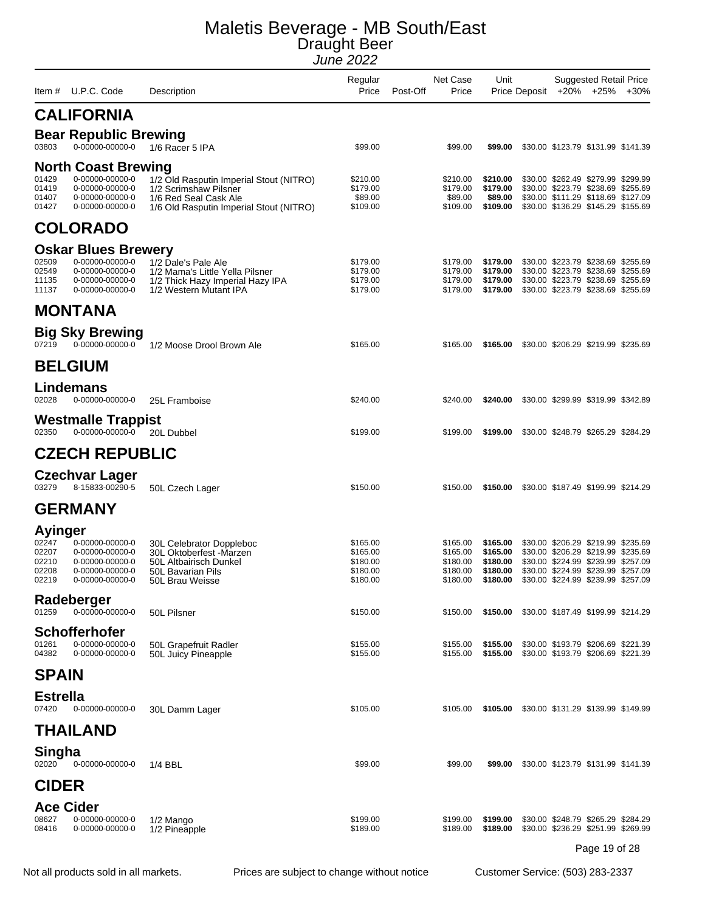# Maletis Beverage - MB South/East

## Draught Beer

*June 2022*

| Item # | U.P.C. Code | Description | Regular Price | Post-Off | Net Case Price | Unit Price | Deposit | +20% | +25% | +30% |
|---|---|---|---|---|---|---|---|---|---|---|
| | | | | | | | | Suggested Retail Price | | |
| **CALIFORNIA** | | | | | | | | | | |
| **Bear Republic Brewing** | | | | | | | | | | |
| 03803 | 0-00000-00000-0 | 1/6 Racer 5 IPA | $99.00 | | $99.00 | **$99.00** | $30.00 | $123.79 | $131.99 | $141.39 |
| **North Coast Brewing** | | | | | | | | | | |
| 01429 | 0-00000-00000-0 | 1/2 Old Rasputin Imperial Stout (NITRO) | $210.00 | | $210.00 | **$210.00** | $30.00 | $262.49 | $279.99 | $299.99 |
| 01419 | 0-00000-00000-0 | 1/2 Scrimshaw Pilsner | $179.00 | | $179.00 | **$179.00** | $30.00 | $223.79 | $238.69 | $255.69 |
| 01407 | 0-00000-00000-0 | 1/6 Red Seal Cask Ale | $89.00 | | $89.00 | **$89.00** | $30.00 | $111.29 | $118.69 | $127.09 |
| 01427 | 0-00000-00000-0 | 1/6 Old Rasputin Imperial Stout (NITRO) | $109.00 | | $109.00 | **$109.00** | $30.00 | $136.29 | $145.29 | $155.69 |
| **COLORADO** | | | | | | | | | | |
| **Oskar Blues Brewery** | | | | | | | | | | |
| 02509 | 0-00000-00000-0 | 1/2 Dale's Pale Ale | $179.00 | | $179.00 | **$179.00** | $30.00 | $223.79 | $238.69 | $255.69 |
| 02549 | 0-00000-00000-0 | 1/2 Mama's Little Yella Pilsner | $179.00 | | $179.00 | **$179.00** | $30.00 | $223.79 | $238.69 | $255.69 |
| 11135 | 0-00000-00000-0 | 1/2 Thick Hazy Imperial Hazy IPA | $179.00 | | $179.00 | **$179.00** | $30.00 | $223.79 | $238.69 | $255.69 |
| 11137 | 0-00000-00000-0 | 1/2 Western Mutant IPA | $179.00 | | $179.00 | **$179.00** | $30.00 | $223.79 | $238.69 | $255.69 |
| **MONTANA** | | | | | | | | | | |
| **Big Sky Brewing** | | | | | | | | | | |
| 07219 | 0-00000-00000-0 | 1/2 Moose Drool Brown Ale | $165.00 | | $165.00 | **$165.00** | $30.00 | $206.29 | $219.99 | $235.69 |
| **BELGIUM** | | | | | | | | | | |
| **Lindemans** | | | | | | | | | | |
| 02028 | 0-00000-00000-0 | 25L Framboise | $240.00 | | $240.00 | **$240.00** | $30.00 | $299.99 | $319.99 | $342.89 |
| **Westmalle Trappist** | | | | | | | | | | |
| 02350 | 0-00000-00000-0 | 20L Dubbel | $199.00 | | $199.00 | **$199.00** | $30.00 | $248.79 | $265.29 | $284.29 |
| **CZECH REPUBLIC** | | | | | | | | | | |
| **Czechvar Lager** | | | | | | | | | | |
| 03279 | 8-15833-00290-5 | 50L Czech Lager | $150.00 | | $150.00 | **$150.00** | $30.00 | $187.49 | $199.99 | $214.29 |
| **GERMANY** | | | | | | | | | | |
| **Ayinger** | | | | | | | | | | |
| 02247 | 0-00000-00000-0 | 30L Celebrator Doppleboc | $165.00 | | $165.00 | **$165.00** | $30.00 | $206.29 | $219.99 | $235.69 |
| 02207 | 0-00000-00000-0 | 30L Oktoberfest -Marzen | $165.00 | | $165.00 | **$165.00** | $30.00 | $206.29 | $219.99 | $235.69 |
| 02210 | 0-00000-00000-0 | 50L Altbairisch Dunkel | $180.00 | | $180.00 | **$180.00** | $30.00 | $224.99 | $239.99 | $257.09 |
| 02208 | 0-00000-00000-0 | 50L Bavarian Pils | $180.00 | | $180.00 | **$180.00** | $30.00 | $224.99 | $239.99 | $257.09 |
| 02219 | 0-00000-00000-0 | 50L Brau Weisse | $180.00 | | $180.00 | **$180.00** | $30.00 | $224.99 | $239.99 | $257.09 |
| **Radeberger** | | | | | | | | | | |
| 01259 | 0-00000-00000-0 | 50L Pilsner | $150.00 | | $150.00 | **$150.00** | $30.00 | $187.49 | $199.99 | $214.29 |
| **Schofferhofer** | | | | | | | | | | |
| 01261 | 0-00000-00000-0 | 50L Grapefruit Radler | $155.00 | | $155.00 | **$155.00** | $30.00 | $193.79 | $206.69 | $221.39 |
| 04382 | 0-00000-00000-0 | 50L Juicy Pineapple | $155.00 | | $155.00 | **$155.00** | $30.00 | $193.79 | $206.69 | $221.39 |
| **SPAIN** | | | | | | | | | | |
| **Estrella** | | | | | | | | | | |
| 07420 | 0-00000-00000-0 | 30L Damm Lager | $105.00 | | $105.00 | **$105.00** | $30.00 | $131.29 | $139.99 | $149.99 |
| **THAILAND** | | | | | | | | | | |
| **Singha** | | | | | | | | | | |
| 02020 | 0-00000-00000-0 | 1/4 BBL | $99.00 | | $99.00 | **$99.00** | $30.00 | $123.79 | $131.99 | $141.39 |
| **CIDER** | | | | | | | | | | |
| **Ace Cider** | | | | | | | | | | |
| 08627 | 0-00000-00000-0 | 1/2 Mango | $199.00 | | $199.00 | **$199.00** | $30.00 | $248.79 | $265.29 | $284.29 |
| 08416 | 0-00000-00000-0 | 1/2 Pineapple | $189.00 | | $189.00 | **$189.00** | $30.00 | $236.29 | $251.99 | $269.99 |

Not all products sold in all markets. Prices are subject to change without notice Customer Service: (503) 283-2337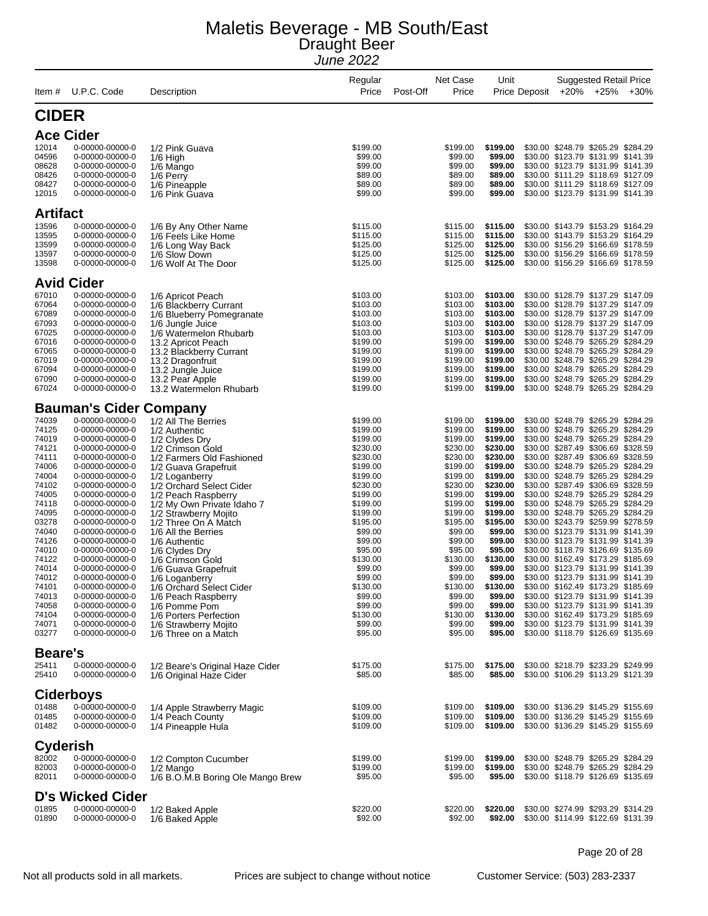# Maletis Beverage - MB South/East

## Draught Beer

*June 2022*

| Item # | U.P.C. Code | Description | Regular Price | Post-Off | Net Case Price | Unit Price | Deposit | +20% | +25% | +30% |
|---|---|---|---|---|---|---|---|---|---|---|
| | | | | | | | | Suggested Retail Price | | |

## CIDER

### Ace Cider

| Item # | U.P.C. Code | Description | Regular Price | Post-Off | Net Case Price | Unit Price | Deposit | +20% | +25% | +30% |
|---|---|---|---|---|---|---|---|---|---|---|
| 12014 | 0-00000-00000-0 | 1/2 Pink Guava | $199.00 | | $199.00 | **$199.00** | $30.00 | $248.79 | $265.29 | $284.29 |
| 04596 | 0-00000-00000-0 | 1/6 High | $99.00 | | $99.00 | **$99.00** | $30.00 | $123.79 | $131.99 | $141.39 |
| 08628 | 0-00000-00000-0 | 1/6 Mango | $99.00 | | $99.00 | **$99.00** | $30.00 | $123.79 | $131.99 | $141.39 |
| 08426 | 0-00000-00000-0 | 1/6 Perry | $89.00 | | $89.00 | **$89.00** | $30.00 | $111.29 | $118.69 | $127.09 |
| 08427 | 0-00000-00000-0 | 1/6 Pineapple | $89.00 | | $89.00 | **$89.00** | $30.00 | $111.29 | $118.69 | $127.09 |
| 12015 | 0-00000-00000-0 | 1/6 Pink Guava | $99.00 | | $99.00 | **$99.00** | $30.00 | $123.79 | $131.99 | $141.39 |

### Artifact

| Item # | U.P.C. Code | Description | Regular Price | Post-Off | Net Case Price | Unit Price | Deposit | +20% | +25% | +30% |
|---|---|---|---|---|---|---|---|---|---|---|
| 13596 | 0-00000-00000-0 | 1/6 By Any Other Name | $115.00 | | $115.00 | **$115.00** | $30.00 | $143.79 | $153.29 | $164.29 |
| 13595 | 0-00000-00000-0 | 1/6 Feels Like Home | $115.00 | | $115.00 | **$115.00** | $30.00 | $143.79 | $153.29 | $164.29 |
| 13599 | 0-00000-00000-0 | 1/6 Long Way Back | $125.00 | | $125.00 | **$125.00** | $30.00 | $156.29 | $166.69 | $178.59 |
| 13597 | 0-00000-00000-0 | 1/6 Slow Down | $125.00 | | $125.00 | **$125.00** | $30.00 | $156.29 | $166.69 | $178.59 |
| 13598 | 0-00000-00000-0 | 1/6 Wolf At The Door | $125.00 | | $125.00 | **$125.00** | $30.00 | $156.29 | $166.69 | $178.59 |

### Avid Cider

| Item # | U.P.C. Code | Description | Regular Price | Post-Off | Net Case Price | Unit Price | Deposit | +20% | +25% | +30% |
|---|---|---|---|---|---|---|---|---|---|---|
| 67010 | 0-00000-00000-0 | 1/6 Apricot Peach | $103.00 | | $103.00 | **$103.00** | $30.00 | $128.79 | $137.29 | $147.09 |
| 67064 | 0-00000-00000-0 | 1/6 Blackberry Currant | $103.00 | | $103.00 | **$103.00** | $30.00 | $128.79 | $137.29 | $147.09 |
| 67089 | 0-00000-00000-0 | 1/6 Blueberry Pomegranate | $103.00 | | $103.00 | **$103.00** | $30.00 | $128.79 | $137.29 | $147.09 |
| 67093 | 0-00000-00000-0 | 1/6 Jungle Juice | $103.00 | | $103.00 | **$103.00** | $30.00 | $128.79 | $137.29 | $147.09 |
| 67025 | 0-00000-00000-0 | 1/6 Watermelon Rhubarb | $103.00 | | $103.00 | **$103.00** | $30.00 | $128.79 | $137.29 | $147.09 |
| 67016 | 0-00000-00000-0 | 13.2 Apricot Peach | $199.00 | | $199.00 | **$199.00** | $30.00 | $248.79 | $265.29 | $284.29 |
| 67065 | 0-00000-00000-0 | 13.2 Blackberry Currant | $199.00 | | $199.00 | **$199.00** | $30.00 | $248.79 | $265.29 | $284.29 |
| 67019 | 0-00000-00000-0 | 13.2 Dragonfruit | $199.00 | | $199.00 | **$199.00** | $30.00 | $248.79 | $265.29 | $284.29 |
| 67094 | 0-00000-00000-0 | 13.2 Jungle Juice | $199.00 | | $199.00 | **$199.00** | $30.00 | $248.79 | $265.29 | $284.29 |
| 67090 | 0-00000-00000-0 | 13.2 Pear Apple | $199.00 | | $199.00 | **$199.00** | $30.00 | $248.79 | $265.29 | $284.29 |
| 67024 | 0-00000-00000-0 | 13.2 Watermelon Rhubarb | $199.00 | | $199.00 | **$199.00** | $30.00 | $248.79 | $265.29 | $284.29 |

### Bauman's Cider Company

| Item # | U.P.C. Code | Description | Regular Price | Post-Off | Net Case Price | Unit Price | Deposit | +20% | +25% | +30% |
|---|---|---|---|---|---|---|---|---|---|---|
| 74039 | 0-00000-00000-0 | 1/2 All The Berries | $199.00 | | $199.00 | **$199.00** | $30.00 | $248.79 | $265.29 | $284.29 |
| 74125 | 0-00000-00000-0 | 1/2 Authentic | $199.00 | | $199.00 | **$199.00** | $30.00 | $248.79 | $265.29 | $284.29 |
| 74019 | 0-00000-00000-0 | 1/2 Clydes Dry | $199.00 | | $199.00 | **$199.00** | $30.00 | $248.79 | $265.29 | $284.29 |
| 74121 | 0-00000-00000-0 | 1/2 Crimson Gold | $230.00 | | $230.00 | **$230.00** | $30.00 | $287.49 | $306.69 | $328.59 |
| 74111 | 0-00000-00000-0 | 1/2 Farmers Old Fashioned | $230.00 | | $230.00 | **$230.00** | $30.00 | $287.49 | $306.69 | $328.59 |
| 74006 | 0-00000-00000-0 | 1/2 Guava Grapefruit | $199.00 | | $199.00 | **$199.00** | $30.00 | $248.79 | $265.29 | $284.29 |
| 74004 | 0-00000-00000-0 | 1/2 Loganberry | $199.00 | | $199.00 | **$199.00** | $30.00 | $248.79 | $265.29 | $284.29 |
| 74102 | 0-00000-00000-0 | 1/2 Orchard Select Cider | $230.00 | | $230.00 | **$230.00** | $30.00 | $287.49 | $306.69 | $328.59 |
| 74005 | 0-00000-00000-0 | 1/2 Peach Raspberry | $199.00 | | $199.00 | **$199.00** | $30.00 | $248.79 | $265.29 | $284.29 |
| 74118 | 0-00000-00000-0 | 1/2 My Own Private Idaho 7 | $199.00 | | $199.00 | **$199.00** | $30.00 | $248.79 | $265.29 | $284.29 |
| 74095 | 0-00000-00000-0 | 1/2 Strawberry Mojito | $199.00 | | $199.00 | **$199.00** | $30.00 | $248.79 | $265.29 | $284.29 |
| 03278 | 0-00000-00000-0 | 1/2 Three On A Match | $195.00 | | $195.00 | **$195.00** | $30.00 | $243.79 | $259.99 | $278.59 |
| 74040 | 0-00000-00000-0 | 1/6 All the Berries | $99.00 | | $99.00 | **$99.00** | $30.00 | $123.79 | $131.99 | $141.39 |
| 74126 | 0-00000-00000-0 | 1/6 Authentic | $99.00 | | $99.00 | **$99.00** | $30.00 | $123.79 | $131.99 | $141.39 |
| 74010 | 0-00000-00000-0 | 1/6 Clydes Dry | $95.00 | | $95.00 | **$95.00** | $30.00 | $118.79 | $126.69 | $135.69 |
| 74122 | 0-00000-00000-0 | 1/6 Crimson Gold | $130.00 | | $130.00 | **$130.00** | $30.00 | $162.49 | $173.29 | $185.69 |
| 74014 | 0-00000-00000-0 | 1/6 Guava Grapefruit | $99.00 | | $99.00 | **$99.00** | $30.00 | $123.79 | $131.99 | $141.39 |
| 74012 | 0-00000-00000-0 | 1/6 Loganberry | $99.00 | | $99.00 | **$99.00** | $30.00 | $123.79 | $131.99 | $141.39 |
| 74101 | 0-00000-00000-0 | 1/6 Orchard Select Cider | $130.00 | | $130.00 | **$130.00** | $30.00 | $162.49 | $173.29 | $185.69 |
| 74013 | 0-00000-00000-0 | 1/6 Peach Raspberry | $99.00 | | $99.00 | **$99.00** | $30.00 | $123.79 | $131.99 | $141.39 |
| 74058 | 0-00000-00000-0 | 1/6 Pomme Pom | $99.00 | | $99.00 | **$99.00** | $30.00 | $123.79 | $131.99 | $141.39 |
| 74104 | 0-00000-00000-0 | 1/6 Porters Perfection | $130.00 | | $130.00 | **$130.00** | $30.00 | $162.49 | $173.29 | $185.69 |
| 74071 | 0-00000-00000-0 | 1/6 Strawberry Mojito | $99.00 | | $99.00 | **$99.00** | $30.00 | $123.79 | $131.99 | $141.39 |
| 03277 | 0-00000-00000-0 | 1/6 Three on a Match | $95.00 | | $95.00 | **$95.00** | $30.00 | $118.79 | $126.69 | $135.69 |

### Beare's

| Item # | U.P.C. Code | Description | Regular Price | Post-Off | Net Case Price | Unit Price | Deposit | +20% | +25% | +30% |
|---|---|---|---|---|---|---|---|---|---|---|
| 25411 | 0-00000-00000-0 | 1/2 Beare's Original Haze Cider | $175.00 | | $175.00 | **$175.00** | $30.00 | $218.79 | $233.29 | $249.99 |
| 25410 | 0-00000-00000-0 | 1/6 Original Haze Cider | $85.00 | | $85.00 | **$85.00** | $30.00 | $106.29 | $113.29 | $121.39 |

### Ciderboys

| Item # | U.P.C. Code | Description | Regular Price | Post-Off | Net Case Price | Unit Price | Deposit | +20% | +25% | +30% |
|---|---|---|---|---|---|---|---|---|---|---|
| 01488 | 0-00000-00000-0 | 1/4 Apple Strawberry Magic | $109.00 | | $109.00 | **$109.00** | $30.00 | $136.29 | $145.29 | $155.69 |
| 01485 | 0-00000-00000-0 | 1/4 Peach County | $109.00 | | $109.00 | **$109.00** | $30.00 | $136.29 | $145.29 | $155.69 |
| 01482 | 0-00000-00000-0 | 1/4 Pineapple Hula | $109.00 | | $109.00 | **$109.00** | $30.00 | $136.29 | $145.29 | $155.69 |

### Cyderish

| Item # | U.P.C. Code | Description | Regular Price | Post-Off | Net Case Price | Unit Price | Deposit | +20% | +25% | +30% |
|---|---|---|---|---|---|---|---|---|---|---|
| 82002 | 0-00000-00000-0 | 1/2 Compton Cucumber | $199.00 | | $199.00 | **$199.00** | $30.00 | $248.79 | $265.29 | $284.29 |
| 82003 | 0-00000-00000-0 | 1/2 Mango | $199.00 | | $199.00 | **$199.00** | $30.00 | $248.79 | $265.29 | $284.29 |
| 82011 | 0-00000-00000-0 | 1/6 B.O.M.B Boring Ole Mango Brew | $95.00 | | $95.00 | **$95.00** | $30.00 | $118.79 | $126.69 | $135.69 |

### D's Wicked Cider

| Item # | U.P.C. Code | Description | Regular Price | Post-Off | Net Case Price | Unit Price | Deposit | +20% | +25% | +30% |
|---|---|---|---|---|---|---|---|---|---|---|
| 01895 | 0-00000-00000-0 | 1/2 Baked Apple | $220.00 | | $220.00 | **$220.00** | $30.00 | $274.99 | $293.29 | $314.29 |
| 01890 | 0-00000-00000-0 | 1/6 Baked Apple | $92.00 | | $92.00 | **$92.00** | $30.00 | $114.99 | $122.69 | $131.39 |

Not all products sold in all markets. Prices are subject to change without notice Customer Service: (503) 283-2337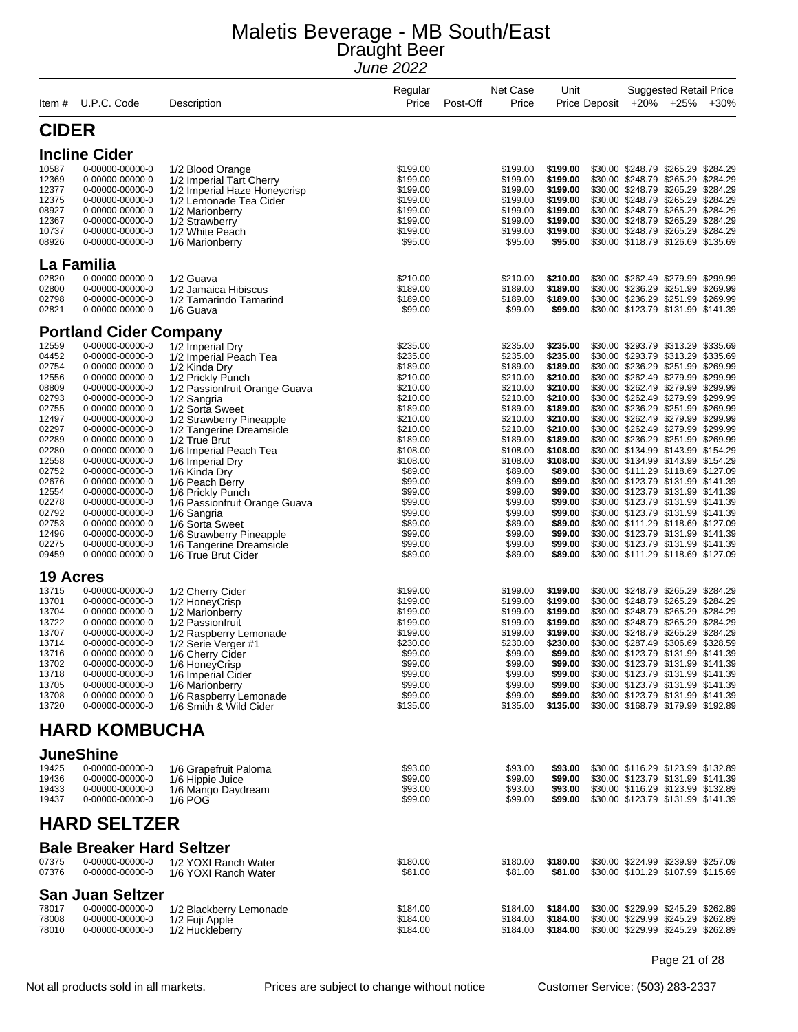# Maletis Beverage - MB South/East
## Draught Beer
*June 2022*

| Item # | U.P.C. Code | Description | Regular Price | Post-Off | Net Case Price | Unit Price | Deposit | +20% | +25% | +30% |
|---|---|---|---|---|---|---|---|---|---|---|
| **CIDER** | | | | | | | | | | |
| **Incline Cider** | | | | | | | | | | |
| 10587 | 0-00000-00000-0 | 1/2 Blood Orange | $199.00 | | $199.00 | **$199.00** | $30.00 | $248.79 | $265.29 | $284.29 |
| 12369 | 0-00000-00000-0 | 1/2 Imperial Tart Cherry | $199.00 | | $199.00 | **$199.00** | $30.00 | $248.79 | $265.29 | $284.29 |
| 12377 | 0-00000-00000-0 | 1/2 Imperial Haze Honeycrisp | $199.00 | | $199.00 | **$199.00** | $30.00 | $248.79 | $265.29 | $284.29 |
| 12375 | 0-00000-00000-0 | 1/2 Lemonade Tea Cider | $199.00 | | $199.00 | **$199.00** | $30.00 | $248.79 | $265.29 | $284.29 |
| 08927 | 0-00000-00000-0 | 1/2 Marionberry | $199.00 | | $199.00 | **$199.00** | $30.00 | $248.79 | $265.29 | $284.29 |
| 12367 | 0-00000-00000-0 | 1/2 Strawberry | $199.00 | | $199.00 | **$199.00** | $30.00 | $248.79 | $265.29 | $284.29 |
| 10737 | 0-00000-00000-0 | 1/2 White Peach | $199.00 | | $199.00 | **$199.00** | $30.00 | $248.79 | $265.29 | $284.29 |
| 08926 | 0-00000-00000-0 | 1/6 Marionberry | $95.00 | | $95.00 | **$95.00** | $30.00 | $118.79 | $126.69 | $135.69 |
| **La Familia** | | | | | | | | | | |
| 02820 | 0-00000-00000-0 | 1/2 Guava | $210.00 | | $210.00 | **$210.00** | $30.00 | $262.49 | $279.99 | $299.99 |
| 02800 | 0-00000-00000-0 | 1/2 Jamaica Hibiscus | $189.00 | | $189.00 | **$189.00** | $30.00 | $236.29 | $251.99 | $269.99 |
| 02798 | 0-00000-00000-0 | 1/2 Tamarindo Tamarind | $189.00 | | $189.00 | **$189.00** | $30.00 | $236.29 | $251.99 | $269.99 |
| 02821 | 0-00000-00000-0 | 1/6 Guava | $99.00 | | $99.00 | **$99.00** | $30.00 | $123.79 | $131.99 | $141.39 |
| **Portland Cider Company** | | | | | | | | | | |
| 12559 | 0-00000-00000-0 | 1/2 Imperial Dry | $235.00 | | $235.00 | **$235.00** | $30.00 | $293.79 | $313.29 | $335.69 |
| 04452 | 0-00000-00000-0 | 1/2 Imperial Peach Tea | $235.00 | | $235.00 | **$235.00** | $30.00 | $293.79 | $313.29 | $335.69 |
| 02754 | 0-00000-00000-0 | 1/2 Kinda Dry | $189.00 | | $189.00 | **$189.00** | $30.00 | $236.29 | $251.99 | $269.99 |
| 12556 | 0-00000-00000-0 | 1/2 Prickly Punch | $210.00 | | $210.00 | **$210.00** | $30.00 | $262.49 | $279.99 | $299.99 |
| 08809 | 0-00000-00000-0 | 1/2 Passionfruit Orange Guava | $210.00 | | $210.00 | **$210.00** | $30.00 | $262.49 | $279.99 | $299.99 |
| 02793 | 0-00000-00000-0 | 1/2 Sangria | $210.00 | | $210.00 | **$210.00** | $30.00 | $262.49 | $279.99 | $299.99 |
| 02755 | 0-00000-00000-0 | 1/2 Sorta Sweet | $189.00 | | $189.00 | **$189.00** | $30.00 | $236.29 | $251.99 | $269.99 |
| 12497 | 0-00000-00000-0 | 1/2 Strawberry Pineapple | $210.00 | | $210.00 | **$210.00** | $30.00 | $262.49 | $279.99 | $299.99 |
| 02297 | 0-00000-00000-0 | 1/2 Tangerine Dreamsicle | $210.00 | | $210.00 | **$210.00** | $30.00 | $262.49 | $279.99 | $299.99 |
| 02289 | 0-00000-00000-0 | 1/2 True Brut | $189.00 | | $189.00 | **$189.00** | $30.00 | $236.29 | $251.99 | $269.99 |
| 02280 | 0-00000-00000-0 | 1/6 Imperial Peach Tea | $108.00 | | $108.00 | **$108.00** | $30.00 | $134.99 | $143.99 | $154.29 |
| 12558 | 0-00000-00000-0 | 1/6 Imperial Dry | $108.00 | | $108.00 | **$108.00** | $30.00 | $134.99 | $143.99 | $154.29 |
| 02752 | 0-00000-00000-0 | 1/6 Kinda Dry | $89.00 | | $89.00 | **$89.00** | $30.00 | $111.29 | $118.69 | $127.09 |
| 02676 | 0-00000-00000-0 | 1/6 Peach Berry | $99.00 | | $99.00 | **$99.00** | $30.00 | $123.79 | $131.99 | $141.39 |
| 12554 | 0-00000-00000-0 | 1/6 Prickly Punch | $99.00 | | $99.00 | **$99.00** | $30.00 | $123.79 | $131.99 | $141.39 |
| 02278 | 0-00000-00000-0 | 1/6 Passionfruit Orange Guava | $99.00 | | $99.00 | **$99.00** | $30.00 | $123.79 | $131.99 | $141.39 |
| 02792 | 0-00000-00000-0 | 1/6 Sangria | $99.00 | | $99.00 | **$99.00** | $30.00 | $123.79 | $131.99 | $141.39 |
| 02753 | 0-00000-00000-0 | 1/6 Sorta Sweet | $89.00 | | $89.00 | **$89.00** | $30.00 | $111.29 | $118.69 | $127.09 |
| 12496 | 0-00000-00000-0 | 1/6 Strawberry Pineapple | $99.00 | | $99.00 | **$99.00** | $30.00 | $123.79 | $131.99 | $141.39 |
| 02275 | 0-00000-00000-0 | 1/6 Tangerine Dreamsicle | $99.00 | | $99.00 | **$99.00** | $30.00 | $123.79 | $131.99 | $141.39 |
| 09459 | 0-00000-00000-0 | 1/6 True Brut Cider | $89.00 | | $89.00 | **$89.00** | $30.00 | $111.29 | $118.69 | $127.09 |
| **19 Acres** | | | | | | | | | | |
| 13715 | 0-00000-00000-0 | 1/2 Cherry Cider | $199.00 | | $199.00 | **$199.00** | $30.00 | $248.79 | $265.29 | $284.29 |
| 13701 | 0-00000-00000-0 | 1/2 HoneyCrisp | $199.00 | | $199.00 | **$199.00** | $30.00 | $248.79 | $265.29 | $284.29 |
| 13704 | 0-00000-00000-0 | 1/2 Marionberry | $199.00 | | $199.00 | **$199.00** | $30.00 | $248.79 | $265.29 | $284.29 |
| 13722 | 0-00000-00000-0 | 1/2 Passionfruit | $199.00 | | $199.00 | **$199.00** | $30.00 | $248.79 | $265.29 | $284.29 |
| 13707 | 0-00000-00000-0 | 1/2 Raspberry Lemonade | $199.00 | | $199.00 | **$199.00** | $30.00 | $248.79 | $265.29 | $284.29 |
| 13714 | 0-00000-00000-0 | 1/2 Serie Verger #1 | $230.00 | | $230.00 | **$230.00** | $30.00 | $287.49 | $306.69 | $328.59 |
| 13716 | 0-00000-00000-0 | 1/6 Cherry Cider | $99.00 | | $99.00 | **$99.00** | $30.00 | $123.79 | $131.99 | $141.39 |
| 13702 | 0-00000-00000-0 | 1/6 HoneyCrisp | $99.00 | | $99.00 | **$99.00** | $30.00 | $123.79 | $131.99 | $141.39 |
| 13718 | 0-00000-00000-0 | 1/6 Imperial Cider | $99.00 | | $99.00 | **$99.00** | $30.00 | $123.79 | $131.99 | $141.39 |
| 13705 | 0-00000-00000-0 | 1/6 Marionberry | $99.00 | | $99.00 | **$99.00** | $30.00 | $123.79 | $131.99 | $141.39 |
| 13708 | 0-00000-00000-0 | 1/6 Raspberry Lemonade | $99.00 | | $99.00 | **$99.00** | $30.00 | $123.79 | $131.99 | $141.39 |
| 13720 | 0-00000-00000-0 | 1/6 Smith & Wild Cider | $135.00 | | $135.00 | **$135.00** | $30.00 | $168.79 | $179.99 | $192.89 |
| **HARD KOMBUCHA** | | | | | | | | | | |
| **JuneShine** | | | | | | | | | | |
| 19425 | 0-00000-00000-0 | 1/6 Grapefruit Paloma | $93.00 | | $93.00 | **$93.00** | $30.00 | $116.29 | $123.99 | $132.89 |
| 19436 | 0-00000-00000-0 | 1/6 Hippie Juice | $99.00 | | $99.00 | **$99.00** | $30.00 | $123.79 | $131.99 | $141.39 |
| 19433 | 0-00000-00000-0 | 1/6 Mango Daydream | $93.00 | | $93.00 | **$93.00** | $30.00 | $116.29 | $123.99 | $132.89 |
| 19437 | 0-00000-00000-0 | 1/6 POG | $99.00 | | $99.00 | **$99.00** | $30.00 | $123.79 | $131.99 | $141.39 |
| **HARD SELTZER** | | | | | | | | | | |
| **Bale Breaker Hard Seltzer** | | | | | | | | | | |
| 07375 | 0-00000-00000-0 | 1/2 YOXI Ranch Water | $180.00 | | $180.00 | **$180.00** | $30.00 | $224.99 | $239.99 | $257.09 |
| 07376 | 0-00000-00000-0 | 1/6 YOXI Ranch Water | $81.00 | | $81.00 | **$81.00** | $30.00 | $101.29 | $107.99 | $115.69 |
| **San Juan Seltzer** | | | | | | | | | | |
| 78017 | 0-00000-00000-0 | 1/2 Blackberry Lemonade | $184.00 | | $184.00 | **$184.00** | $30.00 | $229.99 | $245.29 | $262.89 |
| 78008 | 0-00000-00000-0 | 1/2 Fuji Apple | $184.00 | | $184.00 | **$184.00** | $30.00 | $229.99 | $245.29 | $262.89 |
| 78010 | 0-00000-00000-0 | 1/2 Huckleberry | $184.00 | | $184.00 | **$184.00** | $30.00 | $229.99 | $245.29 | $262.89 |

Not all products sold in all markets. Prices are subject to change without notice Customer Service: (503) 283-2337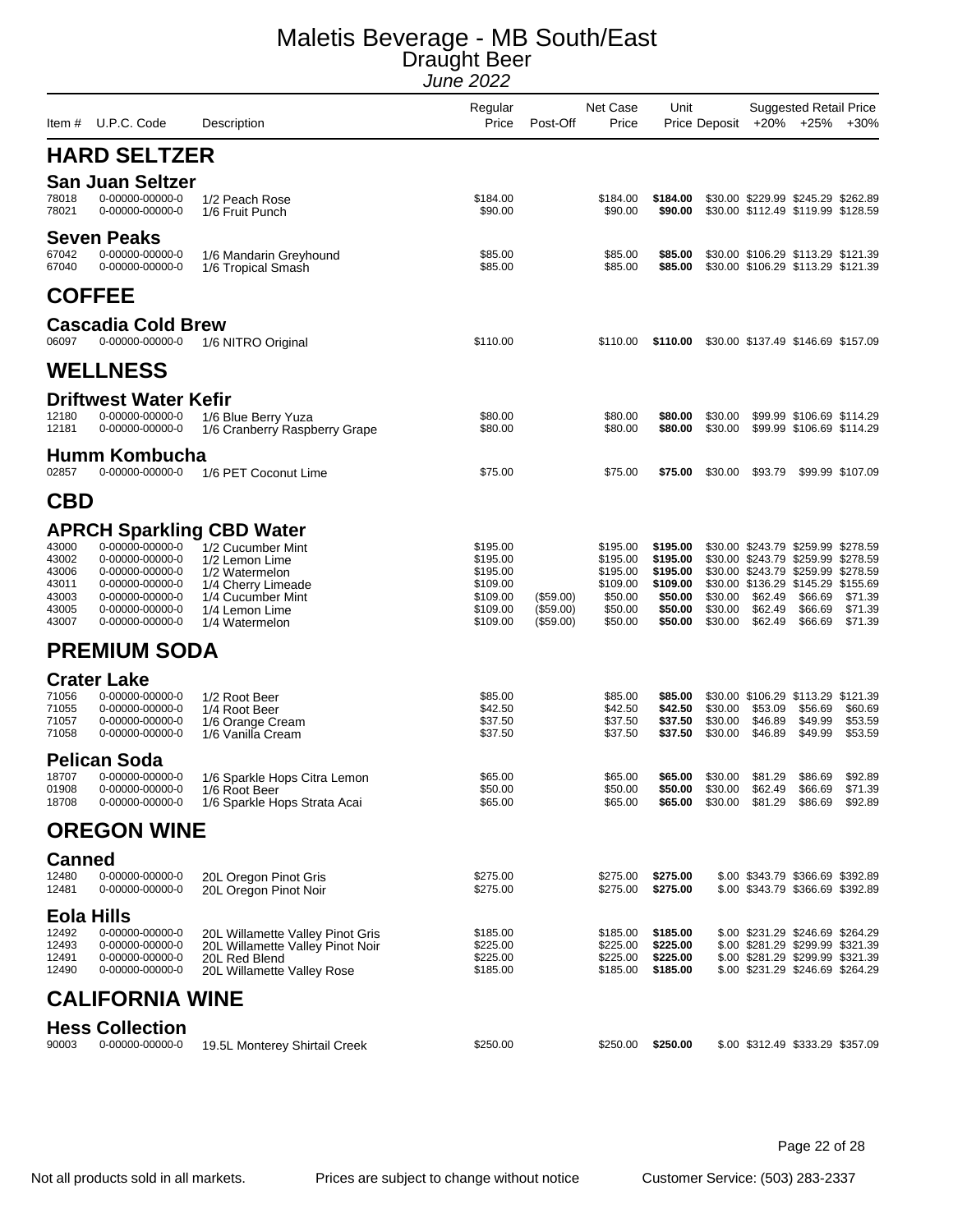# Maletis Beverage - MB South/East

## Draught Beer

*June 2022*

| Item # | U.P.C. Code | Description | Regular Price | Post-Off | Net Case Price | Unit Price | Deposit | Suggested Retail Price +20% | +25% | +30% |
|---|---|---|---|---|---|---|---|---|---|---|
| **HARD SELTZER** | | | | | | | | | | |
| **San Juan Seltzer** | | | | | | | | | | |
| 78018 | 0-00000-00000-0 | 1/2 Peach Rose | $184.00 | | $184.00 | **$184.00** | $30.00 | $229.99 | $245.29 | $262.89 |
| 78021 | 0-00000-00000-0 | 1/6 Fruit Punch | $90.00 | | $90.00 | **$90.00** | $30.00 | $112.49 | $119.99 | $128.59 |
| **Seven Peaks** | | | | | | | | | | |
| 67042 | 0-00000-00000-0 | 1/6 Mandarin Greyhound | $85.00 | | $85.00 | **$85.00** | $30.00 | $106.29 | $113.29 | $121.39 |
| 67040 | 0-00000-00000-0 | 1/6 Tropical Smash | $85.00 | | $85.00 | **$85.00** | $30.00 | $106.29 | $113.29 | $121.39 |
| **COFFEE** | | | | | | | | | | |
| **Cascadia Cold Brew** | | | | | | | | | | |
| 06097 | 0-00000-00000-0 | 1/6 NITRO Original | $110.00 | | $110.00 | **$110.00** | $30.00 | $137.49 | $146.69 | $157.09 |
| **WELLNESS** | | | | | | | | | | |
| **Driftwest Water Kefir** | | | | | | | | | | |
| 12180 | 0-00000-00000-0 | 1/6 Blue Berry Yuza | $80.00 | | $80.00 | **$80.00** | $30.00 | $99.99 | $106.69 | $114.29 |
| 12181 | 0-00000-00000-0 | 1/6 Cranberry Raspberry Grape | $80.00 | | $80.00 | **$80.00** | $30.00 | $99.99 | $106.69 | $114.29 |
| **Humm Kombucha** | | | | | | | | | | |
| 02857 | 0-00000-00000-0 | 1/6 PET Coconut Lime | $75.00 | | $75.00 | **$75.00** | $30.00 | $93.79 | $99.99 | $107.09 |
| **CBD** | | | | | | | | | | |
| **APRCH Sparkling CBD Water** | | | | | | | | | | |
| 43000 | 0-00000-00000-0 | 1/2 Cucumber Mint | $195.00 | | $195.00 | **$195.00** | $30.00 | $243.79 | $259.99 | $278.59 |
| 43002 | 0-00000-00000-0 | 1/2 Lemon Lime | $195.00 | | $195.00 | **$195.00** | $30.00 | $243.79 | $259.99 | $278.59 |
| 43006 | 0-00000-00000-0 | 1/2 Watermelon | $195.00 | | $195.00 | **$195.00** | $30.00 | $243.79 | $259.99 | $278.59 |
| 43011 | 0-00000-00000-0 | 1/4 Cherry Limeade | $109.00 | | $109.00 | **$109.00** | $30.00 | $136.29 | $145.29 | $155.69 |
| 43003 | 0-00000-00000-0 | 1/4 Cucumber Mint | $109.00 | ($59.00) | $50.00 | **$50.00** | $30.00 | $62.49 | $66.69 | $71.39 |
| 43005 | 0-00000-00000-0 | 1/4 Lemon Lime | $109.00 | ($59.00) | $50.00 | **$50.00** | $30.00 | $62.49 | $66.69 | $71.39 |
| 43007 | 0-00000-00000-0 | 1/4 Watermelon | $109.00 | ($59.00) | $50.00 | **$50.00** | $30.00 | $62.49 | $66.69 | $71.39 |
| **PREMIUM SODA** | | | | | | | | | | |
| **Crater Lake** | | | | | | | | | | |
| 71056 | 0-00000-00000-0 | 1/2 Root Beer | $85.00 | | $85.00 | **$85.00** | $30.00 | $106.29 | $113.29 | $121.39 |
| 71055 | 0-00000-00000-0 | 1/4 Root Beer | $42.50 | | $42.50 | **$42.50** | $30.00 | $53.09 | $56.69 | $60.69 |
| 71057 | 0-00000-00000-0 | 1/6 Orange Cream | $37.50 | | $37.50 | **$37.50** | $30.00 | $46.89 | $49.99 | $53.59 |
| 71058 | 0-00000-00000-0 | 1/6 Vanilla Cream | $37.50 | | $37.50 | **$37.50** | $30.00 | $46.89 | $49.99 | $53.59 |
| **Pelican Soda** | | | | | | | | | | |
| 18707 | 0-00000-00000-0 | 1/6 Sparkle Hops Citra Lemon | $65.00 | | $65.00 | **$65.00** | $30.00 | $81.29 | $86.69 | $92.89 |
| 01908 | 0-00000-00000-0 | 1/6 Root Beer | $50.00 | | $50.00 | **$50.00** | $30.00 | $62.49 | $66.69 | $71.39 |
| 18708 | 0-00000-00000-0 | 1/6 Sparkle Hops Strata Acai | $65.00 | | $65.00 | **$65.00** | $30.00 | $81.29 | $86.69 | $92.89 |
| **OREGON WINE** | | | | | | | | | | |
| **Canned** | | | | | | | | | | |
| 12480 | 0-00000-00000-0 | 20L Oregon Pinot Gris | $275.00 | | $275.00 | **$275.00** | $.00 | $343.79 | $366.69 | $392.89 |
| 12481 | 0-00000-00000-0 | 20L Oregon Pinot Noir | $275.00 | | $275.00 | **$275.00** | $.00 | $343.79 | $366.69 | $392.89 |
| **Eola Hills** | | | | | | | | | | |
| 12492 | 0-00000-00000-0 | 20L Willamette Valley Pinot Gris | $185.00 | | $185.00 | **$185.00** | $.00 | $231.29 | $246.69 | $264.29 |
| 12493 | 0-00000-00000-0 | 20L Willamette Valley Pinot Noir | $225.00 | | $225.00 | **$225.00** | $.00 | $281.29 | $299.99 | $321.39 |
| 12491 | 0-00000-00000-0 | 20L Red Blend | $225.00 | | $225.00 | **$225.00** | $.00 | $281.29 | $299.99 | $321.39 |
| 12490 | 0-00000-00000-0 | 20L Willamette Valley Rose | $185.00 | | $185.00 | **$185.00** | $.00 | $231.29 | $246.69 | $264.29 |
| **CALIFORNIA WINE** | | | | | | | | | | |
| **Hess Collection** | | | | | | | | | | |
| 90003 | 0-00000-00000-0 | 19.5L Monterey Shirtail Creek | $250.00 | | $250.00 | **$250.00** | $.00 | $312.49 | $333.29 | $357.09 |

Not all products sold in all markets. Prices are subject to change without notice Customer Service: (503) 283-2337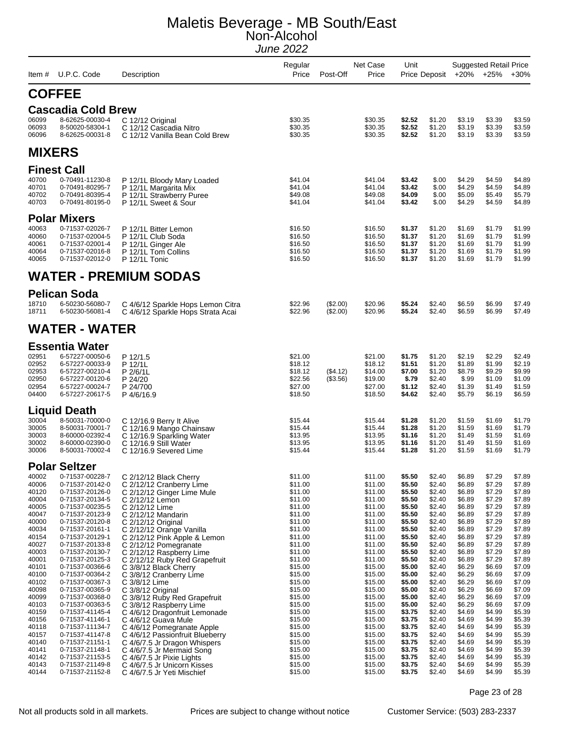# Maletis Beverage - MB South/East

## Non-Alcohol

*June 2022*

| Item # | U.P.C. Code | Description | Regular Price | Post-Off | Net Case Price | Unit Price | Deposit | Suggested Retail Price +20% | +25% | +30% |
|---|---|---|---|---|---|---|---|---|---|---|
| **COFFEE** | | | | | | | | | | |
| **Cascadia Cold Brew** | | | | | | | | | | |
| 06099 | 8-62625-00030-4 | C 12/12 Original | $30.35 | | $30.35 | **$2.52** | $1.20 | $3.19 | $3.39 | $3.59 |
| 06093 | 8-50020-58304-1 | C 12/12 Cascadia Nitro | $30.35 | | $30.35 | **$2.52** | $1.20 | $3.19 | $3.39 | $3.59 |
| 06096 | 8-62625-00031-8 | C 12/12 Vanilla Bean Cold Brew | $30.35 | | $30.35 | **$2.52** | $1.20 | $3.19 | $3.39 | $3.59 |
| **MIXERS** | | | | | | | | | | |
| **Finest Call** | | | | | | | | | | |
| 40700 | 0-70491-11230-8 | P 12/1L Bloody Mary Loaded | $41.04 | | $41.04 | **$3.42** | $.00 | $4.29 | $4.59 | $4.89 |
| 40701 | 0-70491-80295-7 | P 12/1L Margarita Mix | $41.04 | | $41.04 | **$3.42** | $.00 | $4.29 | $4.59 | $4.89 |
| 40702 | 0-70491-80395-4 | P 12/1L Strawberry Puree | $49.08 | | $49.08 | **$4.09** | $.00 | $5.09 | $5.49 | $5.79 |
| 40703 | 0-70491-80195-0 | P 12/1L Sweet & Sour | $41.04 | | $41.04 | **$3.42** | $.00 | $4.29 | $4.59 | $4.89 |
| **Polar Mixers** | | | | | | | | | | |
| 40063 | 0-71537-02026-7 | P 12/1L Bitter Lemon | $16.50 | | $16.50 | **$1.37** | $1.20 | $1.69 | $1.79 | $1.99 |
| 40060 | 0-71537-02004-5 | P 12/1L Club Soda | $16.50 | | $16.50 | **$1.37** | $1.20 | $1.69 | $1.79 | $1.99 |
| 40061 | 0-71537-02001-4 | P 12/1L Ginger Ale | $16.50 | | $16.50 | **$1.37** | $1.20 | $1.69 | $1.79 | $1.99 |
| 40064 | 0-71537-02016-8 | P 12/1L Tom Collins | $16.50 | | $16.50 | **$1.37** | $1.20 | $1.69 | $1.79 | $1.99 |
| 40065 | 0-71537-02012-0 | P 12/1L Tonic | $16.50 | | $16.50 | **$1.37** | $1.20 | $1.69 | $1.79 | $1.99 |
| **WATER - PREMIUM SODAS** | | | | | | | | | | |
| **Pelican Soda** | | | | | | | | | | |
| 18710 | 6-50230-56080-7 | C 4/6/12 Sparkle Hops Lemon Citra | $22.96 | ($2.00) | $20.96 | **$5.24** | $2.40 | $6.59 | $6.99 | $7.49 |
| 18711 | 6-50230-56081-4 | C 4/6/12 Sparkle Hops Strata Acai | $22.96 | ($2.00) | $20.96 | **$5.24** | $2.40 | $6.59 | $6.99 | $7.49 |
| **WATER - WATER** | | | | | | | | | | |
| **Essentia Water** | | | | | | | | | | |
| 02951 | 6-57227-00050-6 | P 12/1.5 | $21.00 | | $21.00 | **$1.75** | $1.20 | $2.19 | $2.29 | $2.49 |
| 02952 | 6-57227-00033-9 | P 12/1L | $18.12 | | $18.12 | **$1.51** | $1.20 | $1.89 | $1.99 | $2.19 |
| 02953 | 6-57227-00210-4 | P 2/6/1L | $18.12 | ($4.12) | $14.00 | **$7.00** | $1.20 | $8.79 | $9.29 | $9.99 |
| 02950 | 6-57227-00120-6 | P 24/20 | $22.56 | ($3.56) | $19.00 | **$.79** | $2.40 | $.99 | $1.09 | $1.09 |
| 02954 | 6-57227-00024-7 | P 24/700 | $27.00 | | $27.00 | **$1.12** | $2.40 | $1.39 | $1.49 | $1.59 |
| 04400 | 6-57227-20617-5 | P 4/6/16.9 | $18.50 | | $18.50 | **$4.62** | $2.40 | $5.79 | $6.19 | $6.59 |
| **Liquid Death** | | | | | | | | | | |
| 30004 | 8-50031-70000-0 | C 12/16.9 Berry It Alive | $15.44 | | $15.44 | **$1.28** | $1.20 | $1.59 | $1.69 | $1.79 |
| 30005 | 8-50031-70001-7 | C 12/16.9 Mango Chainsaw | $15.44 | | $15.44 | **$1.28** | $1.20 | $1.59 | $1.69 | $1.79 |
| 30003 | 8-60000-02392-4 | C 12/16.9 Sparkling Water | $13.95 | | $13.95 | **$1.16** | $1.20 | $1.49 | $1.59 | $1.69 |
| 30002 | 8-60000-02390-0 | C 12/16.9 Still Water | $13.95 | | $13.95 | **$1.16** | $1.20 | $1.49 | $1.59 | $1.69 |
| 30006 | 8-50031-70002-4 | C 12/16.9 Severed Lime | $15.44 | | $15.44 | **$1.28** | $1.20 | $1.59 | $1.69 | $1.79 |
| **Polar Seltzer** | | | | | | | | | | |
| 40002 | 0-71537-00228-7 | C 2/12/12 Black Cherry | $11.00 | | $11.00 | **$5.50** | $2.40 | $6.89 | $7.29 | $7.89 |
| 40006 | 0-71537-20142-0 | C 2/12/12 Cranberry Lime | $11.00 | | $11.00 | **$5.50** | $2.40 | $6.89 | $7.29 | $7.89 |
| 40120 | 0-71537-20126-0 | C 2/12/12 Ginger Lime Mule | $11.00 | | $11.00 | **$5.50** | $2.40 | $6.89 | $7.29 | $7.89 |
| 40004 | 0-71537-20134-5 | C 2/12/12 Lemon | $11.00 | | $11.00 | **$5.50** | $2.40 | $6.89 | $7.29 | $7.89 |
| 40005 | 0-71537-00235-5 | C 2/12/12 Lime | $11.00 | | $11.00 | **$5.50** | $2.40 | $6.89 | $7.29 | $7.89 |
| 40047 | 0-71537-20123-9 | C 2/12/12 Mandarin | $11.00 | | $11.00 | **$5.50** | $2.40 | $6.89 | $7.29 | $7.89 |
| 40000 | 0-71537-20120-8 | C 2/12/12 Original | $11.00 | | $11.00 | **$5.50** | $2.40 | $6.89 | $7.29 | $7.89 |
| 40034 | 0-71537-20161-1 | C 2/12/12 Orange Vanilla | $11.00 | | $11.00 | **$5.50** | $2.40 | $6.89 | $7.29 | $7.89 |
| 40154 | 0-71537-20129-1 | C 2/12/12 Pink Apple & Lemon | $11.00 | | $11.00 | **$5.50** | $2.40 | $6.89 | $7.29 | $7.89 |
| 40027 | 0-71537-20133-8 | C 2/12/12 Pomegranate | $11.00 | | $11.00 | **$5.50** | $2.40 | $6.89 | $7.29 | $7.89 |
| 40003 | 0-71537-20130-7 | C 2/12/12 Raspberry Lime | $11.00 | | $11.00 | **$5.50** | $2.40 | $6.89 | $7.29 | $7.89 |
| 40001 | 0-71537-20125-3 | C 2/12/12 Ruby Red Grapefruit | $11.00 | | $11.00 | **$5.50** | $2.40 | $6.89 | $7.29 | $7.89 |
| 40101 | 0-71537-00366-6 | C 3/8/12 Black Cherry | $15.00 | | $15.00 | **$5.00** | $2.40 | $6.29 | $6.69 | $7.09 |
| 40100 | 0-71537-00364-2 | C 3/8/12 Cranberry Lime | $15.00 | | $15.00 | **$5.00** | $2.40 | $6.29 | $6.69 | $7.09 |
| 40102 | 0-71537-00367-3 | C 3/8/12 Lime | $15.00 | | $15.00 | **$5.00** | $2.40 | $6.29 | $6.69 | $7.09 |
| 40098 | 0-71537-00365-9 | C 3/8/12 Original | $15.00 | | $15.00 | **$5.00** | $2.40 | $6.29 | $6.69 | $7.09 |
| 40099 | 0-71537-00368-0 | C 3/8/12 Ruby Red Grapefruit | $15.00 | | $15.00 | **$5.00** | $2.40 | $6.29 | $6.69 | $7.09 |
| 40103 | 0-71537-00363-5 | C 3/8/12 Raspberry Lime | $15.00 | | $15.00 | **$5.00** | $2.40 | $6.29 | $6.69 | $7.09 |
| 40159 | 0-71537-41145-4 | C 4/6/12 Dragonfruit Lemonade | $15.00 | | $15.00 | **$3.75** | $2.40 | $4.69 | $4.99 | $5.39 |
| 40156 | 0-71537-41146-1 | C 4/6/12 Guava Mule | $15.00 | | $15.00 | **$3.75** | $2.40 | $4.69 | $4.99 | $5.39 |
| 40118 | 0-71537-11134-7 | C 4/6/12 Pomegranate Apple | $15.00 | | $15.00 | **$3.75** | $2.40 | $4.69 | $4.99 | $5.39 |
| 40157 | 0-71537-41147-8 | C 4/6/12 Passionfruit Blueberry | $15.00 | | $15.00 | **$3.75** | $2.40 | $4.69 | $4.99 | $5.39 |
| 40140 | 0-71537-21151-1 | C 4/6/7.5 Jr Dragon Whispers | $15.00 | | $15.00 | **$3.75** | $2.40 | $4.69 | $4.99 | $5.39 |
| 40141 | 0-71537-21148-1 | C 4/6/7.5 Jr Mermaid Song | $15.00 | | $15.00 | **$3.75** | $2.40 | $4.69 | $4.99 | $5.39 |
| 40142 | 0-71537-21153-5 | C 4/6/7.5 Jr Pixie Lights | $15.00 | | $15.00 | **$3.75** | $2.40 | $4.69 | $4.99 | $5.39 |
| 40143 | 0-71537-21149-8 | C 4/6/7.5 Jr Unicorn Kisses | $15.00 | | $15.00 | **$3.75** | $2.40 | $4.69 | $4.99 | $5.39 |
| 40144 | 0-71537-21152-8 | C 4/6/7.5 Jr Yeti Mischief | $15.00 | | $15.00 | **$3.75** | $2.40 | $4.69 | $4.99 | $5.39 |

Not all products sold in all markets. Prices are subject to change without notice Customer Service: (503) 283-2337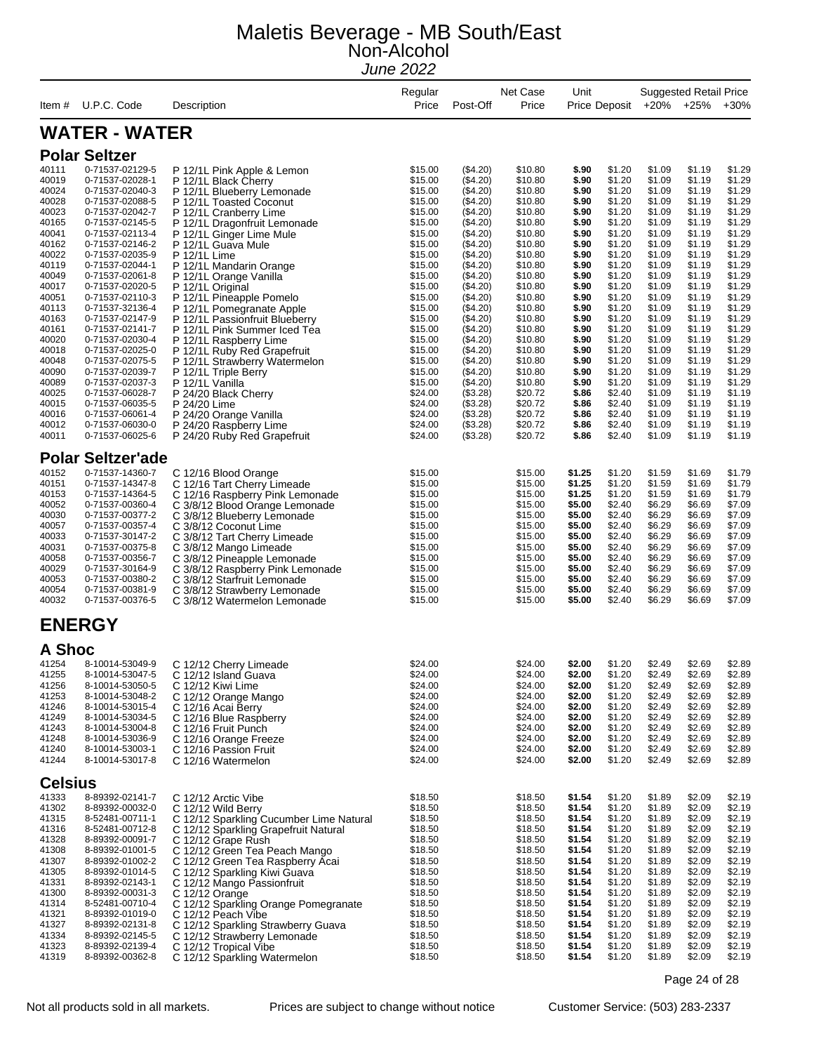# Maletis Beverage - MB South/East
## Non-Alcohol
*June 2022*

| Item # | U.P.C. Code | Description | Regular Price | Post-Off | Net Case Price | Unit Price | Deposit | Suggested Retail Price +20% | +25% | +30% |
|---|---|---|---|---|---|---|---|---|---|---|

## WATER - WATER

### Polar Seltzer

| Item # | U.P.C. Code | Description | Regular Price | Post-Off | Net Case Price | Unit Price | Deposit | +20% | +25% | +30% |
|---|---|---|---|---|---|---|---|---|---|---|
| 40111 | 0-71537-02129-5 | P 12/1L Pink Apple & Lemon | $15.00 | ($4.20) | $10.80 | **$.90** | $1.20 | $1.09 | $1.19 | $1.29 |
| 40019 | 0-71537-02028-1 | P 12/1L Black Cherry | $15.00 | ($4.20) | $10.80 | **$.90** | $1.20 | $1.09 | $1.19 | $1.29 |
| 40024 | 0-71537-02040-3 | P 12/1L Blueberry Lemonade | $15.00 | ($4.20) | $10.80 | **$.90** | $1.20 | $1.09 | $1.19 | $1.29 |
| 40028 | 0-71537-02088-5 | P 12/1L Toasted Coconut | $15.00 | ($4.20) | $10.80 | **$.90** | $1.20 | $1.09 | $1.19 | $1.29 |
| 40023 | 0-71537-02042-7 | P 12/1L Cranberry Lime | $15.00 | ($4.20) | $10.80 | **$.90** | $1.20 | $1.09 | $1.19 | $1.29 |
| 40165 | 0-71537-02145-5 | P 12/1L Dragonfruit Lemonade | $15.00 | ($4.20) | $10.80 | **$.90** | $1.20 | $1.09 | $1.19 | $1.29 |
| 40041 | 0-71537-02113-4 | P 12/1L Ginger Lime Mule | $15.00 | ($4.20) | $10.80 | **$.90** | $1.20 | $1.09 | $1.19 | $1.29 |
| 40162 | 0-71537-02146-2 | P 12/1L Guava Mule | $15.00 | ($4.20) | $10.80 | **$.90** | $1.20 | $1.09 | $1.19 | $1.29 |
| 40022 | 0-71537-02035-9 | P 12/1L Lime | $15.00 | ($4.20) | $10.80 | **$.90** | $1.20 | $1.09 | $1.19 | $1.29 |
| 40119 | 0-71537-02044-1 | P 12/1L Mandarin Orange | $15.00 | ($4.20) | $10.80 | **$.90** | $1.20 | $1.09 | $1.19 | $1.29 |
| 40049 | 0-71537-02061-8 | P 12/1L Orange Vanilla | $15.00 | ($4.20) | $10.80 | **$.90** | $1.20 | $1.09 | $1.19 | $1.29 |
| 40017 | 0-71537-02020-5 | P 12/1L Original | $15.00 | ($4.20) | $10.80 | **$.90** | $1.20 | $1.09 | $1.19 | $1.29 |
| 40051 | 0-71537-02110-3 | P 12/1L Pineapple Pomelo | $15.00 | ($4.20) | $10.80 | **$.90** | $1.20 | $1.09 | $1.19 | $1.29 |
| 40113 | 0-71537-32136-4 | P 12/1L Pomegranate Apple | $15.00 | ($4.20) | $10.80 | **$.90** | $1.20 | $1.09 | $1.19 | $1.29 |
| 40163 | 0-71537-02147-9 | P 12/1L Passionfruit Blueberry | $15.00 | ($4.20) | $10.80 | **$.90** | $1.20 | $1.09 | $1.19 | $1.29 |
| 40161 | 0-71537-02141-7 | P 12/1L Pink Summer Iced Tea | $15.00 | ($4.20) | $10.80 | **$.90** | $1.20 | $1.09 | $1.19 | $1.29 |
| 40020 | 0-71537-02030-4 | P 12/1L Raspberry Lime | $15.00 | ($4.20) | $10.80 | **$.90** | $1.20 | $1.09 | $1.19 | $1.29 |
| 40018 | 0-71537-02025-0 | P 12/1L Ruby Red Grapefruit | $15.00 | ($4.20) | $10.80 | **$.90** | $1.20 | $1.09 | $1.19 | $1.29 |
| 40048 | 0-71537-02075-5 | P 12/1L Strawberry Watermelon | $15.00 | ($4.20) | $10.80 | **$.90** | $1.20 | $1.09 | $1.19 | $1.29 |
| 40090 | 0-71537-02039-7 | P 12/1L Triple Berry | $15.00 | ($4.20) | $10.80 | **$.90** | $1.20 | $1.09 | $1.19 | $1.29 |
| 40089 | 0-71537-02037-3 | P 12/1L Vanilla | $15.00 | ($4.20) | $10.80 | **$.90** | $1.20 | $1.09 | $1.19 | $1.29 |
| 40025 | 0-71537-06028-7 | P 24/20 Black Cherry | $24.00 | ($3.28) | $20.72 | **$.86** | $2.40 | $1.09 | $1.19 | $1.19 |
| 40015 | 0-71537-06035-5 | P 24/20 Lime | $24.00 | ($3.28) | $20.72 | **$.86** | $2.40 | $1.09 | $1.19 | $1.19 |
| 40016 | 0-71537-06061-4 | P 24/20 Orange Vanilla | $24.00 | ($3.28) | $20.72 | **$.86** | $2.40 | $1.09 | $1.19 | $1.19 |
| 40012 | 0-71537-06030-0 | P 24/20 Raspberry Lime | $24.00 | ($3.28) | $20.72 | **$.86** | $2.40 | $1.09 | $1.19 | $1.19 |
| 40011 | 0-71537-06025-6 | P 24/20 Ruby Red Grapefruit | $24.00 | ($3.28) | $20.72 | **$.86** | $2.40 | $1.09 | $1.19 | $1.19 |

### Polar Seltzer'ade

| Item # | U.P.C. Code | Description | Regular Price | Post-Off | Net Case Price | Unit Price | Deposit | +20% | +25% | +30% |
|---|---|---|---|---|---|---|---|---|---|---|
| 40152 | 0-71537-14360-7 | C 12/16 Blood Orange | $15.00 | | $15.00 | **$1.25** | $1.20 | $1.59 | $1.69 | $1.79 |
| 40151 | 0-71537-14347-8 | C 12/16 Tart Cherry Limeade | $15.00 | | $15.00 | **$1.25** | $1.20 | $1.59 | $1.69 | $1.79 |
| 40153 | 0-71537-14364-5 | C 12/16 Raspberry Pink Lemonade | $15.00 | | $15.00 | **$1.25** | $1.20 | $1.59 | $1.69 | $1.79 |
| 40052 | 0-71537-00360-4 | C 3/8/12 Blood Orange Lemonade | $15.00 | | $15.00 | **$5.00** | $2.40 | $6.29 | $6.69 | $7.09 |
| 40030 | 0-71537-00377-2 | C 3/8/12 Blueberry Lemonade | $15.00 | | $15.00 | **$5.00** | $2.40 | $6.29 | $6.69 | $7.09 |
| 40057 | 0-71537-00357-4 | C 3/8/12 Coconut Lime | $15.00 | | $15.00 | **$5.00** | $2.40 | $6.29 | $6.69 | $7.09 |
| 40033 | 0-71537-30147-2 | C 3/8/12 Tart Cherry Limeade | $15.00 | | $15.00 | **$5.00** | $2.40 | $6.29 | $6.69 | $7.09 |
| 40031 | 0-71537-00375-8 | C 3/8/12 Mango Limeade | $15.00 | | $15.00 | **$5.00** | $2.40 | $6.29 | $6.69 | $7.09 |
| 40058 | 0-71537-00356-7 | C 3/8/12 Pineapple Lemonade | $15.00 | | $15.00 | **$5.00** | $2.40 | $6.29 | $6.69 | $7.09 |
| 40029 | 0-71537-30164-9 | C 3/8/12 Raspberry Pink Lemonade | $15.00 | | $15.00 | **$5.00** | $2.40 | $6.29 | $6.69 | $7.09 |
| 40053 | 0-71537-00380-2 | C 3/8/12 Starfruit Lemonade | $15.00 | | $15.00 | **$5.00** | $2.40 | $6.29 | $6.69 | $7.09 |
| 40054 | 0-71537-00381-9 | C 3/8/12 Strawberry Lemonade | $15.00 | | $15.00 | **$5.00** | $2.40 | $6.29 | $6.69 | $7.09 |
| 40032 | 0-71537-00376-5 | C 3/8/12 Watermelon Lemonade | $15.00 | | $15.00 | **$5.00** | $2.40 | $6.29 | $6.69 | $7.09 |

## ENERGY

### A Shoc

| Item # | U.P.C. Code | Description | Regular Price | Post-Off | Net Case Price | Unit Price | Deposit | +20% | +25% | +30% |
|---|---|---|---|---|---|---|---|---|---|---|
| 41254 | 8-10014-53049-9 | C 12/12 Cherry Limeade | $24.00 | | $24.00 | **$2.00** | $1.20 | $2.49 | $2.69 | $2.89 |
| 41255 | 8-10014-53047-5 | C 12/12 Island Guava | $24.00 | | $24.00 | **$2.00** | $1.20 | $2.49 | $2.69 | $2.89 |
| 41256 | 8-10014-53050-5 | C 12/12 Kiwi Lime | $24.00 | | $24.00 | **$2.00** | $1.20 | $2.49 | $2.69 | $2.89 |
| 41253 | 8-10014-53048-2 | C 12/12 Orange Mango | $24.00 | | $24.00 | **$2.00** | $1.20 | $2.49 | $2.69 | $2.89 |
| 41246 | 8-10014-53015-4 | C 12/16 Acai Berry | $24.00 | | $24.00 | **$2.00** | $1.20 | $2.49 | $2.69 | $2.89 |
| 41249 | 8-10014-53034-5 | C 12/16 Blue Raspberry | $24.00 | | $24.00 | **$2.00** | $1.20 | $2.49 | $2.69 | $2.89 |
| 41243 | 8-10014-53004-8 | C 12/16 Fruit Punch | $24.00 | | $24.00 | **$2.00** | $1.20 | $2.49 | $2.69 | $2.89 |
| 41248 | 8-10014-53036-9 | C 12/16 Orange Freeze | $24.00 | | $24.00 | **$2.00** | $1.20 | $2.49 | $2.69 | $2.89 |
| 41240 | 8-10014-53003-1 | C 12/16 Passion Fruit | $24.00 | | $24.00 | **$2.00** | $1.20 | $2.49 | $2.69 | $2.89 |
| 41244 | 8-10014-53017-8 | C 12/16 Watermelon | $24.00 | | $24.00 | **$2.00** | $1.20 | $2.49 | $2.69 | $2.89 |

### Celsius

| Item # | U.P.C. Code | Description | Regular Price | Post-Off | Net Case Price | Unit Price | Deposit | +20% | +25% | +30% |
|---|---|---|---|---|---|---|---|---|---|---|
| 41333 | 8-89392-02141-7 | C 12/12 Arctic Vibe | $18.50 | | $18.50 | **$1.54** | $1.20 | $1.89 | $2.09 | $2.19 |
| 41302 | 8-89392-00032-0 | C 12/12 Wild Berry | $18.50 | | $18.50 | **$1.54** | $1.20 | $1.89 | $2.09 | $2.19 |
| 41315 | 8-52481-00711-1 | C 12/12 Sparkling Cucumber Lime Natural | $18.50 | | $18.50 | **$1.54** | $1.20 | $1.89 | $2.09 | $2.19 |
| 41316 | 8-52481-00712-8 | C 12/12 Sparkling Grapefruit Natural | $18.50 | | $18.50 | **$1.54** | $1.20 | $1.89 | $2.09 | $2.19 |
| 41328 | 8-89392-00091-7 | C 12/12 Grape Rush | $18.50 | | $18.50 | **$1.54** | $1.20 | $1.89 | $2.09 | $2.19 |
| 41308 | 8-89392-01001-5 | C 12/12 Green Tea Peach Mango | $18.50 | | $18.50 | **$1.54** | $1.20 | $1.89 | $2.09 | $2.19 |
| 41307 | 8-89392-01002-2 | C 12/12 Green Tea Raspberry Acai | $18.50 | | $18.50 | **$1.54** | $1.20 | $1.89 | $2.09 | $2.19 |
| 41305 | 8-89392-01014-5 | C 12/12 Sparkling Kiwi Guava | $18.50 | | $18.50 | **$1.54** | $1.20 | $1.89 | $2.09 | $2.19 |
| 41331 | 8-89392-02143-1 | C 12/12 Mango Passionfruit | $18.50 | | $18.50 | **$1.54** | $1.20 | $1.89 | $2.09 | $2.19 |
| 41300 | 8-89392-00031-3 | C 12/12 Orange | $18.50 | | $18.50 | **$1.54** | $1.20 | $1.89 | $2.09 | $2.19 |
| 41314 | 8-52481-00710-4 | C 12/12 Sparkling Orange Pomegranate | $18.50 | | $18.50 | **$1.54** | $1.20 | $1.89 | $2.09 | $2.19 |
| 41321 | 8-89392-01019-0 | C 12/12 Peach Vibe | $18.50 | | $18.50 | **$1.54** | $1.20 | $1.89 | $2.09 | $2.19 |
| 41327 | 8-89392-02131-8 | C 12/12 Sparkling Strawberry Guava | $18.50 | | $18.50 | **$1.54** | $1.20 | $1.89 | $2.09 | $2.19 |
| 41334 | 8-89392-02145-5 | C 12/12 Strawberry Lemonade | $18.50 | | $18.50 | **$1.54** | $1.20 | $1.89 | $2.09 | $2.19 |
| 41323 | 8-89392-02139-4 | C 12/12 Tropical Vibe | $18.50 | | $18.50 | **$1.54** | $1.20 | $1.89 | $2.09 | $2.19 |
| 41319 | 8-89392-00362-8 | C 12/12 Sparkling Watermelon | $18.50 | | $18.50 | **$1.54** | $1.20 | $1.89 | $2.09 | $2.19 |

Not all products sold in all markets. Prices are subject to change without notice Customer Service: (503) 283-2337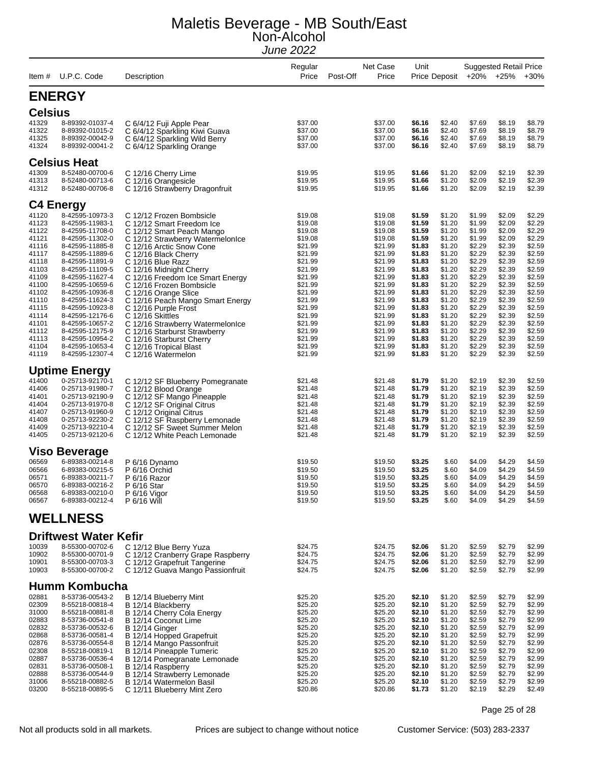# Maletis Beverage - MB South/East
## Non-Alcohol
*June 2022*

| Item # | U.P.C. Code | Description | Regular Price | Post-Off | Net Case Price | Unit Price | Deposit | Suggested Retail Price +20% | +25% | +30% |
|---|---|---|---|---|---|---|---|---|---|---|

## ENERGY

### Celsius

| Item # | U.P.C. Code | Description | Regular Price | Post-Off | Net Case Price | Unit Price | Deposit | +20% | +25% | +30% |
|---|---|---|---|---|---|---|---|---|---|---|
| 41329 | 8-89392-01037-4 | C 6/4/12 Fuji Apple Pear | $37.00 | | $37.00 | **$6.16** | $2.40 | $7.69 | $8.19 | $8.79 |
| 41322 | 8-89392-01015-2 | C 6/4/12 Sparkling Kiwi Guava | $37.00 | | $37.00 | **$6.16** | $2.40 | $7.69 | $8.19 | $8.79 |
| 41325 | 8-89392-00042-9 | C 6/4/12 Sparkling Wild Berry | $37.00 | | $37.00 | **$6.16** | $2.40 | $7.69 | $8.19 | $8.79 |
| 41324 | 8-89392-00041-2 | C 6/4/12 Sparkling Orange | $37.00 | | $37.00 | **$6.16** | $2.40 | $7.69 | $8.19 | $8.79 |

### Celsius Heat

| Item # | U.P.C. Code | Description | Regular Price | Post-Off | Net Case Price | Unit Price | Deposit | +20% | +25% | +30% |
|---|---|---|---|---|---|---|---|---|---|---|
| 41309 | 8-52480-00700-6 | C 12/16 Cherry Lime | $19.95 | | $19.95 | **$1.66** | $1.20 | $2.09 | $2.19 | $2.39 |
| 41313 | 8-52480-00713-6 | C 12/16 Orangesicle | $19.95 | | $19.95 | **$1.66** | $1.20 | $2.09 | $2.19 | $2.39 |
| 41312 | 8-52480-00706-8 | C 12/16 Strawberry Dragonfruit | $19.95 | | $19.95 | **$1.66** | $1.20 | $2.09 | $2.19 | $2.39 |

### C4 Energy

| Item # | U.P.C. Code | Description | Regular Price | Post-Off | Net Case Price | Unit Price | Deposit | +20% | +25% | +30% |
|---|---|---|---|---|---|---|---|---|---|---|
| 41120 | 8-42595-10973-3 | C 12/12 Frozen Bombsicle | $19.08 | | $19.08 | **$1.59** | $1.20 | $1.99 | $2.09 | $2.29 |
| 41123 | 8-42595-11983-1 | C 12/12 Smart Freedom Ice | $19.08 | | $19.08 | **$1.59** | $1.20 | $1.99 | $2.09 | $2.29 |
| 41122 | 8-42595-11708-0 | C 12/12 Smart Peach Mango | $19.08 | | $19.08 | **$1.59** | $1.20 | $1.99 | $2.09 | $2.29 |
| 41121 | 8-42595-11302-0 | C 12/12 Strawberry WatermelonIce | $19.08 | | $19.08 | **$1.59** | $1.20 | $1.99 | $2.09 | $2.29 |
| 41116 | 8-42595-11885-8 | C 12/16 Arctic Snow Cone | $21.99 | | $21.99 | **$1.83** | $1.20 | $2.29 | $2.39 | $2.59 |
| 41117 | 8-42595-11889-6 | C 12/16 Black Cherry | $21.99 | | $21.99 | **$1.83** | $1.20 | $2.29 | $2.39 | $2.59 |
| 41118 | 8-42595-11891-9 | C 12/16 Blue Razz | $21.99 | | $21.99 | **$1.83** | $1.20 | $2.29 | $2.39 | $2.59 |
| 41103 | 8-42595-11109-5 | C 12/16 Midnight Cherry | $21.99 | | $21.99 | **$1.83** | $1.20 | $2.29 | $2.39 | $2.59 |
| 41109 | 8-42595-11627-4 | C 12/16 Freedom Ice Smart Energy | $21.99 | | $21.99 | **$1.83** | $1.20 | $2.29 | $2.39 | $2.59 |
| 41100 | 8-42595-10659-6 | C 12/16 Frozen Bombsicle | $21.99 | | $21.99 | **$1.83** | $1.20 | $2.29 | $2.39 | $2.59 |
| 41102 | 8-42595-10936-8 | C 12/16 Orange Slice | $21.99 | | $21.99 | **$1.83** | $1.20 | $2.29 | $2.39 | $2.59 |
| 41110 | 8-42595-11624-3 | C 12/16 Peach Mango Smart Energy | $21.99 | | $21.99 | **$1.83** | $1.20 | $2.29 | $2.39 | $2.59 |
| 41115 | 8-42595-10923-8 | C 12/16 Purple Frost | $21.99 | | $21.99 | **$1.83** | $1.20 | $2.29 | $2.39 | $2.59 |
| 41114 | 8-42595-12176-6 | C 12/16 Skittles | $21.99 | | $21.99 | **$1.83** | $1.20 | $2.29 | $2.39 | $2.59 |
| 41101 | 8-42595-10657-2 | C 12/16 Strawberry WatermelonIce | $21.99 | | $21.99 | **$1.83** | $1.20 | $2.29 | $2.39 | $2.59 |
| 41112 | 8-42595-12175-9 | C 12/16 Starburst Strawberry | $21.99 | | $21.99 | **$1.83** | $1.20 | $2.29 | $2.39 | $2.59 |
| 41113 | 8-42595-10954-2 | C 12/16 Starburst Cherry | $21.99 | | $21.99 | **$1.83** | $1.20 | $2.29 | $2.39 | $2.59 |
| 41104 | 8-42595-10653-4 | C 12/16 Tropical Blast | $21.99 | | $21.99 | **$1.83** | $1.20 | $2.29 | $2.39 | $2.59 |
| 41119 | 8-42595-12307-4 | C 12/16 Watermelon | $21.99 | | $21.99 | **$1.83** | $1.20 | $2.29 | $2.39 | $2.59 |

### Uptime Energy

| Item # | U.P.C. Code | Description | Regular Price | Post-Off | Net Case Price | Unit Price | Deposit | +20% | +25% | +30% |
|---|---|---|---|---|---|---|---|---|---|---|
| 41400 | 0-25713-92170-1 | C 12/12 SF Blueberry Pomegranate | $21.48 | | $21.48 | **$1.79** | $1.20 | $2.19 | $2.39 | $2.59 |
| 41406 | 0-25713-91980-7 | C 12/12 Blood Orange | $21.48 | | $21.48 | **$1.79** | $1.20 | $2.19 | $2.39 | $2.59 |
| 41401 | 0-25713-92190-9 | C 12/12 SF Mango Pineapple | $21.48 | | $21.48 | **$1.79** | $1.20 | $2.19 | $2.39 | $2.59 |
| 41404 | 0-25713-91970-8 | C 12/12 SF Original Citrus | $21.48 | | $21.48 | **$1.79** | $1.20 | $2.19 | $2.39 | $2.59 |
| 41407 | 0-25713-91960-9 | C 12/12 Original Citrus | $21.48 | | $21.48 | **$1.79** | $1.20 | $2.19 | $2.39 | $2.59 |
| 41408 | 0-25713-92230-2 | C 12/12 SF Raspberry Lemonade | $21.48 | | $21.48 | **$1.79** | $1.20 | $2.19 | $2.39 | $2.59 |
| 41409 | 0-25713-92210-4 | C 12/12 SF Sweet Summer Melon | $21.48 | | $21.48 | **$1.79** | $1.20 | $2.19 | $2.39 | $2.59 |
| 41405 | 0-25713-92120-6 | C 12/12 White Peach Lemonade | $21.48 | | $21.48 | **$1.79** | $1.20 | $2.19 | $2.39 | $2.59 |

### Viso Beverage

| Item # | U.P.C. Code | Description | Regular Price | Post-Off | Net Case Price | Unit Price | Deposit | +20% | +25% | +30% |
|---|---|---|---|---|---|---|---|---|---|---|
| 06569 | 6-89383-00214-8 | P 6/16 Dynamo | $19.50 | | $19.50 | **$3.25** | $.60 | $4.09 | $4.29 | $4.59 |
| 06566 | 6-89383-00215-5 | P 6/16 Orchid | $19.50 | | $19.50 | **$3.25** | $.60 | $4.09 | $4.29 | $4.59 |
| 06571 | 6-89383-00211-7 | P 6/16 Razor | $19.50 | | $19.50 | **$3.25** | $.60 | $4.09 | $4.29 | $4.59 |
| 06570 | 6-89383-00216-2 | P 6/16 Star | $19.50 | | $19.50 | **$3.25** | $.60 | $4.09 | $4.29 | $4.59 |
| 06568 | 6-89383-00210-0 | P 6/16 Vigor | $19.50 | | $19.50 | **$3.25** | $.60 | $4.09 | $4.29 | $4.59 |
| 06567 | 6-89383-00212-4 | P 6/16 Will | $19.50 | | $19.50 | **$3.25** | $.60 | $4.09 | $4.29 | $4.59 |

## WELLNESS

### Driftwest Water Kefir

| Item # | U.P.C. Code | Description | Regular Price | Post-Off | Net Case Price | Unit Price | Deposit | +20% | +25% | +30% |
|---|---|---|---|---|---|---|---|---|---|---|
| 10039 | 8-55300-00702-6 | C 12/12 Blue Berry Yuza | $24.75 | | $24.75 | **$2.06** | $1.20 | $2.59 | $2.79 | $2.99 |
| 10902 | 8-55300-00701-9 | C 12/12 Cranberry Grape Raspberry | $24.75 | | $24.75 | **$2.06** | $1.20 | $2.59 | $2.79 | $2.99 |
| 10901 | 8-55300-00703-3 | C 12/12 Grapefruit Tangerine | $24.75 | | $24.75 | **$2.06** | $1.20 | $2.59 | $2.79 | $2.99 |
| 10903 | 8-55300-00700-2 | C 12/12 Guava Mango Passionfruit | $24.75 | | $24.75 | **$2.06** | $1.20 | $2.59 | $2.79 | $2.99 |

### Humm Kombucha

| Item # | U.P.C. Code | Description | Regular Price | Post-Off | Net Case Price | Unit Price | Deposit | +20% | +25% | +30% |
|---|---|---|---|---|---|---|---|---|---|---|
| 02881 | 8-53736-00543-2 | B 12/14 Blueberry Mint | $25.20 | | $25.20 | **$2.10** | $1.20 | $2.59 | $2.79 | $2.99 |
| 02309 | 8-55218-00818-4 | B 12/14 Blackberry | $25.20 | | $25.20 | **$2.10** | $1.20 | $2.59 | $2.79 | $2.99 |
| 31000 | 8-55218-00881-8 | B 12/14 Cherry Cola Energy | $25.20 | | $25.20 | **$2.10** | $1.20 | $2.59 | $2.79 | $2.99 |
| 02883 | 8-53736-00541-8 | B 12/14 Coconut Lime | $25.20 | | $25.20 | **$2.10** | $1.20 | $2.59 | $2.79 | $2.99 |
| 02832 | 8-53736-00532-6 | B 12/14 Ginger | $25.20 | | $25.20 | **$2.10** | $1.20 | $2.59 | $2.79 | $2.99 |
| 02868 | 8-53736-00581-4 | B 12/14 Hopped Grapefruit | $25.20 | | $25.20 | **$2.10** | $1.20 | $2.59 | $2.79 | $2.99 |
| 02876 | 8-53736-00554-8 | B 12/14 Mango Passonfruit | $25.20 | | $25.20 | **$2.10** | $1.20 | $2.59 | $2.79 | $2.99 |
| 02308 | 8-55218-00819-1 | B 12/14 Pineapple Tumeric | $25.20 | | $25.20 | **$2.10** | $1.20 | $2.59 | $2.79 | $2.99 |
| 02887 | 8-53736-00536-4 | B 12/14 Pomegranate Lemonade | $25.20 | | $25.20 | **$2.10** | $1.20 | $2.59 | $2.79 | $2.99 |
| 02831 | 8-53736-00508-1 | B 12/14 Raspberry | $25.20 | | $25.20 | **$2.10** | $1.20 | $2.59 | $2.79 | $2.99 |
| 02888 | 8-53736-00544-9 | B 12/14 Strawberry Lemonade | $25.20 | | $25.20 | **$2.10** | $1.20 | $2.59 | $2.79 | $2.99 |
| 31006 | 8-55218-00882-5 | B 12/14 Watermelon Basil | $25.20 | | $25.20 | **$2.10** | $1.20 | $2.59 | $2.79 | $2.99 |
| 03200 | 8-55218-00895-5 | C 12/11 Blueberry Mint Zero | $20.86 | | $20.86 | **$1.73** | $1.20 | $2.19 | $2.29 | $2.49 |

Not all products sold in all markets. Prices are subject to change without notice Customer Service: (503) 283-2337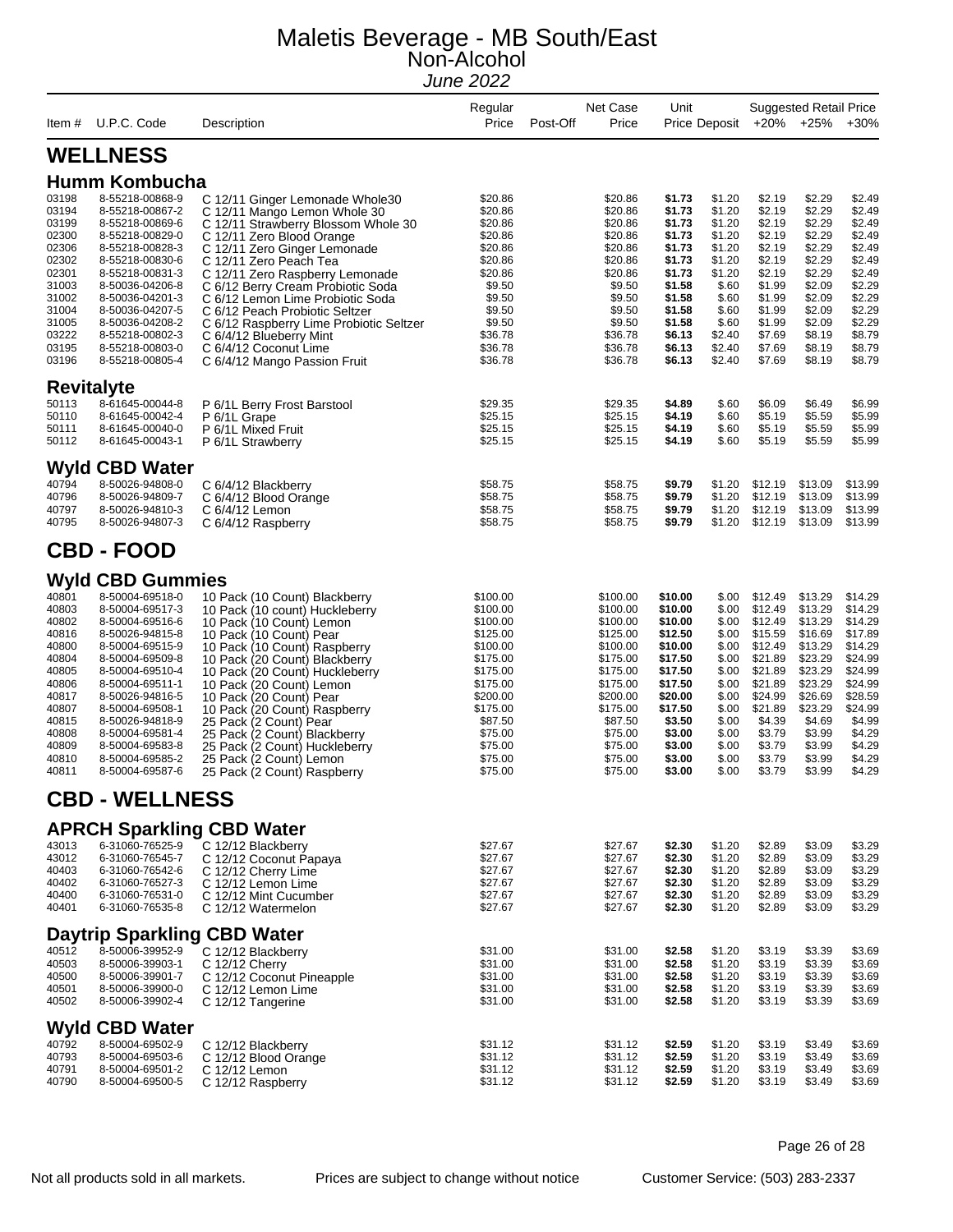# Maletis Beverage - MB South/East
## Non-Alcohol
*June 2022*

| Item # | U.P.C. Code | Description | Regular Price | Post-Off | Net Case Price | Unit Price | Deposit | Suggested Retail Price +20% | +25% | +30% |
|---|---|---|---|---|---|---|---|---|---|---|
| **WELLNESS** | | | | | | | | | | |
| **Humm Kombucha** | | | | | | | | | | |
| 03198 | 8-55218-00868-9 | C 12/11 Ginger Lemonade Whole30 | $20.86 | | $20.86 | **$1.73** | $1.20 | $2.19 | $2.29 | $2.49 |
| 03194 | 8-55218-00867-2 | C 12/11 Mango Lemon Whole 30 | $20.86 | | $20.86 | **$1.73** | $1.20 | $2.19 | $2.29 | $2.49 |
| 03199 | 8-55218-00869-6 | C 12/11 Strawberry Blossom Whole 30 | $20.86 | | $20.86 | **$1.73** | $1.20 | $2.19 | $2.29 | $2.49 |
| 02300 | 8-55218-00829-0 | C 12/11 Zero Blood Orange | $20.86 | | $20.86 | **$1.73** | $1.20 | $2.19 | $2.29 | $2.49 |
| 02306 | 8-55218-00828-3 | C 12/11 Zero Ginger Lemonade | $20.86 | | $20.86 | **$1.73** | $1.20 | $2.19 | $2.29 | $2.49 |
| 02302 | 8-55218-00830-6 | C 12/11 Zero Peach Tea | $20.86 | | $20.86 | **$1.73** | $1.20 | $2.19 | $2.29 | $2.49 |
| 02301 | 8-55218-00831-3 | C 12/11 Zero Raspberry Lemonade | $20.86 | | $20.86 | **$1.73** | $1.20 | $2.19 | $2.29 | $2.49 |
| 31003 | 8-50036-04206-8 | C 6/12 Berry Cream Probiotic Soda | $9.50 | | $9.50 | **$1.58** | $.60 | $1.99 | $2.09 | $2.29 |
| 31002 | 8-50036-04201-3 | C 6/12 Lemon Lime Probiotic Soda | $9.50 | | $9.50 | **$1.58** | $.60 | $1.99 | $2.09 | $2.29 |
| 31004 | 8-50036-04207-5 | C 6/12 Peach Probiotic Seltzer | $9.50 | | $9.50 | **$1.58** | $.60 | $1.99 | $2.09 | $2.29 |
| 31005 | 8-50036-04208-2 | C 6/12 Raspberry Lime Probiotic Seltzer | $9.50 | | $9.50 | **$1.58** | $.60 | $1.99 | $2.09 | $2.29 |
| 03222 | 8-55218-00802-3 | C 6/4/12 Blueberry Mint | $36.78 | | $36.78 | **$6.13** | $2.40 | $7.69 | $8.19 | $8.79 |
| 03195 | 8-55218-00803-0 | C 6/4/12 Coconut Lime | $36.78 | | $36.78 | **$6.13** | $2.40 | $7.69 | $8.19 | $8.79 |
| 03196 | 8-55218-00805-4 | C 6/4/12 Mango Passion Fruit | $36.78 | | $36.78 | **$6.13** | $2.40 | $7.69 | $8.19 | $8.79 |
| **Revitalyte** | | | | | | | | | | |
| 50113 | 8-61645-00044-8 | P 6/1L Berry Frost Barstool | $29.35 | | $29.35 | **$4.89** | $.60 | $6.09 | $6.49 | $6.99 |
| 50110 | 8-61645-00042-4 | P 6/1L Grape | $25.15 | | $25.15 | **$4.19** | $.60 | $5.19 | $5.59 | $5.99 |
| 50111 | 8-61645-00040-0 | P 6/1L Mixed Fruit | $25.15 | | $25.15 | **$4.19** | $.60 | $5.19 | $5.59 | $5.99 |
| 50112 | 8-61645-00043-1 | P 6/1L Strawberry | $25.15 | | $25.15 | **$4.19** | $.60 | $5.19 | $5.59 | $5.99 |
| **Wyld CBD Water** | | | | | | | | | | |
| 40794 | 8-50026-94808-0 | C 6/4/12 Blackberry | $58.75 | | $58.75 | **$9.79** | $1.20 | $12.19 | $13.09 | $13.99 |
| 40796 | 8-50026-94809-7 | C 6/4/12 Blood Orange | $58.75 | | $58.75 | **$9.79** | $1.20 | $12.19 | $13.09 | $13.99 |
| 40797 | 8-50026-94810-3 | C 6/4/12 Lemon | $58.75 | | $58.75 | **$9.79** | $1.20 | $12.19 | $13.09 | $13.99 |
| 40795 | 8-50026-94807-3 | C 6/4/12 Raspberry | $58.75 | | $58.75 | **$9.79** | $1.20 | $12.19 | $13.09 | $13.99 |
| **CBD - FOOD** | | | | | | | | | | |
| **Wyld CBD Gummies** | | | | | | | | | | |
| 40801 | 8-50004-69518-0 | 10 Pack (10 Count) Blackberry | $100.00 | | $100.00 | **$10.00** | $.00 | $12.49 | $13.29 | $14.29 |
| 40803 | 8-50004-69517-3 | 10 Pack (10 count) Huckleberry | $100.00 | | $100.00 | **$10.00** | $.00 | $12.49 | $13.29 | $14.29 |
| 40802 | 8-50004-69516-6 | 10 Pack (10 Count) Lemon | $100.00 | | $100.00 | **$10.00** | $.00 | $12.49 | $13.29 | $14.29 |
| 40816 | 8-50026-94815-8 | 10 Pack (10 Count) Pear | $125.00 | | $125.00 | **$12.50** | $.00 | $15.59 | $16.69 | $17.89 |
| 40800 | 8-50004-69515-9 | 10 Pack (10 Count) Raspberry | $100.00 | | $100.00 | **$10.00** | $.00 | $12.49 | $13.29 | $14.29 |
| 40804 | 8-50004-69509-8 | 10 Pack (20 Count) Blackberry | $175.00 | | $175.00 | **$17.50** | $.00 | $21.89 | $23.29 | $24.99 |
| 40805 | 8-50004-69510-4 | 10 Pack (20 Count) Huckleberry | $175.00 | | $175.00 | **$17.50** | $.00 | $21.89 | $23.29 | $24.99 |
| 40806 | 8-50004-69511-1 | 10 Pack (20 Count) Lemon | $175.00 | | $175.00 | **$17.50** | $.00 | $21.89 | $23.29 | $24.99 |
| 40817 | 8-50026-94816-5 | 10 Pack (20 Count) Pear | $200.00 | | $200.00 | **$20.00** | $.00 | $24.99 | $26.69 | $28.59 |
| 40807 | 8-50004-69508-1 | 10 Pack (20 Count) Raspberry | $175.00 | | $175.00 | **$17.50** | $.00 | $21.89 | $23.29 | $24.99 |
| 40815 | 8-50026-94818-9 | 25 Pack (2 Count) Pear | $87.50 | | $87.50 | **$3.50** | $.00 | $4.39 | $4.69 | $4.99 |
| 40808 | 8-50004-69581-4 | 25 Pack (2 Count) Blackberry | $75.00 | | $75.00 | **$3.00** | $.00 | $3.79 | $3.99 | $4.29 |
| 40809 | 8-50004-69583-8 | 25 Pack (2 Count) Huckleberry | $75.00 | | $75.00 | **$3.00** | $.00 | $3.79 | $3.99 | $4.29 |
| 40810 | 8-50004-69585-2 | 25 Pack (2 Count) Lemon | $75.00 | | $75.00 | **$3.00** | $.00 | $3.79 | $3.99 | $4.29 |
| 40811 | 8-50004-69587-6 | 25 Pack (2 Count) Raspberry | $75.00 | | $75.00 | **$3.00** | $.00 | $3.79 | $3.99 | $4.29 |
| **CBD - WELLNESS** | | | | | | | | | | |
| **APRCH Sparkling CBD Water** | | | | | | | | | | |
| 43013 | 6-31060-76525-9 | C 12/12 Blackberry | $27.67 | | $27.67 | **$2.30** | $1.20 | $2.89 | $3.09 | $3.29 |
| 43012 | 6-31060-76545-7 | C 12/12 Coconut Papaya | $27.67 | | $27.67 | **$2.30** | $1.20 | $2.89 | $3.09 | $3.29 |
| 40403 | 6-31060-76542-6 | C 12/12 Cherry Lime | $27.67 | | $27.67 | **$2.30** | $1.20 | $2.89 | $3.09 | $3.29 |
| 40402 | 6-31060-76527-3 | C 12/12 Lemon Lime | $27.67 | | $27.67 | **$2.30** | $1.20 | $2.89 | $3.09 | $3.29 |
| 40400 | 6-31060-76531-0 | C 12/12 Mint Cucumber | $27.67 | | $27.67 | **$2.30** | $1.20 | $2.89 | $3.09 | $3.29 |
| 40401 | 6-31060-76535-8 | C 12/12 Watermelon | $27.67 | | $27.67 | **$2.30** | $1.20 | $2.89 | $3.09 | $3.29 |
| **Daytrip Sparkling CBD Water** | | | | | | | | | | |
| 40512 | 8-50006-39952-9 | C 12/12 Blackberry | $31.00 | | $31.00 | **$2.58** | $1.20 | $3.19 | $3.39 | $3.69 |
| 40503 | 8-50006-39903-1 | C 12/12 Cherry | $31.00 | | $31.00 | **$2.58** | $1.20 | $3.19 | $3.39 | $3.69 |
| 40500 | 8-50006-39901-7 | C 12/12 Coconut Pineapple | $31.00 | | $31.00 | **$2.58** | $1.20 | $3.19 | $3.39 | $3.69 |
| 40501 | 8-50006-39900-0 | C 12/12 Lemon Lime | $31.00 | | $31.00 | **$2.58** | $1.20 | $3.19 | $3.39 | $3.69 |
| 40502 | 8-50006-39902-4 | C 12/12 Tangerine | $31.00 | | $31.00 | **$2.58** | $1.20 | $3.19 | $3.39 | $3.69 |
| **Wyld CBD Water** | | | | | | | | | | |
| 40792 | 8-50004-69502-9 | C 12/12 Blackberry | $31.12 | | $31.12 | **$2.59** | $1.20 | $3.19 | $3.49 | $3.69 |
| 40793 | 8-50004-69503-6 | C 12/12 Blood Orange | $31.12 | | $31.12 | **$2.59** | $1.20 | $3.19 | $3.49 | $3.69 |
| 40791 | 8-50004-69501-2 | C 12/12 Lemon | $31.12 | | $31.12 | **$2.59** | $1.20 | $3.19 | $3.49 | $3.69 |
| 40790 | 8-50004-69500-5 | C 12/12 Raspberry | $31.12 | | $31.12 | **$2.59** | $1.20 | $3.19 | $3.49 | $3.69 |

Not all products sold in all markets. Prices are subject to change without notice Customer Service: (503) 283-2337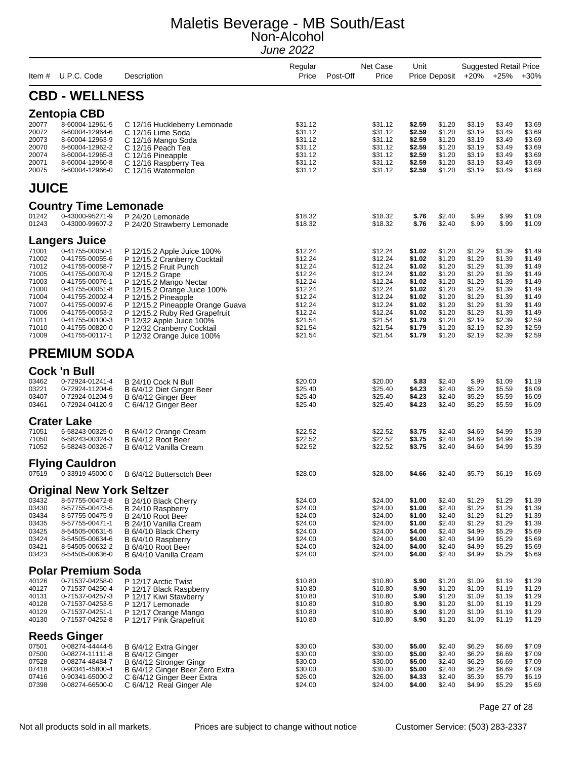# Maletis Beverage - MB South/East
## Non-Alcohol
*June 2022*

| Item # | U.P.C. Code | Description | Regular Price | Post-Off | Net Case Price | Unit Price | Deposit | Suggested Retail Price +20% | +25% | +30% |
|---|---|---|---|---|---|---|---|---|---|---|

## CBD - WELLNESS

### Zentopia CBD

| Item # | U.P.C. Code | Description | Regular Price | Post-Off | Net Case Price | Unit Price | Deposit | +20% | +25% | +30% |
|---|---|---|---|---|---|---|---|---|---|---|
| 20077 | 8-60004-12961-5 | C 12/16 Huckleberry Lemonade | $31.12 | | $31.12 | **$2.59** | $1.20 | $3.19 | $3.49 | $3.69 |
| 20072 | 8-60004-12964-6 | C 12/16 Lime Soda | $31.12 | | $31.12 | **$2.59** | $1.20 | $3.19 | $3.49 | $3.69 |
| 20073 | 8-60004-12963-9 | C 12/16 Mango Soda | $31.12 | | $31.12 | **$2.59** | $1.20 | $3.19 | $3.49 | $3.69 |
| 20070 | 8-60004-12962-2 | C 12/16 Peach Tea | $31.12 | | $31.12 | **$2.59** | $1.20 | $3.19 | $3.49 | $3.69 |
| 20074 | 8-60004-12965-3 | C 12/16 Pineapple | $31.12 | | $31.12 | **$2.59** | $1.20 | $3.19 | $3.49 | $3.69 |
| 20071 | 8-60004-12960-8 | C 12/16 Raspberry Tea | $31.12 | | $31.12 | **$2.59** | $1.20 | $3.19 | $3.49 | $3.69 |
| 20075 | 8-60004-12966-0 | C 12/16 Watermelon | $31.12 | | $31.12 | **$2.59** | $1.20 | $3.19 | $3.49 | $3.69 |

## JUICE

### Country Time Lemonade

| Item # | U.P.C. Code | Description | Regular Price | Post-Off | Net Case Price | Unit Price | Deposit | +20% | +25% | +30% |
|---|---|---|---|---|---|---|---|---|---|---|
| 01242 | 0-43000-95271-9 | P 24/20 Lemonade | $18.32 | | $18.32 | **$.76** | $2.40 | $.99 | $.99 | $1.09 |
| 01243 | 0-43000-99607-2 | P 24/20 Strawberry Lemonade | $18.32 | | $18.32 | **$.76** | $2.40 | $.99 | $.99 | $1.09 |

### Langers Juice

| Item # | U.P.C. Code | Description | Regular Price | Post-Off | Net Case Price | Unit Price | Deposit | +20% | +25% | +30% |
|---|---|---|---|---|---|---|---|---|---|---|
| 71001 | 0-41755-00050-1 | P 12/15.2 Apple Juice 100% | $12.24 | | $12.24 | **$1.02** | $1.20 | $1.29 | $1.39 | $1.49 |
| 71002 | 0-41755-00055-6 | P 12/15.2 Cranberry Cocktail | $12.24 | | $12.24 | **$1.02** | $1.20 | $1.29 | $1.39 | $1.49 |
| 71012 | 0-41755-00058-7 | P 12/15.2 Fruit Punch | $12.24 | | $12.24 | **$1.02** | $1.20 | $1.29 | $1.39 | $1.49 |
| 71005 | 0-41755-00070-9 | P 12/15.2 Grape | $12.24 | | $12.24 | **$1.02** | $1.20 | $1.29 | $1.39 | $1.49 |
| 71003 | 0-41755-00076-1 | P 12/15.2 Mango Nectar | $12.24 | | $12.24 | **$1.02** | $1.20 | $1.29 | $1.39 | $1.49 |
| 71000 | 0-41755-00051-8 | P 12/15.2 Orange Juice 100% | $12.24 | | $12.24 | **$1.02** | $1.20 | $1.29 | $1.39 | $1.49 |
| 71004 | 0-41755-20002-4 | P 12/15.2 Pineapple | $12.24 | | $12.24 | **$1.02** | $1.20 | $1.29 | $1.39 | $1.49 |
| 71007 | 0-41755-00097-6 | P 12/15.2 Pineapple Orange Guava | $12.24 | | $12.24 | **$1.02** | $1.20 | $1.29 | $1.39 | $1.49 |
| 71006 | 0-41755-00053-2 | P 12/15.2 Ruby Red Grapefruit | $12.24 | | $12.24 | **$1.02** | $1.20 | $1.29 | $1.39 | $1.49 |
| 71011 | 0-41755-00100-3 | P 12/32 Apple Juice 100% | $21.54 | | $21.54 | **$1.79** | $1.20 | $2.19 | $2.39 | $2.59 |
| 71010 | 0-41755-00820-0 | P 12/32 Cranberry Cocktail | $21.54 | | $21.54 | **$1.79** | $1.20 | $2.19 | $2.39 | $2.59 |
| 71009 | 0-41755-00117-1 | P 12/32 Orange Juice 100% | $21.54 | | $21.54 | **$1.79** | $1.20 | $2.19 | $2.39 | $2.59 |

## PREMIUM SODA

### Cock 'n Bull

| Item # | U.P.C. Code | Description | Regular Price | Post-Off | Net Case Price | Unit Price | Deposit | +20% | +25% | +30% |
|---|---|---|---|---|---|---|---|---|---|---|
| 03462 | 0-72924-01241-4 | B 24/10 Cock N Bull | $20.00 | | $20.00 | **$.83** | $2.40 | $.99 | $1.09 | $1.19 |
| 03221 | 0-72924-11204-6 | B 6/4/12 Diet Ginger Beer | $25.40 | | $25.40 | **$4.23** | $2.40 | $5.29 | $5.59 | $6.09 |
| 03407 | 0-72924-01204-9 | B 6/4/12 Ginger Beer | $25.40 | | $25.40 | **$4.23** | $2.40 | $5.29 | $5.59 | $6.09 |
| 03461 | 0-72924-04120-9 | C 6/4/12 Ginger Beer | $25.40 | | $25.40 | **$4.23** | $2.40 | $5.29 | $5.59 | $6.09 |

### Crater Lake

| Item # | U.P.C. Code | Description | Regular Price | Post-Off | Net Case Price | Unit Price | Deposit | +20% | +25% | +30% |
|---|---|---|---|---|---|---|---|---|---|---|
| 71051 | 6-58243-00325-0 | B 6/4/12 Orange Cream | $22.52 | | $22.52 | **$3.75** | $2.40 | $4.69 | $4.99 | $5.39 |
| 71050 | 6-58243-00324-3 | B 6/4/12 Root Beer | $22.52 | | $22.52 | **$3.75** | $2.40 | $4.69 | $4.99 | $5.39 |
| 71052 | 6-58243-00326-7 | B 6/4/12 Vanilla Cream | $22.52 | | $22.52 | **$3.75** | $2.40 | $4.69 | $4.99 | $5.39 |

### Flying Cauldron

| Item # | U.P.C. Code | Description | Regular Price | Post-Off | Net Case Price | Unit Price | Deposit | +20% | +25% | +30% |
|---|---|---|---|---|---|---|---|---|---|---|
| 07519 | 0-33919-45000-0 | B 6/4/12 Buttersctch Beer | $28.00 | | $28.00 | **$4.66** | $2.40 | $5.79 | $6.19 | $6.69 |

### Original New York Seltzer

| Item # | U.P.C. Code | Description | Regular Price | Post-Off | Net Case Price | Unit Price | Deposit | +20% | +25% | +30% |
|---|---|---|---|---|---|---|---|---|---|---|
| 03432 | 8-57755-00472-8 | B 24/10 Black Cherry | $24.00 | | $24.00 | **$1.00** | $2.40 | $1.29 | $1.29 | $1.39 |
| 03430 | 8-57755-00473-5 | B 24/10 Raspberry | $24.00 | | $24.00 | **$1.00** | $2.40 | $1.29 | $1.29 | $1.39 |
| 03434 | 8-57755-00475-9 | B 24/10 Root Beer | $24.00 | | $24.00 | **$1.00** | $2.40 | $1.29 | $1.29 | $1.39 |
| 03435 | 8-57755-00471-1 | B 24/10 Vanilla Cream | $24.00 | | $24.00 | **$1.00** | $2.40 | $1.29 | $1.29 | $1.39 |
| 03425 | 8-54505-00631-5 | B 6/4/10 Black Cherry | $24.00 | | $24.00 | **$4.00** | $2.40 | $4.99 | $5.29 | $5.69 |
| 03424 | 8-54505-00634-6 | B 6/4/10 Raspberry | $24.00 | | $24.00 | **$4.00** | $2.40 | $4.99 | $5.29 | $5.69 |
| 03421 | 8-54505-00632-2 | B 6/4/10 Root Beer | $24.00 | | $24.00 | **$4.00** | $2.40 | $4.99 | $5.29 | $5.69 |
| 03423 | 8-54505-00636-0 | B 6/4/10 Vanilla Cream | $24.00 | | $24.00 | **$4.00** | $2.40 | $4.99 | $5.29 | $5.69 |

### Polar Premium Soda

| Item # | U.P.C. Code | Description | Regular Price | Post-Off | Net Case Price | Unit Price | Deposit | +20% | +25% | +30% |
|---|---|---|---|---|---|---|---|---|---|---|
| 40126 | 0-71537-04258-0 | P 12/17 Arctic Twist | $10.80 | | $10.80 | **$.90** | $1.20 | $1.09 | $1.19 | $1.29 |
| 40127 | 0-71537-04250-4 | P 12/17 Black Raspberry | $10.80 | | $10.80 | **$.90** | $1.20 | $1.09 | $1.19 | $1.29 |
| 40131 | 0-71537-04257-3 | P 12/17 Kiwi Stawberry | $10.80 | | $10.80 | **$.90** | $1.20 | $1.09 | $1.19 | $1.29 |
| 40128 | 0-71537-04253-5 | P 12/17 Lemonade | $10.80 | | $10.80 | **$.90** | $1.20 | $1.09 | $1.19 | $1.29 |
| 40129 | 0-71537-04251-1 | P 12/17 Orange Mango | $10.80 | | $10.80 | **$.90** | $1.20 | $1.09 | $1.19 | $1.29 |
| 40130 | 0-71537-04252-8 | P 12/17 Pink Grapefruit | $10.80 | | $10.80 | **$.90** | $1.20 | $1.09 | $1.19 | $1.29 |

### Reeds Ginger

| Item # | U.P.C. Code | Description | Regular Price | Post-Off | Net Case Price | Unit Price | Deposit | +20% | +25% | +30% |
|---|---|---|---|---|---|---|---|---|---|---|
| 07501 | 0-08274-44444-5 | B 6/4/12 Extra Ginger | $30.00 | | $30.00 | **$5.00** | $2.40 | $6.29 | $6.69 | $7.09 |
| 07500 | 0-08274-11111-8 | B 6/4/12 Ginger | $30.00 | | $30.00 | **$5.00** | $2.40 | $6.29 | $6.69 | $7.09 |
| 07528 | 0-08274-48484-7 | B 6/4/12 Stronger Gingr | $30.00 | | $30.00 | **$5.00** | $2.40 | $6.29 | $6.69 | $7.09 |
| 07418 | 0-90341-45800-4 | B 6/4/12 Ginger Beer Zero Extra | $30.00 | | $30.00 | **$5.00** | $2.40 | $6.29 | $6.69 | $7.09 |
| 07416 | 0-90341-65000-2 | C 6/4/12 Ginger Beer Extra | $26.00 | | $26.00 | **$4.33** | $2.40 | $5.39 | $5.79 | $6.19 |
| 07398 | 0-08274-66500-0 | C 6/4/12 Real Ginger Ale | $24.00 | | $24.00 | **$4.00** | $2.40 | $4.99 | $5.29 | $5.69 |

Not all products sold in all markets. Prices are subject to change without notice Customer Service: (503) 283-2337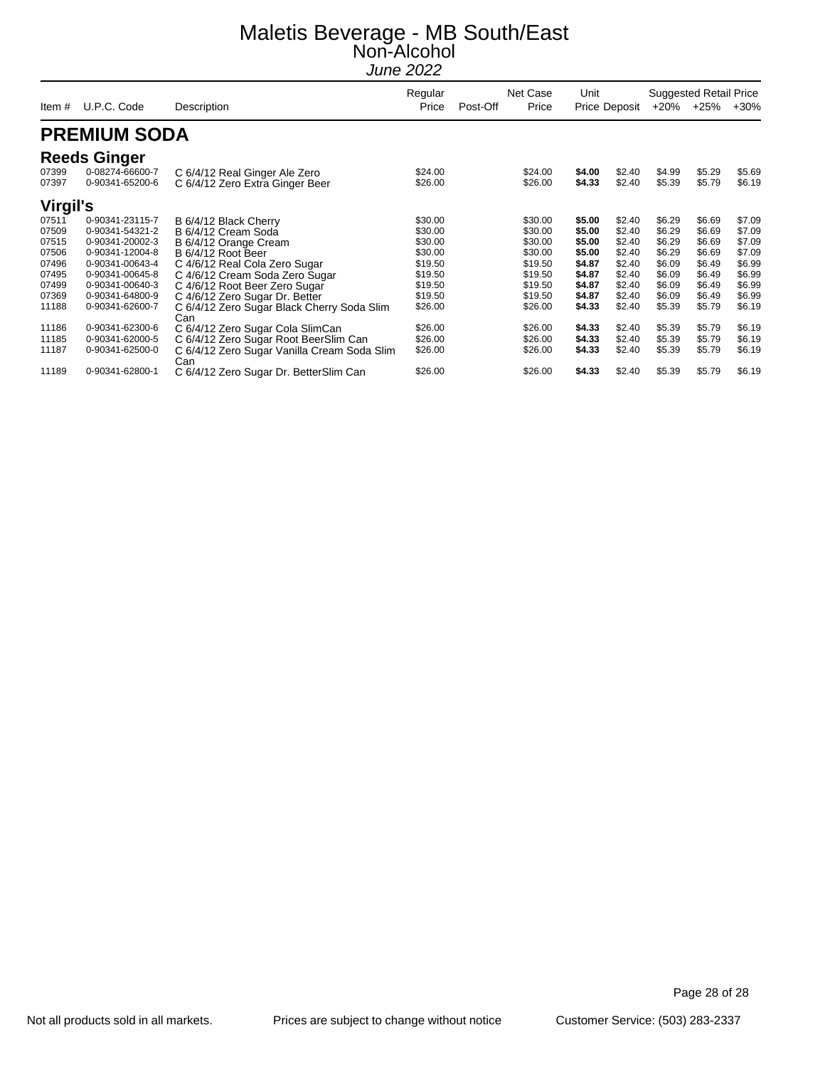# Maletis Beverage - MB South/East
## Non-Alcohol
*June 2022*

| Item # | U.P.C. Code | Description | Regular Price | Post-Off | Net Case Price | Unit Price | Deposit | Suggested Retail Price +20% | +25% | +30% |
|---|---|---|---|---|---|---|---|---|---|---|

## PREMIUM SODA

### Reeds Ginger

| Item # | U.P.C. Code | Description | Regular Price | Post-Off | Net Case Price | Unit Price | Deposit | +20% | +25% | +30% |
|---|---|---|---|---|---|---|---|---|---|---|
| 07399 | 0-08274-66600-7 | C 6/4/12 Real Ginger Ale Zero | $24.00 | | $24.00 | **$4.00** | $2.40 | $4.99 | $5.29 | $5.69 |
| 07397 | 0-90341-65200-6 | C 6/4/12 Zero Extra Ginger Beer | $26.00 | | $26.00 | **$4.33** | $2.40 | $5.39 | $5.79 | $6.19 |

### Virgil's

| Item # | U.P.C. Code | Description | Regular Price | Post-Off | Net Case Price | Unit Price | Deposit | +20% | +25% | +30% |
|---|---|---|---|---|---|---|---|---|---|---|
| 07511 | 0-90341-23115-7 | B 6/4/12 Black Cherry | $30.00 | | $30.00 | **$5.00** | $2.40 | $6.29 | $6.69 | $7.09 |
| 07509 | 0-90341-54321-2 | B 6/4/12 Cream Soda | $30.00 | | $30.00 | **$5.00** | $2.40 | $6.29 | $6.69 | $7.09 |
| 07515 | 0-90341-20002-3 | B 6/4/12 Orange Cream | $30.00 | | $30.00 | **$5.00** | $2.40 | $6.29 | $6.69 | $7.09 |
| 07506 | 0-90341-12004-8 | B 6/4/12 Root Beer | $30.00 | | $30.00 | **$5.00** | $2.40 | $6.29 | $6.69 | $7.09 |
| 07496 | 0-90341-00643-4 | C 4/6/12 Real Cola Zero Sugar | $19.50 | | $19.50 | **$4.87** | $2.40 | $6.09 | $6.49 | $6.99 |
| 07495 | 0-90341-00645-8 | C 4/6/12 Cream Soda Zero Sugar | $19.50 | | $19.50 | **$4.87** | $2.40 | $6.09 | $6.49 | $6.99 |
| 07499 | 0-90341-00640-3 | C 4/6/12 Root Beer Zero Sugar | $19.50 | | $19.50 | **$4.87** | $2.40 | $6.09 | $6.49 | $6.99 |
| 07369 | 0-90341-64800-9 | C 4/6/12 Zero Sugar Dr. Better | $19.50 | | $19.50 | **$4.87** | $2.40 | $6.09 | $6.49 | $6.99 |
| 11188 | 0-90341-62600-7 | C 6/4/12 Zero Sugar Black Cherry Soda Slim Can | $26.00 | | $26.00 | **$4.33** | $2.40 | $5.39 | $5.79 | $6.19 |
| 11186 | 0-90341-62300-6 | C 6/4/12 Zero Sugar Cola SlimCan | $26.00 | | $26.00 | **$4.33** | $2.40 | $5.39 | $5.79 | $6.19 |
| 11185 | 0-90341-62000-5 | C 6/4/12 Zero Sugar Root BeerSlim Can | $26.00 | | $26.00 | **$4.33** | $2.40 | $5.39 | $5.79 | $6.19 |
| 11187 | 0-90341-62500-0 | C 6/4/12 Zero Sugar Vanilla Cream Soda Slim Can | $26.00 | | $26.00 | **$4.33** | $2.40 | $5.39 | $5.79 | $6.19 |
| 11189 | 0-90341-62800-1 | C 6/4/12 Zero Sugar Dr. BetterSlim Can | $26.00 | | $26.00 | **$4.33** | $2.40 | $5.39 | $5.79 | $6.19 |

Not all products sold in all markets. Prices are subject to change without notice Customer Service: (503) 283-2337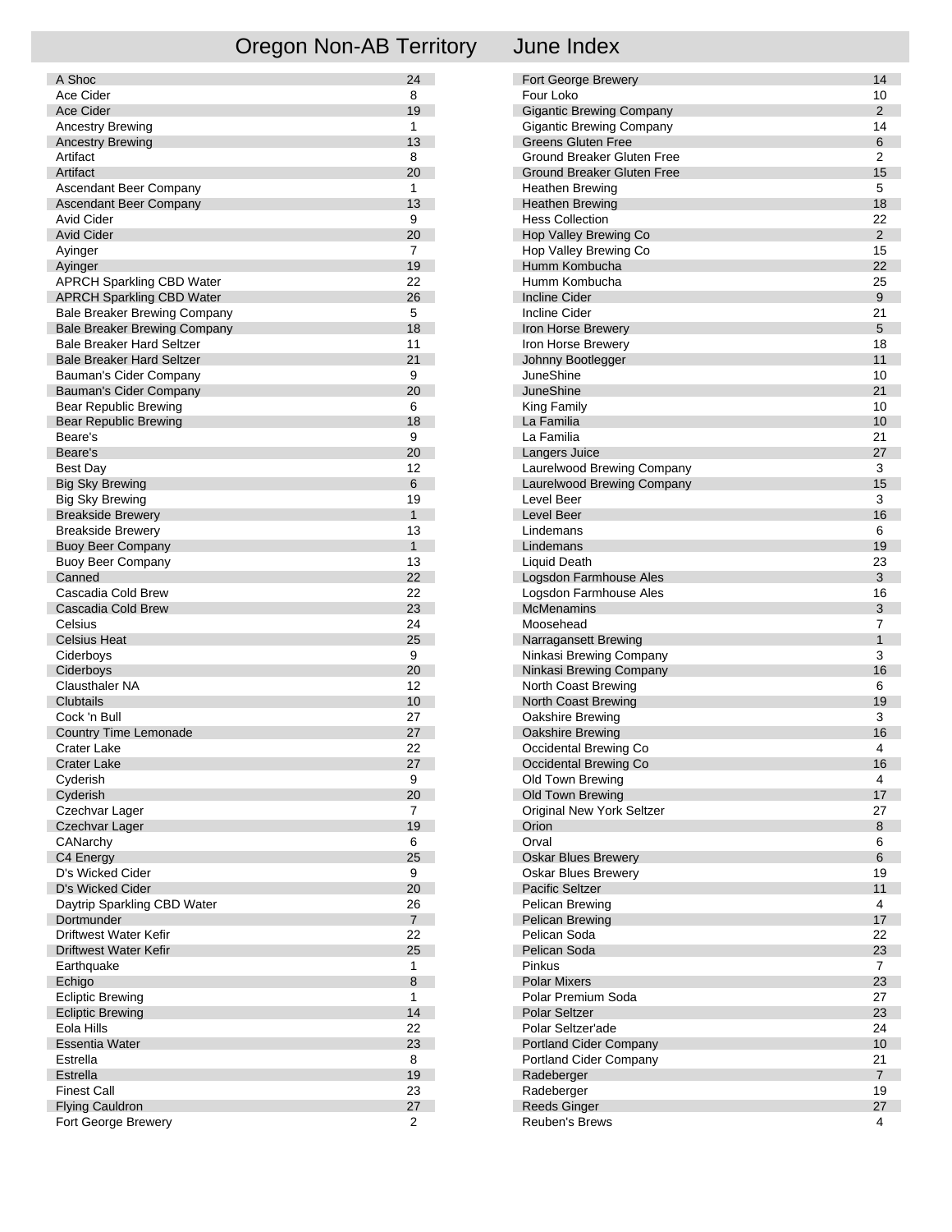# Oregon Non-AB Territory June Index

| Name | Index |
|---|---|
| A Shoc | 24 |
| Ace Cider | 8 |
| Ace Cider | 19 |
| Ancestry Brewing | 1 |
| Ancestry Brewing | 13 |
| Artifact | 8 |
| Artifact | 20 |
| Ascendant Beer Company | 1 |
| Ascendant Beer Company | 13 |
| Avid Cider | 9 |
| Avid Cider | 20 |
| Ayinger | 7 |
| Ayinger | 19 |
| APRCH Sparkling CBD Water | 22 |
| APRCH Sparkling CBD Water | 26 |
| Bale Breaker Brewing Company | 5 |
| Bale Breaker Brewing Company | 18 |
| Bale Breaker Hard Seltzer | 11 |
| Bale Breaker Hard Seltzer | 21 |
| Bauman's Cider Company | 9 |
| Bauman's Cider Company | 20 |
| Bear Republic Brewing | 6 |
| Bear Republic Brewing | 18 |
| Beare's | 9 |
| Beare's | 20 |
| Best Day | 12 |
| Big Sky Brewing | 6 |
| Big Sky Brewing | 19 |
| Breakside Brewery | 1 |
| Breakside Brewery | 13 |
| Buoy Beer Company | 1 |
| Buoy Beer Company | 13 |
| Canned | 22 |
| Cascadia Cold Brew | 22 |
| Cascadia Cold Brew | 23 |
| Celsius | 24 |
| Celsius Heat | 25 |
| Ciderboys | 9 |
| Ciderboys | 20 |
| Clausthaler NA | 12 |
| Clubtails | 10 |
| Cock 'n Bull | 27 |
| Country Time Lemonade | 27 |
| Crater Lake | 22 |
| Crater Lake | 27 |
| Cyderish | 9 |
| Cyderish | 20 |
| Czechvar Lager | 7 |
| Czechvar Lager | 19 |
| CANarchy | 6 |
| C4 Energy | 25 |
| D's Wicked Cider | 9 |
| D's Wicked Cider | 20 |
| Daytrip Sparkling CBD Water | 26 |
| Dortmunder | 7 |
| Driftwest Water Kefir | 22 |
| Driftwest Water Kefir | 25 |
| Earthquake | 1 |
| Echigo | 8 |
| Ecliptic Brewing | 1 |
| Ecliptic Brewing | 14 |
| Eola Hills | 22 |
| Essentia Water | 23 |
| Estrella | 8 |
| Estrella | 19 |
| Finest Call | 23 |
| Flying Cauldron | 27 |
| Fort George Brewery | 2 |
| Fort George Brewery | 14 |
| Four Loko | 10 |
| Gigantic Brewing Company | 2 |
| Gigantic Brewing Company | 14 |
| Greens Gluten Free | 6 |
| Ground Breaker Gluten Free | 2 |
| Ground Breaker Gluten Free | 15 |
| Heathen Brewing | 5 |
| Heathen Brewing | 18 |
| Hess Collection | 22 |
| Hop Valley Brewing Co | 2 |
| Hop Valley Brewing Co | 15 |
| Humm Kombucha | 22 |
| Humm Kombucha | 25 |
| Incline Cider | 9 |
| Incline Cider | 21 |
| Iron Horse Brewery | 5 |
| Iron Horse Brewery | 18 |
| Johnny Bootlegger | 11 |
| JuneShine | 10 |
| JuneShine | 21 |
| King Family | 10 |
| La Familia | 10 |
| La Familia | 21 |
| Langers Juice | 27 |
| Laurelwood Brewing Company | 3 |
| Laurelwood Brewing Company | 15 |
| Level Beer | 3 |
| Level Beer | 16 |
| Lindemans | 6 |
| Lindemans | 19 |
| Liquid Death | 23 |
| Logsdon Farmhouse Ales | 3 |
| Logsdon Farmhouse Ales | 16 |
| McMenamins | 3 |
| Moosehead | 7 |
| Narragansett Brewing | 1 |
| Ninkasi Brewing Company | 3 |
| Ninkasi Brewing Company | 16 |
| North Coast Brewing | 6 |
| North Coast Brewing | 19 |
| Oakshire Brewing | 3 |
| Oakshire Brewing | 16 |
| Occidental Brewing Co | 4 |
| Occidental Brewing Co | 16 |
| Old Town Brewing | 4 |
| Old Town Brewing | 17 |
| Original New York Seltzer | 27 |
| Orion | 8 |
| Orval | 6 |
| Oskar Blues Brewery | 6 |
| Oskar Blues Brewery | 19 |
| Pacific Seltzer | 11 |
| Pelican Brewing | 4 |
| Pelican Brewing | 17 |
| Pelican Soda | 22 |
| Pelican Soda | 23 |
| Pinkus | 7 |
| Polar Mixers | 23 |
| Polar Premium Soda | 27 |
| Polar Seltzer | 23 |
| Polar Seltzer'ade | 24 |
| Portland Cider Company | 10 |
| Portland Cider Company | 21 |
| Radeberger | 7 |
| Radeberger | 19 |
| Reeds Ginger | 27 |
| Reuben's Brews | 4 |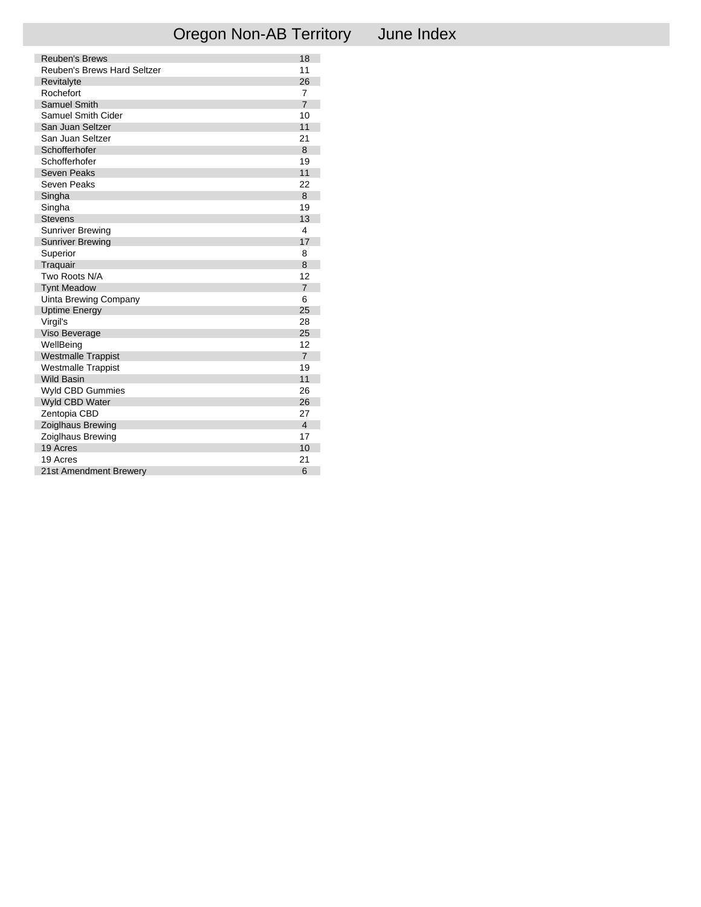# Oregon Non-AB Territory June Index

| Brand | Page |
|---|---|
| Reuben's Brews | 18 |
| Reuben's Brews Hard Seltzer | 11 |
| Revitalyte | 26 |
| Rochefort | 7 |
| Samuel Smith | 7 |
| Samuel Smith Cider | 10 |
| San Juan Seltzer | 11 |
| San Juan Seltzer | 21 |
| Schofferhofer | 8 |
| Schofferhofer | 19 |
| Seven Peaks | 11 |
| Seven Peaks | 22 |
| Singha | 8 |
| Singha | 19 |
| Stevens | 13 |
| Sunriver Brewing | 4 |
| Sunriver Brewing | 17 |
| Superior | 8 |
| Traquair | 8 |
| Two Roots N/A | 12 |
| Tynt Meadow | 7 |
| Uinta Brewing Company | 6 |
| Uptime Energy | 25 |
| Virgil's | 28 |
| Viso Beverage | 25 |
| WellBeing | 12 |
| Westmalle Trappist | 7 |
| Westmalle Trappist | 19 |
| Wild Basin | 11 |
| Wyld CBD Gummies | 26 |
| Wyld CBD Water | 26 |
| Zentopia CBD | 27 |
| Zoiglhaus Brewing | 4 |
| Zoiglhaus Brewing | 17 |
| 19 Acres | 10 |
| 19 Acres | 21 |
| 21st Amendment Brewery | 6 |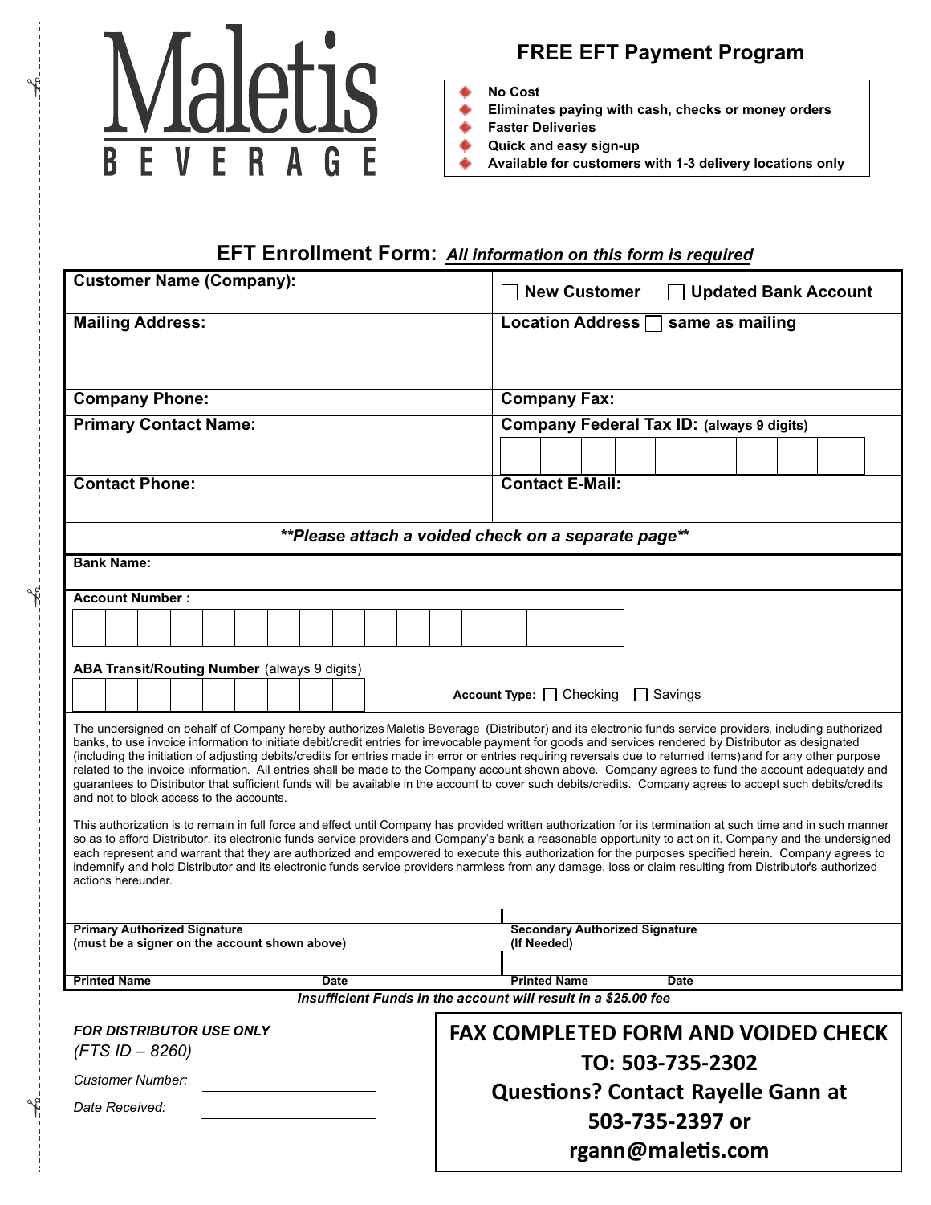# Maletis BEVERAGE

## FREE EFT Payment Program

- **No Cost**
- **Eliminates paying with cash, checks or money orders**
- **Faster Deliveries**
- **Quick and easy sign-up**
- **Available for customers with 1-3 delivery locations only**

## EFT Enrollment Form: *All information on this form is required*

| | |
|---|---|
| **Customer Name (Company):** | ☐ **New Customer** ☐ **Updated Bank Account** |
| **Mailing Address:** | **Location Address** ☐ **same as mailing** |
| **Company Phone:** | **Company Fax:** |
| **Primary Contact Name:** | **Company Federal Tax ID:** (always 9 digits) |
| **Contact Phone:** | **Contact E-Mail:** |

***\*\*Please attach a voided check on a separate page\*\****

**Bank Name:**

**Account Number :**

**ABA Transit/Routing Number** (always 9 digits)

**Account Type:** ☐ Checking ☐ Savings

The undersigned on behalf of Company hereby authorizes Maletis Beverage (Distributor) and its electronic funds service providers, including authorized banks, to use invoice information to initiate debit/credit entries for irrevocable payment for goods and services rendered by Distributor as designated (including the initiation of adjusting debits/credits for entries made in error or entries requiring reversals due to returned items) and for any other purpose related to the invoice information. All entries shall be made to the Company account shown above. Company agrees to fund the account adequately and guarantees to Distributor that sufficient funds will be available in the account to cover such debits/credits. Company agrees to accept such debits/credits and not to block access to the accounts.

This authorization is to remain in full force and effect until Company has provided written authorization for its termination at such time and in such manner so as to afford Distributor, its electronic funds service providers and Company's bank a reasonable opportunity to act on it. Company and the undersigned each represent and warrant that they are authorized and empowered to execute this authorization for the purposes specified herein. Company agrees to indemnify and hold Distributor and its electronic funds service providers harmless from any damage, loss or claim resulting from Distributor's authorized actions hereunder.

| | |
|---|---|
| **Primary Authorized Signature** (must be a signer on the account shown above) | **Secondary Authorized Signature** (If Needed) |
| **Printed Name** **Date** | **Printed Name** **Date** |

***Insufficient Funds in the account will result in a $25.00 fee***

***FOR DISTRIBUTOR USE ONLY***

*(FTS ID – 8260)*

*Customer Number:* ______________

*Date Received:* ______________

**FAX COMPLETED FORM AND VOIDED CHECK TO: 503-735-2302**

**Questions? Contact Rayelle Gann at 503-735-2397 or rgann@maletis.com**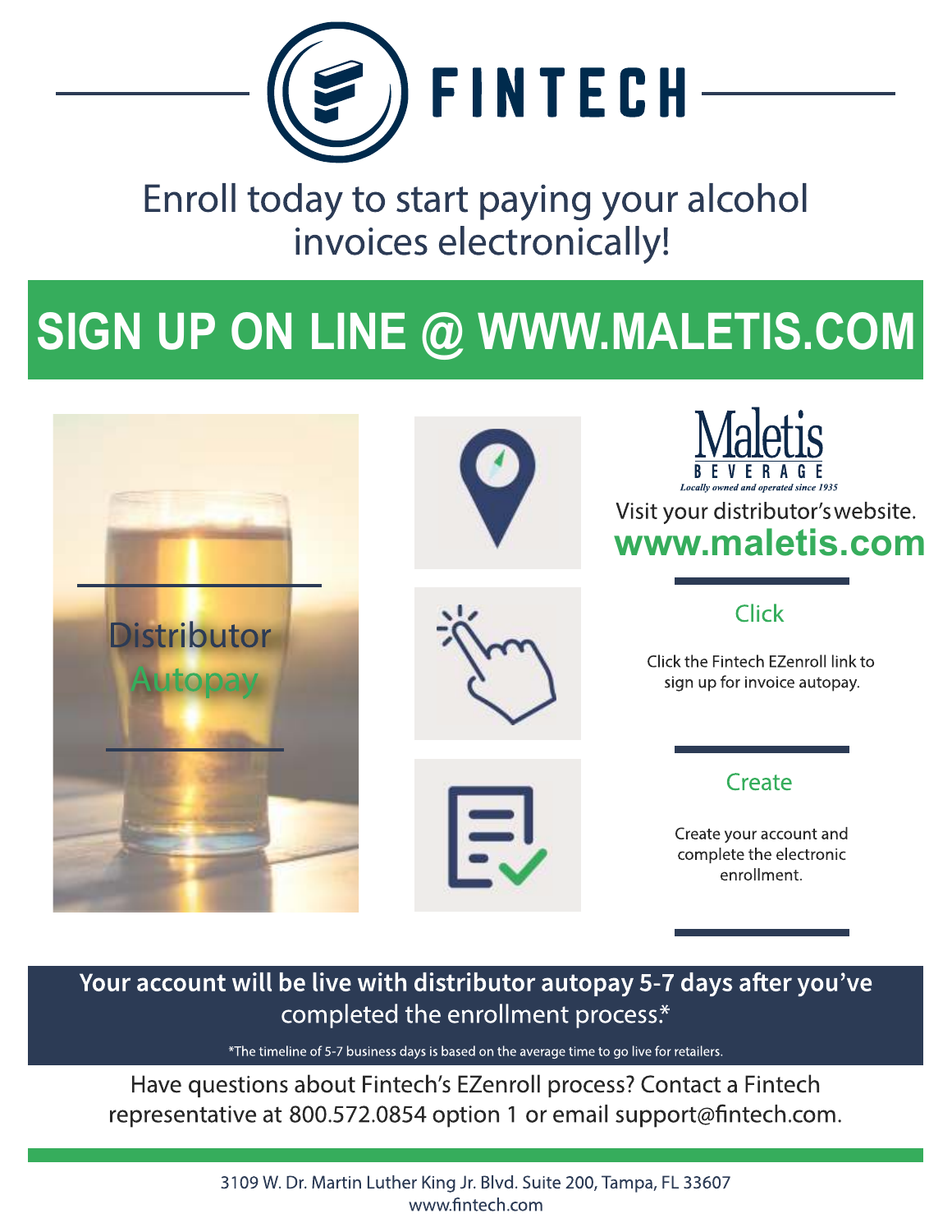# FINTECH

## Enroll today to start paying your alcohol invoices electronically!

## SIGN UP ON LINE @ WWW.MALETIS.COM

Distributor Autopay

Maletis BEVERAGE

*Locally owned and operated since 1935*

Visit your distributor's website.

**www.maletis.com**

### Click

Click the Fintech EZenroll link to sign up for invoice autopay.

### Create

Create your account and complete the electronic enrollment.

**Your account will be live with distributor autopay 5-7 days after you've completed the enrollment process.***

*The timeline of 5-7 business days is based on the average time to go live for retailers.

Have questions about Fintech's EZenroll process? Contact a Fintech representative at 800.572.0854 option 1 or email support@fintech.com.

3109 W. Dr. Martin Luther King Jr. Blvd. Suite 200, Tampa, FL 33607
www.fintech.com